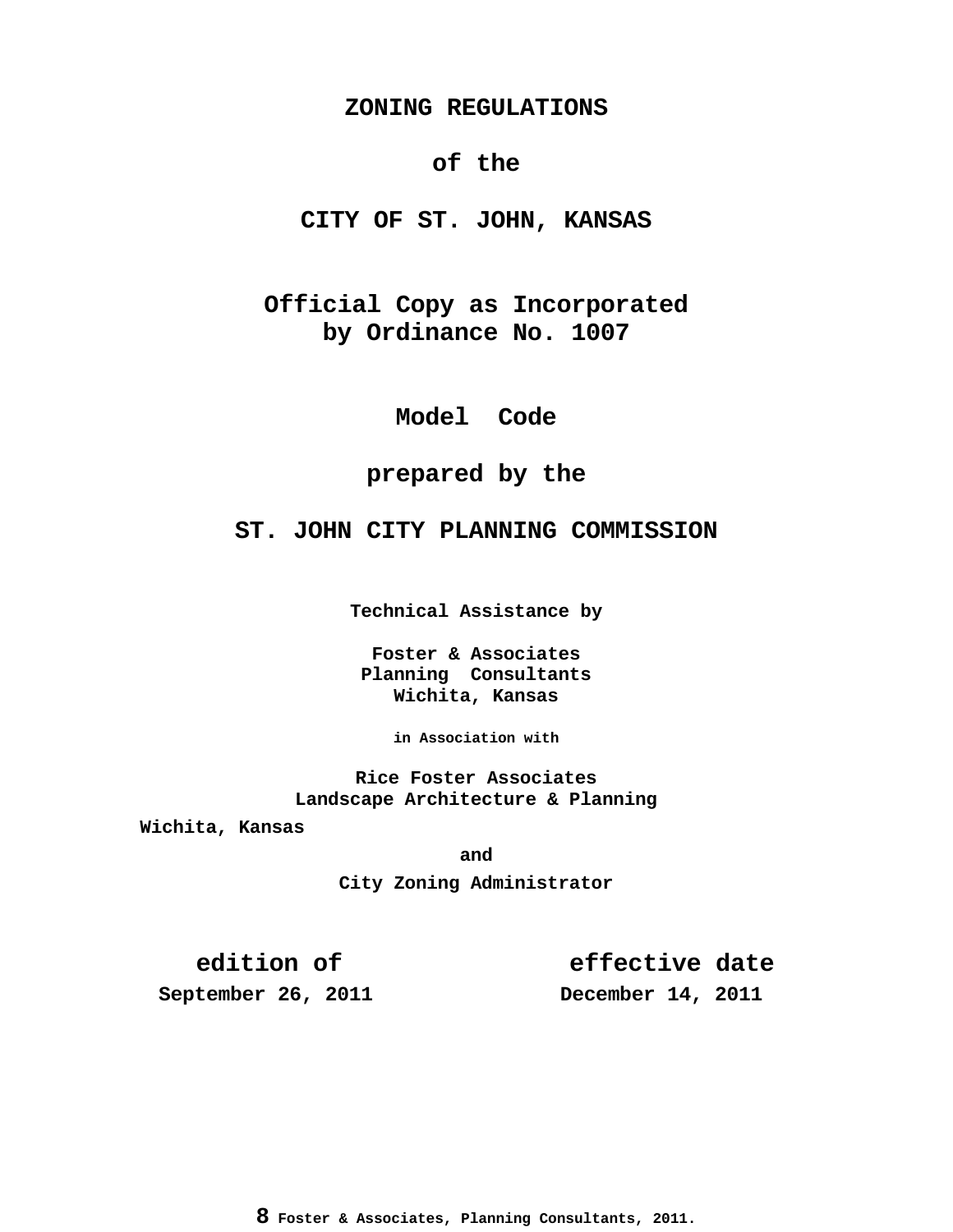# ZONING REGULATIONS

## of the

## CITY OF ST. JOHN, KANSAS

**Official Copy as Incorporated by Ordinance No. 1007**

**Model Code**

**prepared by the**

**ST. JOHN CITY PLANNING COMMISSION**

**Technical Assistance by**

**Foster & Associates**
**Planning Consultants**
**Wichita, Kansas**

**in Association with**

**Rice Foster Associates**
**Landscape Architecture & Planning**
**Wichita, Kansas**

**and**

**City Zoning Administrator**

| edition of | effective date |
|---|---|
| September 26, 2011 | December 14, 2011 |

**8 Foster & Associates, Planning Consultants, 2011.**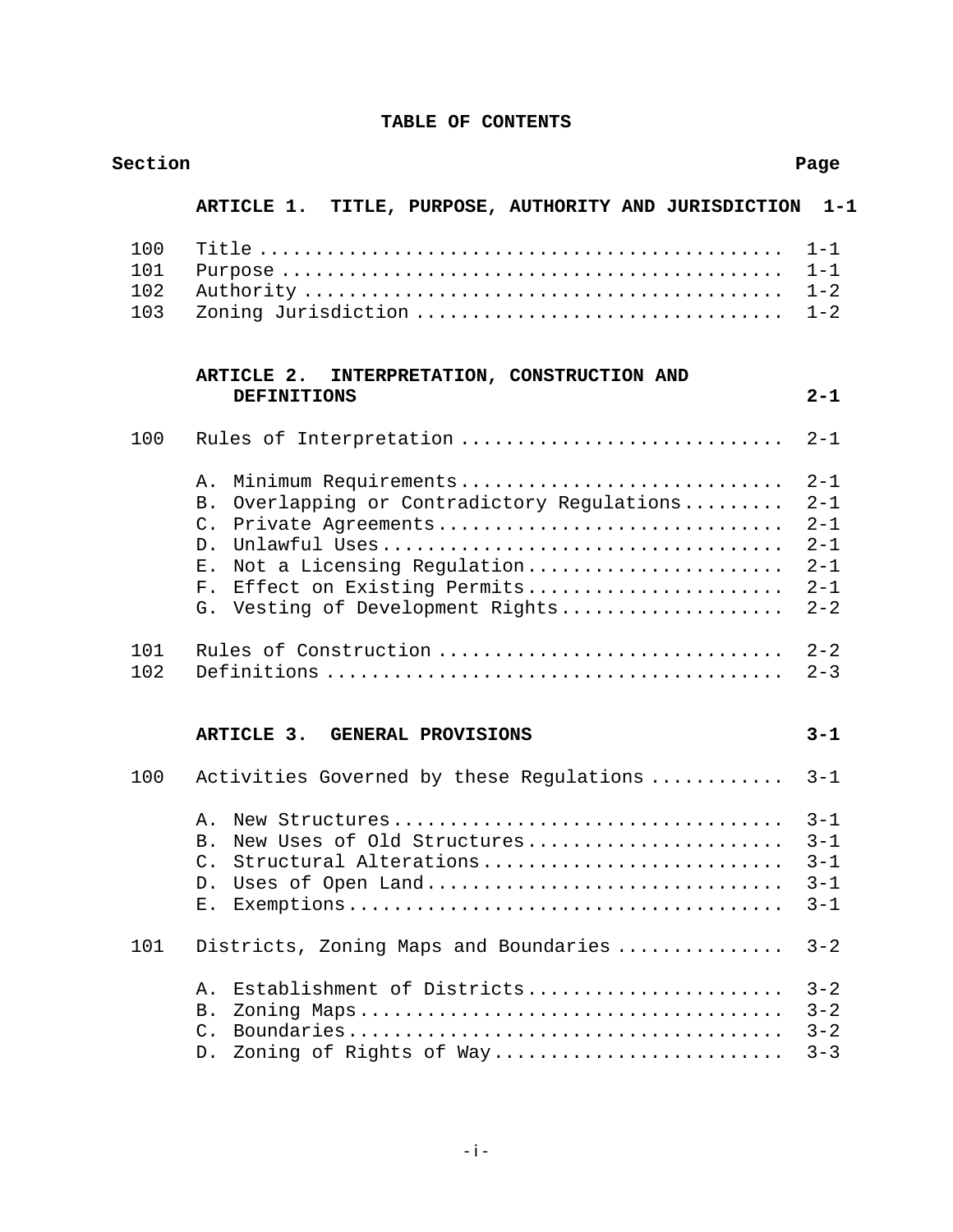# TABLE OF CONTENTS

| Section | | Page |
|---|---|---|
| | **ARTICLE 1. TITLE, PURPOSE, AUTHORITY AND JURISDICTION** | **1-1** |
| 100 | Title | 1-1 |
| 101 | Purpose | 1-1 |
| 102 | Authority | 1-2 |
| 103 | Zoning Jurisdiction | 1-2 |
| | **ARTICLE 2. INTERPRETATION, CONSTRUCTION AND DEFINITIONS** | **2-1** |
| 100 | Rules of Interpretation | 2-1 |
| | A. Minimum Requirements | 2-1 |
| | B. Overlapping or Contradictory Regulations | 2-1 |
| | C. Private Agreements | 2-1 |
| | D. Unlawful Uses | 2-1 |
| | E. Not a Licensing Regulation | 2-1 |
| | F. Effect on Existing Permits | 2-1 |
| | G. Vesting of Development Rights | 2-2 |
| 101 | Rules of Construction | 2-2 |
| 102 | Definitions | 2-3 |
| | **ARTICLE 3. GENERAL PROVISIONS** | **3-1** |
| 100 | Activities Governed by these Regulations | 3-1 |
| | A. New Structures | 3-1 |
| | B. New Uses of Old Structures | 3-1 |
| | C. Structural Alterations | 3-1 |
| | D. Uses of Open Land | 3-1 |
| | E. Exemptions | 3-1 |
| 101 | Districts, Zoning Maps and Boundaries | 3-2 |
| | A. Establishment of Districts | 3-2 |
| | B. Zoning Maps | 3-2 |
| | C. Boundaries | 3-2 |
| | D. Zoning of Rights of Way | 3-3 |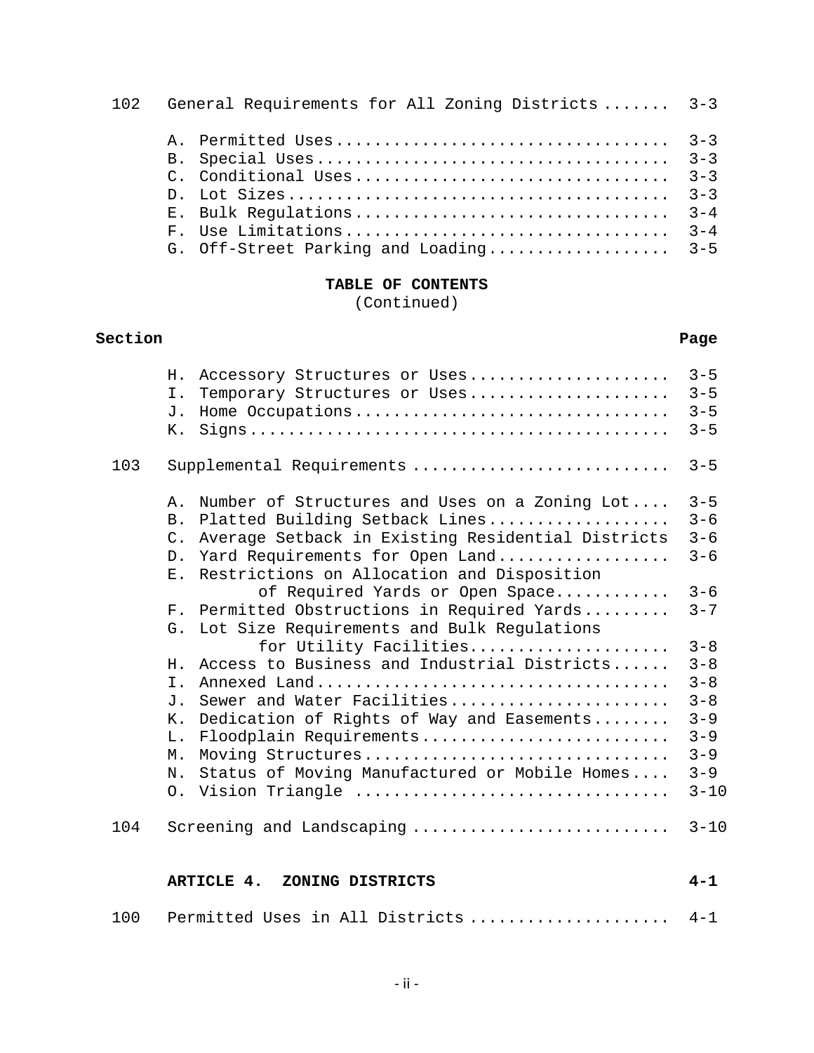| | | |
|---|---|---|
| 102 | General Requirements for All Zoning Districts ....... | 3-3 |
| | A. Permitted Uses .................................. | 3-3 |
| | B. Special Uses .................................... | 3-3 |
| | C. Conditional Uses ................................ | 3-3 |
| | D. Lot Sizes ....................................... | 3-3 |
| | E. Bulk Regulations ................................ | 3-4 |
| | F. Use Limitations ................................. | 3-4 |
| | G. Off-Street Parking and Loading .................. | 3-5 |

**TABLE OF CONTENTS**
(Continued)

| Section | | Page |
|---|---|---|
| | H. Accessory Structures or Uses .................... | 3-5 |
| | I. Temporary Structures or Uses .................... | 3-5 |
| | J. Home Occupations ................................ | 3-5 |
| | K. Signs ........................................... | 3-5 |
| 103 | Supplemental Requirements .......................... | 3-5 |
| | A. Number of Structures and Uses on a Zoning Lot .... | 3-5 |
| | B. Platted Building Setback Lines .................. | 3-6 |
| | C. Average Setback in Existing Residential Districts | 3-6 |
| | D. Yard Requirements for Open Land ................. | 3-6 |
| | E. Restrictions on Allocation and Disposition of Required Yards or Open Space ............ | 3-6 |
| | F. Permitted Obstructions in Required Yards ......... | 3-7 |
| | G. Lot Size Requirements and Bulk Regulations for Utility Facilities .................... | 3-8 |
| | H. Access to Business and Industrial Districts ...... | 3-8 |
| | I. Annexed Land .................................... | 3-8 |
| | J. Sewer and Water Facilities ...................... | 3-8 |
| | K. Dedication of Rights of Way and Easements ........ | 3-9 |
| | L. Floodplain Requirements ......................... | 3-9 |
| | M. Moving Structures ............................... | 3-9 |
| | N. Status of Moving Manufactured or Mobile Homes .... | 3-9 |
| | O. Vision Triangle ................................. | 3-10 |
| 104 | Screening and Landscaping .......................... | 3-10 |
| | **ARTICLE 4. ZONING DISTRICTS** | **4-1** |
| 100 | Permitted Uses in All Districts .................... | 4-1 |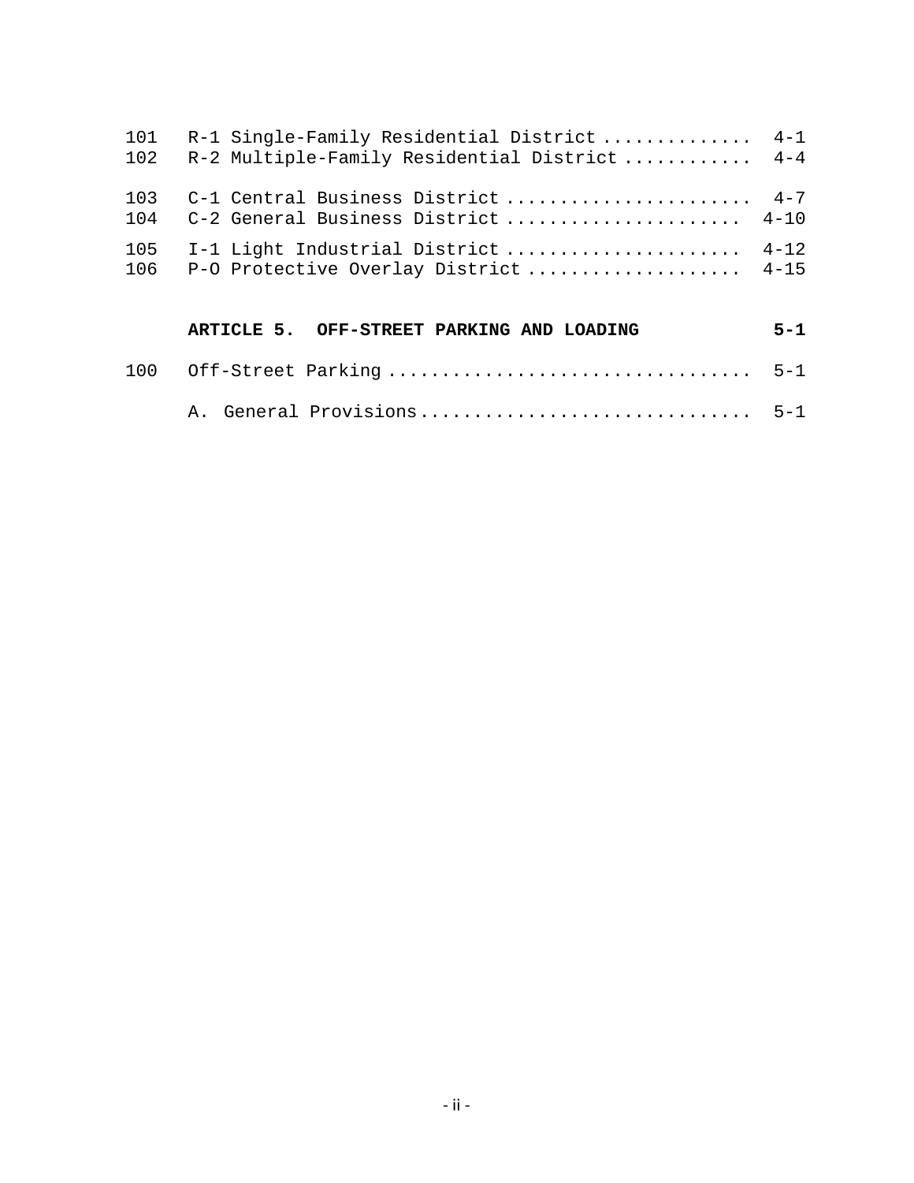| | | |
|---|---|---|
| 101 | R-1 Single-Family Residential District | 4-1 |
| 102 | R-2 Multiple-Family Residential District | 4-4 |
| 103 | C-1 Central Business District | 4-7 |
| 104 | C-2 General Business District | 4-10 |
| 105 | I-1 Light Industrial District | 4-12 |
| 106 | P-O Protective Overlay District | 4-15 |

**ARTICLE 5. OFF-STREET PARKING AND LOADING** **5-1**

| | | |
|---|---|---|
| 100 | Off-Street Parking | 5-1 |
| | A. General Provisions | 5-1 |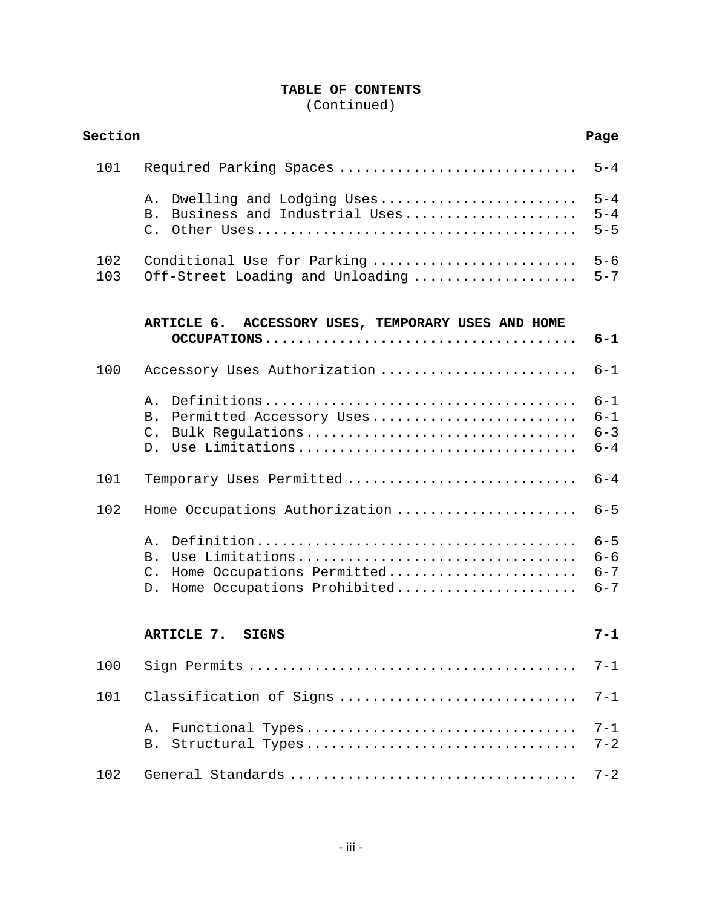**TABLE OF CONTENTS**
(Continued)

| Section | | Page |
|---|---|---|
| 101 | Required Parking Spaces | 5-4 |
| | A. Dwelling and Lodging Uses | 5-4 |
| | B. Business and Industrial Uses | 5-4 |
| | C. Other Uses | 5-5 |
| 102 | Conditional Use for Parking | 5-6 |
| 103 | Off-Street Loading and Unloading | 5-7 |
| | **ARTICLE 6. ACCESSORY USES, TEMPORARY USES AND HOME OCCUPATIONS** | **6-1** |
| 100 | Accessory Uses Authorization | 6-1 |
| | A. Definitions | 6-1 |
| | B. Permitted Accessory Uses | 6-1 |
| | C. Bulk Regulations | 6-3 |
| | D. Use Limitations | 6-4 |
| 101 | Temporary Uses Permitted | 6-4 |
| 102 | Home Occupations Authorization | 6-5 |
| | A. Definition | 6-5 |
| | B. Use Limitations | 6-6 |
| | C. Home Occupations Permitted | 6-7 |
| | D. Home Occupations Prohibited | 6-7 |
| | **ARTICLE 7. SIGNS** | **7-1** |
| 100 | Sign Permits | 7-1 |
| 101 | Classification of Signs | 7-1 |
| | A. Functional Types | 7-1 |
| | B. Structural Types | 7-2 |
| 102 | General Standards | 7-2 |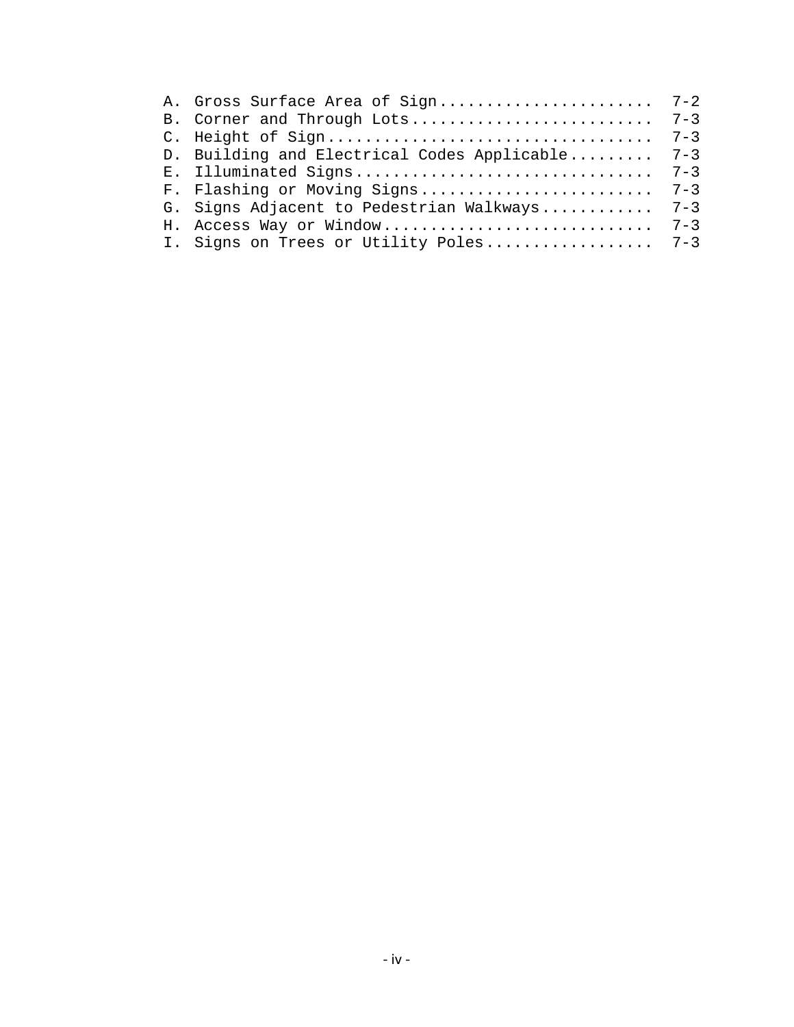A. Gross Surface Area of Sign....................... 7-2
B. Corner and Through Lots.......................... 7-3
C. Height of Sign.................................. 7-3
D. Building and Electrical Codes Applicable......... 7-3
E. Illuminated Signs............................... 7-3
F. Flashing or Moving Signs......................... 7-3
G. Signs Adjacent to Pedestrian Walkways............ 7-3
H. Access Way or Window............................. 7-3
I. Signs on Trees or Utility Poles.................. 7-3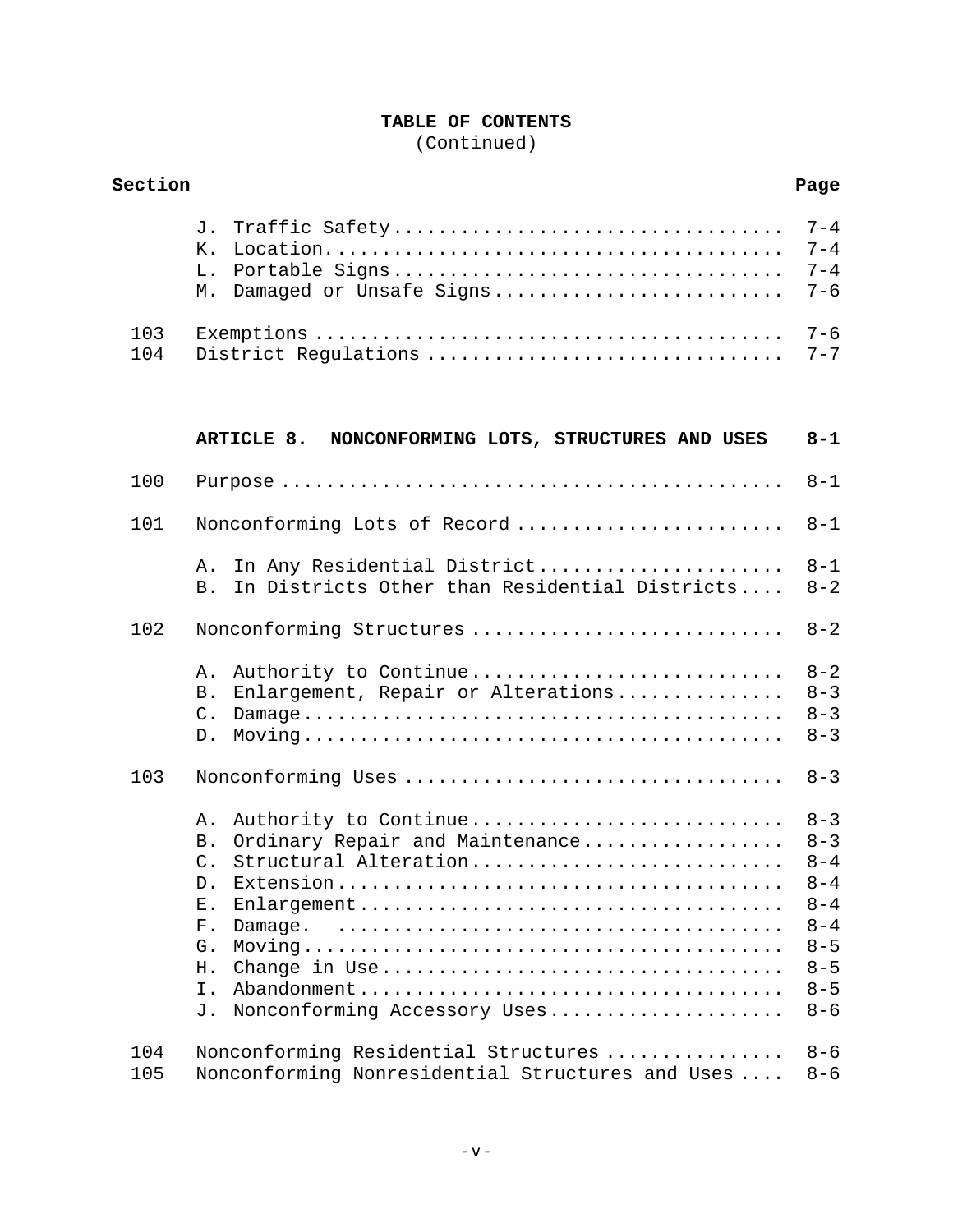**TABLE OF CONTENTS**
(Continued)

| Section | | Page |
|---|---|---|
| | J. Traffic Safety | 7-4 |
| | K. Location | 7-4 |
| | L. Portable Signs | 7-4 |
| | M. Damaged or Unsafe Signs | 7-6 |
| 103 | Exemptions | 7-6 |
| 104 | District Regulations | 7-7 |
| | **ARTICLE 8. NONCONFORMING LOTS, STRUCTURES AND USES** | **8-1** |
| 100 | Purpose | 8-1 |
| 101 | Nonconforming Lots of Record | 8-1 |
| | A. In Any Residential District | 8-1 |
| | B. In Districts Other than Residential Districts | 8-2 |
| 102 | Nonconforming Structures | 8-2 |
| | A. Authority to Continue | 8-2 |
| | B. Enlargement, Repair or Alterations | 8-3 |
| | C. Damage | 8-3 |
| | D. Moving | 8-3 |
| 103 | Nonconforming Uses | 8-3 |
| | A. Authority to Continue | 8-3 |
| | B. Ordinary Repair and Maintenance | 8-3 |
| | C. Structural Alteration | 8-4 |
| | D. Extension | 8-4 |
| | E. Enlargement | 8-4 |
| | F. Damage. | 8-4 |
| | G. Moving | 8-5 |
| | H. Change in Use | 8-5 |
| | I. Abandonment | 8-5 |
| | J. Nonconforming Accessory Uses | 8-6 |
| 104 | Nonconforming Residential Structures | 8-6 |
| 105 | Nonconforming Nonresidential Structures and Uses | 8-6 |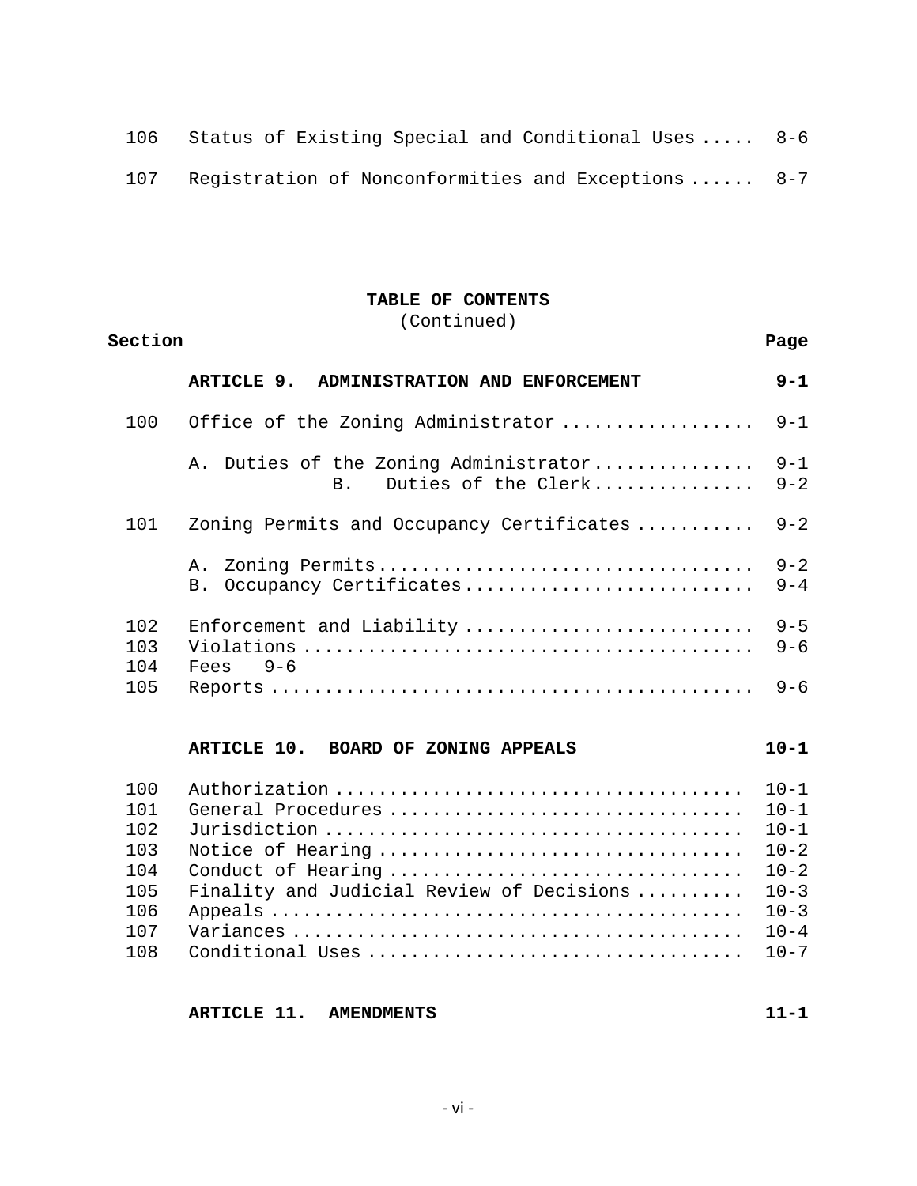| | | |
|---|---|---|
| 106 | Status of Existing Special and Conditional Uses ..... | 8-6 |
| 107 | Registration of Nonconformities and Exceptions ...... | 8-7 |

**TABLE OF CONTENTS**
(Continued)

| Section | | Page |
|---|---|---|
| | **ARTICLE 9. ADMINISTRATION AND ENFORCEMENT** | **9-1** |
| 100 | Office of the Zoning Administrator ................. | 9-1 |
| | A. Duties of the Zoning Administrator............... | 9-1 |
| | B. Duties of the Clerk............... | 9-2 |
| 101 | Zoning Permits and Occupancy Certificates ........... | 9-2 |
| | A. Zoning Permits.................................. | 9-2 |
| | B. Occupancy Certificates.......................... | 9-4 |
| 102 | Enforcement and Liability ........................... | 9-5 |
| 103 | Violations .......................................... | 9-6 |
| 104 | Fees 9-6 | |
| 105 | Reports ............................................. | 9-6 |
| | **ARTICLE 10. BOARD OF ZONING APPEALS** | **10-1** |
| 100 | Authorization ...................................... | 10-1 |
| 101 | General Procedures ................................ | 10-1 |
| 102 | Jurisdiction ....................................... | 10-1 |
| 103 | Notice of Hearing ................................. | 10-2 |
| 104 | Conduct of Hearing ................................ | 10-2 |
| 105 | Finality and Judicial Review of Decisions .......... | 10-3 |
| 106 | Appeals ............................................ | 10-3 |
| 107 | Variances .......................................... | 10-4 |
| 108 | Conditional Uses ................................... | 10-7 |
| | **ARTICLE 11. AMENDMENTS** | **11-1** |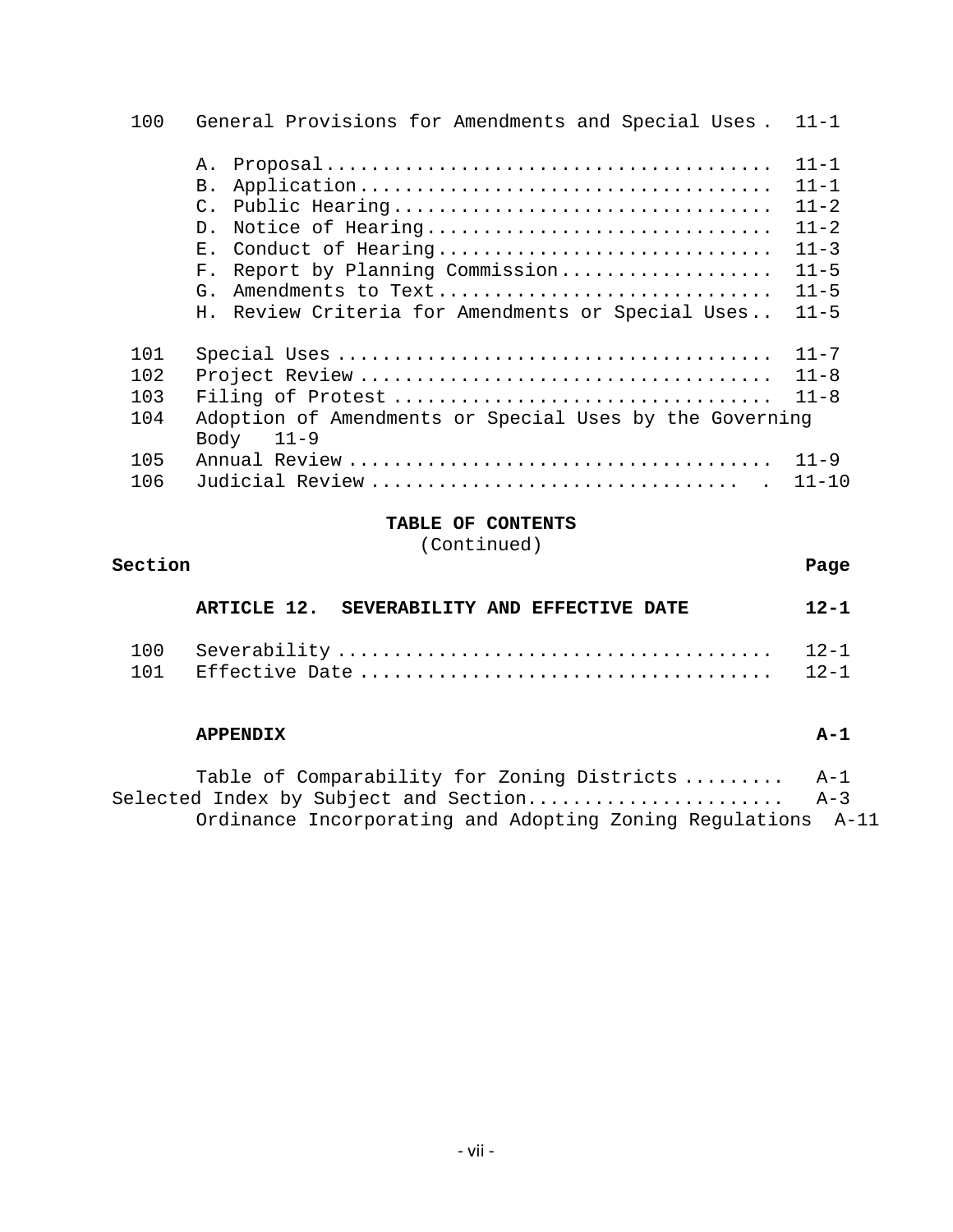| | | |
|---|---|---|
| 100 | General Provisions for Amendments and Special Uses | 11-1 |
| | A. Proposal | 11-1 |
| | B. Application | 11-1 |
| | C. Public Hearing | 11-2 |
| | D. Notice of Hearing | 11-2 |
| | E. Conduct of Hearing | 11-3 |
| | F. Report by Planning Commission | 11-5 |
| | G. Amendments to Text | 11-5 |
| | H. Review Criteria for Amendments or Special Uses | 11-5 |
| 101 | Special Uses | 11-7 |
| 102 | Project Review | 11-8 |
| 103 | Filing of Protest | 11-8 |
| 104 | Adoption of Amendments or Special Uses by the Governing Body | 11-9 |
| 105 | Annual Review | 11-9 |
| 106 | Judicial Review | 11-10 |

**TABLE OF CONTENTS**
(Continued)

| Section | | Page |
|---|---|---|
| | **ARTICLE 12. SEVERABILITY AND EFFECTIVE DATE** | **12-1** |
| 100 | Severability | 12-1 |
| 101 | Effective Date | 12-1 |
| | **APPENDIX** | **A-1** |
| | Table of Comparability for Zoning Districts | A-1 |
| | Selected Index by Subject and Section | A-3 |
| | Ordinance Incorporating and Adopting Zoning Regulations | A-11 |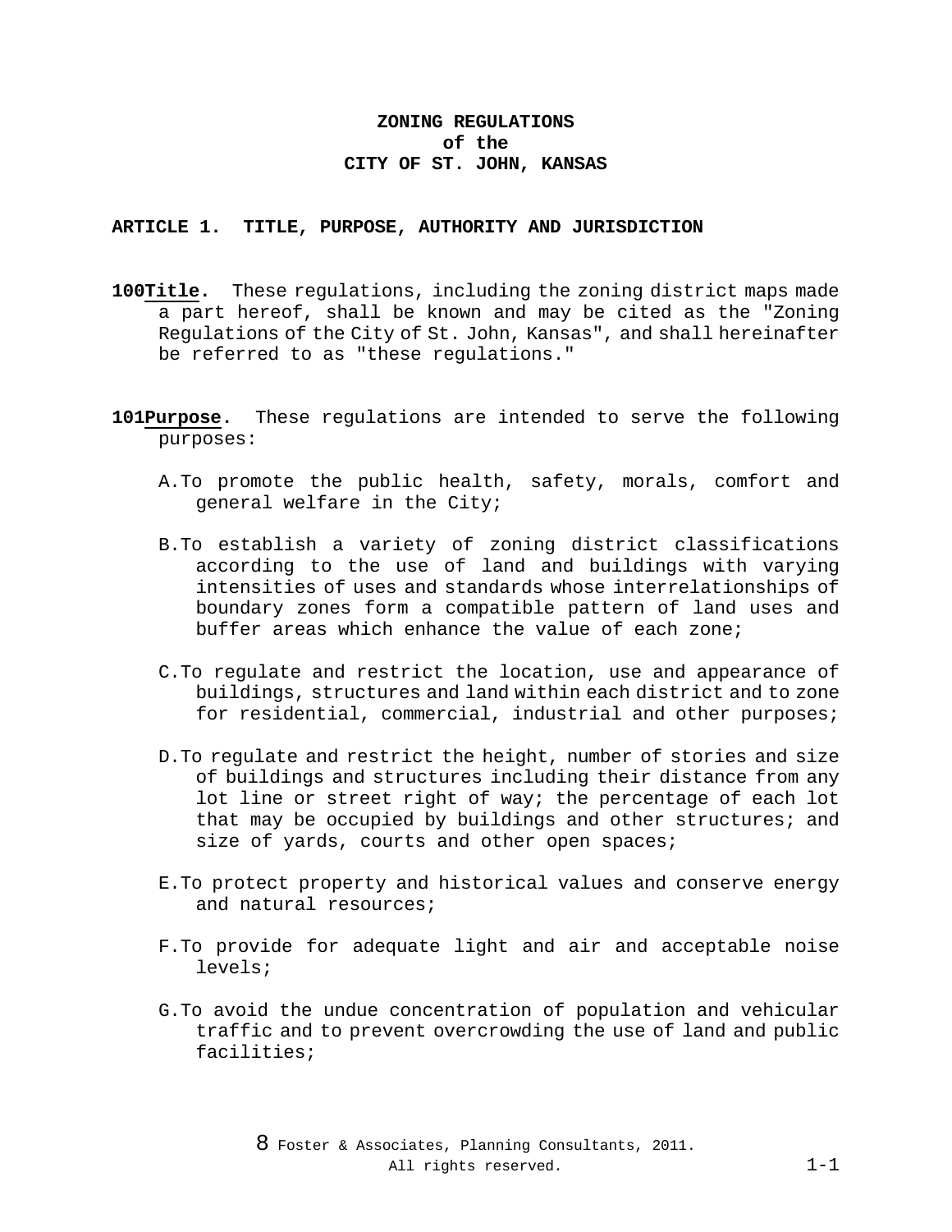# ZONING REGULATIONS of the CITY OF ST. JOHN, KANSAS

## ARTICLE 1. TITLE, PURPOSE, AUTHORITY AND JURISDICTION

**100 Title.** These regulations, including the zoning district maps made a part hereof, shall be known and may be cited as the "Zoning Regulations of the City of St. John, Kansas", and shall hereinafter be referred to as "these regulations."

**101 Purpose.** These regulations are intended to serve the following purposes:

A. To promote the public health, safety, morals, comfort and general welfare in the City;

B. To establish a variety of zoning district classifications according to the use of land and buildings with varying intensities of uses and standards whose interrelationships of boundary zones form a compatible pattern of land uses and buffer areas which enhance the value of each zone;

C. To regulate and restrict the location, use and appearance of buildings, structures and land within each district and to zone for residential, commercial, industrial and other purposes;

D. To regulate and restrict the height, number of stories and size of buildings and structures including their distance from any lot line or street right of way; the percentage of each lot that may be occupied by buildings and other structures; and size of yards, courts and other open spaces;

E. To protect property and historical values and conserve energy and natural resources;

F. To provide for adequate light and air and acceptable noise levels;

G. To avoid the undue concentration of population and vehicular traffic and to prevent overcrowding the use of land and public facilities;

8 Foster & Associates, Planning Consultants, 2011. All rights reserved.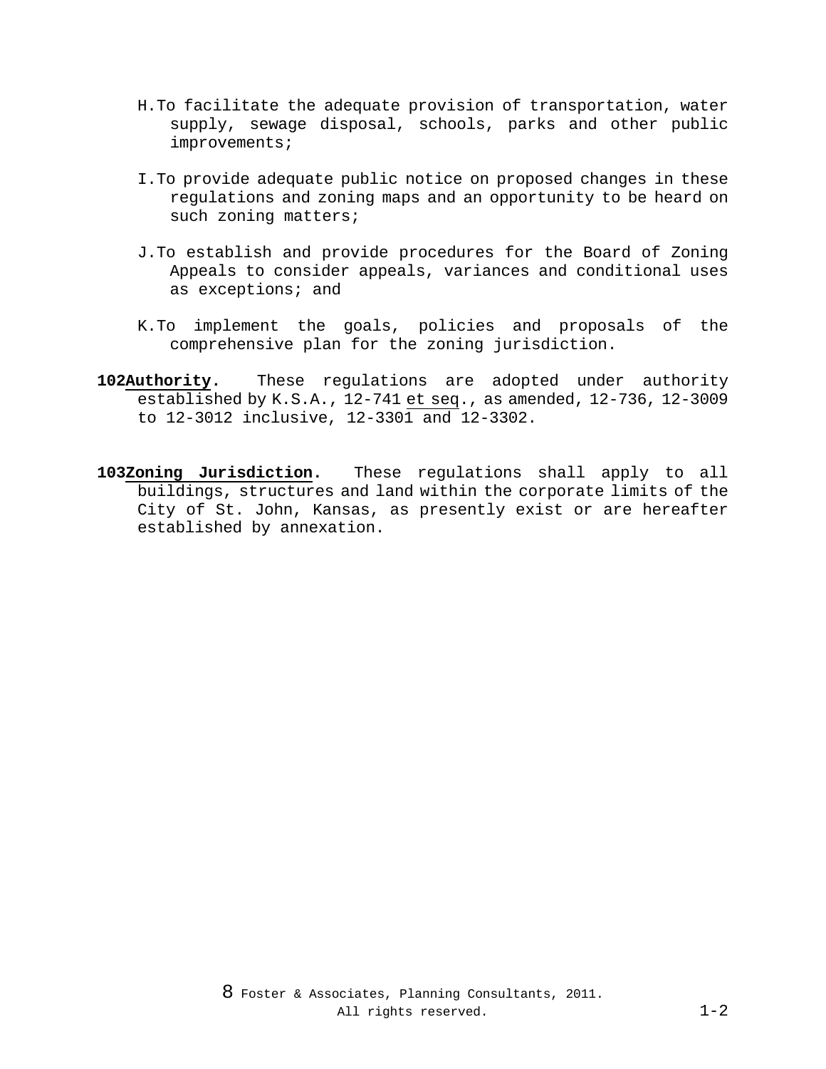H. To facilitate the adequate provision of transportation, water supply, sewage disposal, schools, parks and other public improvements;

I. To provide adequate public notice on proposed changes in these regulations and zoning maps and an opportunity to be heard on such zoning matters;

J. To establish and provide procedures for the Board of Zoning Appeals to consider appeals, variances and conditional uses as exceptions; and

K. To implement the goals, policies and proposals of the comprehensive plan for the zoning jurisdiction.

**102 Authority.** These regulations are adopted under authority established by K.S.A., 12-741 et seq., as amended, 12-736, 12-3009 to 12-3012 inclusive, 12-3301 and 12-3302.

**103 Zoning Jurisdiction.** These regulations shall apply to all buildings, structures and land within the corporate limits of the City of St. John, Kansas, as presently exist or are hereafter established by annexation.

© Foster & Associates, Planning Consultants, 2011. All rights reserved.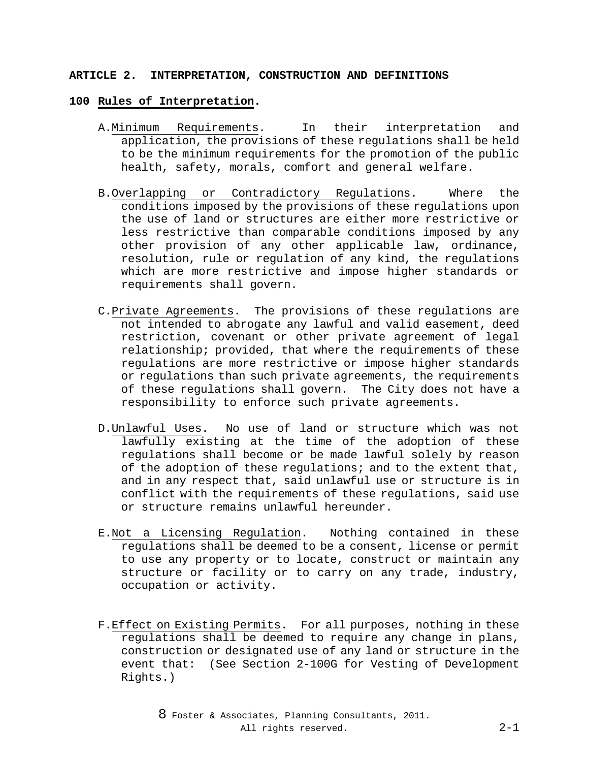## ARTICLE 2. INTERPRETATION, CONSTRUCTION AND DEFINITIONS

### 100 Rules of Interpretation.

A. Minimum Requirements. In their interpretation and application, the provisions of these regulations shall be held to be the minimum requirements for the promotion of the public health, safety, morals, comfort and general welfare.

B. Overlapping or Contradictory Regulations. Where the conditions imposed by the provisions of these regulations upon the use of land or structures are either more restrictive or less restrictive than comparable conditions imposed by any other provision of any other applicable law, ordinance, resolution, rule or regulation of any kind, the regulations which are more restrictive and impose higher standards or requirements shall govern.

C. Private Agreements. The provisions of these regulations are not intended to abrogate any lawful and valid easement, deed restriction, covenant or other private agreement of legal relationship; provided, that where the requirements of these regulations are more restrictive or impose higher standards or regulations than such private agreements, the requirements of these regulations shall govern. The City does not have a responsibility to enforce such private agreements.

D. Unlawful Uses. No use of land or structure which was not lawfully existing at the time of the adoption of these regulations shall become or be made lawful solely by reason of the adoption of these regulations; and to the extent that, and in any respect that, said unlawful use or structure is in conflict with the requirements of these regulations, said use or structure remains unlawful hereunder.

E. Not a Licensing Regulation. Nothing contained in these regulations shall be deemed to be a consent, license or permit to use any property or to locate, construct or maintain any structure or facility or to carry on any trade, industry, occupation or activity.

F. Effect on Existing Permits. For all purposes, nothing in these regulations shall be deemed to require any change in plans, construction or designated use of any land or structure in the event that: (See Section 2-100G for Vesting of Development Rights.)

© Foster & Associates, Planning Consultants, 2011. All rights reserved.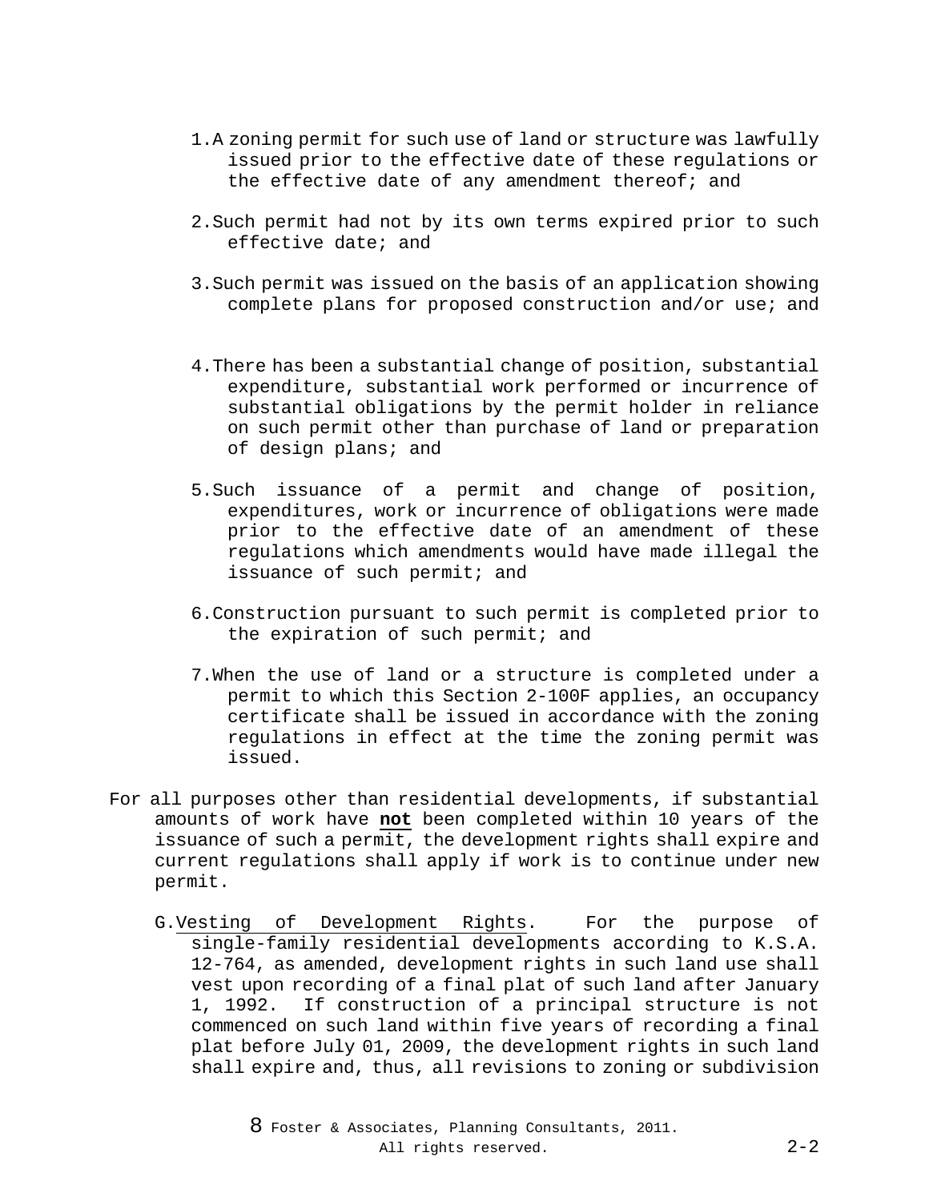1. A zoning permit for such use of land or structure was lawfully issued prior to the effective date of these regulations or the effective date of any amendment thereof; and

2. Such permit had not by its own terms expired prior to such effective date; and

3. Such permit was issued on the basis of an application showing complete plans for proposed construction and/or use; and

4. There has been a substantial change of position, substantial expenditure, substantial work performed or incurrence of substantial obligations by the permit holder in reliance on such permit other than purchase of land or preparation of design plans; and

5. Such issuance of a permit and change of position, expenditures, work or incurrence of obligations were made prior to the effective date of an amendment of these regulations which amendments would have made illegal the issuance of such permit; and

6. Construction pursuant to such permit is completed prior to the expiration of such permit; and

7. When the use of land or a structure is completed under a permit to which this Section 2-100F applies, an occupancy certificate shall be issued in accordance with the zoning regulations in effect at the time the zoning permit was issued.

For all purposes other than residential developments, if substantial amounts of work have **not** been completed within 10 years of the issuance of such a permit, the development rights shall expire and current regulations shall apply if work is to continue under new permit.

G. Vesting of Development Rights. For the purpose of single-family residential developments according to K.S.A. 12-764, as amended, development rights in such land use shall vest upon recording of a final plat of such land after January 1, 1992. If construction of a principal structure is not commenced on such land within five years of recording a final plat before July 01, 2009, the development rights in such land shall expire and, thus, all revisions to zoning or subdivision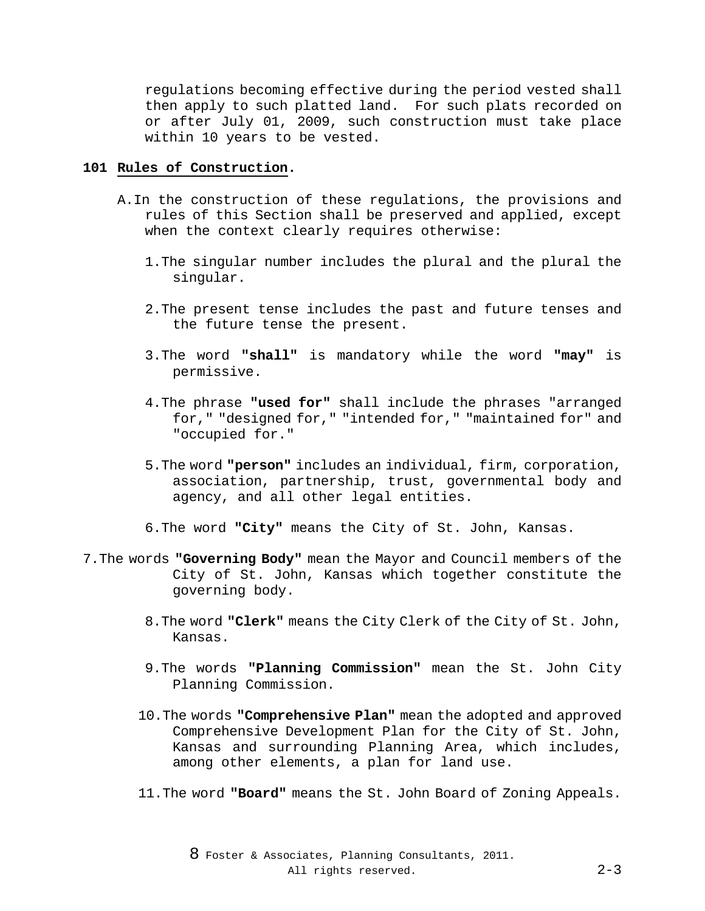regulations becoming effective during the period vested shall then apply to such platted land. For such plats recorded on or after July 01, 2009, such construction must take place within 10 years to be vested.

### 101 Rules of Construction.

A. In the construction of these regulations, the provisions and rules of this Section shall be preserved and applied, except when the context clearly requires otherwise:

1. The singular number includes the plural and the plural the singular.

2. The present tense includes the past and future tenses and the future tense the present.

3. The word **"shall"** is mandatory while the word **"may"** is permissive.

4. The phrase **"used for"** shall include the phrases "arranged for," "designed for," "intended for," "maintained for" and "occupied for."

5. The word **"person"** includes an individual, firm, corporation, association, partnership, trust, governmental body and agency, and all other legal entities.

6. The word **"City"** means the City of St. John, Kansas.

7. The words **"Governing Body"** mean the Mayor and Council members of the City of St. John, Kansas which together constitute the governing body.

8. The word **"Clerk"** means the City Clerk of the City of St. John, Kansas.

9. The words **"Planning Commission"** mean the St. John City Planning Commission.

10. The words **"Comprehensive Plan"** mean the adopted and approved Comprehensive Development Plan for the City of St. John, Kansas and surrounding Planning Area, which includes, among other elements, a plan for land use.

11. The word **"Board"** means the St. John Board of Zoning Appeals.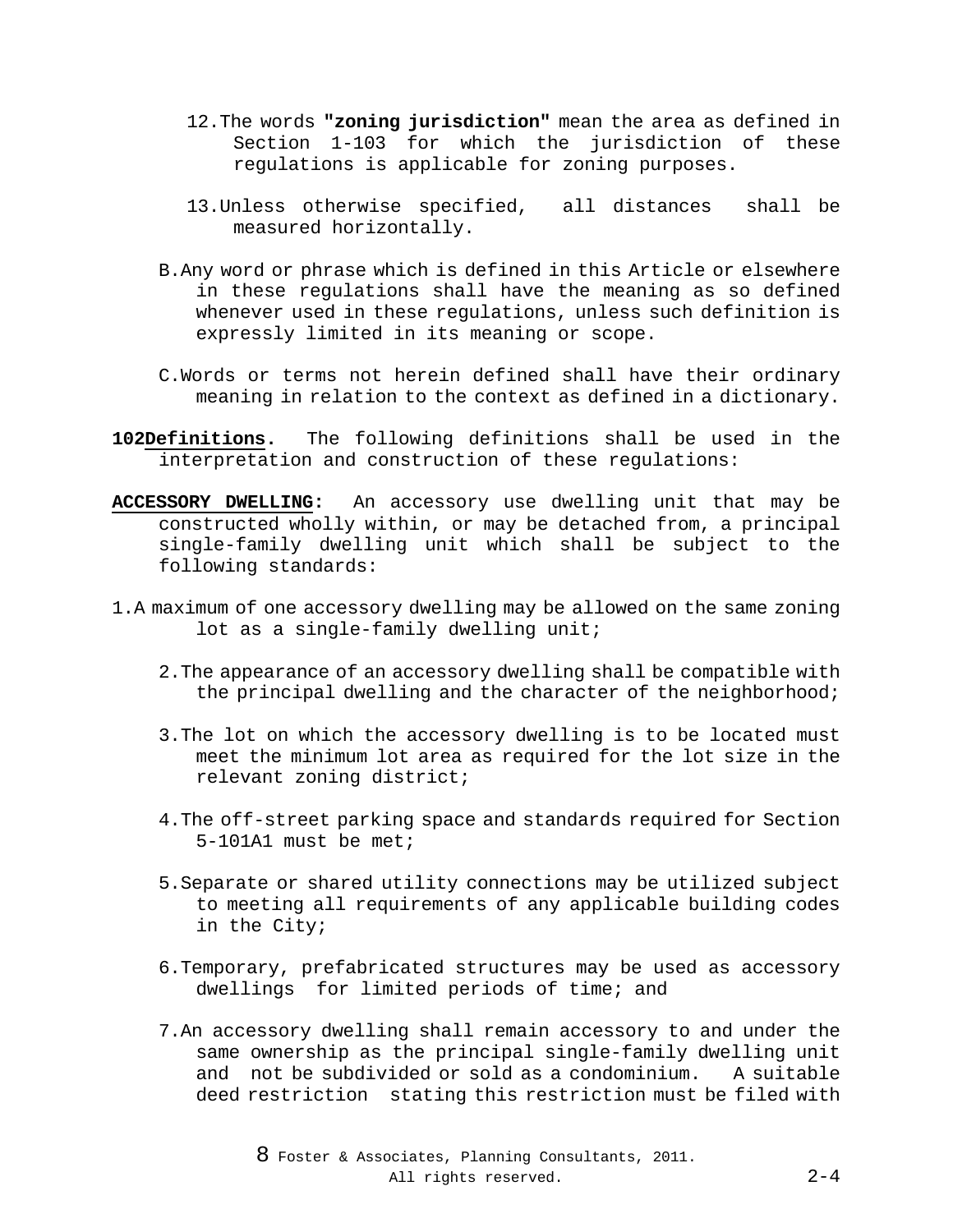12. The words **"zoning jurisdiction"** mean the area as defined in Section 1-103 for which the jurisdiction of these regulations is applicable for zoning purposes.

13. Unless otherwise specified, all distances shall be measured horizontally.

B. Any word or phrase which is defined in this Article or elsewhere in these regulations shall have the meaning as so defined whenever used in these regulations, unless such definition is expressly limited in its meaning or scope.

C. Words or terms not herein defined shall have their ordinary meaning in relation to the context as defined in a dictionary.

**102 Definitions.** The following definitions shall be used in the interpretation and construction of these regulations:

**ACCESSORY DWELLING:** An accessory use dwelling unit that may be constructed wholly within, or may be detached from, a principal single-family dwelling unit which shall be subject to the following standards:

1. A maximum of one accessory dwelling may be allowed on the same zoning lot as a single-family dwelling unit;

2. The appearance of an accessory dwelling shall be compatible with the principal dwelling and the character of the neighborhood;

3. The lot on which the accessory dwelling is to be located must meet the minimum lot area as required for the lot size in the relevant zoning district;

4. The off-street parking space and standards required for Section 5-101A1 must be met;

5. Separate or shared utility connections may be utilized subject to meeting all requirements of any applicable building codes in the City;

6. Temporary, prefabricated structures may be used as accessory dwellings for limited periods of time; and

7. An accessory dwelling shall remain accessory to and under the same ownership as the principal single-family dwelling unit and not be subdivided or sold as a condominium. A suitable deed restriction stating this restriction must be filed with

8 Foster & Associates, Planning Consultants, 2011. All rights reserved.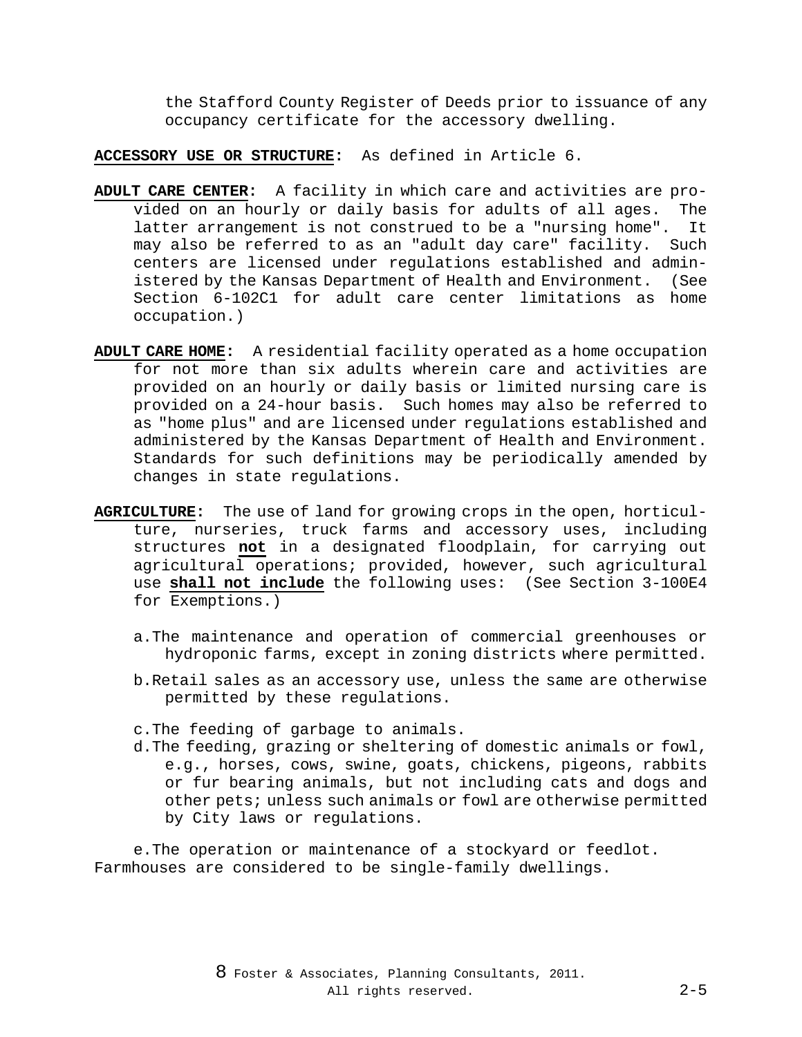the Stafford County Register of Deeds prior to issuance of any occupancy certificate for the accessory dwelling.

**ACCESSORY USE OR STRUCTURE:** As defined in Article 6.

**ADULT CARE CENTER:** A facility in which care and activities are provided on an hourly or daily basis for adults of all ages. The latter arrangement is not construed to be a "nursing home". It may also be referred to as an "adult day care" facility. Such centers are licensed under regulations established and administered by the Kansas Department of Health and Environment. (See Section 6-102C1 for adult care center limitations as home occupation.)

**ADULT CARE HOME:** A residential facility operated as a home occupation for not more than six adults wherein care and activities are provided on an hourly or daily basis or limited nursing care is provided on a 24-hour basis. Such homes may also be referred to as "home plus" and are licensed under regulations established and administered by the Kansas Department of Health and Environment. Standards for such definitions may be periodically amended by changes in state regulations.

**AGRICULTURE:** The use of land for growing crops in the open, horticulture, nurseries, truck farms and accessory uses, including structures **not** in a designated floodplain, for carrying out agricultural operations; provided, however, such agricultural use **shall not include** the following uses: (See Section 3-100E4 for Exemptions.)

a. The maintenance and operation of commercial greenhouses or hydroponic farms, except in zoning districts where permitted.

b. Retail sales as an accessory use, unless the same are otherwise permitted by these regulations.

c. The feeding of garbage to animals.

d. The feeding, grazing or sheltering of domestic animals or fowl, e.g., horses, cows, swine, goats, chickens, pigeons, rabbits or fur bearing animals, but not including cats and dogs and other pets; unless such animals or fowl are otherwise permitted by City laws or regulations.

e. The operation or maintenance of a stockyard or feedlot.

Farmhouses are considered to be single-family dwellings.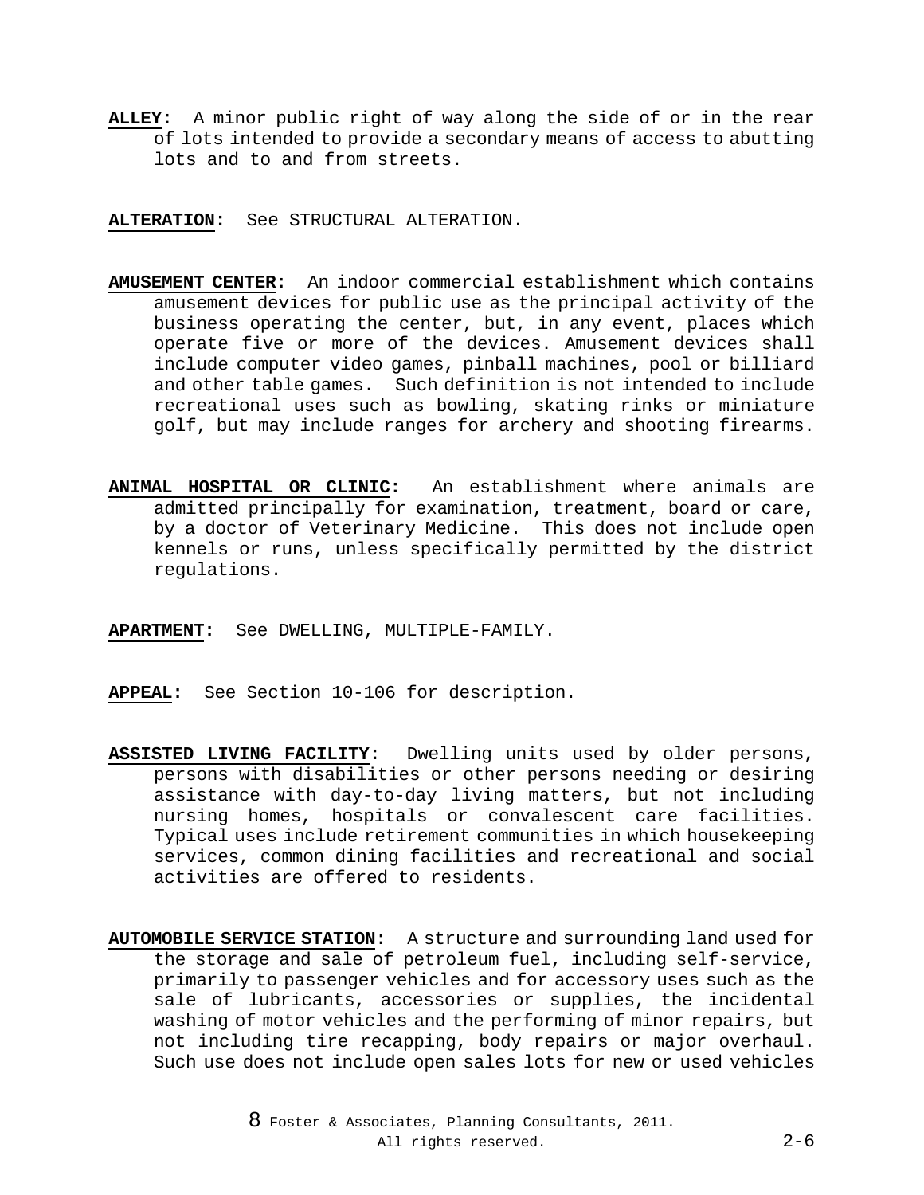**ALLEY:** A minor public right of way along the side of or in the rear of lots intended to provide a secondary means of access to abutting lots and to and from streets.

**ALTERATION:** See STRUCTURAL ALTERATION.

**AMUSEMENT CENTER:** An indoor commercial establishment which contains amusement devices for public use as the principal activity of the business operating the center, but, in any event, places which operate five or more of the devices. Amusement devices shall include computer video games, pinball machines, pool or billiard and other table games. Such definition is not intended to include recreational uses such as bowling, skating rinks or miniature golf, but may include ranges for archery and shooting firearms.

**ANIMAL HOSPITAL OR CLINIC:** An establishment where animals are admitted principally for examination, treatment, board or care, by a doctor of Veterinary Medicine. This does not include open kennels or runs, unless specifically permitted by the district regulations.

**APARTMENT:** See DWELLING, MULTIPLE-FAMILY.

**APPEAL:** See Section 10-106 for description.

**ASSISTED LIVING FACILITY:** Dwelling units used by older persons, persons with disabilities or other persons needing or desiring assistance with day-to-day living matters, but not including nursing homes, hospitals or convalescent care facilities. Typical uses include retirement communities in which housekeeping services, common dining facilities and recreational and social activities are offered to residents.

**AUTOMOBILE SERVICE STATION:** A structure and surrounding land used for the storage and sale of petroleum fuel, including self-service, primarily to passenger vehicles and for accessory uses such as the sale of lubricants, accessories or supplies, the incidental washing of motor vehicles and the performing of minor repairs, but not including tire recapping, body repairs or major overhaul. Such use does not include open sales lots for new or used vehicles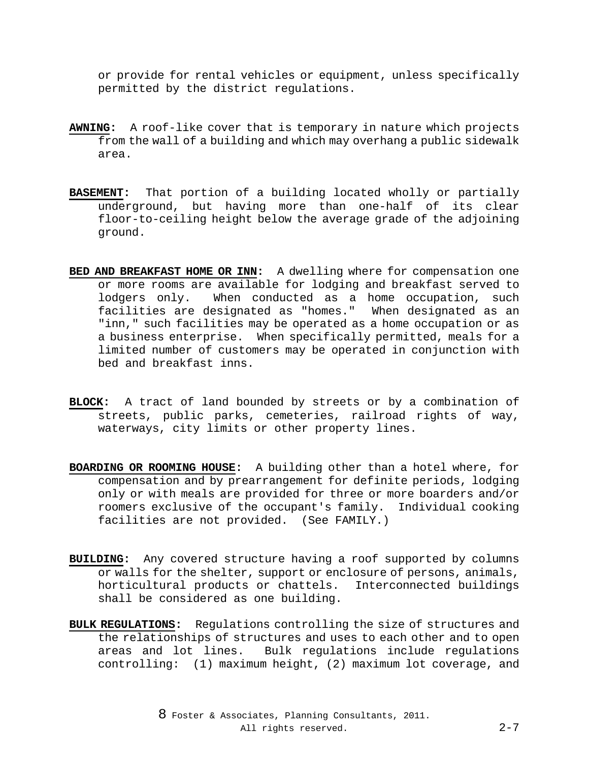or provide for rental vehicles or equipment, unless specifically permitted by the district regulations.

**AWNING:** A roof-like cover that is temporary in nature which projects from the wall of a building and which may overhang a public sidewalk area.

**BASEMENT:** That portion of a building located wholly or partially underground, but having more than one-half of its clear floor-to-ceiling height below the average grade of the adjoining ground.

**BED AND BREAKFAST HOME OR INN:** A dwelling where for compensation one or more rooms are available for lodging and breakfast served to lodgers only. When conducted as a home occupation, such facilities are designated as "homes." When designated as an "inn," such facilities may be operated as a home occupation or as a business enterprise. When specifically permitted, meals for a limited number of customers may be operated in conjunction with bed and breakfast inns.

**BLOCK:** A tract of land bounded by streets or by a combination of streets, public parks, cemeteries, railroad rights of way, waterways, city limits or other property lines.

**BOARDING OR ROOMING HOUSE:** A building other than a hotel where, for compensation and by prearrangement for definite periods, lodging only or with meals are provided for three or more boarders and/or roomers exclusive of the occupant's family. Individual cooking facilities are not provided. (See FAMILY.)

**BUILDING:** Any covered structure having a roof supported by columns or walls for the shelter, support or enclosure of persons, animals, horticultural products or chattels. Interconnected buildings shall be considered as one building.

**BULK REGULATIONS:** Regulations controlling the size of structures and the relationships of structures and uses to each other and to open areas and lot lines. Bulk regulations include regulations controlling: (1) maximum height, (2) maximum lot coverage, and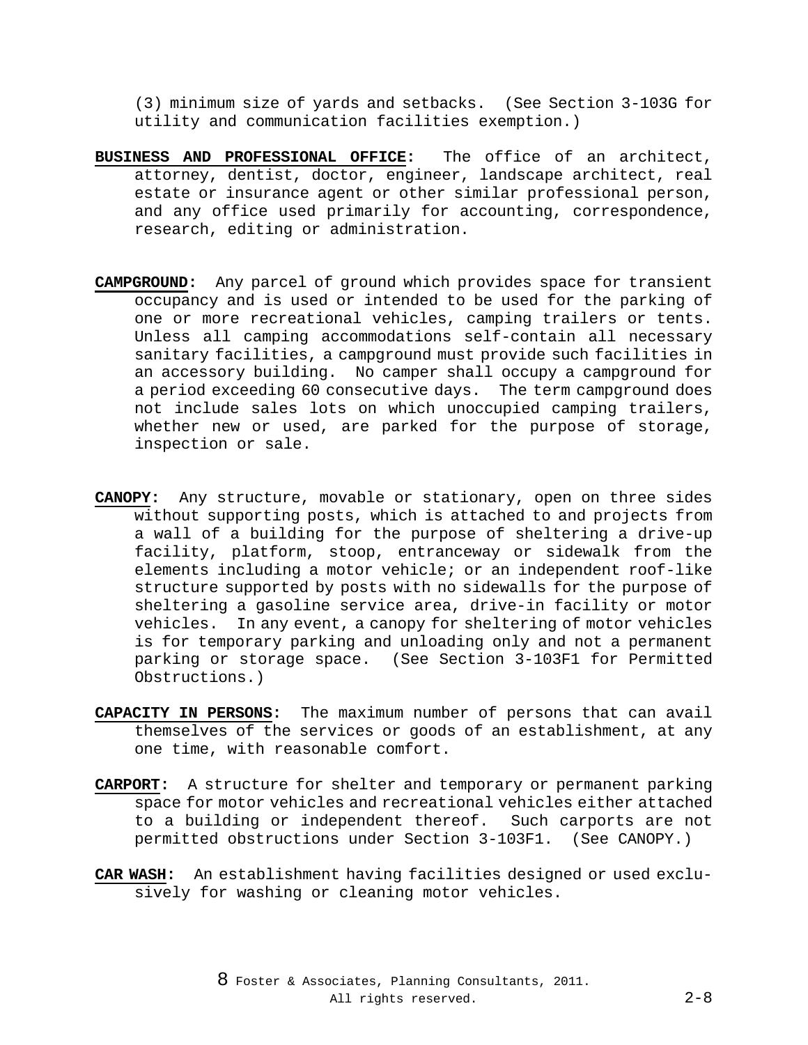(3) minimum size of yards and setbacks. (See Section 3-103G for utility and communication facilities exemption.)

**BUSINESS AND PROFESSIONAL OFFICE:** The office of an architect, attorney, dentist, doctor, engineer, landscape architect, real estate or insurance agent or other similar professional person, and any office used primarily for accounting, correspondence, research, editing or administration.

**CAMPGROUND:** Any parcel of ground which provides space for transient occupancy and is used or intended to be used for the parking of one or more recreational vehicles, camping trailers or tents. Unless all camping accommodations self-contain all necessary sanitary facilities, a campground must provide such facilities in an accessory building. No camper shall occupy a campground for a period exceeding 60 consecutive days. The term campground does not include sales lots on which unoccupied camping trailers, whether new or used, are parked for the purpose of storage, inspection or sale.

**CANOPY:** Any structure, movable or stationary, open on three sides without supporting posts, which is attached to and projects from a wall of a building for the purpose of sheltering a drive-up facility, platform, stoop, entranceway or sidewalk from the elements including a motor vehicle; or an independent roof-like structure supported by posts with no sidewalls for the purpose of sheltering a gasoline service area, drive-in facility or motor vehicles. In any event, a canopy for sheltering of motor vehicles is for temporary parking and unloading only and not a permanent parking or storage space. (See Section 3-103F1 for Permitted Obstructions.)

**CAPACITY IN PERSONS:** The maximum number of persons that can avail themselves of the services or goods of an establishment, at any one time, with reasonable comfort.

**CARPORT:** A structure for shelter and temporary or permanent parking space for motor vehicles and recreational vehicles either attached to a building or independent thereof. Such carports are not permitted obstructions under Section 3-103F1. (See CANOPY.)

**CAR WASH:** An establishment having facilities designed or used exclusively for washing or cleaning motor vehicles.

8 Foster & Associates, Planning Consultants, 2011. All rights reserved.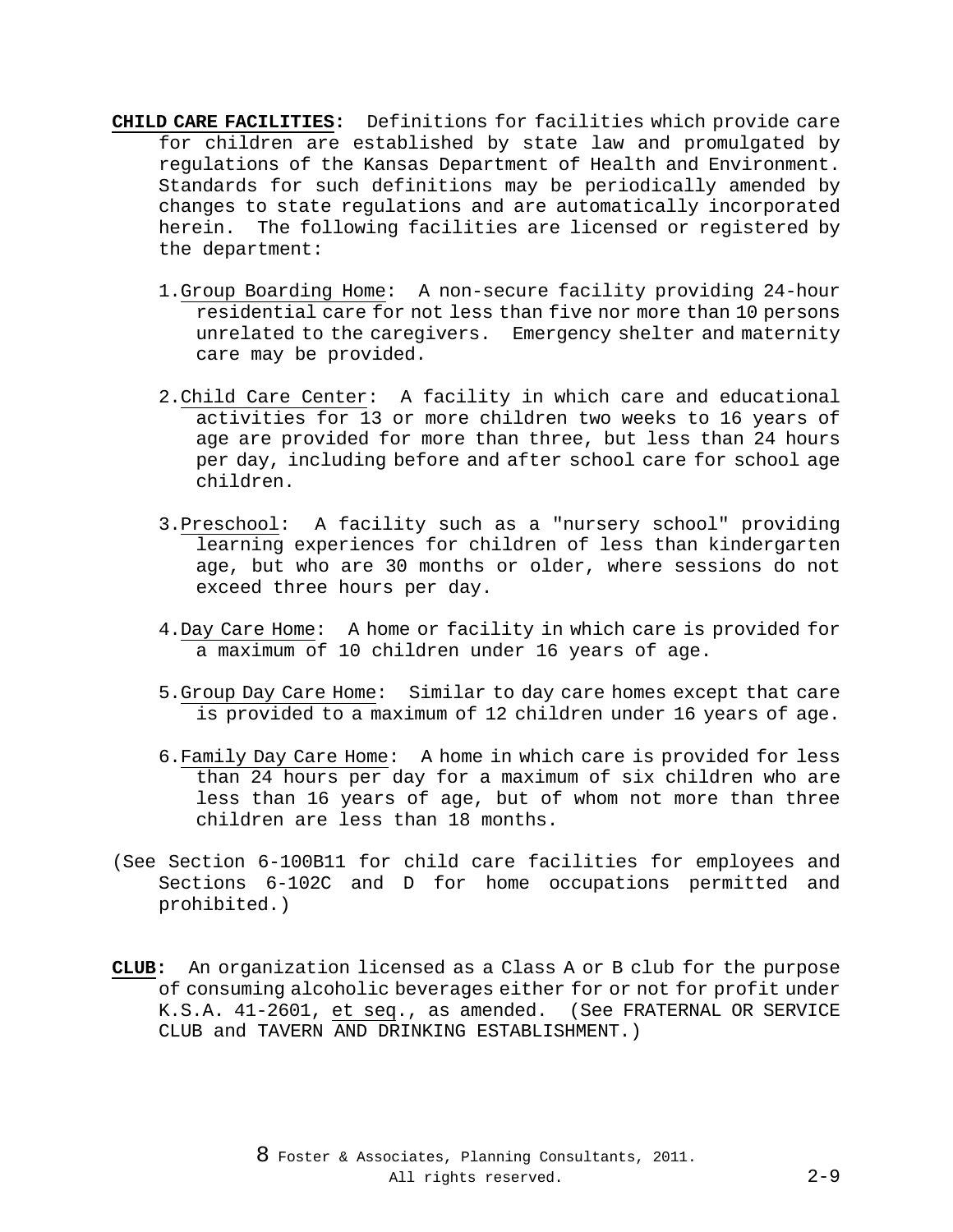**CHILD CARE FACILITIES:** Definitions for facilities which provide care for children are established by state law and promulgated by regulations of the Kansas Department of Health and Environment. Standards for such definitions may be periodically amended by changes to state regulations and are automatically incorporated herein. The following facilities are licensed or registered by the department:

1. Group Boarding Home: A non-secure facility providing 24-hour residential care for not less than five nor more than 10 persons unrelated to the caregivers. Emergency shelter and maternity care may be provided.

2. Child Care Center: A facility in which care and educational activities for 13 or more children two weeks to 16 years of age are provided for more than three, but less than 24 hours per day, including before and after school care for school age children.

3. Preschool: A facility such as a "nursery school" providing learning experiences for children of less than kindergarten age, but who are 30 months or older, where sessions do not exceed three hours per day.

4. Day Care Home: A home or facility in which care is provided for a maximum of 10 children under 16 years of age.

5. Group Day Care Home: Similar to day care homes except that care is provided to a maximum of 12 children under 16 years of age.

6. Family Day Care Home: A home in which care is provided for less than 24 hours per day for a maximum of six children who are less than 16 years of age, but of whom not more than three children are less than 18 months.

(See Section 6-100B11 for child care facilities for employees and Sections 6-102C and D for home occupations permitted and prohibited.)

**CLUB:** An organization licensed as a Class A or B club for the purpose of consuming alcoholic beverages either for or not for profit under K.S.A. 41-2601, et seq., as amended. (See FRATERNAL OR SERVICE CLUB and TAVERN AND DRINKING ESTABLISHMENT.)

8 Foster & Associates, Planning Consultants, 2011. All rights reserved.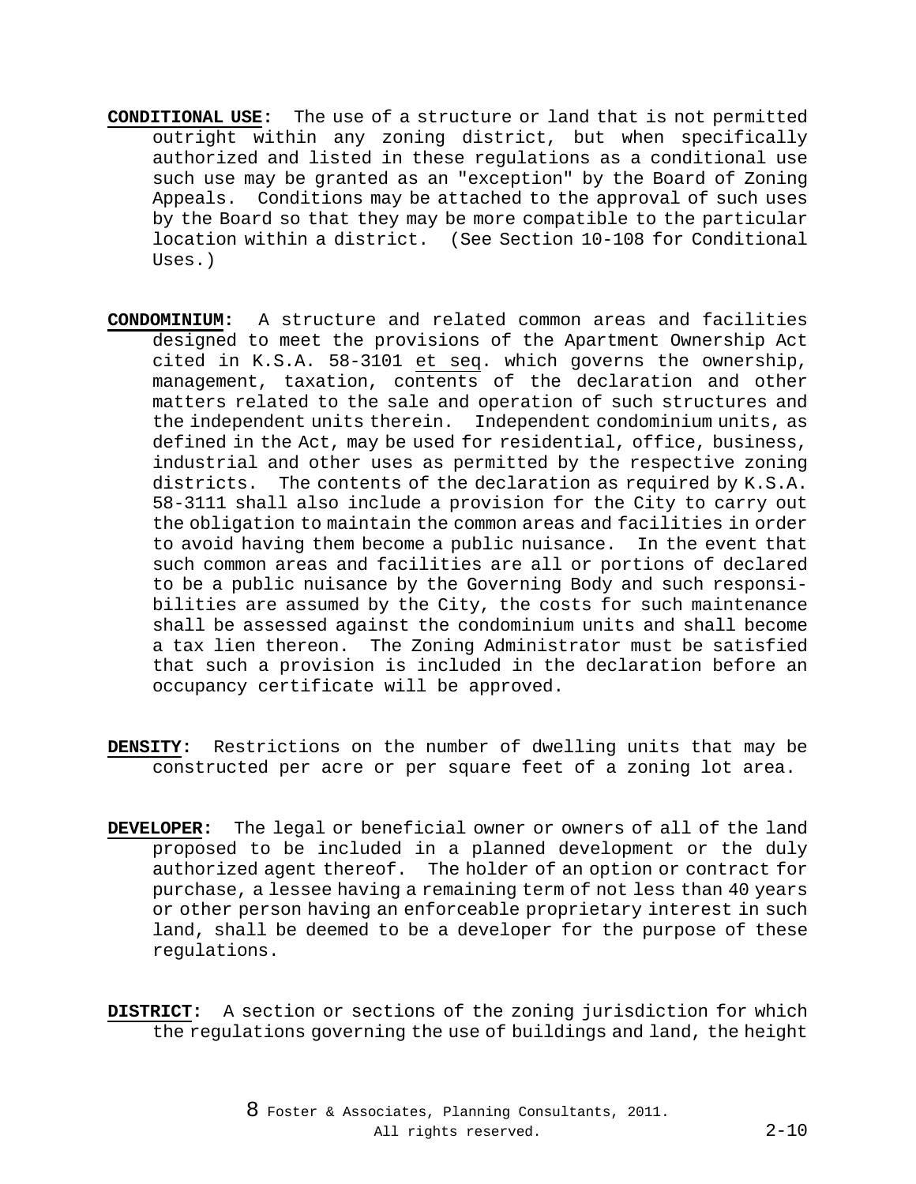**CONDITIONAL USE:** The use of a structure or land that is not permitted outright within any zoning district, but when specifically authorized and listed in these regulations as a conditional use such use may be granted as an "exception" by the Board of Zoning Appeals. Conditions may be attached to the approval of such uses by the Board so that they may be more compatible to the particular location within a district. (See Section 10-108 for Conditional Uses.)

**CONDOMINIUM:** A structure and related common areas and facilities designed to meet the provisions of the Apartment Ownership Act cited in K.S.A. 58-3101 et seq. which governs the ownership, management, taxation, contents of the declaration and other matters related to the sale and operation of such structures and the independent units therein. Independent condominium units, as defined in the Act, may be used for residential, office, business, industrial and other uses as permitted by the respective zoning districts. The contents of the declaration as required by K.S.A. 58-3111 shall also include a provision for the City to carry out the obligation to maintain the common areas and facilities in order to avoid having them become a public nuisance. In the event that such common areas and facilities are all or portions of declared to be a public nuisance by the Governing Body and such responsibilities are assumed by the City, the costs for such maintenance shall be assessed against the condominium units and shall become a tax lien thereon. The Zoning Administrator must be satisfied that such a provision is included in the declaration before an occupancy certificate will be approved.

**DENSITY:** Restrictions on the number of dwelling units that may be constructed per acre or per square feet of a zoning lot area.

**DEVELOPER:** The legal or beneficial owner or owners of all of the land proposed to be included in a planned development or the duly authorized agent thereof. The holder of an option or contract for purchase, a lessee having a remaining term of not less than 40 years or other person having an enforceable proprietary interest in such land, shall be deemed to be a developer for the purpose of these regulations.

**DISTRICT:** A section or sections of the zoning jurisdiction for which the regulations governing the use of buildings and land, the height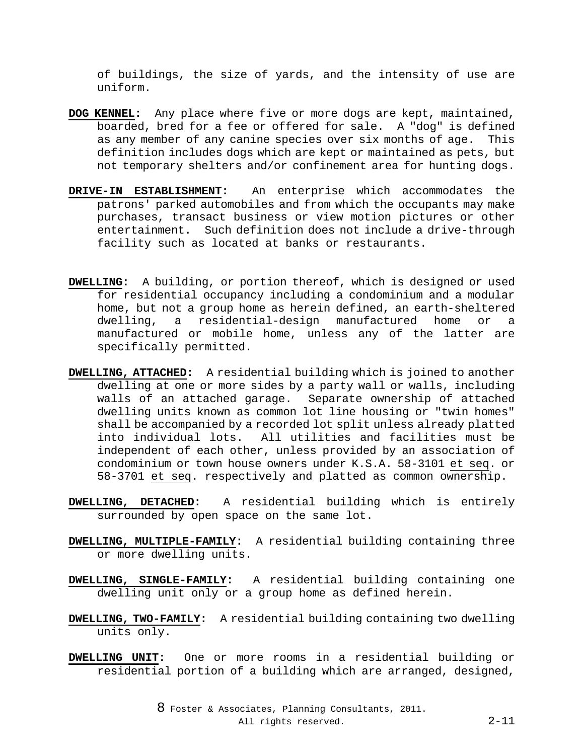of buildings, the size of yards, and the intensity of use are uniform.

**DOG KENNEL:** Any place where five or more dogs are kept, maintained, boarded, bred for a fee or offered for sale. A "dog" is defined as any member of any canine species over six months of age. This definition includes dogs which are kept or maintained as pets, but not temporary shelters and/or confinement area for hunting dogs.

**DRIVE-IN ESTABLISHMENT:** An enterprise which accommodates the patrons' parked automobiles and from which the occupants may make purchases, transact business or view motion pictures or other entertainment. Such definition does not include a drive-through facility such as located at banks or restaurants.

**DWELLING:** A building, or portion thereof, which is designed or used for residential occupancy including a condominium and a modular home, but not a group home as herein defined, an earth-sheltered dwelling, a residential-design manufactured home or a manufactured or mobile home, unless any of the latter are specifically permitted.

**DWELLING, ATTACHED:** A residential building which is joined to another dwelling at one or more sides by a party wall or walls, including walls of an attached garage. Separate ownership of attached dwelling units known as common lot line housing or "twin homes" shall be accompanied by a recorded lot split unless already platted into individual lots. All utilities and facilities must be independent of each other, unless provided by an association of condominium or town house owners under K.S.A. 58-3101 et seq. or 58-3701 et seq. respectively and platted as common ownership.

**DWELLING, DETACHED:** A residential building which is entirely surrounded by open space on the same lot.

**DWELLING, MULTIPLE-FAMILY:** A residential building containing three or more dwelling units.

**DWELLING, SINGLE-FAMILY:** A residential building containing one dwelling unit only or a group home as defined herein.

**DWELLING, TWO-FAMILY:** A residential building containing two dwelling units only.

**DWELLING UNIT:** One or more rooms in a residential building or residential portion of a building which are arranged, designed,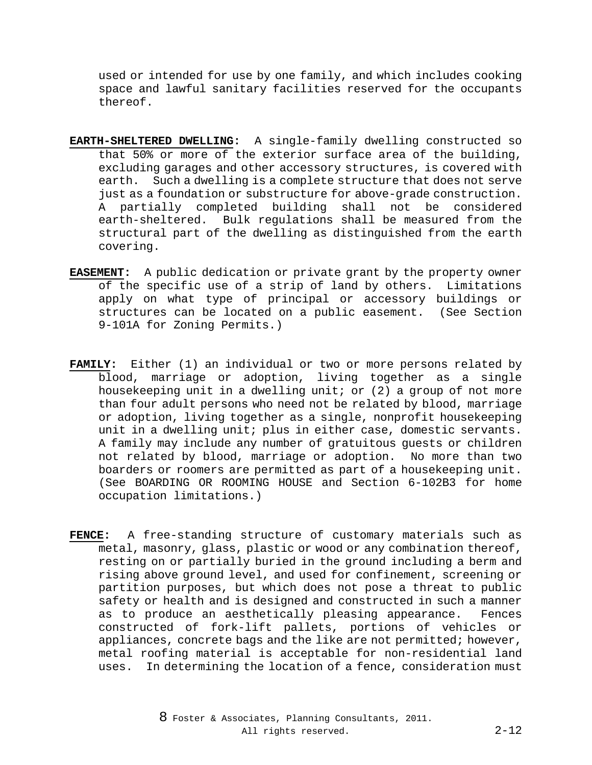used or intended for use by one family, and which includes cooking space and lawful sanitary facilities reserved for the occupants thereof.

**EARTH-SHELTERED DWELLING:** A single-family dwelling constructed so that 50% or more of the exterior surface area of the building, excluding garages and other accessory structures, is covered with earth. Such a dwelling is a complete structure that does not serve just as a foundation or substructure for above-grade construction. A partially completed building shall not be considered earth-sheltered. Bulk regulations shall be measured from the structural part of the dwelling as distinguished from the earth covering.

**EASEMENT:** A public dedication or private grant by the property owner of the specific use of a strip of land by others. Limitations apply on what type of principal or accessory buildings or structures can be located on a public easement. (See Section 9-101A for Zoning Permits.)

**FAMILY:** Either (1) an individual or two or more persons related by blood, marriage or adoption, living together as a single housekeeping unit in a dwelling unit; or (2) a group of not more than four adult persons who need not be related by blood, marriage or adoption, living together as a single, nonprofit housekeeping unit in a dwelling unit; plus in either case, domestic servants. A family may include any number of gratuitous guests or children not related by blood, marriage or adoption. No more than two boarders or roomers are permitted as part of a housekeeping unit. (See BOARDING OR ROOMING HOUSE and Section 6-102B3 for home occupation limitations.)

**FENCE:** A free-standing structure of customary materials such as metal, masonry, glass, plastic or wood or any combination thereof, resting on or partially buried in the ground including a berm and rising above ground level, and used for confinement, screening or partition purposes, but which does not pose a threat to public safety or health and is designed and constructed in such a manner as to produce an aesthetically pleasing appearance. Fences constructed of fork-lift pallets, portions of vehicles or appliances, concrete bags and the like are not permitted; however, metal roofing material is acceptable for non-residential land uses. In determining the location of a fence, consideration must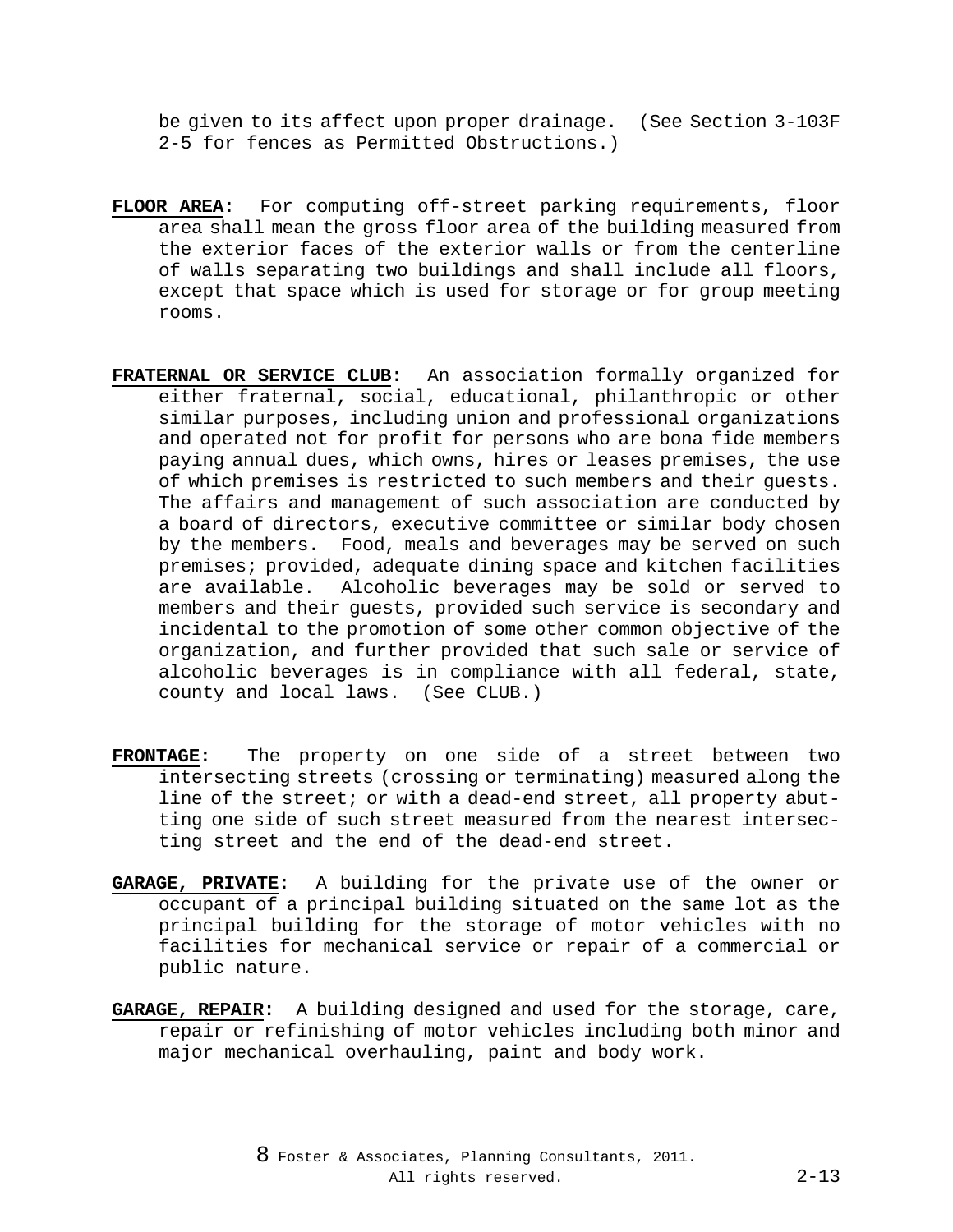be given to its affect upon proper drainage. (See Section 3-103F 2-5 for fences as Permitted Obstructions.)

**FLOOR AREA:** For computing off-street parking requirements, floor area shall mean the gross floor area of the building measured from the exterior faces of the exterior walls or from the centerline of walls separating two buildings and shall include all floors, except that space which is used for storage or for group meeting rooms.

**FRATERNAL OR SERVICE CLUB:** An association formally organized for either fraternal, social, educational, philanthropic or other similar purposes, including union and professional organizations and operated not for profit for persons who are bona fide members paying annual dues, which owns, hires or leases premises, the use of which premises is restricted to such members and their guests. The affairs and management of such association are conducted by a board of directors, executive committee or similar body chosen by the members. Food, meals and beverages may be served on such premises; provided, adequate dining space and kitchen facilities are available. Alcoholic beverages may be sold or served to members and their guests, provided such service is secondary and incidental to the promotion of some other common objective of the organization, and further provided that such sale or service of alcoholic beverages is in compliance with all federal, state, county and local laws. (See CLUB.)

**FRONTAGE:** The property on one side of a street between two intersecting streets (crossing or terminating) measured along the line of the street; or with a dead-end street, all property abutting one side of such street measured from the nearest intersecting street and the end of the dead-end street.

**GARAGE, PRIVATE:** A building for the private use of the owner or occupant of a principal building situated on the same lot as the principal building for the storage of motor vehicles with no facilities for mechanical service or repair of a commercial or public nature.

**GARAGE, REPAIR:** A building designed and used for the storage, care, repair or refinishing of motor vehicles including both minor and major mechanical overhauling, paint and body work.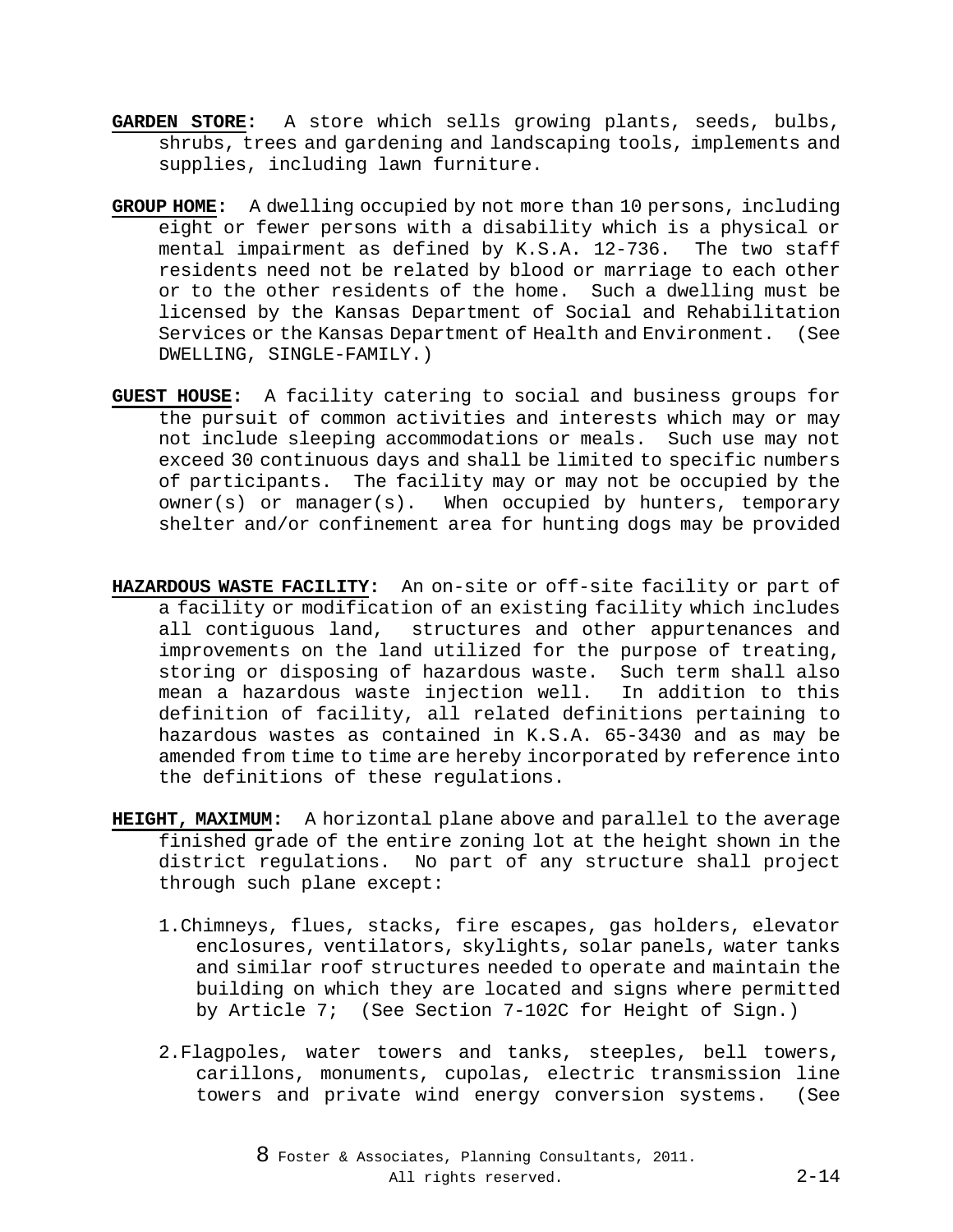**GARDEN STORE:** A store which sells growing plants, seeds, bulbs, shrubs, trees and gardening and landscaping tools, implements and supplies, including lawn furniture.

**GROUP HOME:** A dwelling occupied by not more than 10 persons, including eight or fewer persons with a disability which is a physical or mental impairment as defined by K.S.A. 12-736. The two staff residents need not be related by blood or marriage to each other or to the other residents of the home. Such a dwelling must be licensed by the Kansas Department of Social and Rehabilitation Services or the Kansas Department of Health and Environment. (See DWELLING, SINGLE-FAMILY.)

**GUEST HOUSE:** A facility catering to social and business groups for the pursuit of common activities and interests which may or may not include sleeping accommodations or meals. Such use may not exceed 30 continuous days and shall be limited to specific numbers of participants. The facility may or may not be occupied by the owner(s) or manager(s). When occupied by hunters, temporary shelter and/or confinement area for hunting dogs may be provided

**HAZARDOUS WASTE FACILITY:** An on-site or off-site facility or part of a facility or modification of an existing facility which includes all contiguous land, structures and other appurtenances and improvements on the land utilized for the purpose of treating, storing or disposing of hazardous waste. Such term shall also mean a hazardous waste injection well. In addition to this definition of facility, all related definitions pertaining to hazardous wastes as contained in K.S.A. 65-3430 and as may be amended from time to time are hereby incorporated by reference into the definitions of these regulations.

**HEIGHT, MAXIMUM:** A horizontal plane above and parallel to the average finished grade of the entire zoning lot at the height shown in the district regulations. No part of any structure shall project through such plane except:

1. Chimneys, flues, stacks, fire escapes, gas holders, elevator enclosures, ventilators, skylights, solar panels, water tanks and similar roof structures needed to operate and maintain the building on which they are located and signs where permitted by Article 7; (See Section 7-102C for Height of Sign.)

2. Flagpoles, water towers and tanks, steeples, bell towers, carillons, monuments, cupolas, electric transmission line towers and private wind energy conversion systems. (See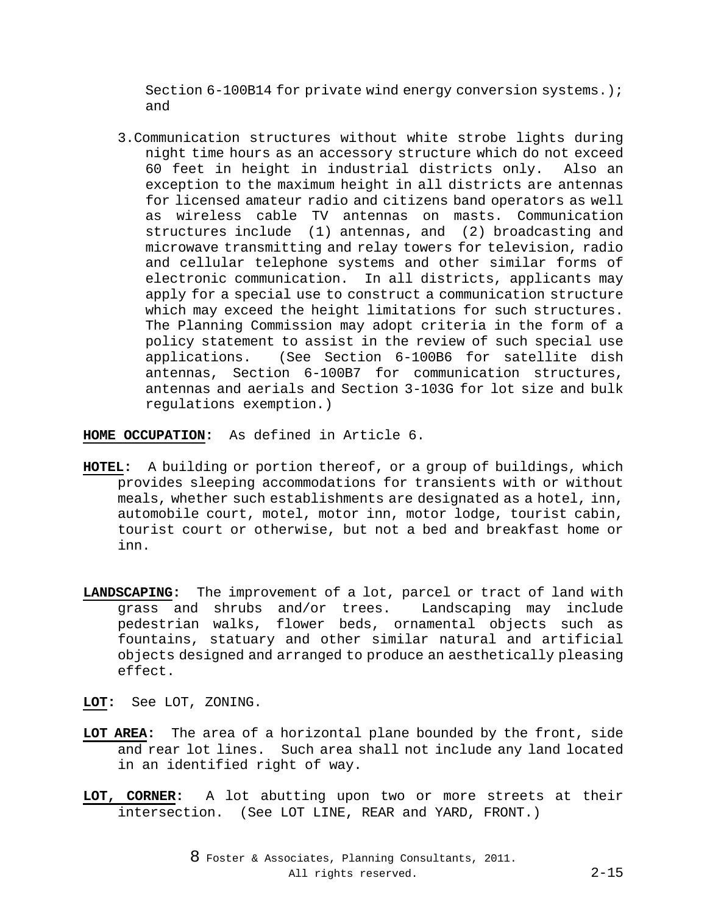Section 6-100B14 for private wind energy conversion systems.); and

3. Communication structures without white strobe lights during night time hours as an accessory structure which do not exceed 60 feet in height in industrial districts only. Also an exception to the maximum height in all districts are antennas for licensed amateur radio and citizens band operators as well as wireless cable TV antennas on masts. Communication structures include (1) antennas, and (2) broadcasting and microwave transmitting and relay towers for television, radio and cellular telephone systems and other similar forms of electronic communication. In all districts, applicants may apply for a special use to construct a communication structure which may exceed the height limitations for such structures. The Planning Commission may adopt criteria in the form of a policy statement to assist in the review of such special use applications. (See Section 6-100B6 for satellite dish antennas, Section 6-100B7 for communication structures, antennas and aerials and Section 3-103G for lot size and bulk regulations exemption.)

**HOME OCCUPATION:** As defined in Article 6.

**HOTEL:** A building or portion thereof, or a group of buildings, which provides sleeping accommodations for transients with or without meals, whether such establishments are designated as a hotel, inn, automobile court, motel, motor inn, motor lodge, tourist cabin, tourist court or otherwise, but not a bed and breakfast home or inn.

**LANDSCAPING:** The improvement of a lot, parcel or tract of land with grass and shrubs and/or trees. Landscaping may include pedestrian walks, flower beds, ornamental objects such as fountains, statuary and other similar natural and artificial objects designed and arranged to produce an aesthetically pleasing effect.

**LOT:** See LOT, ZONING.

**LOT AREA:** The area of a horizontal plane bounded by the front, side and rear lot lines. Such area shall not include any land located in an identified right of way.

**LOT, CORNER:** A lot abutting upon two or more streets at their intersection. (See LOT LINE, REAR and YARD, FRONT.)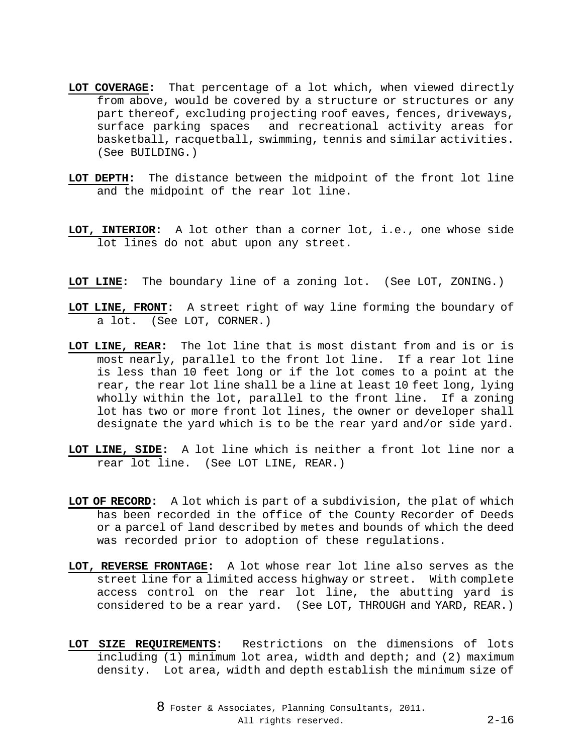**LOT COVERAGE:** That percentage of a lot which, when viewed directly from above, would be covered by a structure or structures or any part thereof, excluding projecting roof eaves, fences, driveways, surface parking spaces and recreational activity areas for basketball, racquetball, swimming, tennis and similar activities. (See BUILDING.)

**LOT DEPTH:** The distance between the midpoint of the front lot line and the midpoint of the rear lot line.

**LOT, INTERIOR:** A lot other than a corner lot, i.e., one whose side lot lines do not abut upon any street.

**LOT LINE:** The boundary line of a zoning lot. (See LOT, ZONING.)

**LOT LINE, FRONT:** A street right of way line forming the boundary of a lot. (See LOT, CORNER.)

**LOT LINE, REAR:** The lot line that is most distant from and is or is most nearly, parallel to the front lot line. If a rear lot line is less than 10 feet long or if the lot comes to a point at the rear, the rear lot line shall be a line at least 10 feet long, lying wholly within the lot, parallel to the front line. If a zoning lot has two or more front lot lines, the owner or developer shall designate the yard which is to be the rear yard and/or side yard.

**LOT LINE, SIDE:** A lot line which is neither a front lot line nor a rear lot line. (See LOT LINE, REAR.)

**LOT OF RECORD:** A lot which is part of a subdivision, the plat of which has been recorded in the office of the County Recorder of Deeds or a parcel of land described by metes and bounds of which the deed was recorded prior to adoption of these regulations.

**LOT, REVERSE FRONTAGE:** A lot whose rear lot line also serves as the street line for a limited access highway or street. With complete access control on the rear lot line, the abutting yard is considered to be a rear yard. (See LOT, THROUGH and YARD, REAR.)

**LOT SIZE REQUIREMENTS:** Restrictions on the dimensions of lots including (1) minimum lot area, width and depth; and (2) maximum density. Lot area, width and depth establish the minimum size of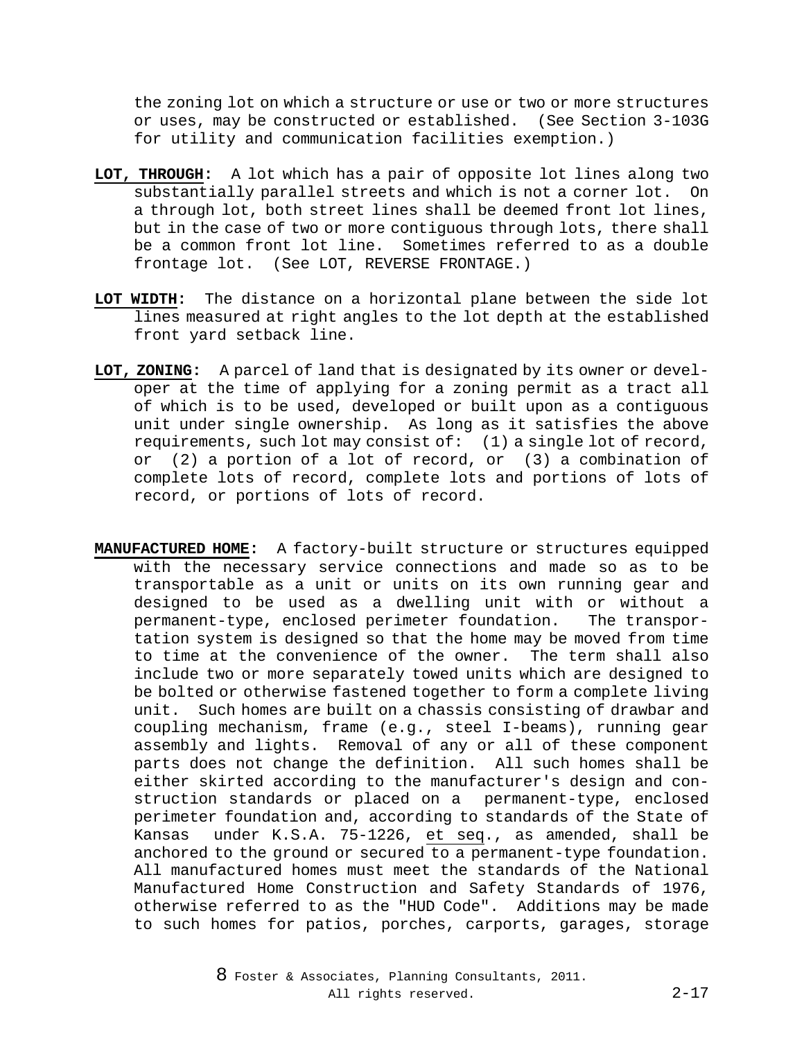the zoning lot on which a structure or use or two or more structures or uses, may be constructed or established. (See Section 3-103G for utility and communication facilities exemption.)

**LOT, THROUGH:** A lot which has a pair of opposite lot lines along two substantially parallel streets and which is not a corner lot. On a through lot, both street lines shall be deemed front lot lines, but in the case of two or more contiguous through lots, there shall be a common front lot line. Sometimes referred to as a double frontage lot. (See LOT, REVERSE FRONTAGE.)

**LOT WIDTH:** The distance on a horizontal plane between the side lot lines measured at right angles to the lot depth at the established front yard setback line.

**LOT, ZONING:** A parcel of land that is designated by its owner or developer at the time of applying for a zoning permit as a tract all of which is to be used, developed or built upon as a contiguous unit under single ownership. As long as it satisfies the above requirements, such lot may consist of: (1) a single lot of record, or (2) a portion of a lot of record, or (3) a combination of complete lots of record, complete lots and portions of lots of record, or portions of lots of record.

**MANUFACTURED HOME:** A factory-built structure or structures equipped with the necessary service connections and made so as to be transportable as a unit or units on its own running gear and designed to be used as a dwelling unit with or without a permanent-type, enclosed perimeter foundation. The transportation system is designed so that the home may be moved from time to time at the convenience of the owner. The term shall also include two or more separately towed units which are designed to be bolted or otherwise fastened together to form a complete living unit. Such homes are built on a chassis consisting of drawbar and coupling mechanism, frame (e.g., steel I-beams), running gear assembly and lights. Removal of any or all of these component parts does not change the definition. All such homes shall be either skirted according to the manufacturer's design and construction standards or placed on a permanent-type, enclosed perimeter foundation and, according to standards of the State of Kansas under K.S.A. 75-1226, et seq., as amended, shall be anchored to the ground or secured to a permanent-type foundation. All manufactured homes must meet the standards of the National Manufactured Home Construction and Safety Standards of 1976, otherwise referred to as the "HUD Code". Additions may be made to such homes for patios, porches, carports, garages, storage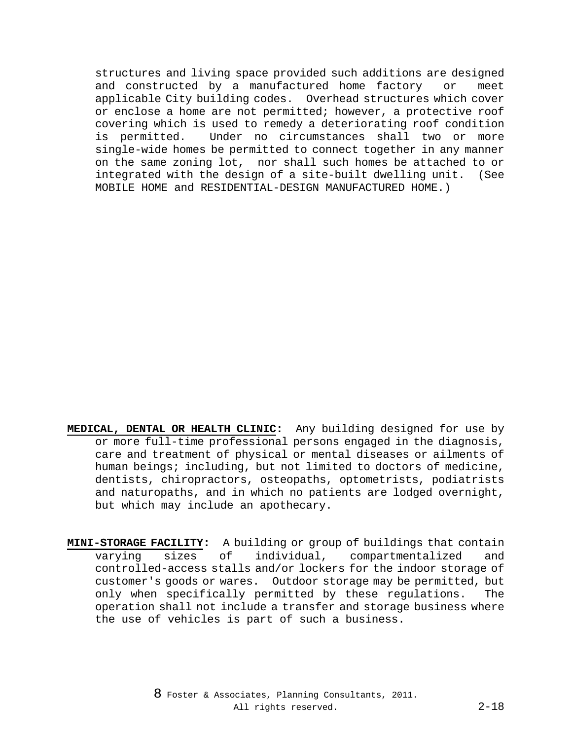structures and living space provided such additions are designed and constructed by a manufactured home factory or meet applicable City building codes. Overhead structures which cover or enclose a home are not permitted; however, a protective roof covering which is used to remedy a deteriorating roof condition is permitted. Under no circumstances shall two or more single-wide homes be permitted to connect together in any manner on the same zoning lot, nor shall such homes be attached to or integrated with the design of a site-built dwelling unit. (See MOBILE HOME and RESIDENTIAL-DESIGN MANUFACTURED HOME.)

**MEDICAL, DENTAL OR HEALTH CLINIC:** Any building designed for use by or more full-time professional persons engaged in the diagnosis, care and treatment of physical or mental diseases or ailments of human beings; including, but not limited to doctors of medicine, dentists, chiropractors, osteopaths, optometrists, podiatrists and naturopaths, and in which no patients are lodged overnight, but which may include an apothecary.

**MINI-STORAGE FACILITY:** A building or group of buildings that contain varying sizes of individual, compartmentalized and controlled-access stalls and/or lockers for the indoor storage of customer's goods or wares. Outdoor storage may be permitted, but only when specifically permitted by these regulations. The operation shall not include a transfer and storage business where the use of vehicles is part of such a business.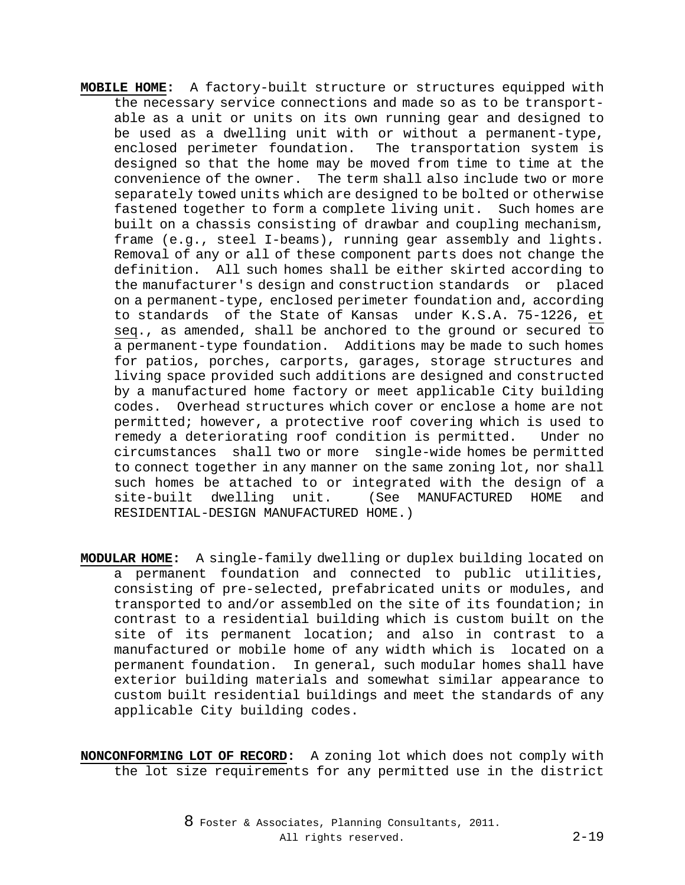**MOBILE HOME:** A factory-built structure or structures equipped with the necessary service connections and made so as to be transportable as a unit or units on its own running gear and designed to be used as a dwelling unit with or without a permanent-type, enclosed perimeter foundation. The transportation system is designed so that the home may be moved from time to time at the convenience of the owner. The term shall also include two or more separately towed units which are designed to be bolted or otherwise fastened together to form a complete living unit. Such homes are built on a chassis consisting of drawbar and coupling mechanism, frame (e.g., steel I-beams), running gear assembly and lights. Removal of any or all of these component parts does not change the definition. All such homes shall be either skirted according to the manufacturer's design and construction standards or placed on a permanent-type, enclosed perimeter foundation and, according to standards of the State of Kansas under K.S.A. 75-1226, *et seq*., as amended, shall be anchored to the ground or secured to a permanent-type foundation. Additions may be made to such homes for patios, porches, carports, garages, storage structures and living space provided such additions are designed and constructed by a manufactured home factory or meet applicable City building codes. Overhead structures which cover or enclose a home are not permitted; however, a protective roof covering which is used to remedy a deteriorating roof condition is permitted. Under no circumstances shall two or more single-wide homes be permitted to connect together in any manner on the same zoning lot, nor shall such homes be attached to or integrated with the design of a site-built dwelling unit. (See MANUFACTURED HOME and RESIDENTIAL-DESIGN MANUFACTURED HOME.)

**MODULAR HOME:** A single-family dwelling or duplex building located on a permanent foundation and connected to public utilities, consisting of pre-selected, prefabricated units or modules, and transported to and/or assembled on the site of its foundation; in contrast to a residential building which is custom built on the site of its permanent location; and also in contrast to a manufactured or mobile home of any width which is located on a permanent foundation. In general, such modular homes shall have exterior building materials and somewhat similar appearance to custom built residential buildings and meet the standards of any applicable City building codes.

**NONCONFORMING LOT OF RECORD:** A zoning lot which does not comply with the lot size requirements for any permitted use in the district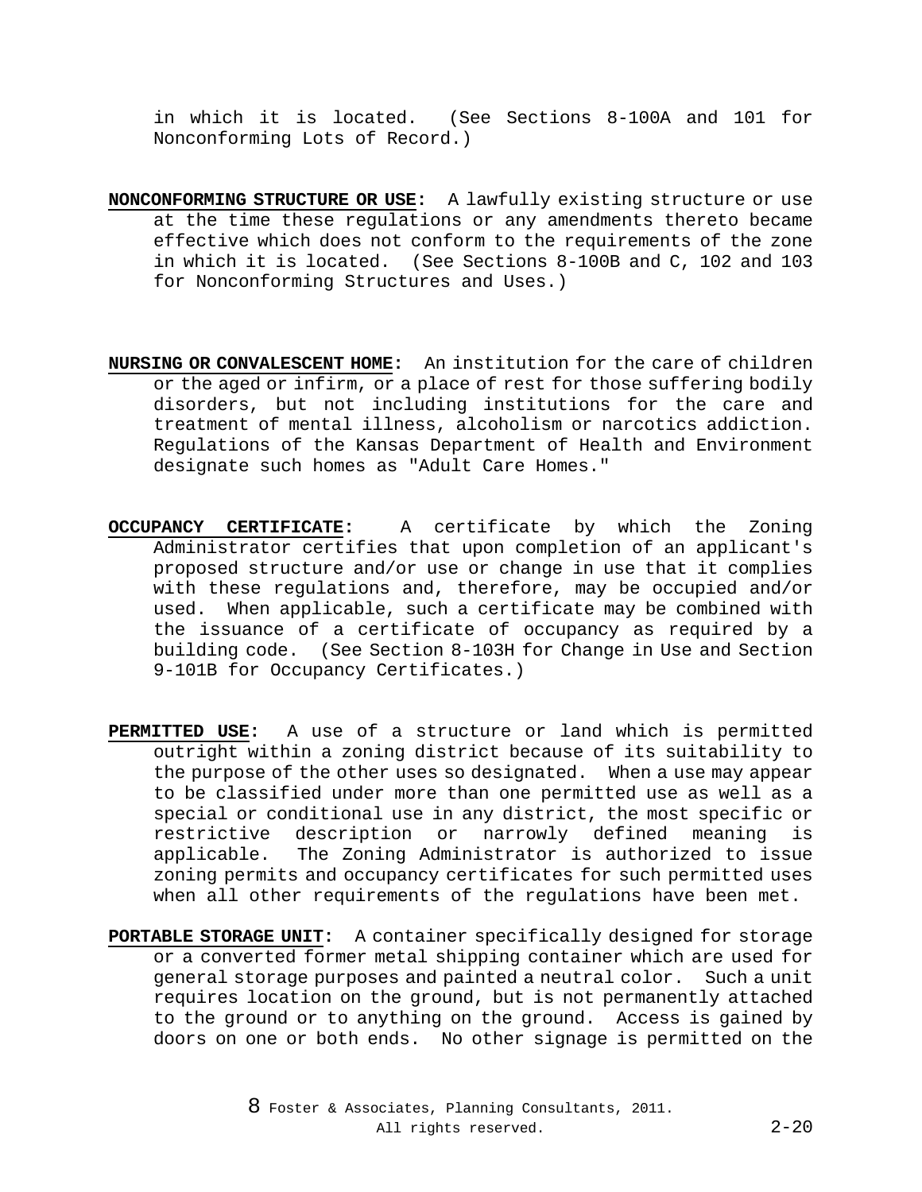in which it is located. (See Sections 8-100A and 101 for Nonconforming Lots of Record.)

**NONCONFORMING STRUCTURE OR USE:** A lawfully existing structure or use at the time these regulations or any amendments thereto became effective which does not conform to the requirements of the zone in which it is located. (See Sections 8-100B and C, 102 and 103 for Nonconforming Structures and Uses.)

**NURSING OR CONVALESCENT HOME:** An institution for the care of children or the aged or infirm, or a place of rest for those suffering bodily disorders, but not including institutions for the care and treatment of mental illness, alcoholism or narcotics addiction. Regulations of the Kansas Department of Health and Environment designate such homes as "Adult Care Homes."

**OCCUPANCY CERTIFICATE:** A certificate by which the Zoning Administrator certifies that upon completion of an applicant's proposed structure and/or use or change in use that it complies with these regulations and, therefore, may be occupied and/or used. When applicable, such a certificate may be combined with the issuance of a certificate of occupancy as required by a building code. (See Section 8-103H for Change in Use and Section 9-101B for Occupancy Certificates.)

**PERMITTED USE:** A use of a structure or land which is permitted outright within a zoning district because of its suitability to the purpose of the other uses so designated. When a use may appear to be classified under more than one permitted use as well as a special or conditional use in any district, the most specific or restrictive description or narrowly defined meaning is applicable. The Zoning Administrator is authorized to issue zoning permits and occupancy certificates for such permitted uses when all other requirements of the regulations have been met.

**PORTABLE STORAGE UNIT:** A container specifically designed for storage or a converted former metal shipping container which are used for general storage purposes and painted a neutral color. Such a unit requires location on the ground, but is not permanently attached to the ground or to anything on the ground. Access is gained by doors on one or both ends. No other signage is permitted on the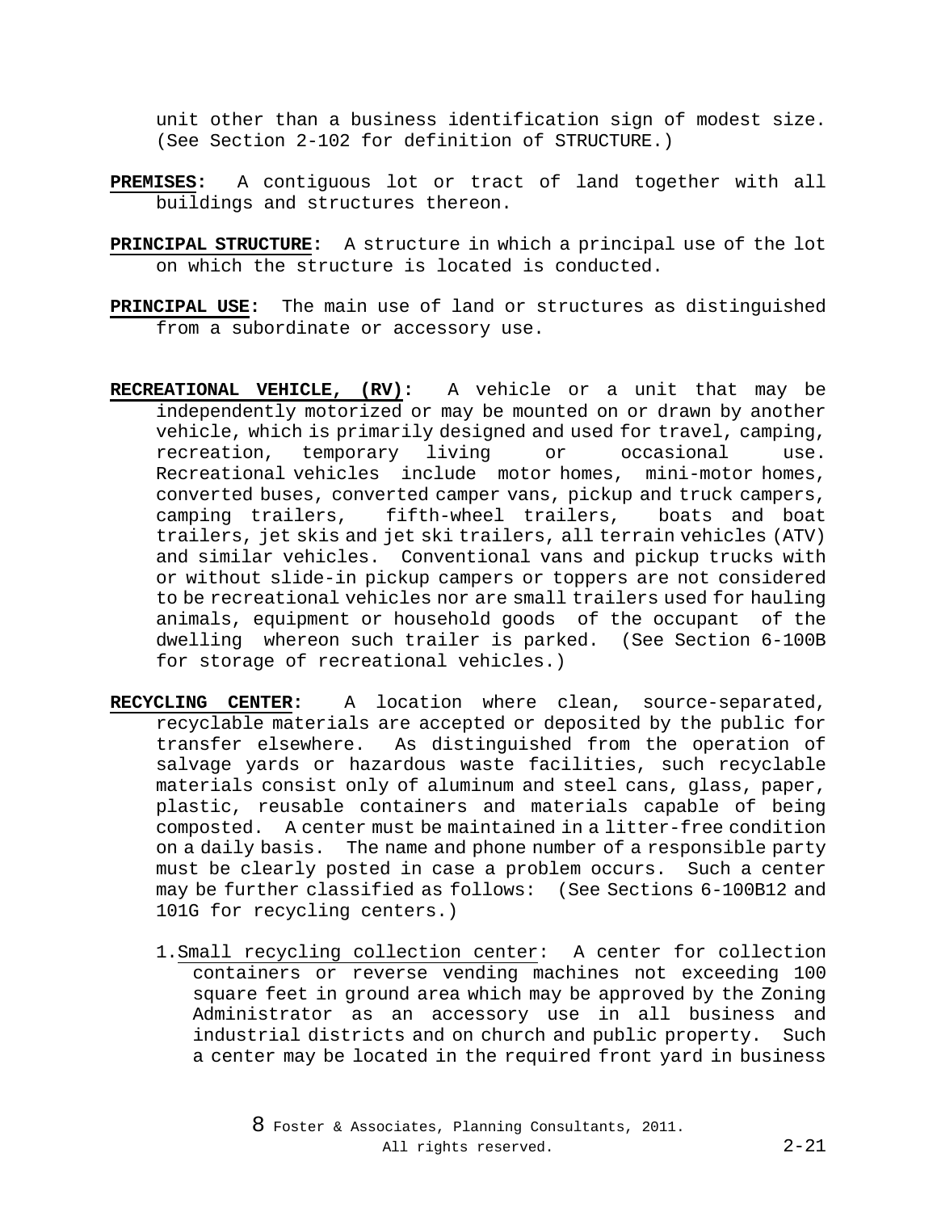unit other than a business identification sign of modest size. (See Section 2-102 for definition of STRUCTURE.)

**PREMISES:** A contiguous lot or tract of land together with all buildings and structures thereon.

**PRINCIPAL STRUCTURE:** A structure in which a principal use of the lot on which the structure is located is conducted.

**PRINCIPAL USE:** The main use of land or structures as distinguished from a subordinate or accessory use.

**RECREATIONAL VEHICLE, (RV):** A vehicle or a unit that may be independently motorized or may be mounted on or drawn by another vehicle, which is primarily designed and used for travel, camping, recreation, temporary living or occasional use. Recreational vehicles include motor homes, mini-motor homes, converted buses, converted camper vans, pickup and truck campers, camping trailers, fifth-wheel trailers, boats and boat trailers, jet skis and jet ski trailers, all terrain vehicles (ATV) and similar vehicles. Conventional vans and pickup trucks with or without slide-in pickup campers or toppers are not considered to be recreational vehicles nor are small trailers used for hauling animals, equipment or household goods of the occupant of the dwelling whereon such trailer is parked. (See Section 6-100B for storage of recreational vehicles.)

**RECYCLING CENTER:** A location where clean, source-separated, recyclable materials are accepted or deposited by the public for transfer elsewhere. As distinguished from the operation of salvage yards or hazardous waste facilities, such recyclable materials consist only of aluminum and steel cans, glass, paper, plastic, reusable containers and materials capable of being composted. A center must be maintained in a litter-free condition on a daily basis. The name and phone number of a responsible party must be clearly posted in case a problem occurs. Such a center may be further classified as follows: (See Sections 6-100B12 and 101G for recycling centers.)

1. Small recycling collection center: A center for collection containers or reverse vending machines not exceeding 100 square feet in ground area which may be approved by the Zoning Administrator as an accessory use in all business and industrial districts and on church and public property. Such a center may be located in the required front yard in business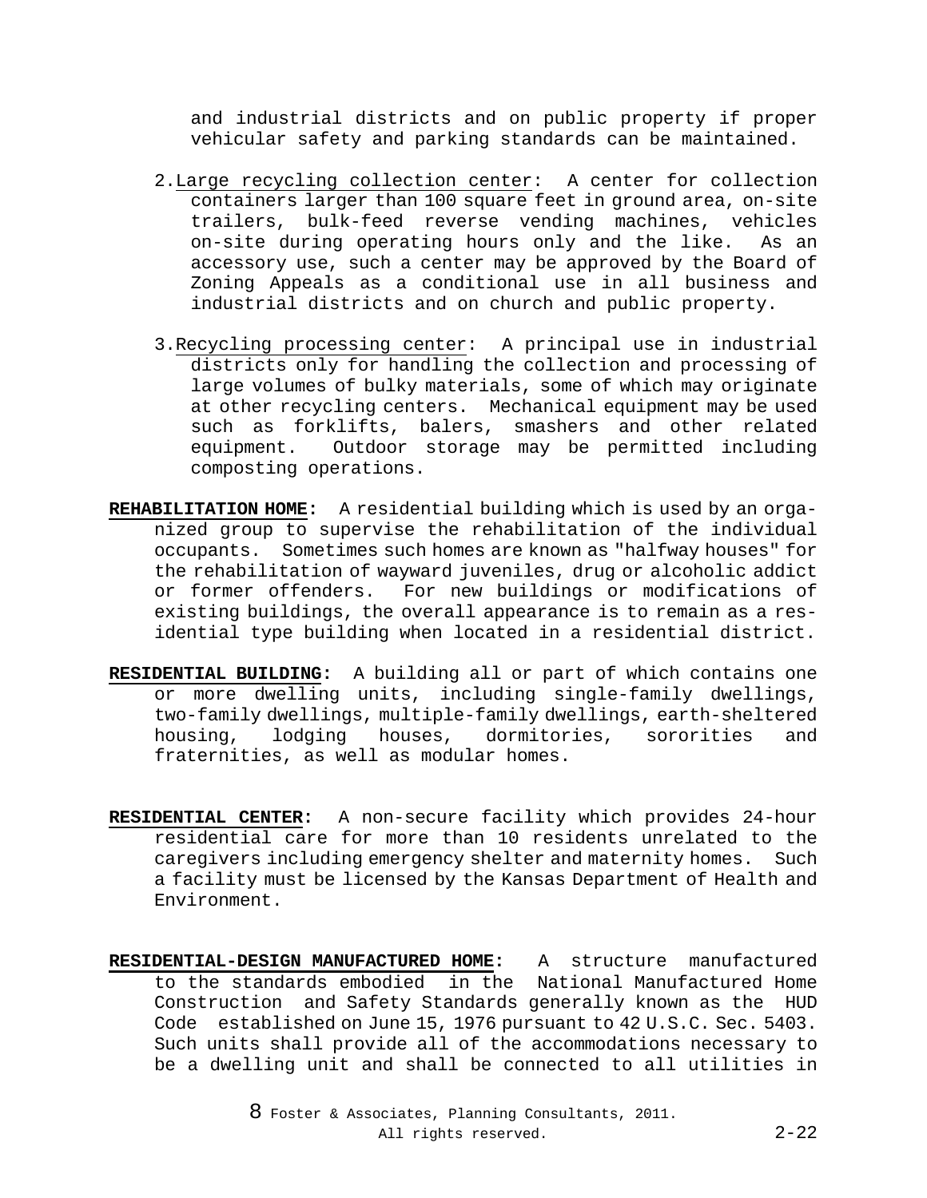and industrial districts and on public property if proper vehicular safety and parking standards can be maintained.

2. Large recycling collection center: A center for collection containers larger than 100 square feet in ground area, on-site trailers, bulk-feed reverse vending machines, vehicles on-site during operating hours only and the like. As an accessory use, such a center may be approved by the Board of Zoning Appeals as a conditional use in all business and industrial districts and on church and public property.

3. Recycling processing center: A principal use in industrial districts only for handling the collection and processing of large volumes of bulky materials, some of which may originate at other recycling centers. Mechanical equipment may be used such as forklifts, balers, smashers and other related equipment. Outdoor storage may be permitted including composting operations.

**REHABILITATION HOME:** A residential building which is used by an organized group to supervise the rehabilitation of the individual occupants. Sometimes such homes are known as "halfway houses" for the rehabilitation of wayward juveniles, drug or alcoholic addict or former offenders. For new buildings or modifications of existing buildings, the overall appearance is to remain as a residential type building when located in a residential district.

**RESIDENTIAL BUILDING:** A building all or part of which contains one or more dwelling units, including single-family dwellings, two-family dwellings, multiple-family dwellings, earth-sheltered housing, lodging houses, dormitories, sororities and fraternities, as well as modular homes.

**RESIDENTIAL CENTER:** A non-secure facility which provides 24-hour residential care for more than 10 residents unrelated to the caregivers including emergency shelter and maternity homes. Such a facility must be licensed by the Kansas Department of Health and Environment.

**RESIDENTIAL-DESIGN MANUFACTURED HOME:** A structure manufactured to the standards embodied in the National Manufactured Home Construction and Safety Standards generally known as the HUD Code established on June 15, 1976 pursuant to 42 U.S.C. Sec. 5403. Such units shall provide all of the accommodations necessary to be a dwelling unit and shall be connected to all utilities in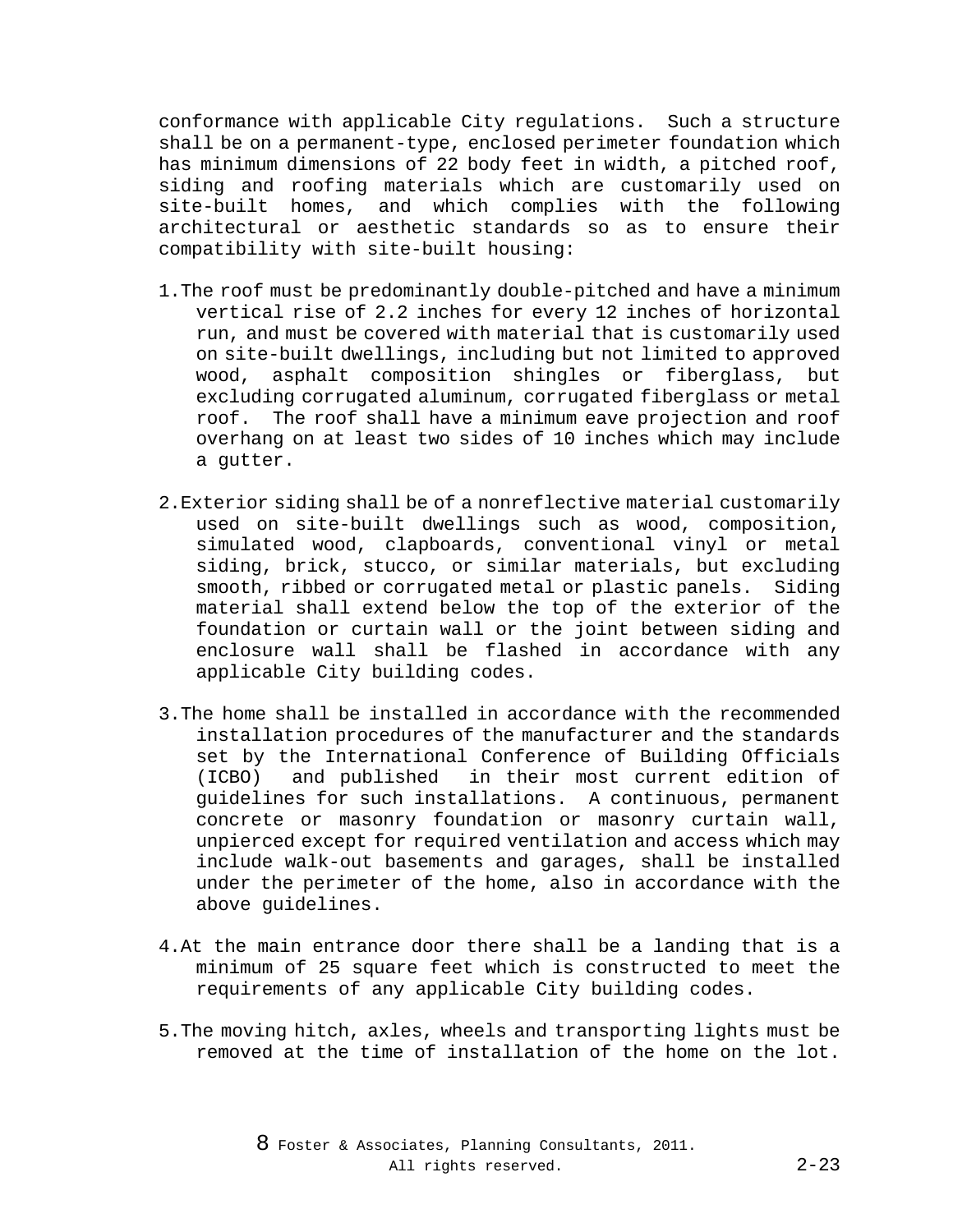conformance with applicable City regulations. Such a structure shall be on a permanent-type, enclosed perimeter foundation which has minimum dimensions of 22 body feet in width, a pitched roof, siding and roofing materials which are customarily used on site-built homes, and which complies with the following architectural or aesthetic standards so as to ensure their compatibility with site-built housing:

1. The roof must be predominantly double-pitched and have a minimum vertical rise of 2.2 inches for every 12 inches of horizontal run, and must be covered with material that is customarily used on site-built dwellings, including but not limited to approved wood, asphalt composition shingles or fiberglass, but excluding corrugated aluminum, corrugated fiberglass or metal roof. The roof shall have a minimum eave projection and roof overhang on at least two sides of 10 inches which may include a gutter.

2. Exterior siding shall be of a nonreflective material customarily used on site-built dwellings such as wood, composition, simulated wood, clapboards, conventional vinyl or metal siding, brick, stucco, or similar materials, but excluding smooth, ribbed or corrugated metal or plastic panels. Siding material shall extend below the top of the exterior of the foundation or curtain wall or the joint between siding and enclosure wall shall be flashed in accordance with any applicable City building codes.

3. The home shall be installed in accordance with the recommended installation procedures of the manufacturer and the standards set by the International Conference of Building Officials (ICBO) and published in their most current edition of guidelines for such installations. A continuous, permanent concrete or masonry foundation or masonry curtain wall, unpierced except for required ventilation and access which may include walk-out basements and garages, shall be installed under the perimeter of the home, also in accordance with the above guidelines.

4. At the main entrance door there shall be a landing that is a minimum of 25 square feet which is constructed to meet the requirements of any applicable City building codes.

5. The moving hitch, axles, wheels and transporting lights must be removed at the time of installation of the home on the lot.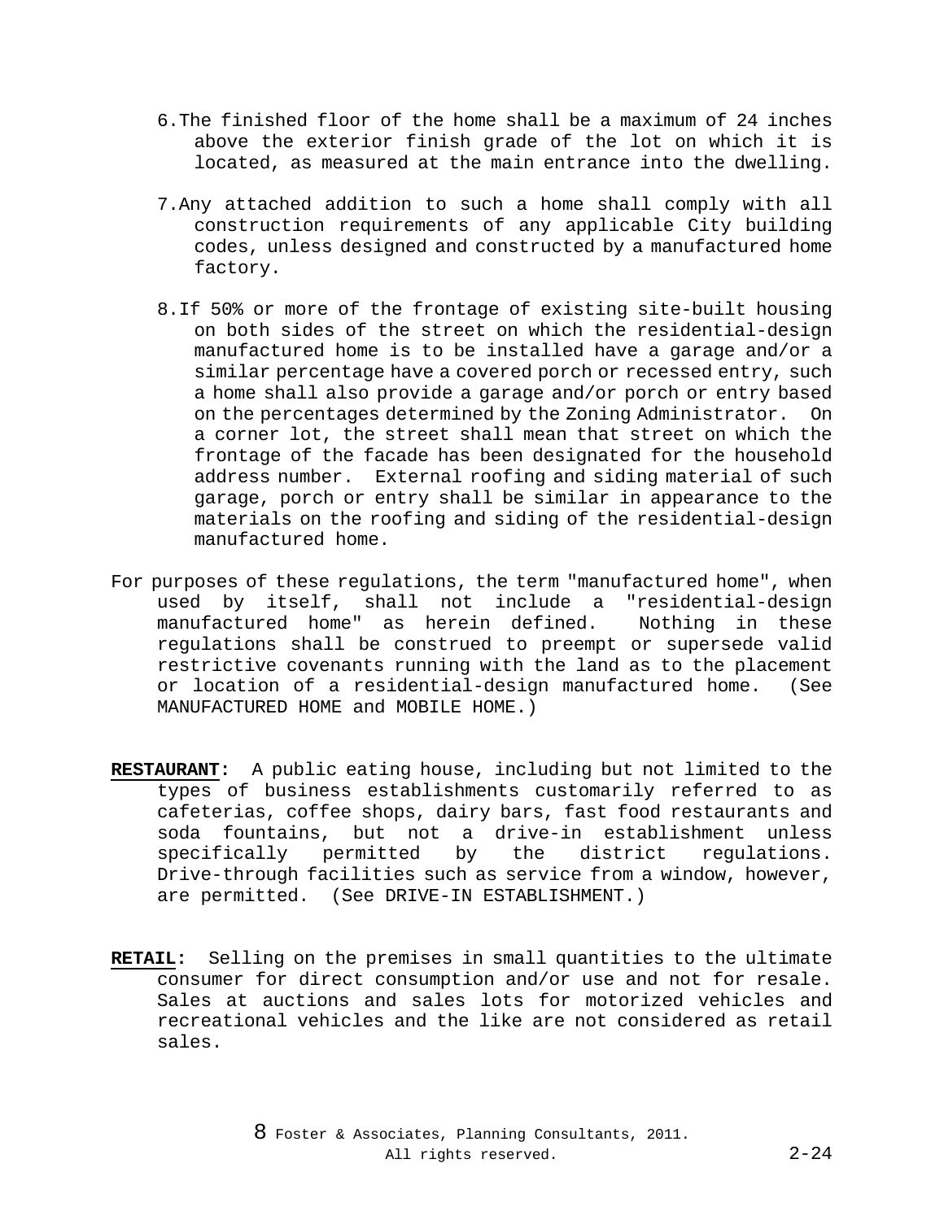6. The finished floor of the home shall be a maximum of 24 inches above the exterior finish grade of the lot on which it is located, as measured at the main entrance into the dwelling.

7. Any attached addition to such a home shall comply with all construction requirements of any applicable City building codes, unless designed and constructed by a manufactured home factory.

8. If 50% or more of the frontage of existing site-built housing on both sides of the street on which the residential-design manufactured home is to be installed have a garage and/or a similar percentage have a covered porch or recessed entry, such a home shall also provide a garage and/or porch or entry based on the percentages determined by the Zoning Administrator. On a corner lot, the street shall mean that street on which the frontage of the facade has been designated for the household address number. External roofing and siding material of such garage, porch or entry shall be similar in appearance to the materials on the roofing and siding of the residential-design manufactured home.

For purposes of these regulations, the term "manufactured home", when used by itself, shall not include a "residential-design manufactured home" as herein defined. Nothing in these regulations shall be construed to preempt or supersede valid restrictive covenants running with the land as to the placement or location of a residential-design manufactured home. (See MANUFACTURED HOME and MOBILE HOME.)

**RESTAURANT:** A public eating house, including but not limited to the types of business establishments customarily referred to as cafeterias, coffee shops, dairy bars, fast food restaurants and soda fountains, but not a drive-in establishment unless specifically permitted by the district regulations. Drive-through facilities such as service from a window, however, are permitted. (See DRIVE-IN ESTABLISHMENT.)

**RETAIL:** Selling on the premises in small quantities to the ultimate consumer for direct consumption and/or use and not for resale. Sales at auctions and sales lots for motorized vehicles and recreational vehicles and the like are not considered as retail sales.

© Foster & Associates, Planning Consultants, 2011. All rights reserved.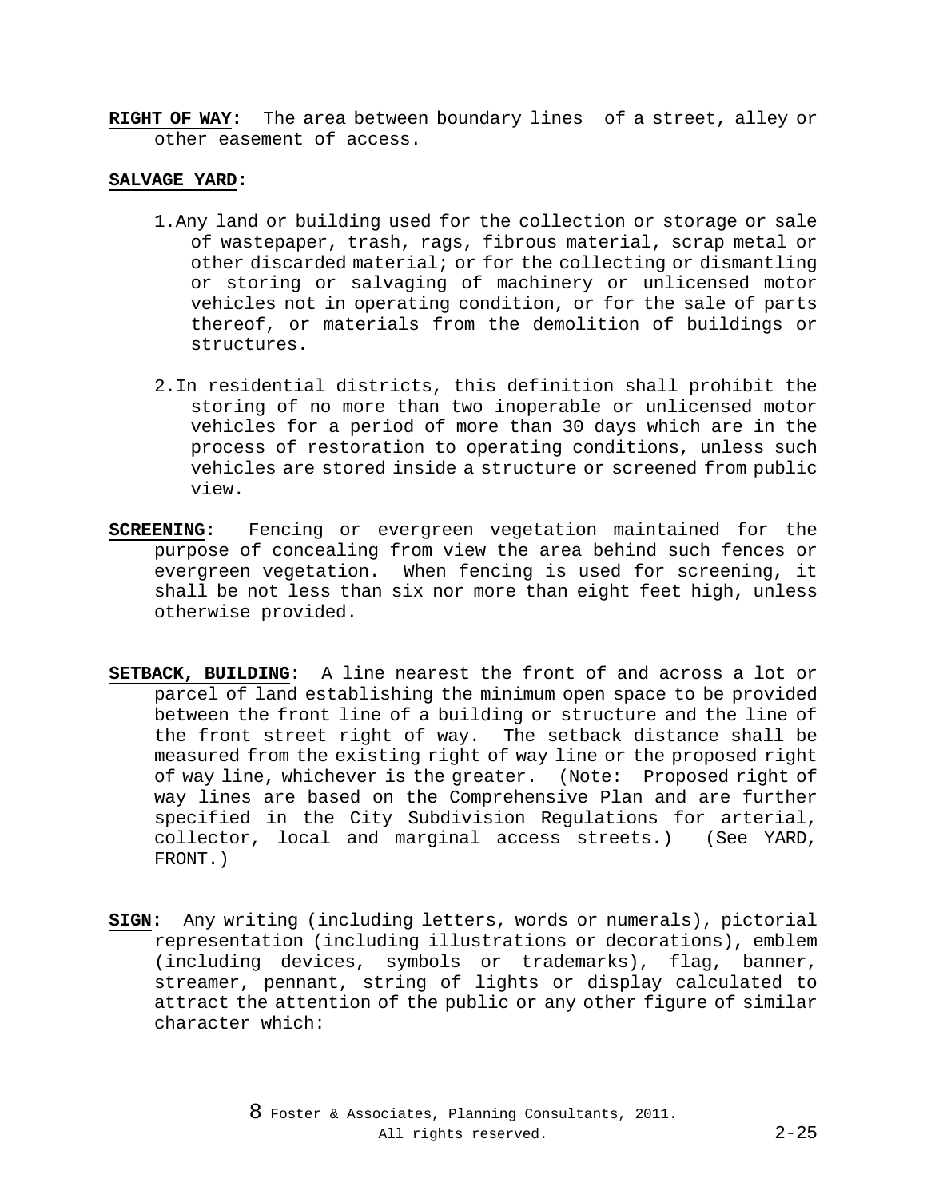**RIGHT OF WAY:** The area between boundary lines of a street, alley or other easement of access.

**SALVAGE YARD:**

1. Any land or building used for the collection or storage or sale of wastepaper, trash, rags, fibrous material, scrap metal or other discarded material; or for the collecting or dismantling or storing or salvaging of machinery or unlicensed motor vehicles not in operating condition, or for the sale of parts thereof, or materials from the demolition of buildings or structures.

2. In residential districts, this definition shall prohibit the storing of no more than two inoperable or unlicensed motor vehicles for a period of more than 30 days which are in the process of restoration to operating conditions, unless such vehicles are stored inside a structure or screened from public view.

**SCREENING:** Fencing or evergreen vegetation maintained for the purpose of concealing from view the area behind such fences or evergreen vegetation. When fencing is used for screening, it shall be not less than six nor more than eight feet high, unless otherwise provided.

**SETBACK, BUILDING:** A line nearest the front of and across a lot or parcel of land establishing the minimum open space to be provided between the front line of a building or structure and the line of the front street right of way. The setback distance shall be measured from the existing right of way line or the proposed right of way line, whichever is the greater. (Note: Proposed right of way lines are based on the Comprehensive Plan and are further specified in the City Subdivision Regulations for arterial, collector, local and marginal access streets.) (See YARD, FRONT.)

**SIGN:** Any writing (including letters, words or numerals), pictorial representation (including illustrations or decorations), emblem (including devices, symbols or trademarks), flag, banner, streamer, pennant, string of lights or display calculated to attract the attention of the public or any other figure of similar character which: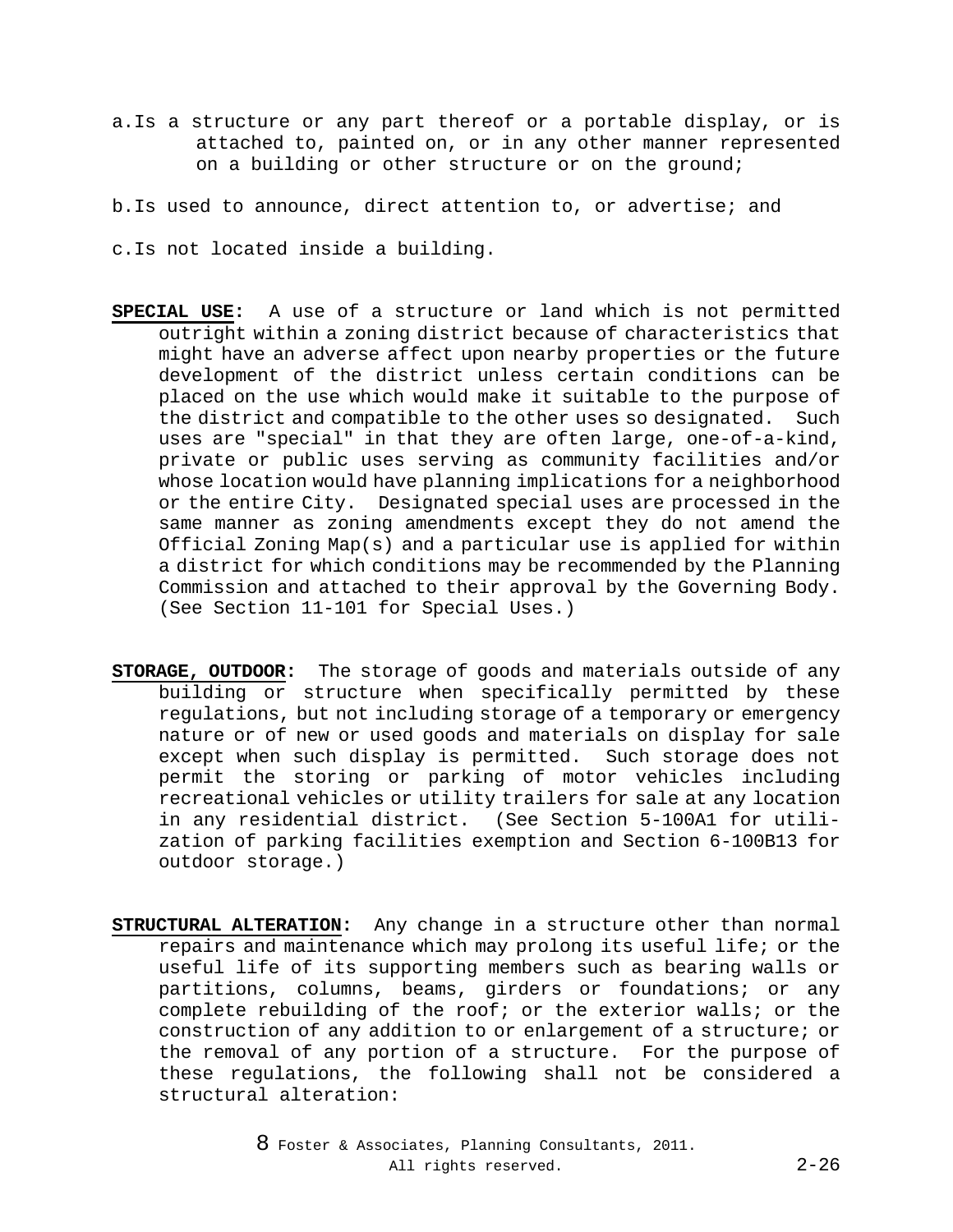a. Is a structure or any part thereof or a portable display, or is attached to, painted on, or in any other manner represented on a building or other structure or on the ground;

b. Is used to announce, direct attention to, or advertise; and

c. Is not located inside a building.

**SPECIAL USE:** A use of a structure or land which is not permitted outright within a zoning district because of characteristics that might have an adverse affect upon nearby properties or the future development of the district unless certain conditions can be placed on the use which would make it suitable to the purpose of the district and compatible to the other uses so designated. Such uses are "special" in that they are often large, one-of-a-kind, private or public uses serving as community facilities and/or whose location would have planning implications for a neighborhood or the entire City. Designated special uses are processed in the same manner as zoning amendments except they do not amend the Official Zoning Map(s) and a particular use is applied for within a district for which conditions may be recommended by the Planning Commission and attached to their approval by the Governing Body. (See Section 11-101 for Special Uses.)

**STORAGE, OUTDOOR:** The storage of goods and materials outside of any building or structure when specifically permitted by these regulations, but not including storage of a temporary or emergency nature or of new or used goods and materials on display for sale except when such display is permitted. Such storage does not permit the storing or parking of motor vehicles including recreational vehicles or utility trailers for sale at any location in any residential district. (See Section 5-100A1 for utilization of parking facilities exemption and Section 6-100B13 for outdoor storage.)

**STRUCTURAL ALTERATION:** Any change in a structure other than normal repairs and maintenance which may prolong its useful life; or the useful life of its supporting members such as bearing walls or partitions, columns, beams, girders or foundations; or any complete rebuilding of the roof; or the exterior walls; or the construction of any addition to or enlargement of a structure; or the removal of any portion of a structure. For the purpose of these regulations, the following shall not be considered a structural alteration: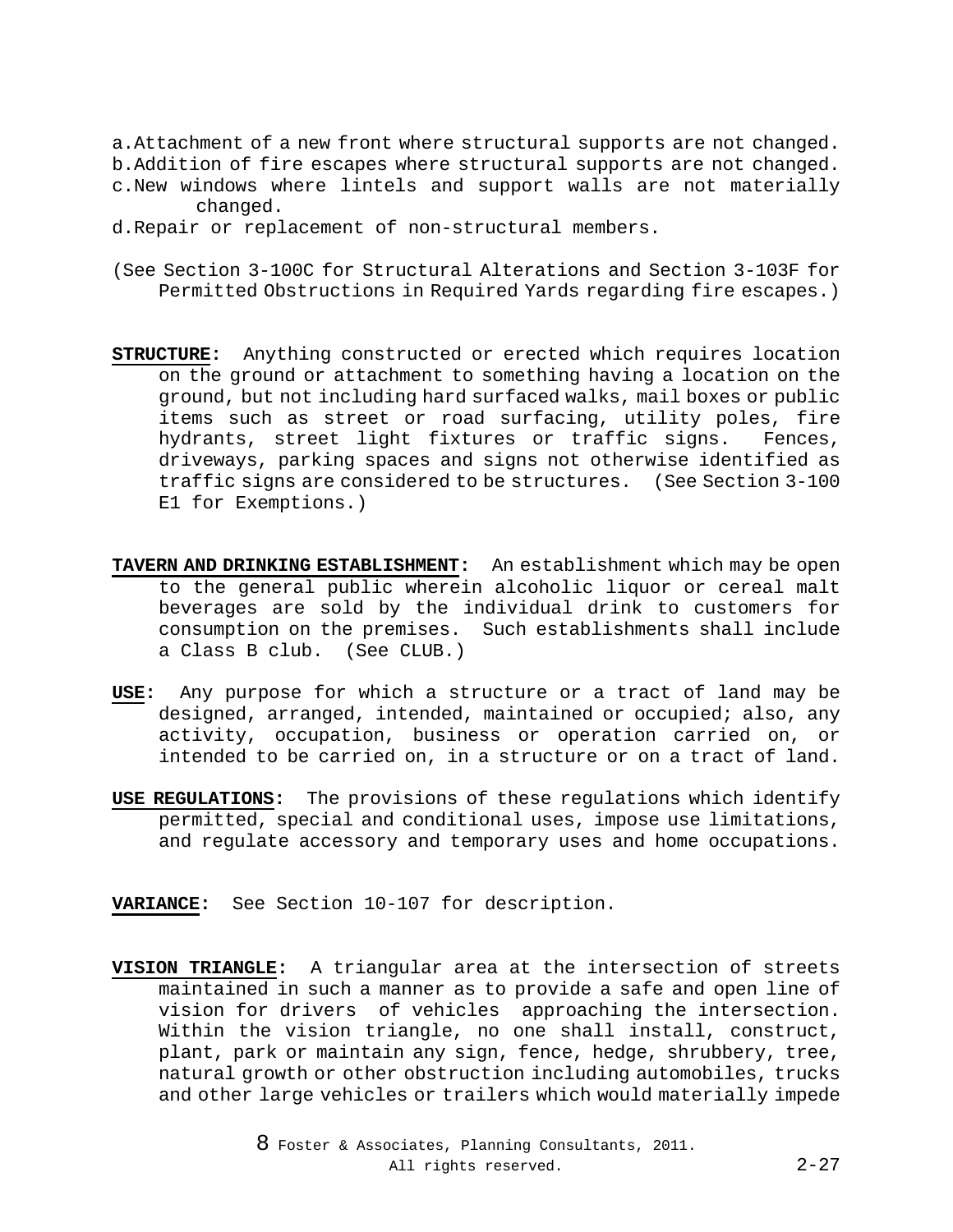a. Attachment of a new front where structural supports are not changed.
b. Addition of fire escapes where structural supports are not changed.
c. New windows where lintels and support walls are not materially changed.
d. Repair or replacement of non-structural members.

(See Section 3-100C for Structural Alterations and Section 3-103F for Permitted Obstructions in Required Yards regarding fire escapes.)

**STRUCTURE:** Anything constructed or erected which requires location on the ground or attachment to something having a location on the ground, but not including hard surfaced walks, mail boxes or public items such as street or road surfacing, utility poles, fire hydrants, street light fixtures or traffic signs. Fences, driveways, parking spaces and signs not otherwise identified as traffic signs are considered to be structures. (See Section 3-100 E1 for Exemptions.)

**TAVERN AND DRINKING ESTABLISHMENT:** An establishment which may be open to the general public wherein alcoholic liquor or cereal malt beverages are sold by the individual drink to customers for consumption on the premises. Such establishments shall include a Class B club. (See CLUB.)

**USE:** Any purpose for which a structure or a tract of land may be designed, arranged, intended, maintained or occupied; also, any activity, occupation, business or operation carried on, or intended to be carried on, in a structure or on a tract of land.

**USE REGULATIONS:** The provisions of these regulations which identify permitted, special and conditional uses, impose use limitations, and regulate accessory and temporary uses and home occupations.

**VARIANCE:** See Section 10-107 for description.

**VISION TRIANGLE:** A triangular area at the intersection of streets maintained in such a manner as to provide a safe and open line of vision for drivers of vehicles approaching the intersection. Within the vision triangle, no one shall install, construct, plant, park or maintain any sign, fence, hedge, shrubbery, tree, natural growth or other obstruction including automobiles, trucks and other large vehicles or trailers which would materially impede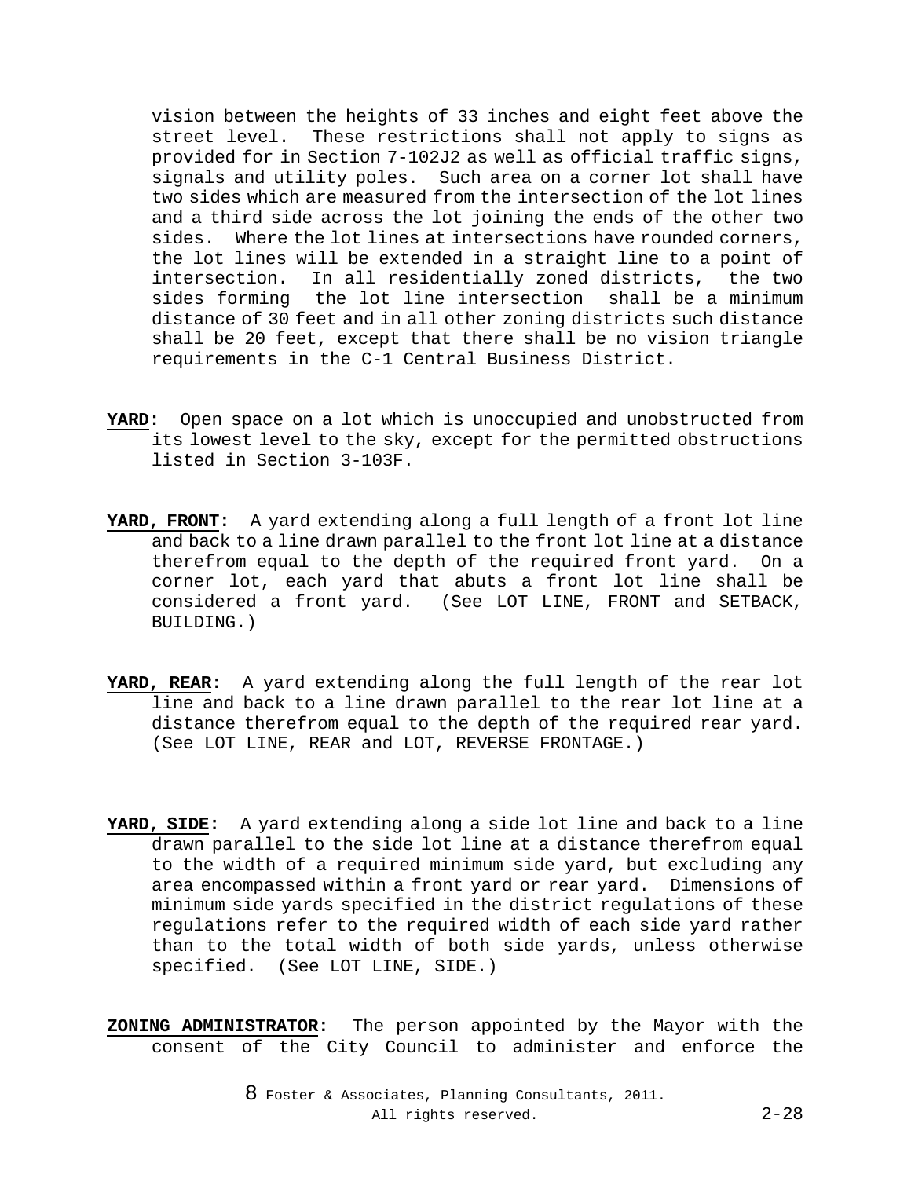vision between the heights of 33 inches and eight feet above the street level. These restrictions shall not apply to signs as provided for in Section 7-102J2 as well as official traffic signs, signals and utility poles. Such area on a corner lot shall have two sides which are measured from the intersection of the lot lines and a third side across the lot joining the ends of the other two sides. Where the lot lines at intersections have rounded corners, the lot lines will be extended in a straight line to a point of intersection. In all residentially zoned districts, the two sides forming the lot line intersection shall be a minimum distance of 30 feet and in all other zoning districts such distance shall be 20 feet, except that there shall be no vision triangle requirements in the C-1 Central Business District.

**YARD:** Open space on a lot which is unoccupied and unobstructed from its lowest level to the sky, except for the permitted obstructions listed in Section 3-103F.

**YARD, FRONT:** A yard extending along a full length of a front lot line and back to a line drawn parallel to the front lot line at a distance therefrom equal to the depth of the required front yard. On a corner lot, each yard that abuts a front lot line shall be considered a front yard. (See LOT LINE, FRONT and SETBACK, BUILDING.)

**YARD, REAR:** A yard extending along the full length of the rear lot line and back to a line drawn parallel to the rear lot line at a distance therefrom equal to the depth of the required rear yard. (See LOT LINE, REAR and LOT, REVERSE FRONTAGE.)

**YARD, SIDE:** A yard extending along a side lot line and back to a line drawn parallel to the side lot line at a distance therefrom equal to the width of a required minimum side yard, but excluding any area encompassed within a front yard or rear yard. Dimensions of minimum side yards specified in the district regulations of these regulations refer to the required width of each side yard rather than to the total width of both side yards, unless otherwise specified. (See LOT LINE, SIDE.)

**ZONING ADMINISTRATOR:** The person appointed by the Mayor with the consent of the City Council to administer and enforce the

© Foster & Associates, Planning Consultants, 2011. All rights reserved.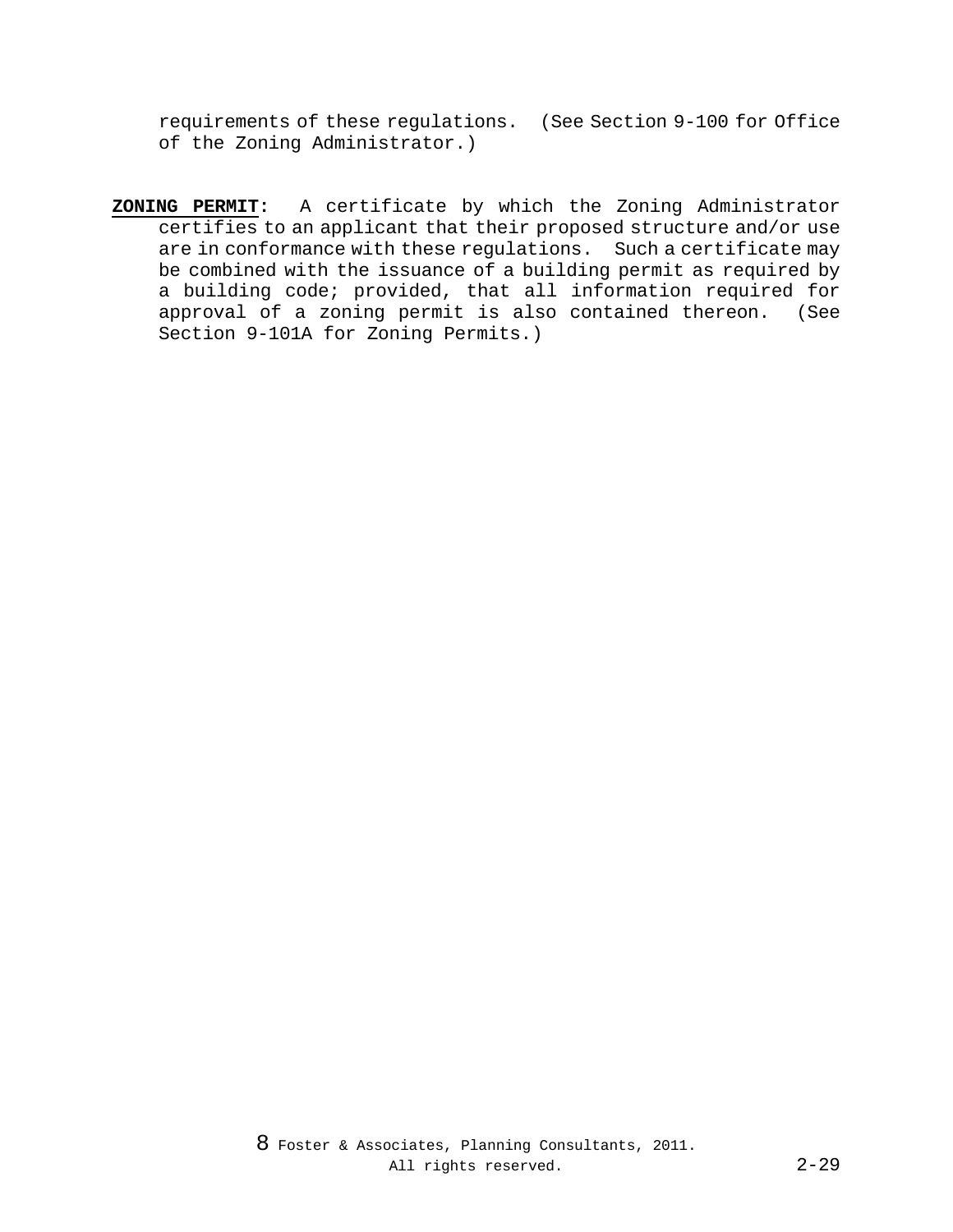requirements of these regulations. (See Section 9-100 for Office of the Zoning Administrator.)

**ZONING PERMIT:** A certificate by which the Zoning Administrator certifies to an applicant that their proposed structure and/or use are in conformance with these regulations. Such a certificate may be combined with the issuance of a building permit as required by a building code; provided, that all information required for approval of a zoning permit is also contained thereon. (See Section 9-101A for Zoning Permits.)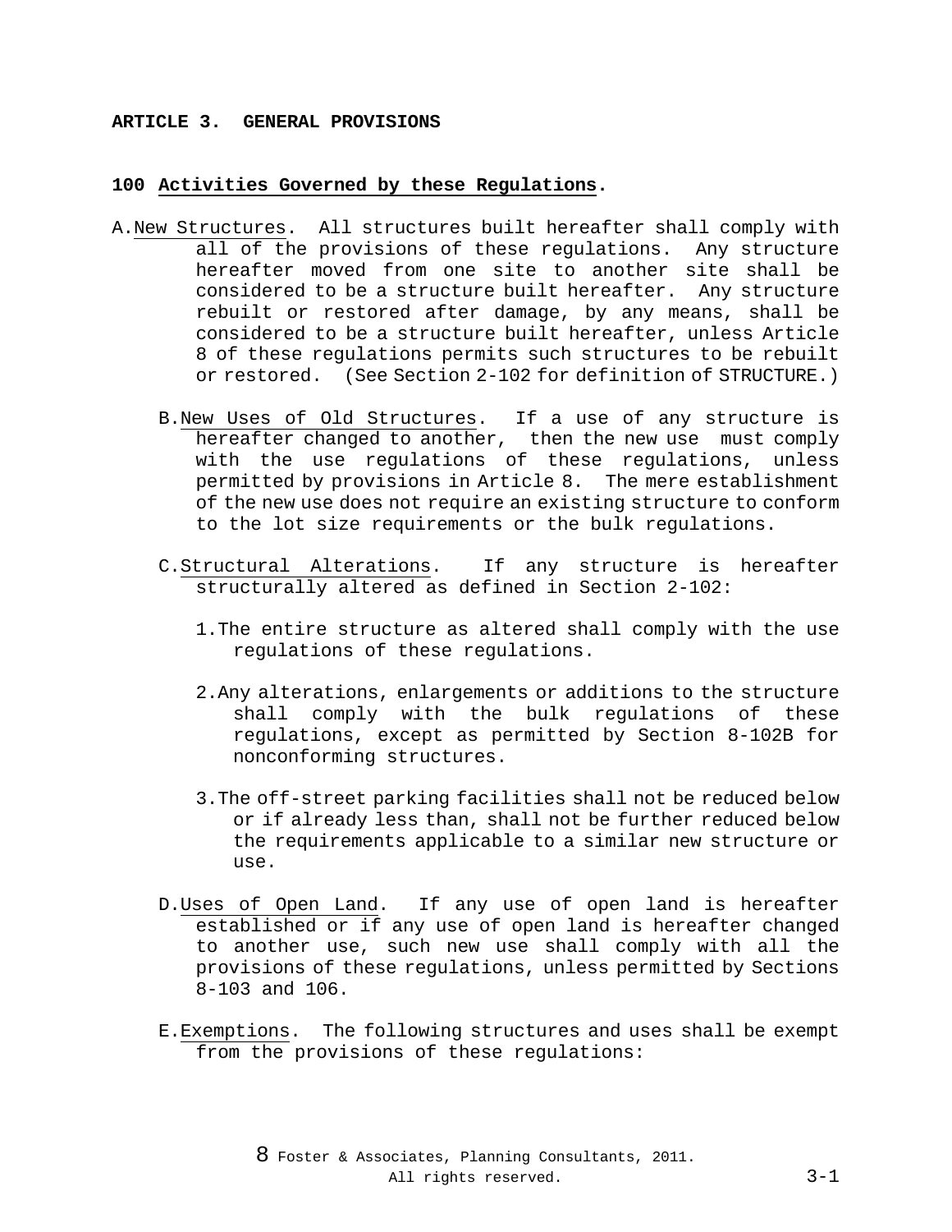## ARTICLE 3. GENERAL PROVISIONS

### 100 Activities Governed by these Regulations.

A. New Structures. All structures built hereafter shall comply with all of the provisions of these regulations. Any structure hereafter moved from one site to another site shall be considered to be a structure built hereafter. Any structure rebuilt or restored after damage, by any means, shall be considered to be a structure built hereafter, unless Article 8 of these regulations permits such structures to be rebuilt or restored. (See Section 2-102 for definition of STRUCTURE.)

B. New Uses of Old Structures. If a use of any structure is hereafter changed to another, then the new use must comply with the use regulations of these regulations, unless permitted by provisions in Article 8. The mere establishment of the new use does not require an existing structure to conform to the lot size requirements or the bulk regulations.

C. Structural Alterations. If any structure is hereafter structurally altered as defined in Section 2-102:

1. The entire structure as altered shall comply with the use regulations of these regulations.

2. Any alterations, enlargements or additions to the structure shall comply with the bulk regulations of these regulations, except as permitted by Section 8-102B for nonconforming structures.

3. The off-street parking facilities shall not be reduced below or if already less than, shall not be further reduced below the requirements applicable to a similar new structure or use.

D. Uses of Open Land. If any use of open land is hereafter established or if any use of open land is hereafter changed to another use, such new use shall comply with all the provisions of these regulations, unless permitted by Sections 8-103 and 106.

E. Exemptions. The following structures and uses shall be exempt from the provisions of these regulations: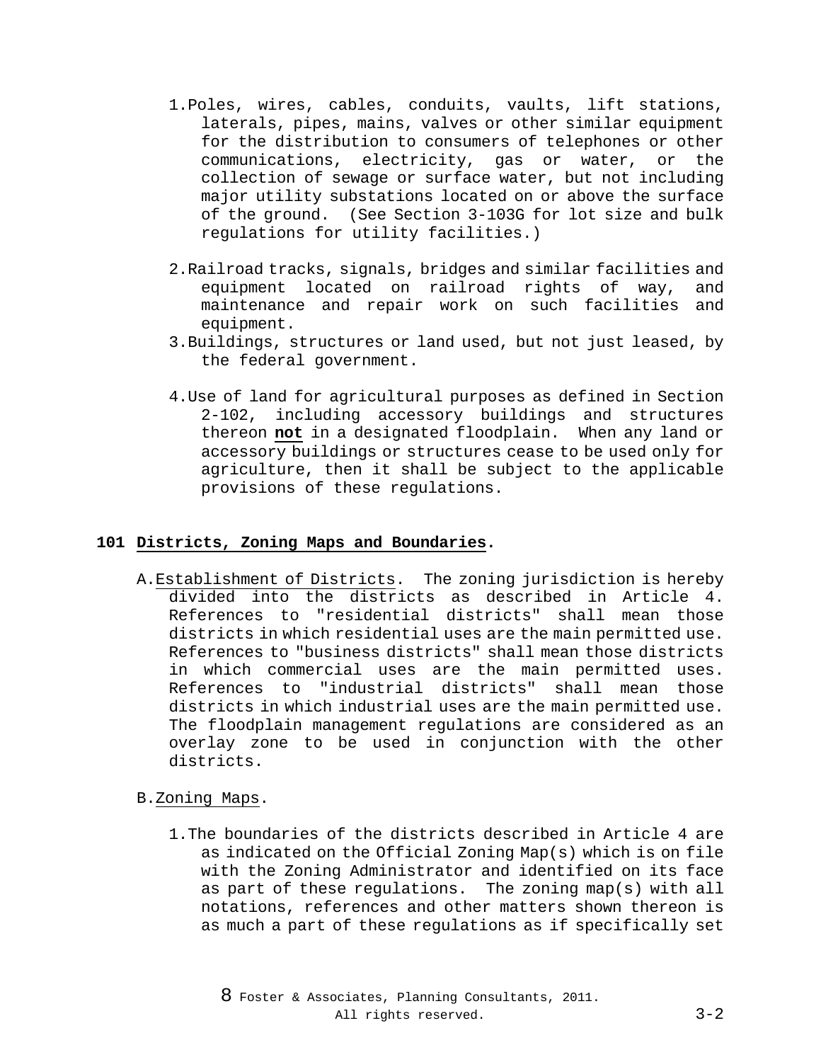1. Poles, wires, cables, conduits, vaults, lift stations, laterals, pipes, mains, valves or other similar equipment for the distribution to consumers of telephones or other communications, electricity, gas or water, or the collection of sewage or surface water, but not including major utility substations located on or above the surface of the ground. (See Section 3-103G for lot size and bulk regulations for utility facilities.)

2. Railroad tracks, signals, bridges and similar facilities and equipment located on railroad rights of way, and maintenance and repair work on such facilities and equipment.

3. Buildings, structures or land used, but not just leased, by the federal government.

4. Use of land for agricultural purposes as defined in Section 2-102, including accessory buildings and structures thereon **not** in a designated floodplain. When any land or accessory buildings or structures cease to be used only for agriculture, then it shall be subject to the applicable provisions of these regulations.

## 101 Districts, Zoning Maps and Boundaries.

A. Establishment of Districts. The zoning jurisdiction is hereby divided into the districts as described in Article 4. References to "residential districts" shall mean those districts in which residential uses are the main permitted use. References to "business districts" shall mean those districts in which commercial uses are the main permitted uses. References to "industrial districts" shall mean those districts in which industrial uses are the main permitted use. The floodplain management regulations are considered as an overlay zone to be used in conjunction with the other districts.

B. Zoning Maps.

1. The boundaries of the districts described in Article 4 are as indicated on the Official Zoning Map(s) which is on file with the Zoning Administrator and identified on its face as part of these regulations. The zoning map(s) with all notations, references and other matters shown thereon is as much a part of these regulations as if specifically set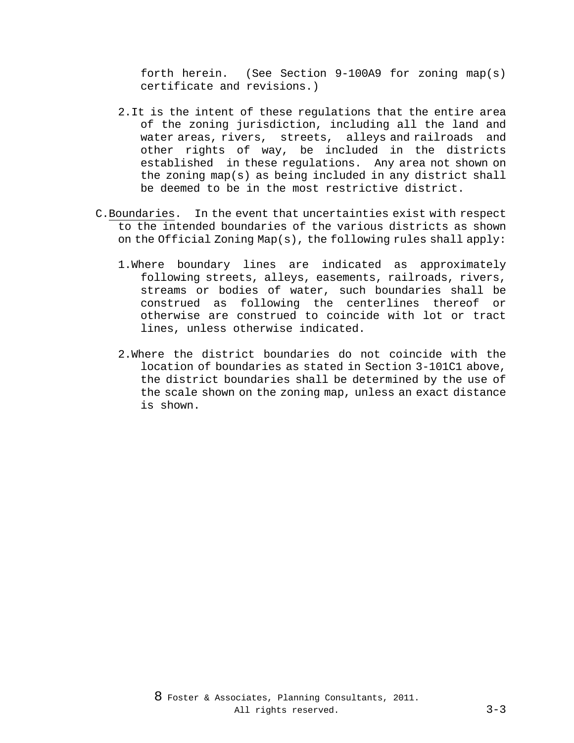forth herein. (See Section 9-100A9 for zoning map(s) certificate and revisions.)

2. It is the intent of these regulations that the entire area of the zoning jurisdiction, including all the land and water areas, rivers, streets, alleys and railroads and other rights of way, be included in the districts established in these regulations. Any area not shown on the zoning map(s) as being included in any district shall be deemed to be in the most restrictive district.

C. Boundaries. In the event that uncertainties exist with respect to the intended boundaries of the various districts as shown on the Official Zoning Map(s), the following rules shall apply:

1. Where boundary lines are indicated as approximately following streets, alleys, easements, railroads, rivers, streams or bodies of water, such boundaries shall be construed as following the centerlines thereof or otherwise are construed to coincide with lot or tract lines, unless otherwise indicated.

2. Where the district boundaries do not coincide with the location of boundaries as stated in Section 3-101C1 above, the district boundaries shall be determined by the use of the scale shown on the zoning map, unless an exact distance is shown.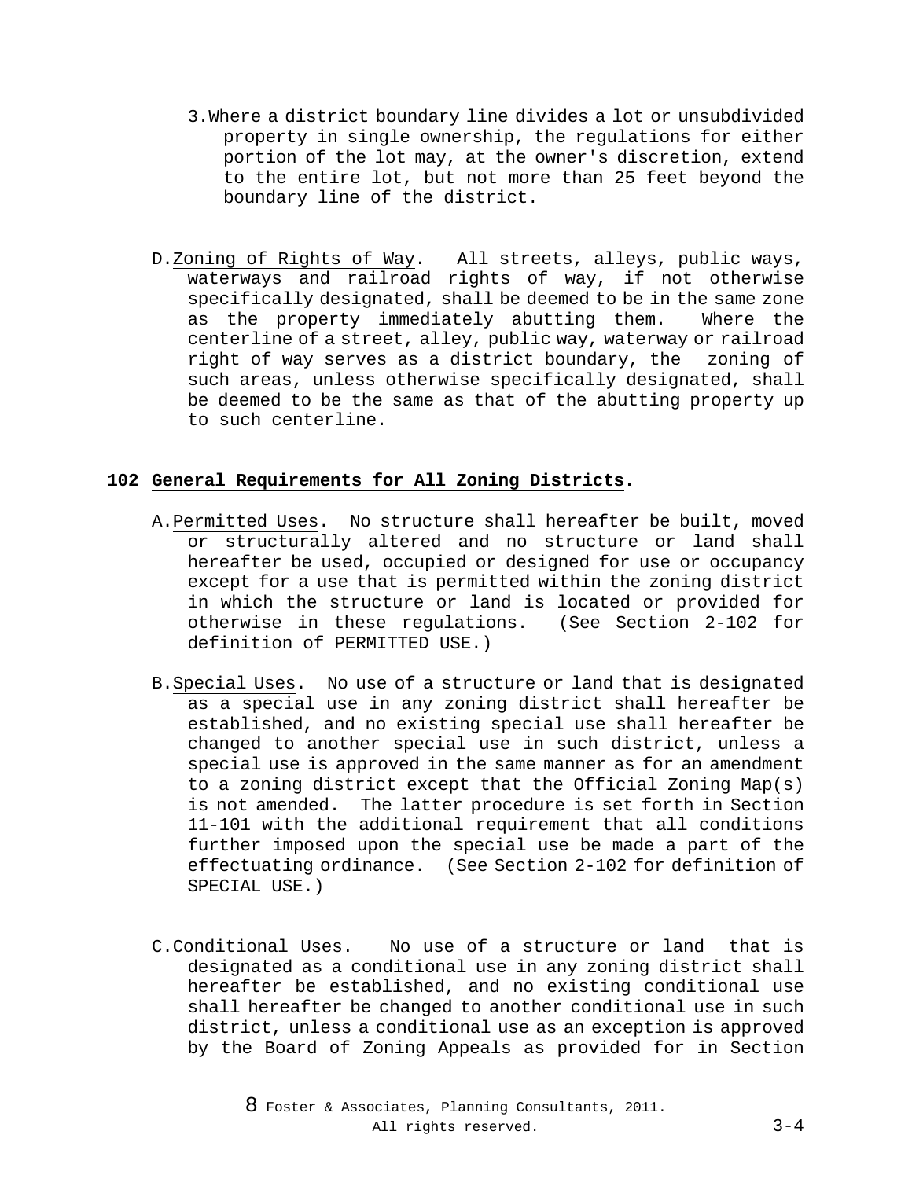3. Where a district boundary line divides a lot or unsubdivided property in single ownership, the regulations for either portion of the lot may, at the owner's discretion, extend to the entire lot, but not more than 25 feet beyond the boundary line of the district.

D. Zoning of Rights of Way. All streets, alleys, public ways, waterways and railroad rights of way, if not otherwise specifically designated, shall be deemed to be in the same zone as the property immediately abutting them. Where the centerline of a street, alley, public way, waterway or railroad right of way serves as a district boundary, the zoning of such areas, unless otherwise specifically designated, shall be deemed to be the same as that of the abutting property up to such centerline.

## 102 General Requirements for All Zoning Districts.

A. Permitted Uses. No structure shall hereafter be built, moved or structurally altered and no structure or land shall hereafter be used, occupied or designed for use or occupancy except for a use that is permitted within the zoning district in which the structure or land is located or provided for otherwise in these regulations. (See Section 2-102 for definition of PERMITTED USE.)

B. Special Uses. No use of a structure or land that is designated as a special use in any zoning district shall hereafter be established, and no existing special use shall hereafter be changed to another special use in such district, unless a special use is approved in the same manner as for an amendment to a zoning district except that the Official Zoning Map(s) is not amended. The latter procedure is set forth in Section 11-101 with the additional requirement that all conditions further imposed upon the special use be made a part of the effectuating ordinance. (See Section 2-102 for definition of SPECIAL USE.)

C. Conditional Uses. No use of a structure or land that is designated as a conditional use in any zoning district shall hereafter be established, and no existing conditional use shall hereafter be changed to another conditional use in such district, unless a conditional use as an exception is approved by the Board of Zoning Appeals as provided for in Section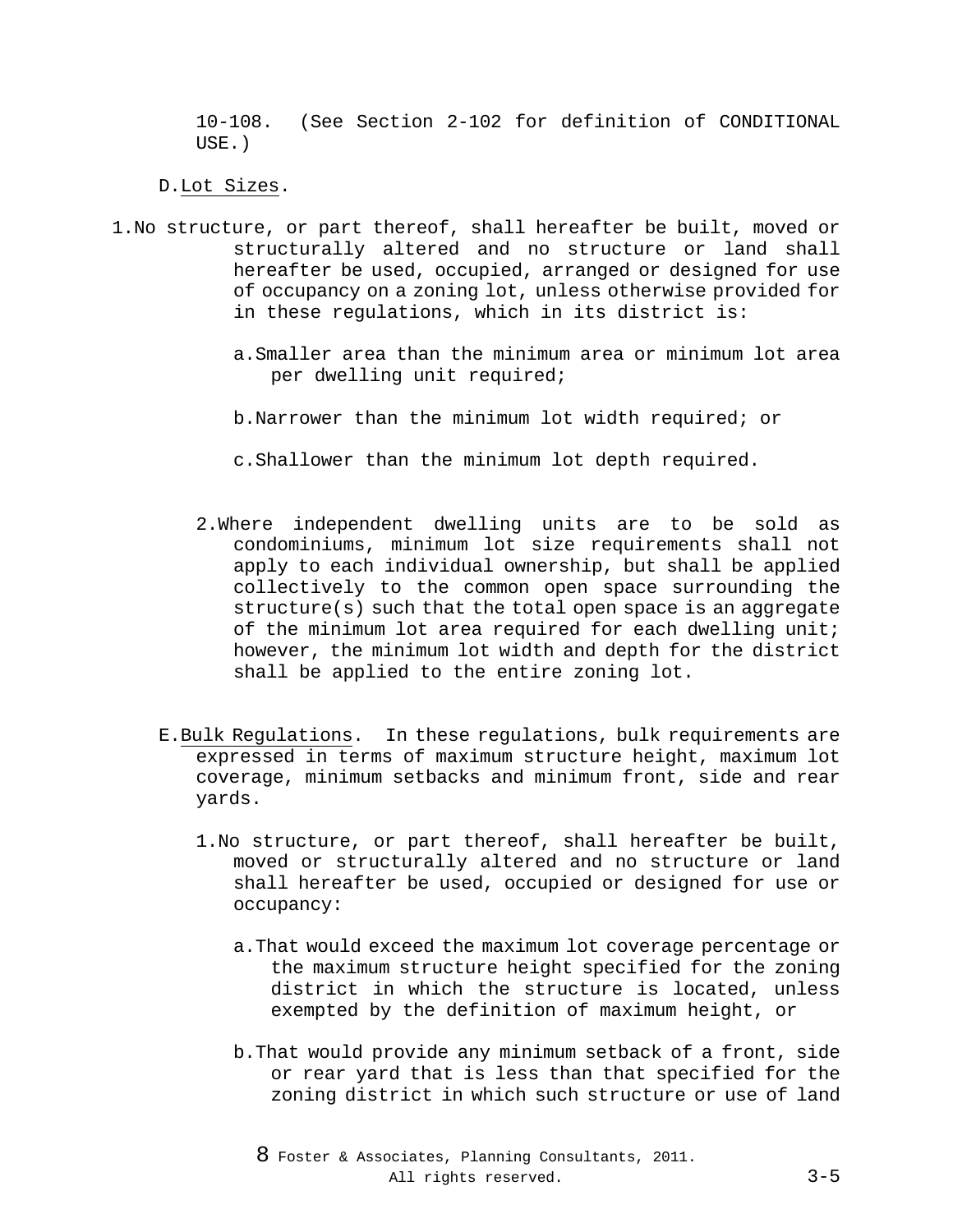10-108. (See Section 2-102 for definition of CONDITIONAL USE.)

D. Lot Sizes.

1. No structure, or part thereof, shall hereafter be built, moved or structurally altered and no structure or land shall hereafter be used, occupied, arranged or designed for use of occupancy on a zoning lot, unless otherwise provided for in these regulations, which in its district is:

   a. Smaller area than the minimum area or minimum lot area per dwelling unit required;

   b. Narrower than the minimum lot width required; or

   c. Shallower than the minimum lot depth required.

2. Where independent dwelling units are to be sold as condominiums, minimum lot size requirements shall not apply to each individual ownership, but shall be applied collectively to the common open space surrounding the structure(s) such that the total open space is an aggregate of the minimum lot area required for each dwelling unit; however, the minimum lot width and depth for the district shall be applied to the entire zoning lot.

E. Bulk Regulations. In these regulations, bulk requirements are expressed in terms of maximum structure height, maximum lot coverage, minimum setbacks and minimum front, side and rear yards.

1. No structure, or part thereof, shall hereafter be built, moved or structurally altered and no structure or land shall hereafter be used, occupied or designed for use or occupancy:

   a. That would exceed the maximum lot coverage percentage or the maximum structure height specified for the zoning district in which the structure is located, unless exempted by the definition of maximum height, or

   b. That would provide any minimum setback of a front, side or rear yard that is less than that specified for the zoning district in which such structure or use of land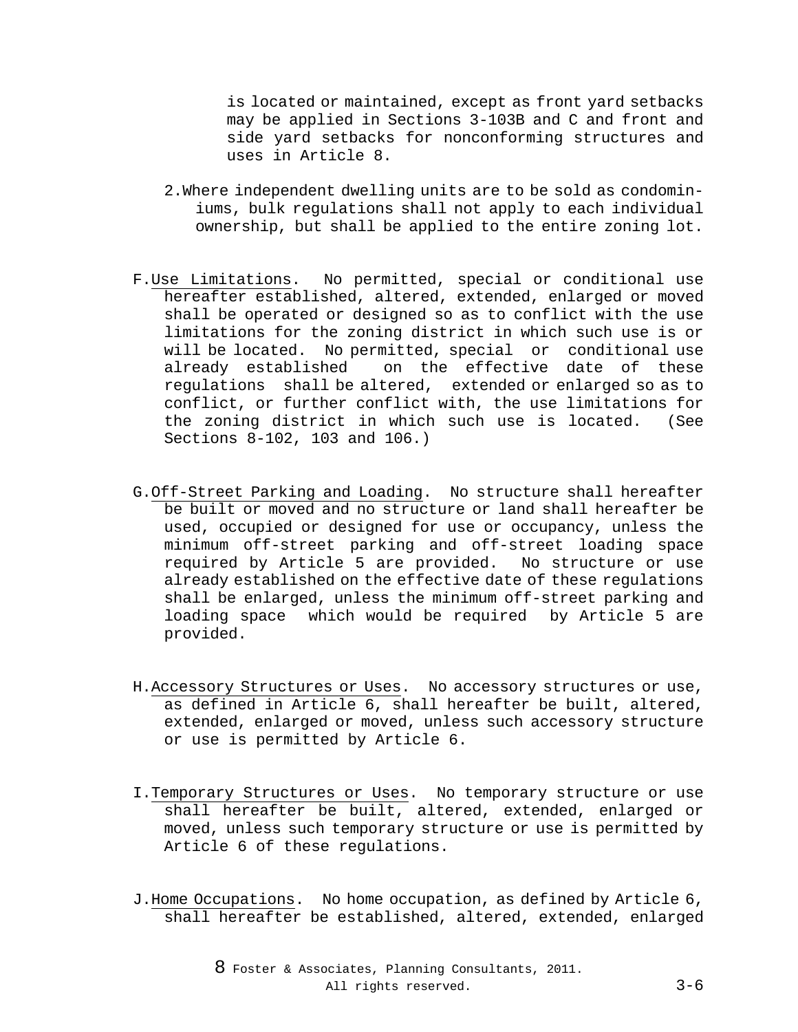is located or maintained, except as front yard setbacks may be applied in Sections 3-103B and C and front and side yard setbacks for nonconforming structures and uses in Article 8.

2. Where independent dwelling units are to be sold as condominiums, bulk regulations shall not apply to each individual ownership, but shall be applied to the entire zoning lot.

F. Use Limitations. No permitted, special or conditional use hereafter established, altered, extended, enlarged or moved shall be operated or designed so as to conflict with the use limitations for the zoning district in which such use is or will be located. No permitted, special or conditional use already established on the effective date of these regulations shall be altered, extended or enlarged so as to conflict, or further conflict with, the use limitations for the zoning district in which such use is located. (See Sections 8-102, 103 and 106.)

G. Off-Street Parking and Loading. No structure shall hereafter be built or moved and no structure or land shall hereafter be used, occupied or designed for use or occupancy, unless the minimum off-street parking and off-street loading space required by Article 5 are provided. No structure or use already established on the effective date of these regulations shall be enlarged, unless the minimum off-street parking and loading space which would be required by Article 5 are provided.

H. Accessory Structures or Uses. No accessory structures or use, as defined in Article 6, shall hereafter be built, altered, extended, enlarged or moved, unless such accessory structure or use is permitted by Article 6.

I. Temporary Structures or Uses. No temporary structure or use shall hereafter be built, altered, extended, enlarged or moved, unless such temporary structure or use is permitted by Article 6 of these regulations.

J. Home Occupations. No home occupation, as defined by Article 6, shall hereafter be established, altered, extended, enlarged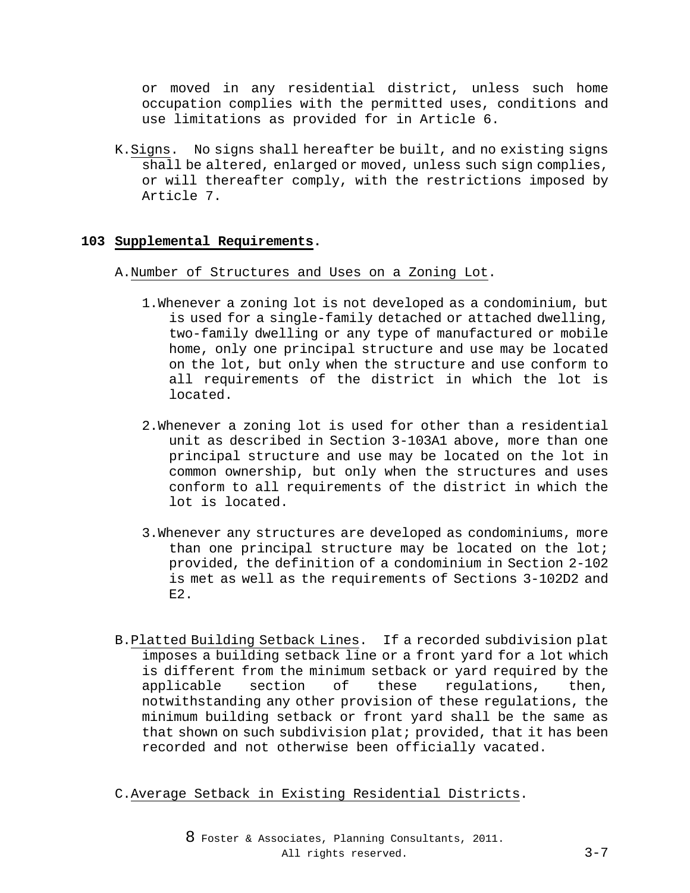or moved in any residential district, unless such home occupation complies with the permitted uses, conditions and use limitations as provided for in Article 6.

K. Signs. No signs shall hereafter be built, and no existing signs shall be altered, enlarged or moved, unless such sign complies, or will thereafter comply, with the restrictions imposed by Article 7.

## 103 Supplemental Requirements.

A. Number of Structures and Uses on a Zoning Lot.

1. Whenever a zoning lot is not developed as a condominium, but is used for a single-family detached or attached dwelling, two-family dwelling or any type of manufactured or mobile home, only one principal structure and use may be located on the lot, but only when the structure and use conform to all requirements of the district in which the lot is located.

2. Whenever a zoning lot is used for other than a residential unit as described in Section 3-103A1 above, more than one principal structure and use may be located on the lot in common ownership, but only when the structures and uses conform to all requirements of the district in which the lot is located.

3. Whenever any structures are developed as condominiums, more than one principal structure may be located on the lot; provided, the definition of a condominium in Section 2-102 is met as well as the requirements of Sections 3-102D2 and E2.

B. Platted Building Setback Lines. If a recorded subdivision plat imposes a building setback line or a front yard for a lot which is different from the minimum setback or yard required by the applicable section of these regulations, then, notwithstanding any other provision of these regulations, the minimum building setback or front yard shall be the same as that shown on such subdivision plat; provided, that it has been recorded and not otherwise been officially vacated.

C. Average Setback in Existing Residential Districts.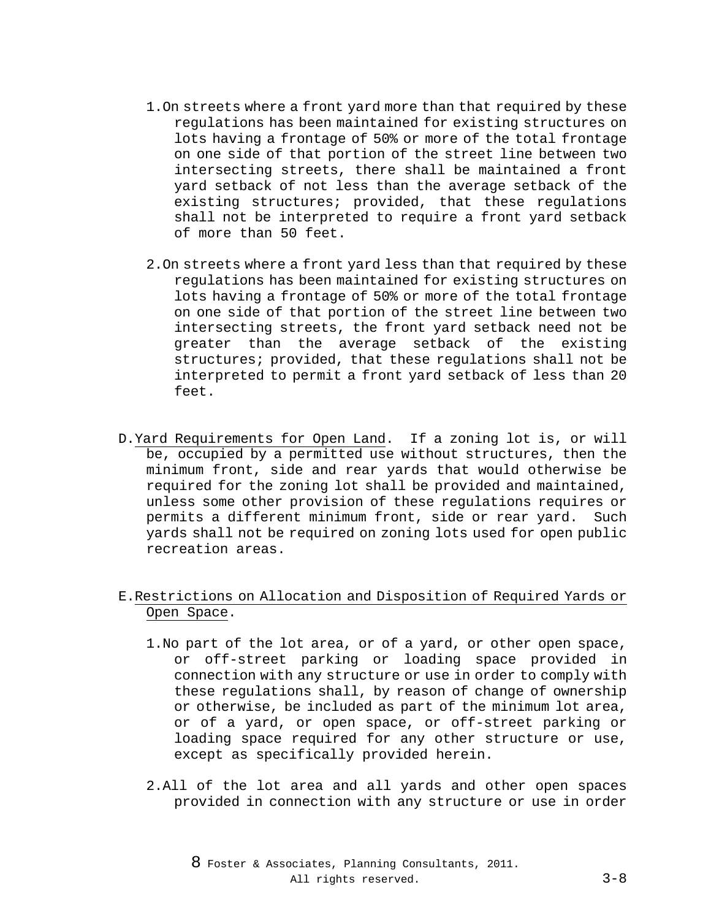1. On streets where a front yard more than that required by these regulations has been maintained for existing structures on lots having a frontage of 50% or more of the total frontage on one side of that portion of the street line between two intersecting streets, there shall be maintained a front yard setback of not less than the average setback of the existing structures; provided, that these regulations shall not be interpreted to require a front yard setback of more than 50 feet.

2. On streets where a front yard less than that required by these regulations has been maintained for existing structures on lots having a frontage of 50% or more of the total frontage on one side of that portion of the street line between two intersecting streets, the front yard setback need not be greater than the average setback of the existing structures; provided, that these regulations shall not be interpreted to permit a front yard setback of less than 20 feet.

D. Yard Requirements for Open Land. If a zoning lot is, or will be, occupied by a permitted use without structures, then the minimum front, side and rear yards that would otherwise be required for the zoning lot shall be provided and maintained, unless some other provision of these regulations requires or permits a different minimum front, side or rear yard. Such yards shall not be required on zoning lots used for open public recreation areas.

E. Restrictions on Allocation and Disposition of Required Yards or Open Space.

1. No part of the lot area, or of a yard, or other open space, or off-street parking or loading space provided in connection with any structure or use in order to comply with these regulations shall, by reason of change of ownership or otherwise, be included as part of the minimum lot area, or of a yard, or open space, or off-street parking or loading space required for any other structure or use, except as specifically provided herein.

2. All of the lot area and all yards and other open spaces provided in connection with any structure or use in order

8 Foster & Associates, Planning Consultants, 2011. All rights reserved.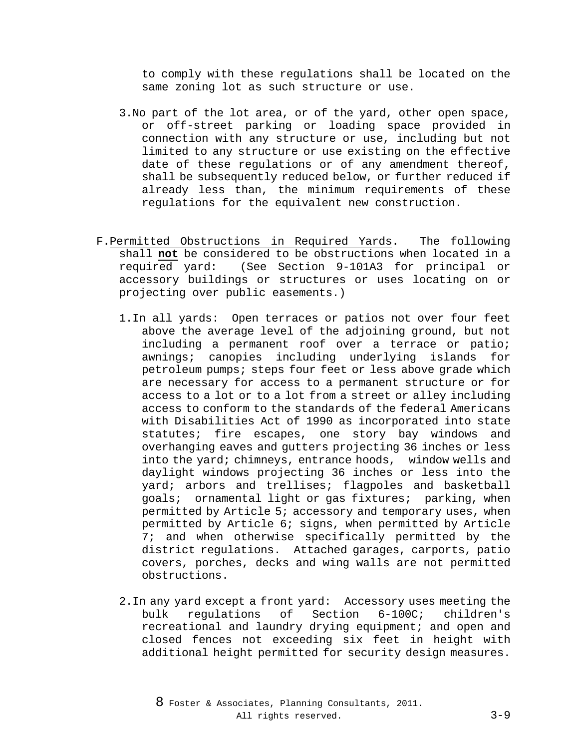to comply with these regulations shall be located on the same zoning lot as such structure or use.

3. No part of the lot area, or of the yard, other open space, or off-street parking or loading space provided in connection with any structure or use, including but not limited to any structure or use existing on the effective date of these regulations or of any amendment thereof, shall be subsequently reduced below, or further reduced if already less than, the minimum requirements of these regulations for the equivalent new construction.

F. Permitted Obstructions in Required Yards. The following shall **not** be considered to be obstructions when located in a required yard: (See Section 9-101A3 for principal or accessory buildings or structures or uses locating on or projecting over public easements.)

1. In all yards: Open terraces or patios not over four feet above the average level of the adjoining ground, but not including a permanent roof over a terrace or patio; awnings; canopies including underlying islands for petroleum pumps; steps four feet or less above grade which are necessary for access to a permanent structure or for access to a lot or to a lot from a street or alley including access to conform to the standards of the federal Americans with Disabilities Act of 1990 as incorporated into state statutes; fire escapes, one story bay windows and overhanging eaves and gutters projecting 36 inches or less into the yard; chimneys, entrance hoods, window wells and daylight windows projecting 36 inches or less into the yard; arbors and trellises; flagpoles and basketball goals; ornamental light or gas fixtures; parking, when permitted by Article 5; accessory and temporary uses, when permitted by Article 6; signs, when permitted by Article 7; and when otherwise specifically permitted by the district regulations. Attached garages, carports, patio covers, porches, decks and wing walls are not permitted obstructions.

2. In any yard except a front yard: Accessory uses meeting the bulk regulations of Section 6-100C; children's recreational and laundry drying equipment; and open and closed fences not exceeding six feet in height with additional height permitted for security design measures.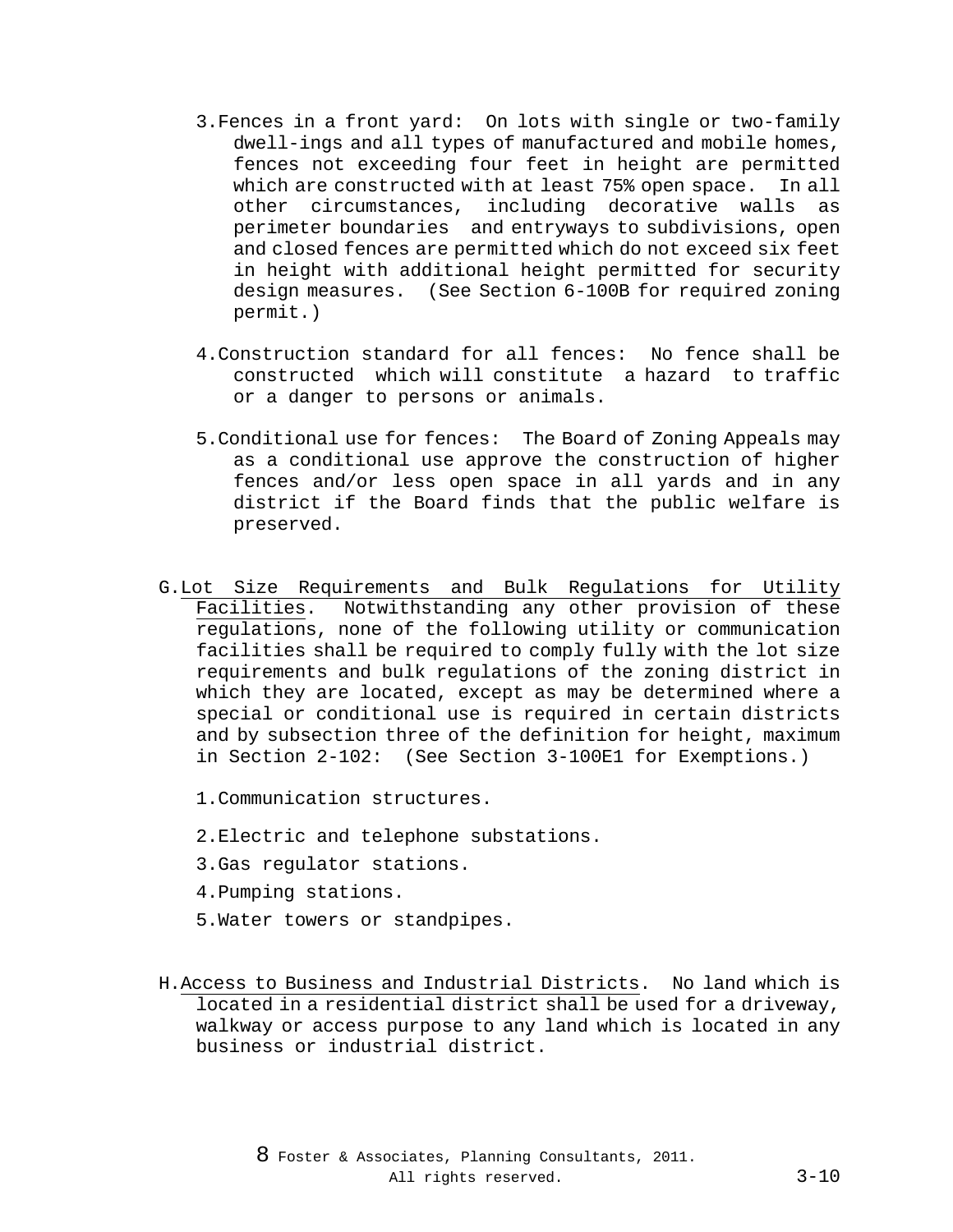3. Fences in a front yard: On lots with single or two-family dwell-ings and all types of manufactured and mobile homes, fences not exceeding four feet in height are permitted which are constructed with at least 75% open space. In all other circumstances, including decorative walls as perimeter boundaries and entryways to subdivisions, open and closed fences are permitted which do not exceed six feet in height with additional height permitted for security design measures. (See Section 6-100B for required zoning permit.)

4. Construction standard for all fences: No fence shall be constructed which will constitute a hazard to traffic or a danger to persons or animals.

5. Conditional use for fences: The Board of Zoning Appeals may as a conditional use approve the construction of higher fences and/or less open space in all yards and in any district if the Board finds that the public welfare is preserved.

G. Lot Size Requirements and Bulk Regulations for Utility Facilities. Notwithstanding any other provision of these regulations, none of the following utility or communication facilities shall be required to comply fully with the lot size requirements and bulk regulations of the zoning district in which they are located, except as may be determined where a special or conditional use is required in certain districts and by subsection three of the definition for height, maximum in Section 2-102: (See Section 3-100E1 for Exemptions.)

1. Communication structures.
2. Electric and telephone substations.
3. Gas regulator stations.
4. Pumping stations.
5. Water towers or standpipes.

H. Access to Business and Industrial Districts. No land which is located in a residential district shall be used for a driveway, walkway or access purpose to any land which is located in any business or industrial district.

8 Foster & Associates, Planning Consultants, 2011. All rights reserved.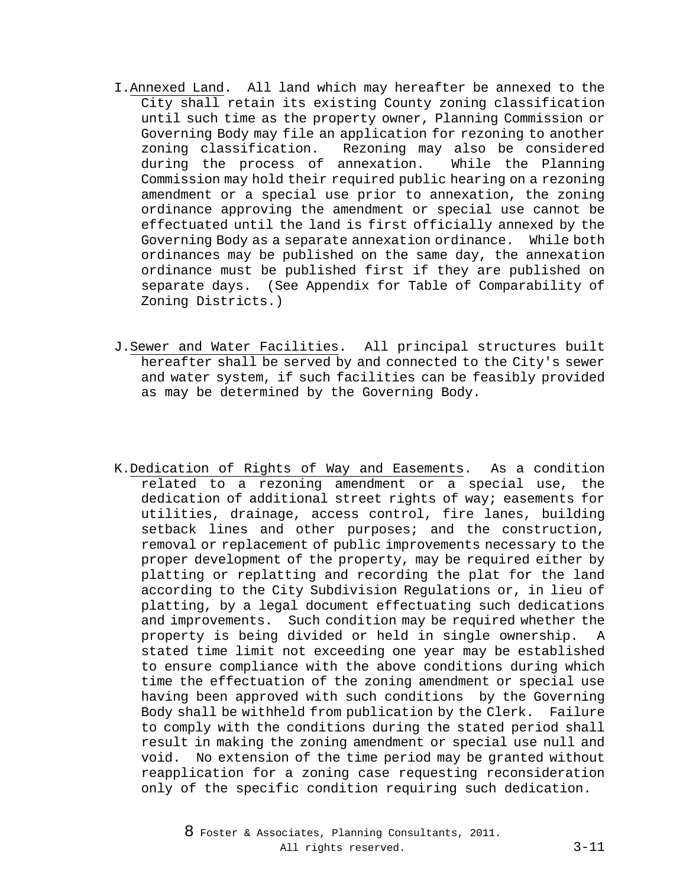I. Annexed Land. All land which may hereafter be annexed to the City shall retain its existing County zoning classification until such time as the property owner, Planning Commission or Governing Body may file an application for rezoning to another zoning classification. Rezoning may also be considered during the process of annexation. While the Planning Commission may hold their required public hearing on a rezoning amendment or a special use prior to annexation, the zoning ordinance approving the amendment or special use cannot be effectuated until the land is first officially annexed by the Governing Body as a separate annexation ordinance. While both ordinances may be published on the same day, the annexation ordinance must be published first if they are published on separate days. (See Appendix for Table of Comparability of Zoning Districts.)

J. Sewer and Water Facilities. All principal structures built hereafter shall be served by and connected to the City's sewer and water system, if such facilities can be feasibly provided as may be determined by the Governing Body.

K. Dedication of Rights of Way and Easements. As a condition related to a rezoning amendment or a special use, the dedication of additional street rights of way; easements for utilities, drainage, access control, fire lanes, building setback lines and other purposes; and the construction, removal or replacement of public improvements necessary to the proper development of the property, may be required either by platting or replatting and recording the plat for the land according to the City Subdivision Regulations or, in lieu of platting, by a legal document effectuating such dedications and improvements. Such condition may be required whether the property is being divided or held in single ownership. A stated time limit not exceeding one year may be established to ensure compliance with the above conditions during which time the effectuation of the zoning amendment or special use having been approved with such conditions by the Governing Body shall be withheld from publication by the Clerk. Failure to comply with the conditions during the stated period shall result in making the zoning amendment or special use null and void. No extension of the time period may be granted without reapplication for a zoning case requesting reconsideration only of the specific condition requiring such dedication.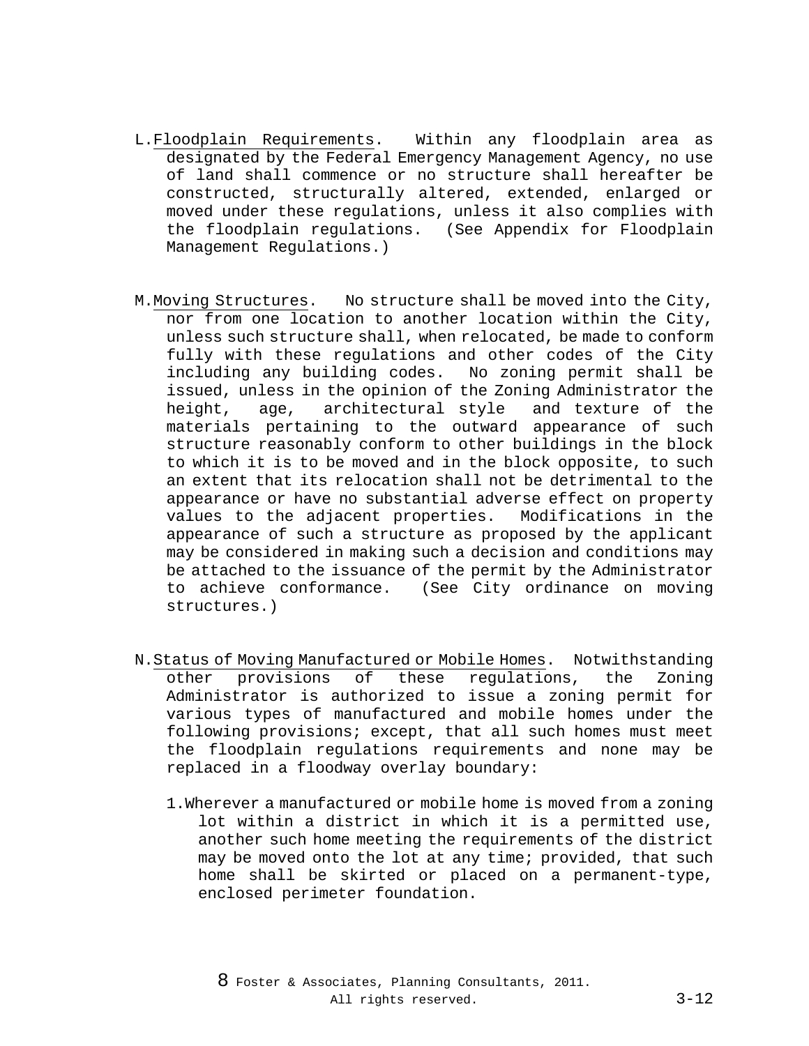L. Floodplain Requirements. Within any floodplain area as designated by the Federal Emergency Management Agency, no use of land shall commence or no structure shall hereafter be constructed, structurally altered, extended, enlarged or moved under these regulations, unless it also complies with the floodplain regulations. (See Appendix for Floodplain Management Regulations.)

M. Moving Structures. No structure shall be moved into the City, nor from one location to another location within the City, unless such structure shall, when relocated, be made to conform fully with these regulations and other codes of the City including any building codes. No zoning permit shall be issued, unless in the opinion of the Zoning Administrator the height, age, architectural style and texture of the materials pertaining to the outward appearance of such structure reasonably conform to other buildings in the block to which it is to be moved and in the block opposite, to such an extent that its relocation shall not be detrimental to the appearance or have no substantial adverse effect on property values to the adjacent properties. Modifications in the appearance of such a structure as proposed by the applicant may be considered in making such a decision and conditions may be attached to the issuance of the permit by the Administrator to achieve conformance. (See City ordinance on moving structures.)

N. Status of Moving Manufactured or Mobile Homes. Notwithstanding other provisions of these regulations, the Zoning Administrator is authorized to issue a zoning permit for various types of manufactured and mobile homes under the following provisions; except, that all such homes must meet the floodplain regulations requirements and none may be replaced in a floodway overlay boundary:

1. Wherever a manufactured or mobile home is moved from a zoning lot within a district in which it is a permitted use, another such home meeting the requirements of the district may be moved onto the lot at any time; provided, that such home shall be skirted or placed on a permanent-type, enclosed perimeter foundation.

8 Foster & Associates, Planning Consultants, 2011. All rights reserved.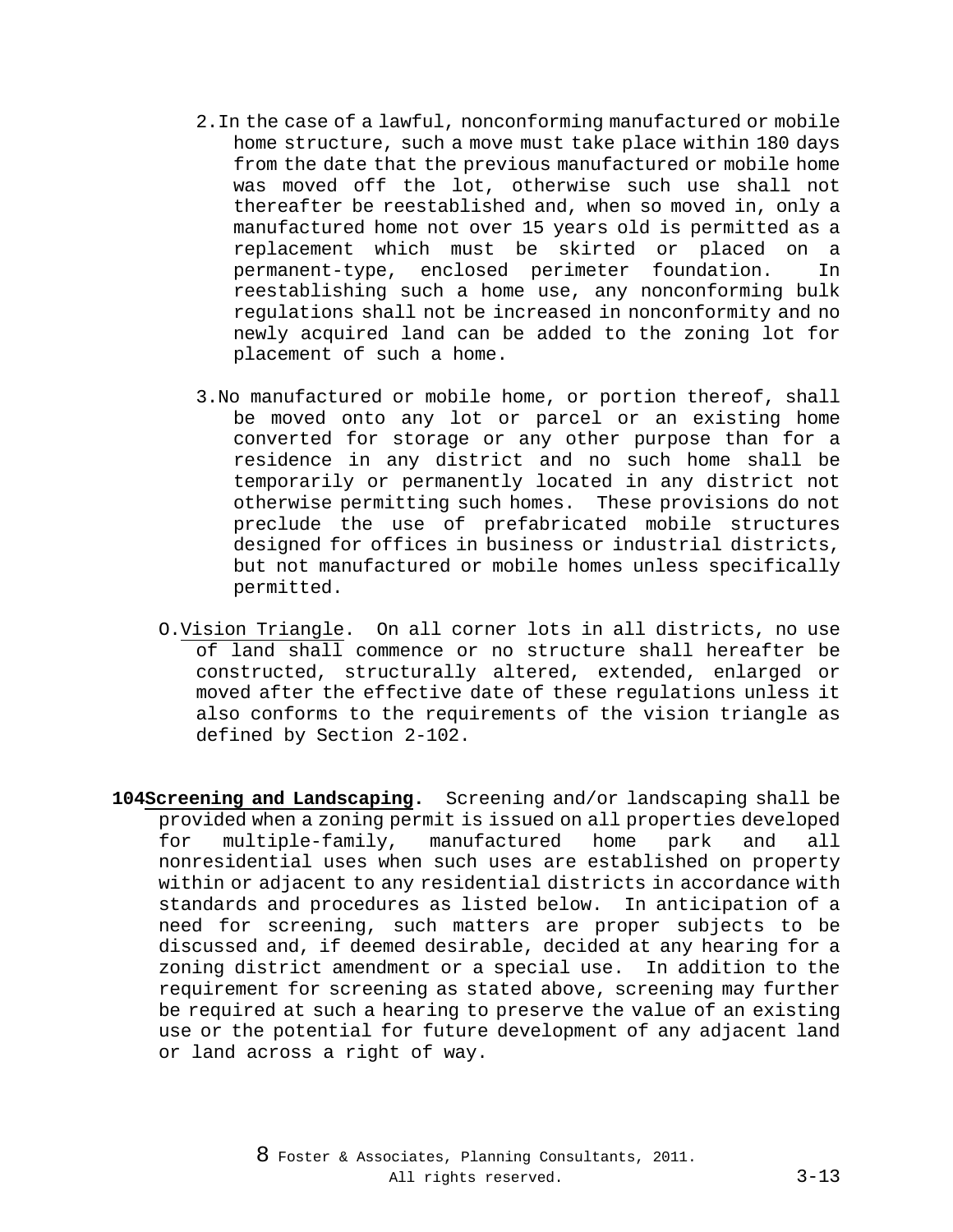2. In the case of a lawful, nonconforming manufactured or mobile home structure, such a move must take place within 180 days from the date that the previous manufactured or mobile home was moved off the lot, otherwise such use shall not thereafter be reestablished and, when so moved in, only a manufactured home not over 15 years old is permitted as a replacement which must be skirted or placed on a permanent-type, enclosed perimeter foundation. In reestablishing such a home use, any nonconforming bulk regulations shall not be increased in nonconformity and no newly acquired land can be added to the zoning lot for placement of such a home.

3. No manufactured or mobile home, or portion thereof, shall be moved onto any lot or parcel or an existing home converted for storage or any other purpose than for a residence in any district and no such home shall be temporarily or permanently located in any district not otherwise permitting such homes. These provisions do not preclude the use of prefabricated mobile structures designed for offices in business or industrial districts, but not manufactured or mobile homes unless specifically permitted.

O. Vision Triangle. On all corner lots in all districts, no use of land shall commence or no structure shall hereafter be constructed, structurally altered, extended, enlarged or moved after the effective date of these regulations unless it also conforms to the requirements of the vision triangle as defined by Section 2-102.

**104 Screening and Landscaping.** Screening and/or landscaping shall be provided when a zoning permit is issued on all properties developed for multiple-family, manufactured home park and all nonresidential uses when such uses are established on property within or adjacent to any residential districts in accordance with standards and procedures as listed below. In anticipation of a need for screening, such matters are proper subjects to be discussed and, if deemed desirable, decided at any hearing for a zoning district amendment or a special use. In addition to the requirement for screening as stated above, screening may further be required at such a hearing to preserve the value of an existing use or the potential for future development of any adjacent land or land across a right of way.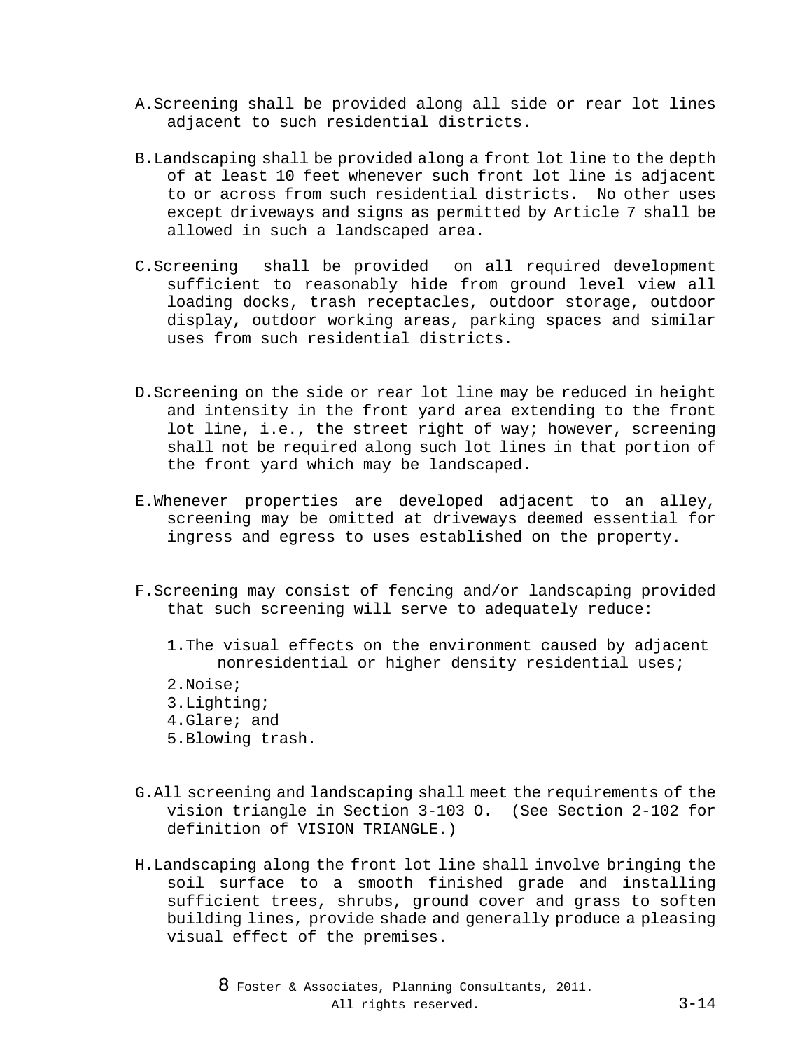A. Screening shall be provided along all side or rear lot lines adjacent to such residential districts.

B. Landscaping shall be provided along a front lot line to the depth of at least 10 feet whenever such front lot line is adjacent to or across from such residential districts. No other uses except driveways and signs as permitted by Article 7 shall be allowed in such a landscaped area.

C. Screening shall be provided on all required development sufficient to reasonably hide from ground level view all loading docks, trash receptacles, outdoor storage, outdoor display, outdoor working areas, parking spaces and similar uses from such residential districts.

D. Screening on the side or rear lot line may be reduced in height and intensity in the front yard area extending to the front lot line, i.e., the street right of way; however, screening shall not be required along such lot lines in that portion of the front yard which may be landscaped.

E. Whenever properties are developed adjacent to an alley, screening may be omitted at driveways deemed essential for ingress and egress to uses established on the property.

F. Screening may consist of fencing and/or landscaping provided that such screening will serve to adequately reduce:

   1. The visual effects on the environment caused by adjacent nonresidential or higher density residential uses;
   2. Noise;
   3. Lighting;
   4. Glare; and
   5. Blowing trash.

G. All screening and landscaping shall meet the requirements of the vision triangle in Section 3-103 O. (See Section 2-102 for definition of VISION TRIANGLE.)

H. Landscaping along the front lot line shall involve bringing the soil surface to a smooth finished grade and installing sufficient trees, shrubs, ground cover and grass to soften building lines, provide shade and generally produce a pleasing visual effect of the premises.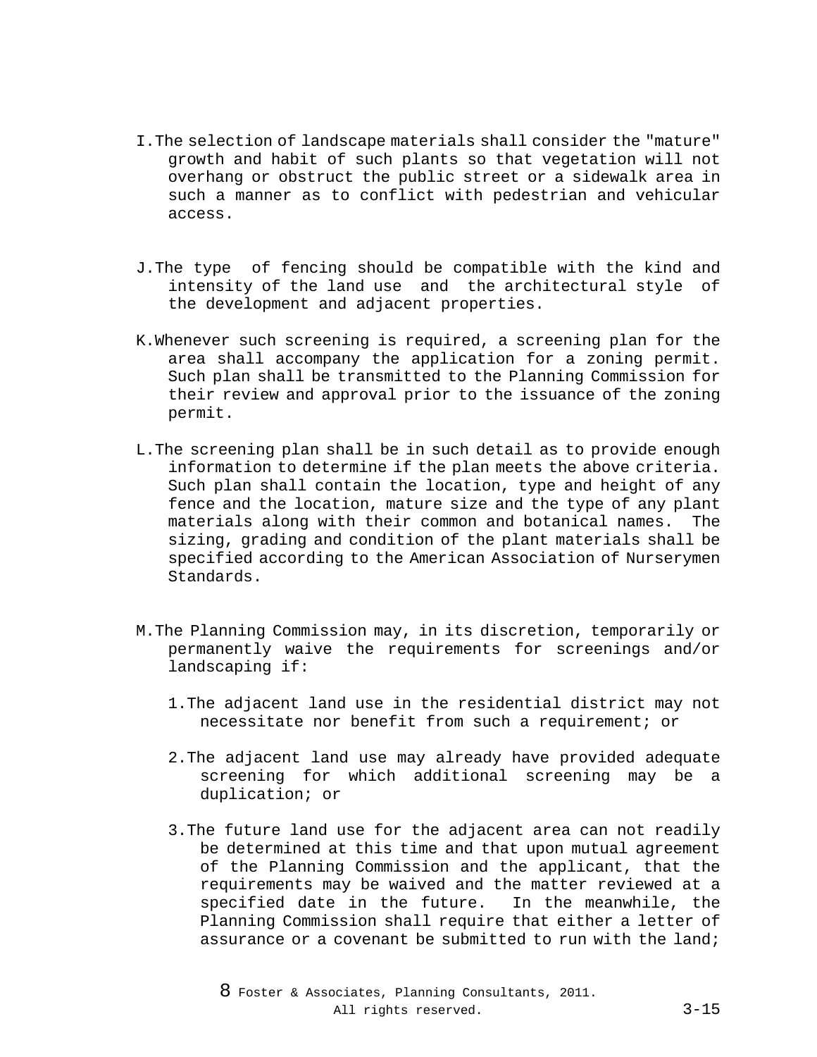I. The selection of landscape materials shall consider the "mature" growth and habit of such plants so that vegetation will not overhang or obstruct the public street or a sidewalk area in such a manner as to conflict with pedestrian and vehicular access.

J. The type of fencing should be compatible with the kind and intensity of the land use and the architectural style of the development and adjacent properties.

K. Whenever such screening is required, a screening plan for the area shall accompany the application for a zoning permit. Such plan shall be transmitted to the Planning Commission for their review and approval prior to the issuance of the zoning permit.

L. The screening plan shall be in such detail as to provide enough information to determine if the plan meets the above criteria. Such plan shall contain the location, type and height of any fence and the location, mature size and the type of any plant materials along with their common and botanical names. The sizing, grading and condition of the plant materials shall be specified according to the American Association of Nurserymen Standards.

M. The Planning Commission may, in its discretion, temporarily or permanently waive the requirements for screenings and/or landscaping if:

   1. The adjacent land use in the residential district may not necessitate nor benefit from such a requirement; or

   2. The adjacent land use may already have provided adequate screening for which additional screening may be a duplication; or

   3. The future land use for the adjacent area can not readily be determined at this time and that upon mutual agreement of the Planning Commission and the applicant, that the requirements may be waived and the matter reviewed at a specified date in the future. In the meanwhile, the Planning Commission shall require that either a letter of assurance or a covenant be submitted to run with the land;

8 Foster & Associates, Planning Consultants, 2011. All rights reserved.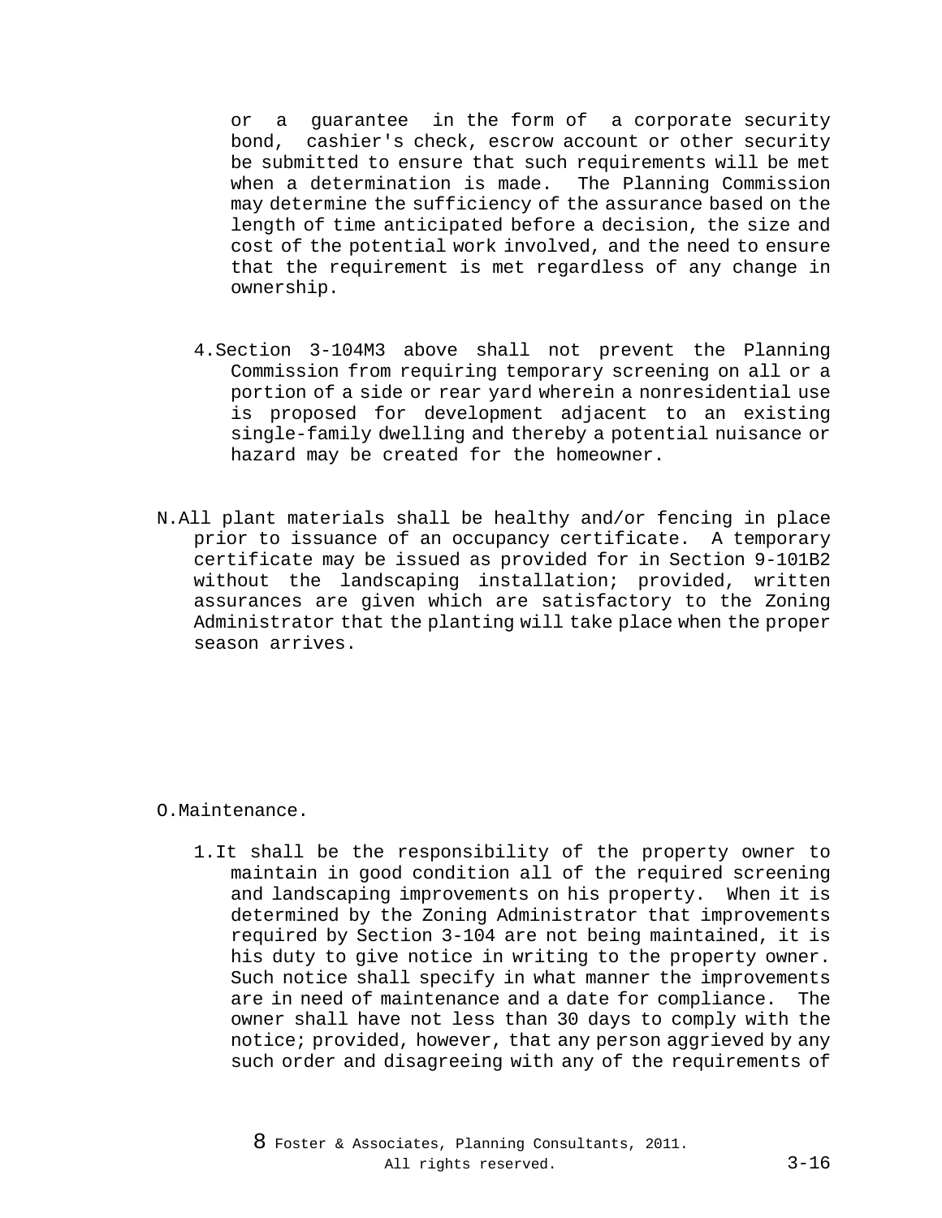or a guarantee in the form of a corporate security bond, cashier's check, escrow account or other security be submitted to ensure that such requirements will be met when a determination is made. The Planning Commission may determine the sufficiency of the assurance based on the length of time anticipated before a decision, the size and cost of the potential work involved, and the need to ensure that the requirement is met regardless of any change in ownership.

4. Section 3-104M3 above shall not prevent the Planning Commission from requiring temporary screening on all or a portion of a side or rear yard wherein a nonresidential use is proposed for development adjacent to an existing single-family dwelling and thereby a potential nuisance or hazard may be created for the homeowner.

N. All plant materials shall be healthy and/or fencing in place prior to issuance of an occupancy certificate. A temporary certificate may be issued as provided for in Section 9-101B2 without the landscaping installation; provided, written assurances are given which are satisfactory to the Zoning Administrator that the planting will take place when the proper season arrives.

O. Maintenance.

1. It shall be the responsibility of the property owner to maintain in good condition all of the required screening and landscaping improvements on his property. When it is determined by the Zoning Administrator that improvements required by Section 3-104 are not being maintained, it is his duty to give notice in writing to the property owner. Such notice shall specify in what manner the improvements are in need of maintenance and a date for compliance. The owner shall have not less than 30 days to comply with the notice; provided, however, that any person aggrieved by any such order and disagreeing with any of the requirements of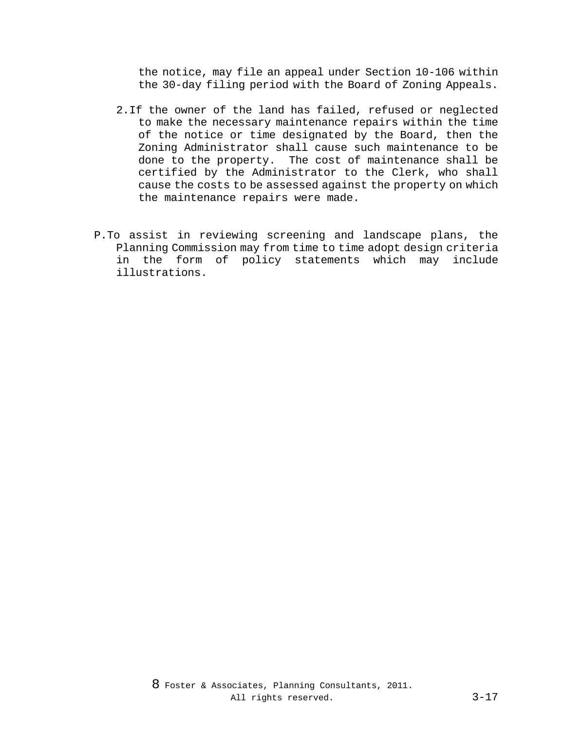the notice, may file an appeal under Section 10-106 within the 30-day filing period with the Board of Zoning Appeals.

2. If the owner of the land has failed, refused or neglected to make the necessary maintenance repairs within the time of the notice or time designated by the Board, then the Zoning Administrator shall cause such maintenance to be done to the property. The cost of maintenance shall be certified by the Administrator to the Clerk, who shall cause the costs to be assessed against the property on which the maintenance repairs were made.

P. To assist in reviewing screening and landscape plans, the Planning Commission may from time to time adopt design criteria in the form of policy statements which may include illustrations.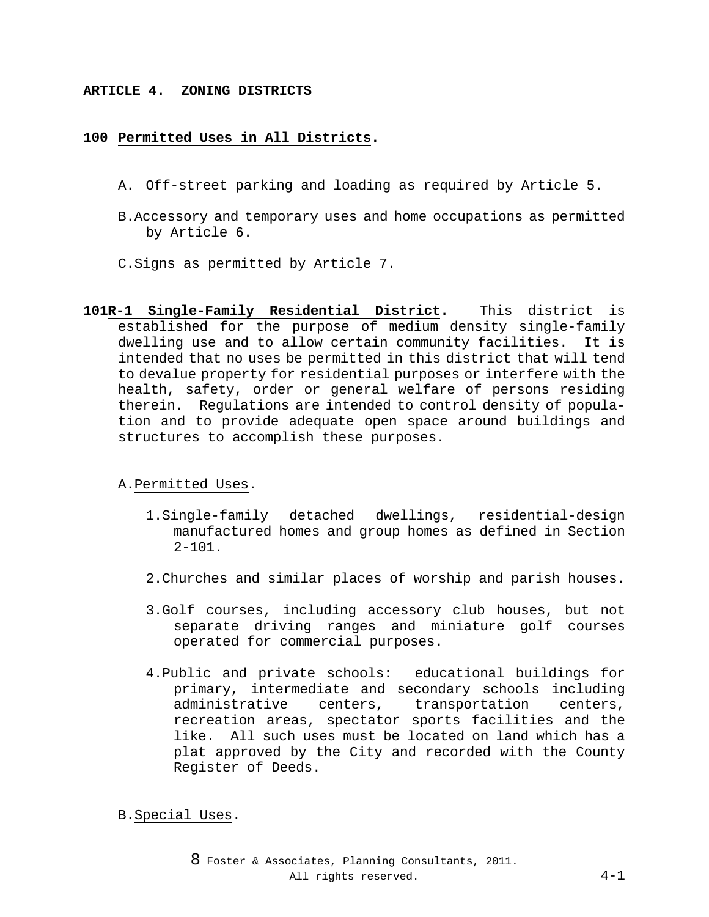**ARTICLE 4. ZONING DISTRICTS**

**100 Permitted Uses in All Districts.**

A. Off-street parking and loading as required by Article 5.

B. Accessory and temporary uses and home occupations as permitted by Article 6.

C. Signs as permitted by Article 7.

**101 R-1 Single-Family Residential District.** This district is established for the purpose of medium density single-family dwelling use and to allow certain community facilities. It is intended that no uses be permitted in this district that will tend to devalue property for residential purposes or interfere with the health, safety, order or general welfare of persons residing therein. Regulations are intended to control density of population and to provide adequate open space around buildings and structures to accomplish these purposes.

A. Permitted Uses.

1. Single-family detached dwellings, residential-design manufactured homes and group homes as defined in Section 2-101.

2. Churches and similar places of worship and parish houses.

3. Golf courses, including accessory club houses, but not separate driving ranges and miniature golf courses operated for commercial purposes.

4. Public and private schools: educational buildings for primary, intermediate and secondary schools including administrative centers, transportation centers, recreation areas, spectator sports facilities and the like. All such uses must be located on land which has a plat approved by the City and recorded with the County Register of Deeds.

B. Special Uses.

8 Foster & Associates, Planning Consultants, 2011. All rights reserved.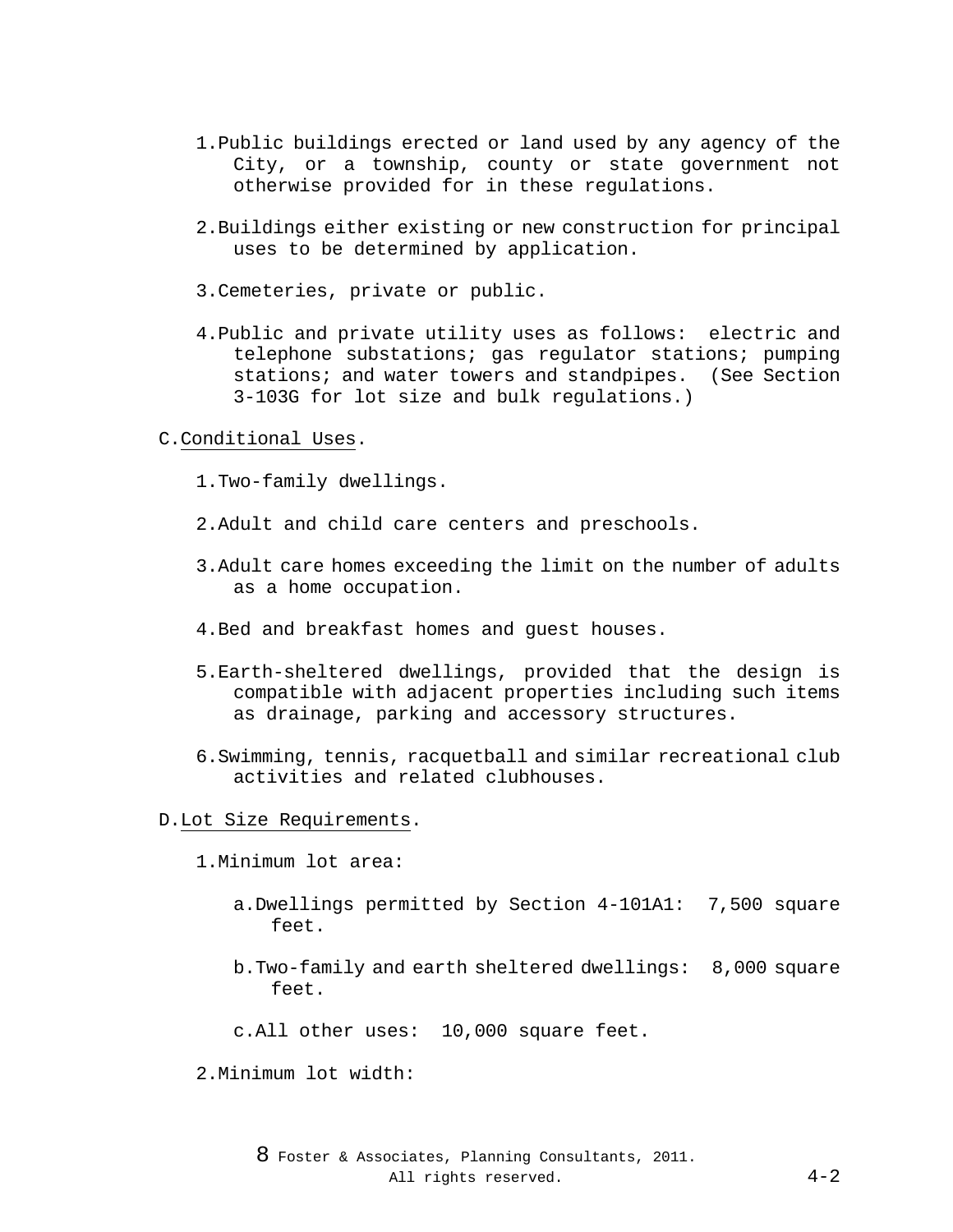1. Public buildings erected or land used by any agency of the City, or a township, county or state government not otherwise provided for in these regulations.

2. Buildings either existing or new construction for principal uses to be determined by application.

3. Cemeteries, private or public.

4. Public and private utility uses as follows: electric and telephone substations; gas regulator stations; pumping stations; and water towers and standpipes. (See Section 3-103G for lot size and bulk regulations.)

C. Conditional Uses.

1. Two-family dwellings.

2. Adult and child care centers and preschools.

3. Adult care homes exceeding the limit on the number of adults as a home occupation.

4. Bed and breakfast homes and guest houses.

5. Earth-sheltered dwellings, provided that the design is compatible with adjacent properties including such items as drainage, parking and accessory structures.

6. Swimming, tennis, racquetball and similar recreational club activities and related clubhouses.

D. Lot Size Requirements.

1. Minimum lot area:

   a. Dwellings permitted by Section 4-101A1: 7,500 square feet.

   b. Two-family and earth sheltered dwellings: 8,000 square feet.

   c. All other uses: 10,000 square feet.

2. Minimum lot width:

8 Foster & Associates, Planning Consultants, 2011. All rights reserved.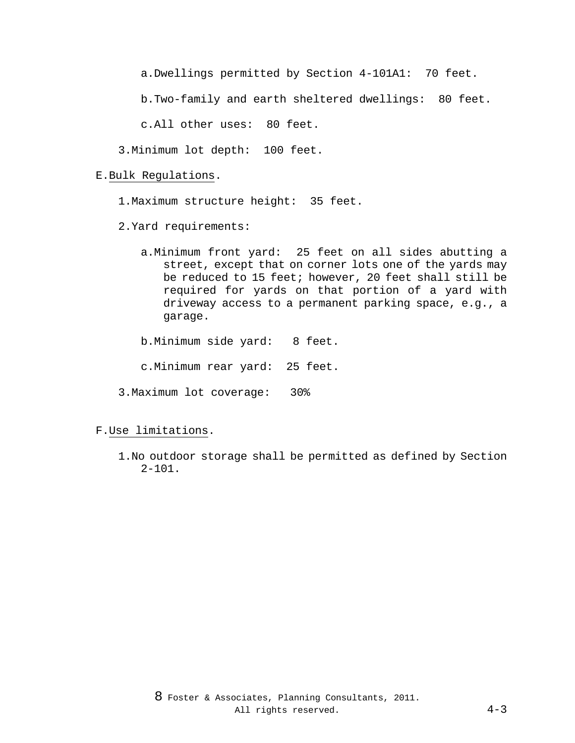a. Dwellings permitted by Section 4-101A1: 70 feet.

b. Two-family and earth sheltered dwellings: 80 feet.

c. All other uses: 80 feet.

3. Minimum lot depth: 100 feet.

E. Bulk Regulations.

1. Maximum structure height: 35 feet.

2. Yard requirements:

a. Minimum front yard: 25 feet on all sides abutting a street, except that on corner lots one of the yards may be reduced to 15 feet; however, 20 feet shall still be required for yards on that portion of a yard with driveway access to a permanent parking space, e.g., a garage.

b. Minimum side yard: 8 feet.

c. Minimum rear yard: 25 feet.

3. Maximum lot coverage: 30%

F. Use limitations.

1. No outdoor storage shall be permitted as defined by Section 2-101.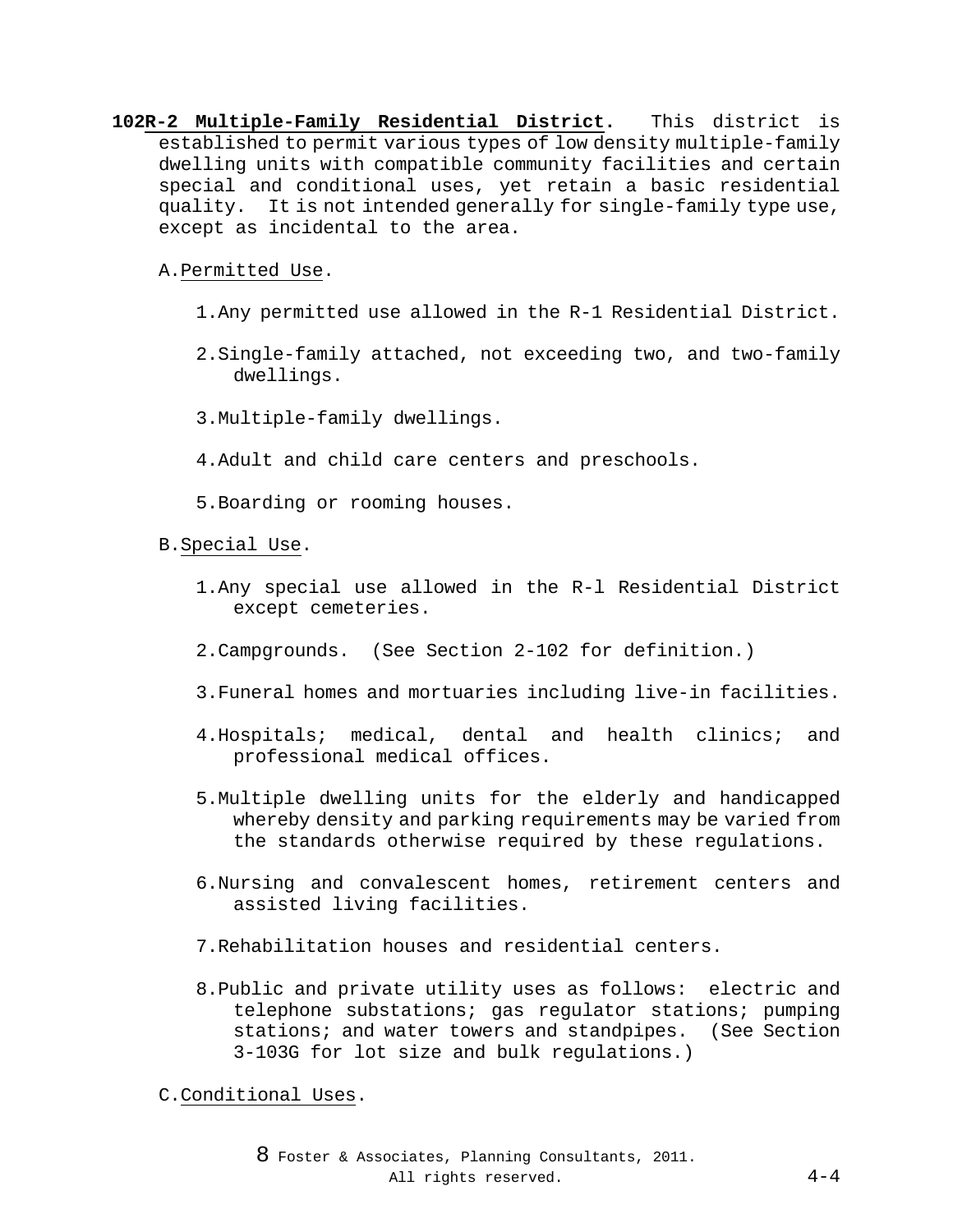**102R-2 Multiple-Family Residential District.** This district is established to permit various types of low density multiple-family dwelling units with compatible community facilities and certain special and conditional uses, yet retain a basic residential quality. It is not intended generally for single-family type use, except as incidental to the area.

A. Permitted Use.

1. Any permitted use allowed in the R-1 Residential District.
2. Single-family attached, not exceeding two, and two-family dwellings.
3. Multiple-family dwellings.
4. Adult and child care centers and preschools.
5. Boarding or rooming houses.

B. Special Use.

1. Any special use allowed in the R-l Residential District except cemeteries.
2. Campgrounds. (See Section 2-102 for definition.)
3. Funeral homes and mortuaries including live-in facilities.
4. Hospitals; medical, dental and health clinics; and professional medical offices.
5. Multiple dwelling units for the elderly and handicapped whereby density and parking requirements may be varied from the standards otherwise required by these regulations.
6. Nursing and convalescent homes, retirement centers and assisted living facilities.
7. Rehabilitation houses and residential centers.
8. Public and private utility uses as follows: electric and telephone substations; gas regulator stations; pumping stations; and water towers and standpipes. (See Section 3-103G for lot size and bulk regulations.)

C. Conditional Uses.

8 Foster & Associates, Planning Consultants, 2011. All rights reserved.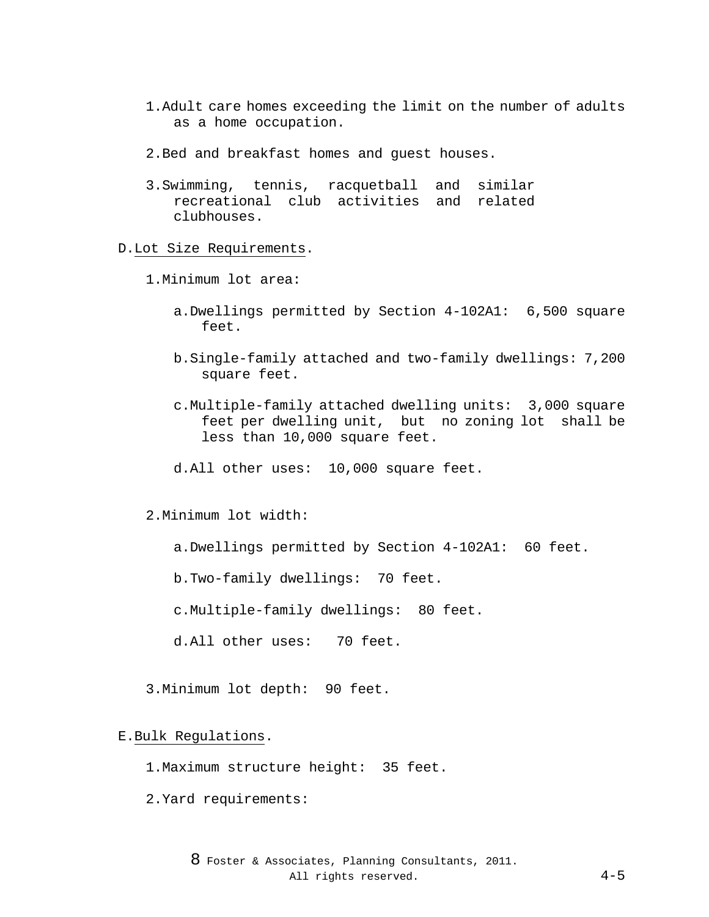1. Adult care homes exceeding the limit on the number of adults as a home occupation.

2. Bed and breakfast homes and guest houses.

3. Swimming, tennis, racquetball and similar recreational club activities and related clubhouses.

D. Lot Size Requirements.

1. Minimum lot area:

   a. Dwellings permitted by Section 4-102A1: 6,500 square feet.

   b. Single-family attached and two-family dwellings: 7,200 square feet.

   c. Multiple-family attached dwelling units: 3,000 square feet per dwelling unit, but no zoning lot shall be less than 10,000 square feet.

   d. All other uses: 10,000 square feet.

2. Minimum lot width:

   a. Dwellings permitted by Section 4-102A1: 60 feet.

   b. Two-family dwellings: 70 feet.

   c. Multiple-family dwellings: 80 feet.

   d. All other uses: 70 feet.

3. Minimum lot depth: 90 feet.

E. Bulk Regulations.

1. Maximum structure height: 35 feet.

2. Yard requirements: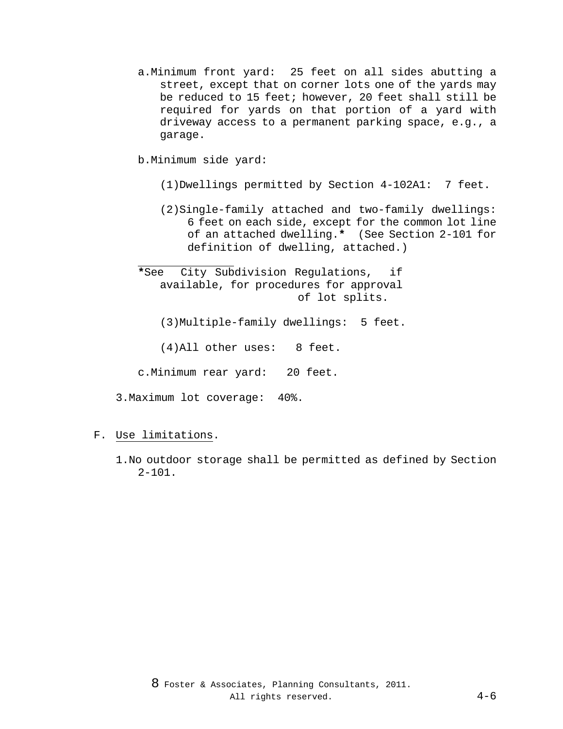a. Minimum front yard:  25 feet on all sides abutting a street, except that on corner lots one of the yards may be reduced to 15 feet; however, 20 feet shall still be required for yards on that portion of a yard with driveway access to a permanent parking space, e.g., a garage.

b. Minimum side yard:

   (1) Dwellings permitted by Section 4-102A1:  7 feet.

   (2) Single-family attached and two-family dwellings: 6 feet on each side, except for the common lot line of an attached dwelling.**\***  (See Section 2-101 for definition of dwelling, attached.)

---

**\***See City Subdivision Regulations, if available, for procedures for approval of lot splits.

   (3) Multiple-family dwellings:  5 feet.

   (4) All other uses:   8 feet.

c. Minimum rear yard:   20 feet.

3. Maximum lot coverage:  40%.

F. Use limitations.

1. No outdoor storage shall be permitted as defined by Section 2-101.

8 Foster & Associates, Planning Consultants, 2011. All rights reserved.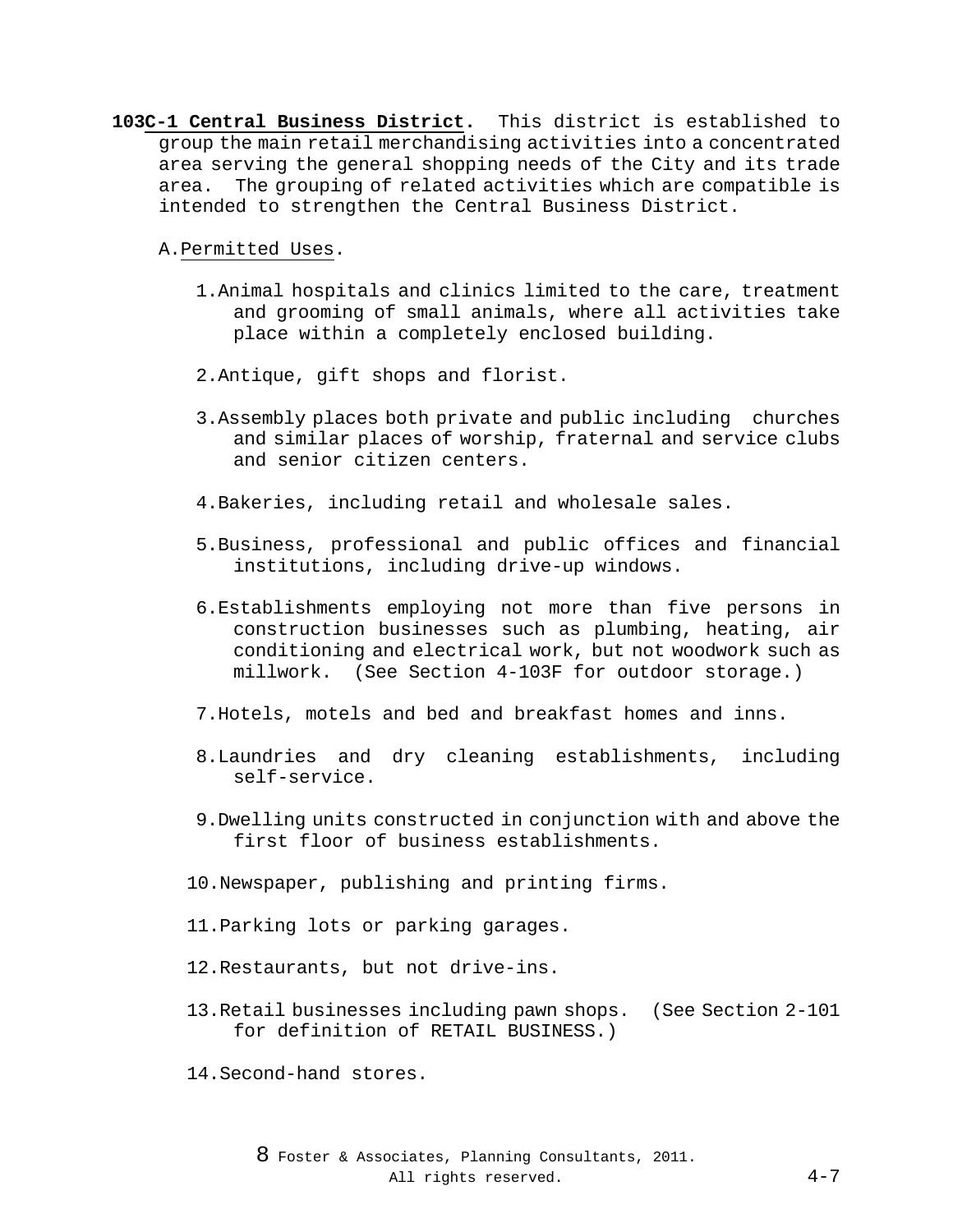**103C-1 Central Business District.** This district is established to group the main retail merchandising activities into a concentrated area serving the general shopping needs of the City and its trade area. The grouping of related activities which are compatible is intended to strengthen the Central Business District.

A. Permitted Uses.

1. Animal hospitals and clinics limited to the care, treatment and grooming of small animals, where all activities take place within a completely enclosed building.

2. Antique, gift shops and florist.

3. Assembly places both private and public including churches and similar places of worship, fraternal and service clubs and senior citizen centers.

4. Bakeries, including retail and wholesale sales.

5. Business, professional and public offices and financial institutions, including drive-up windows.

6. Establishments employing not more than five persons in construction businesses such as plumbing, heating, air conditioning and electrical work, but not woodwork such as millwork. (See Section 4-103F for outdoor storage.)

7. Hotels, motels and bed and breakfast homes and inns.

8. Laundries and dry cleaning establishments, including self-service.

9. Dwelling units constructed in conjunction with and above the first floor of business establishments.

10. Newspaper, publishing and printing firms.

11. Parking lots or parking garages.

12. Restaurants, but not drive-ins.

13. Retail businesses including pawn shops. (See Section 2-101 for definition of RETAIL BUSINESS.)

14. Second-hand stores.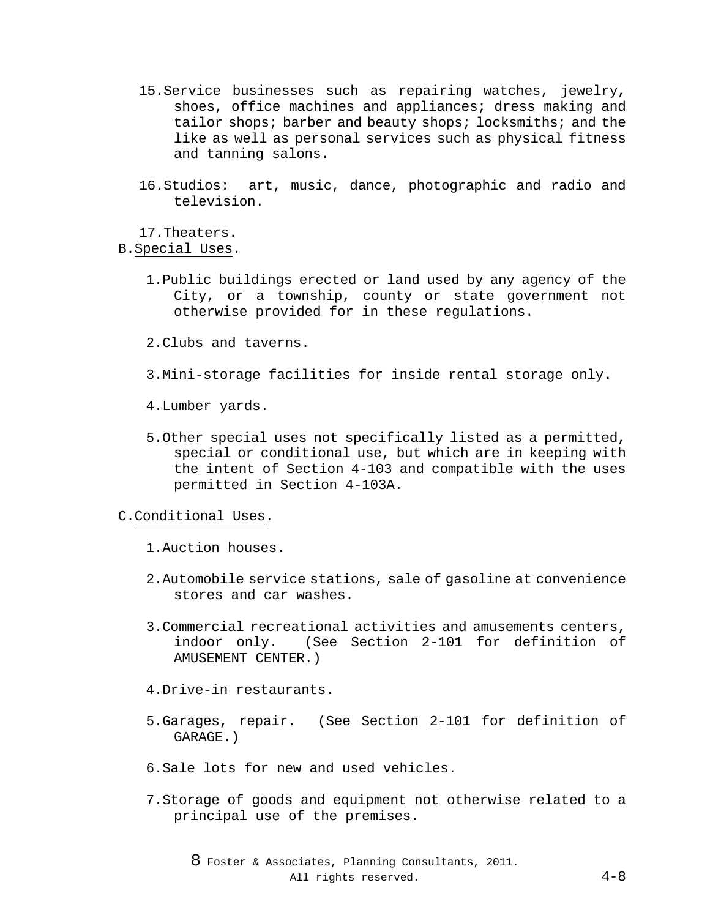15. Service businesses such as repairing watches, jewelry, shoes, office machines and appliances; dress making and tailor shops; barber and beauty shops; locksmiths; and the like as well as personal services such as physical fitness and tanning salons.

16. Studios: art, music, dance, photographic and radio and television.

17. Theaters.

B. Special Uses.

1. Public buildings erected or land used by any agency of the City, or a township, county or state government not otherwise provided for in these regulations.

2. Clubs and taverns.

3. Mini-storage facilities for inside rental storage only.

4. Lumber yards.

5. Other special uses not specifically listed as a permitted, special or conditional use, but which are in keeping with the intent of Section 4-103 and compatible with the uses permitted in Section 4-103A.

C. Conditional Uses.

1. Auction houses.

2. Automobile service stations, sale of gasoline at convenience stores and car washes.

3. Commercial recreational activities and amusements centers, indoor only. (See Section 2-101 for definition of AMUSEMENT CENTER.)

4. Drive-in restaurants.

5. Garages, repair. (See Section 2-101 for definition of GARAGE.)

6. Sale lots for new and used vehicles.

7. Storage of goods and equipment not otherwise related to a principal use of the premises.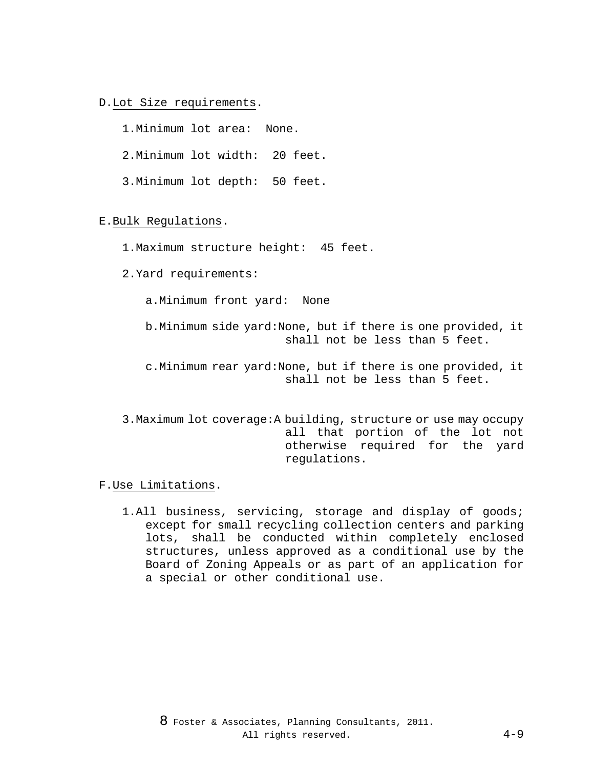D. Lot Size requirements.

1. Minimum lot area: None.

2. Minimum lot width: 20 feet.

3. Minimum lot depth: 50 feet.

E. Bulk Regulations.

1. Maximum structure height: 45 feet.

2. Yard requirements:

   a. Minimum front yard: None

   b. Minimum side yard: None, but if there is one provided, it shall not be less than 5 feet.

   c. Minimum rear yard: None, but if there is one provided, it shall not be less than 5 feet.

3. Maximum lot coverage: A building, structure or use may occupy all that portion of the lot not otherwise required for the yard regulations.

F. Use Limitations.

1. All business, servicing, storage and display of goods; except for small recycling collection centers and parking lots, shall be conducted within completely enclosed structures, unless approved as a conditional use by the Board of Zoning Appeals or as part of an application for a special or other conditional use.

8 Foster & Associates, Planning Consultants, 2011. All rights reserved.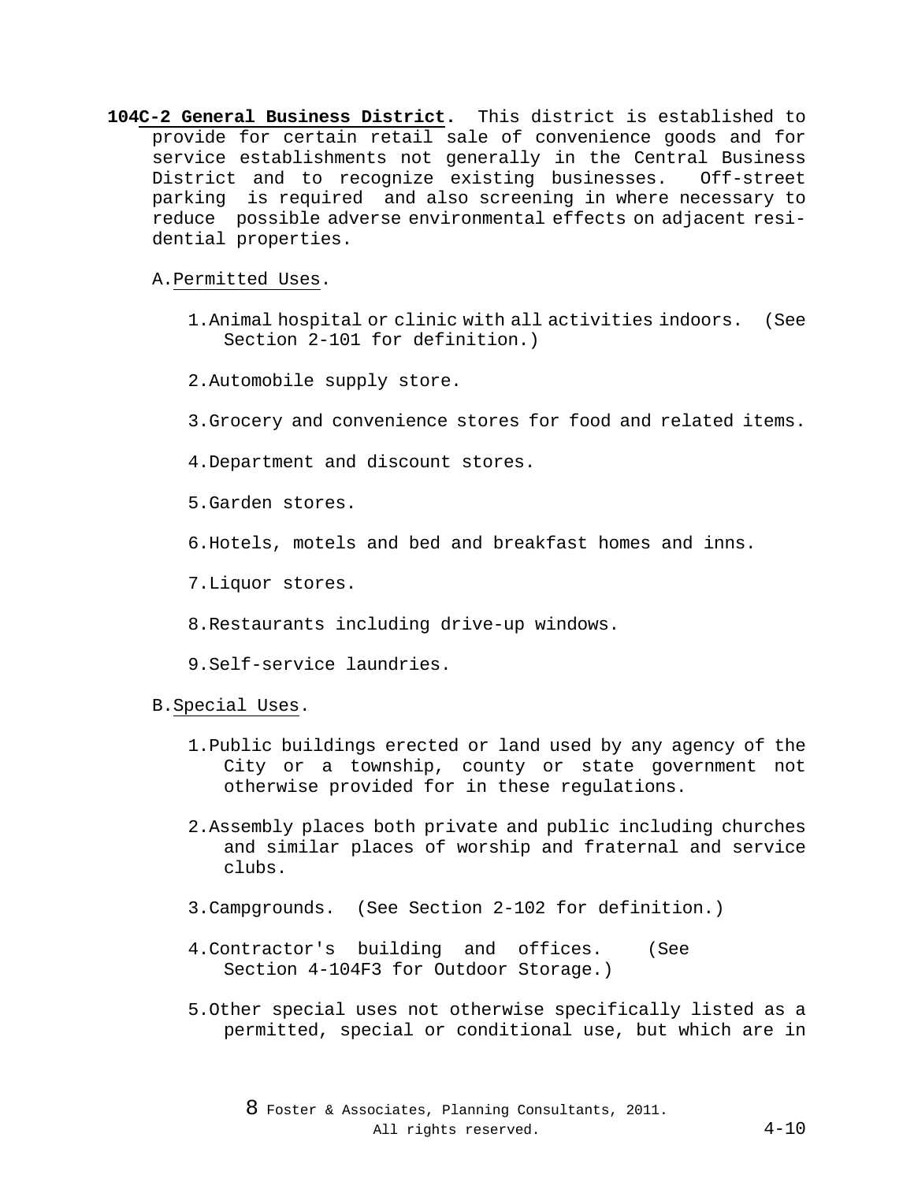**104C-2 General Business District.** This district is established to provide for certain retail sale of convenience goods and for service establishments not generally in the Central Business District and to recognize existing businesses. Off-street parking is required and also screening in where necessary to reduce possible adverse environmental effects on adjacent residential properties.

A. Permitted Uses.

1. Animal hospital or clinic with all activities indoors. (See Section 2-101 for definition.)

2. Automobile supply store.

3. Grocery and convenience stores for food and related items.

4. Department and discount stores.

5. Garden stores.

6. Hotels, motels and bed and breakfast homes and inns.

7. Liquor stores.

8. Restaurants including drive-up windows.

9. Self-service laundries.

B. Special Uses.

1. Public buildings erected or land used by any agency of the City or a township, county or state government not otherwise provided for in these regulations.

2. Assembly places both private and public including churches and similar places of worship and fraternal and service clubs.

3. Campgrounds. (See Section 2-102 for definition.)

4. Contractor's building and offices. (See Section 4-104F3 for Outdoor Storage.)

5. Other special uses not otherwise specifically listed as a permitted, special or conditional use, but which are in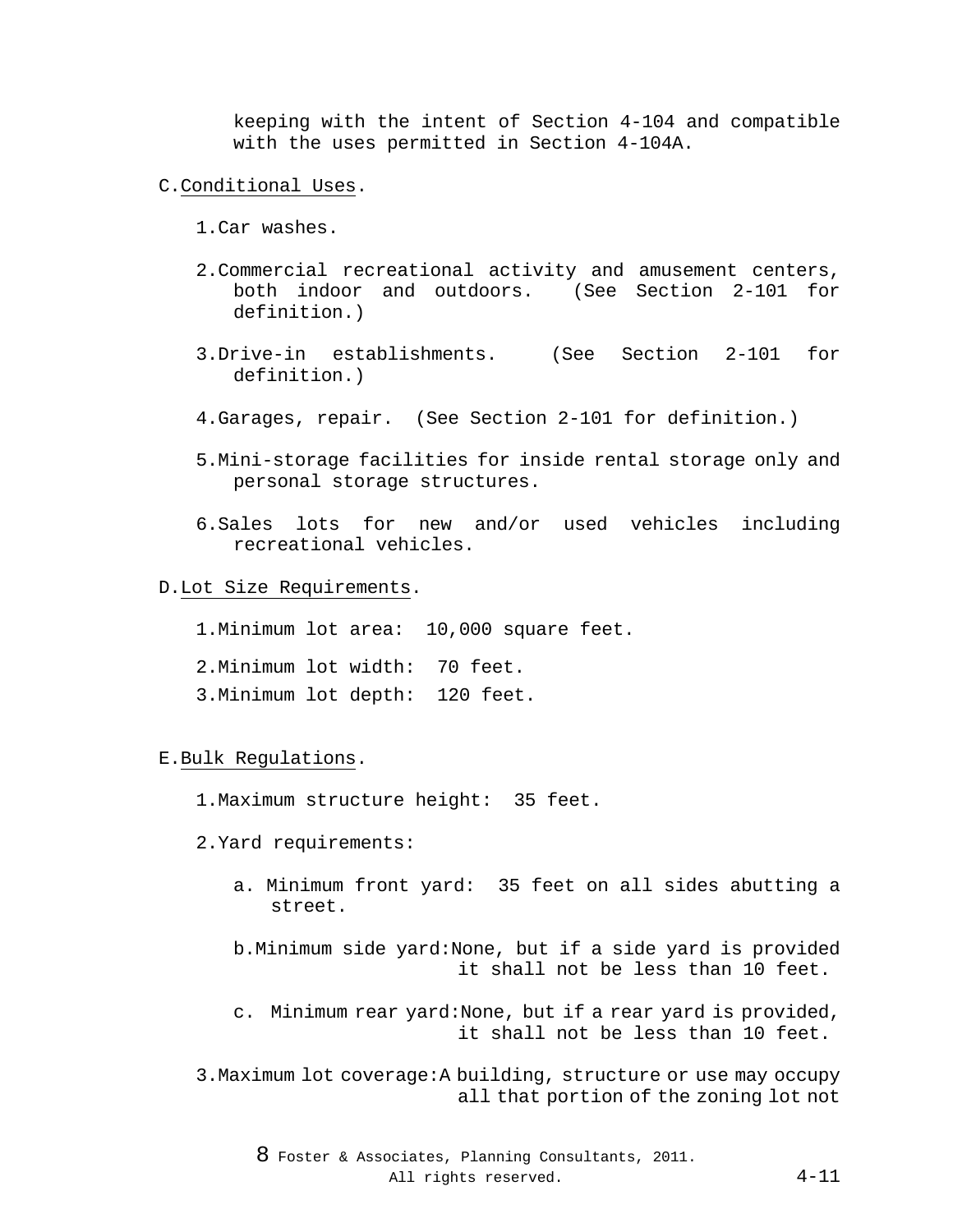keeping with the intent of Section 4-104 and compatible with the uses permitted in Section 4-104A.

C. Conditional Uses.

1. Car washes.

2. Commercial recreational activity and amusement centers, both indoor and outdoors. (See Section 2-101 for definition.)

3. Drive-in establishments. (See Section 2-101 for definition.)

4. Garages, repair. (See Section 2-101 for definition.)

5. Mini-storage facilities for inside rental storage only and personal storage structures.

6. Sales lots for new and/or used vehicles including recreational vehicles.

D. Lot Size Requirements.

1. Minimum lot area: 10,000 square feet.

2. Minimum lot width: 70 feet.

3. Minimum lot depth: 120 feet.

E. Bulk Regulations.

1. Maximum structure height: 35 feet.

2. Yard requirements:

   a. Minimum front yard: 35 feet on all sides abutting a street.

   b. Minimum side yard: None, but if a side yard is provided it shall not be less than 10 feet.

   c. Minimum rear yard: None, but if a rear yard is provided, it shall not be less than 10 feet.

3. Maximum lot coverage: A building, structure or use may occupy all that portion of the zoning lot not

8 Foster & Associates, Planning Consultants, 2011. All rights reserved.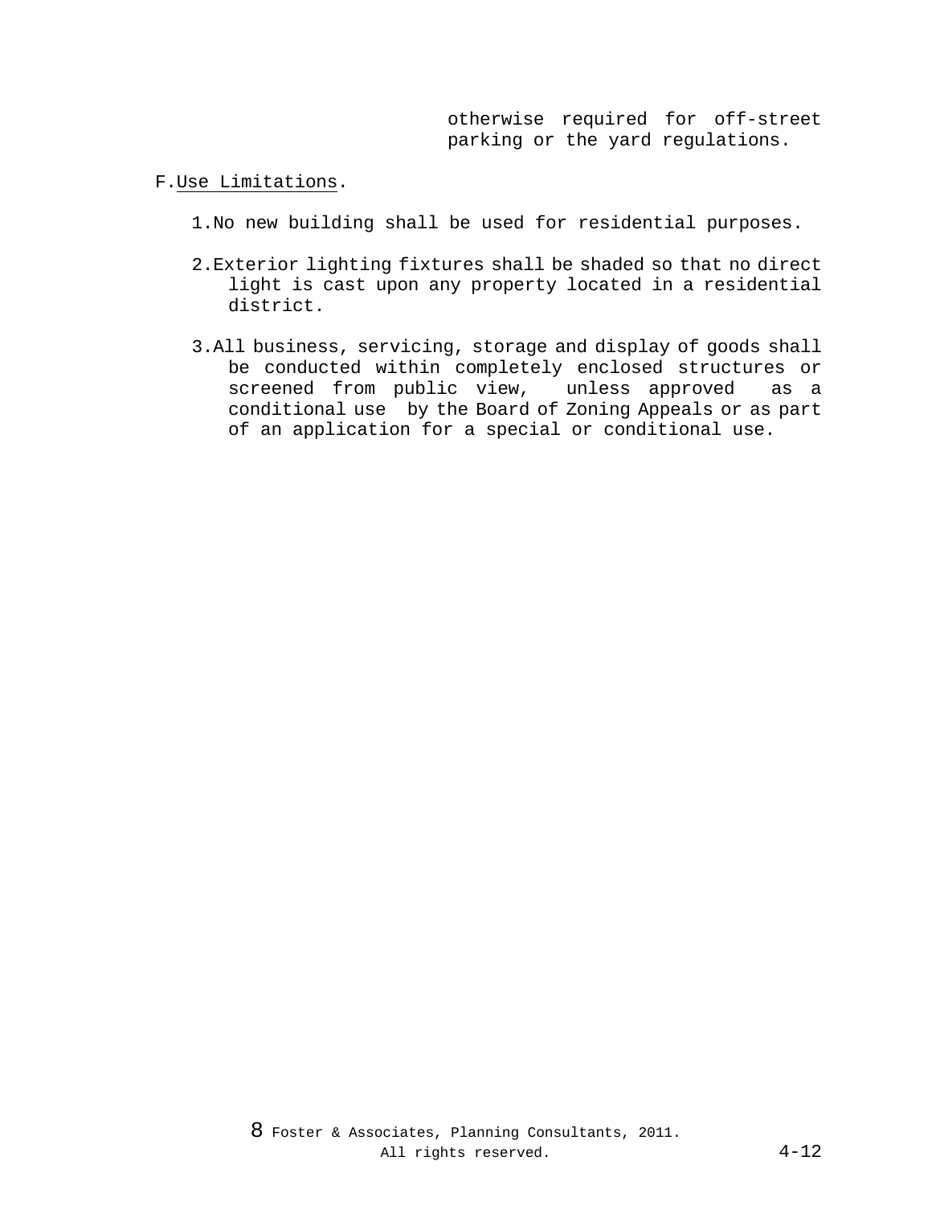otherwise required for off-street parking or the yard regulations.

F. Use Limitations.

1. No new building shall be used for residential purposes.

2. Exterior lighting fixtures shall be shaded so that no direct light is cast upon any property located in a residential district.

3. All business, servicing, storage and display of goods shall be conducted within completely enclosed structures or screened from public view, unless approved as a conditional use by the Board of Zoning Appeals or as part of an application for a special or conditional use.

8 Foster & Associates, Planning Consultants, 2011. All rights reserved.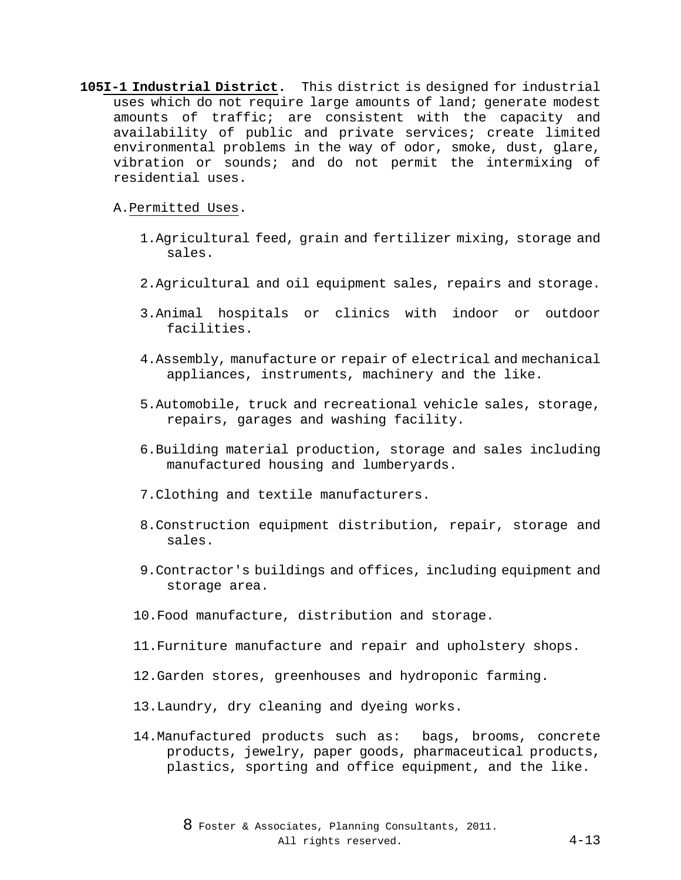**105 I-1 Industrial District.** This district is designed for industrial uses which do not require large amounts of land; generate modest amounts of traffic; are consistent with the capacity and availability of public and private services; create limited environmental problems in the way of odor, smoke, dust, glare, vibration or sounds; and do not permit the intermixing of residential uses.

A. Permitted Uses.

1. Agricultural feed, grain and fertilizer mixing, storage and sales.
2. Agricultural and oil equipment sales, repairs and storage.
3. Animal hospitals or clinics with indoor or outdoor facilities.
4. Assembly, manufacture or repair of electrical and mechanical appliances, instruments, machinery and the like.
5. Automobile, truck and recreational vehicle sales, storage, repairs, garages and washing facility.
6. Building material production, storage and sales including manufactured housing and lumberyards.
7. Clothing and textile manufacturers.
8. Construction equipment distribution, repair, storage and sales.
9. Contractor's buildings and offices, including equipment and storage area.
10. Food manufacture, distribution and storage.
11. Furniture manufacture and repair and upholstery shops.
12. Garden stores, greenhouses and hydroponic farming.
13. Laundry, dry cleaning and dyeing works.
14. Manufactured products such as: bags, brooms, concrete products, jewelry, paper goods, pharmaceutical products, plastics, sporting and office equipment, and the like.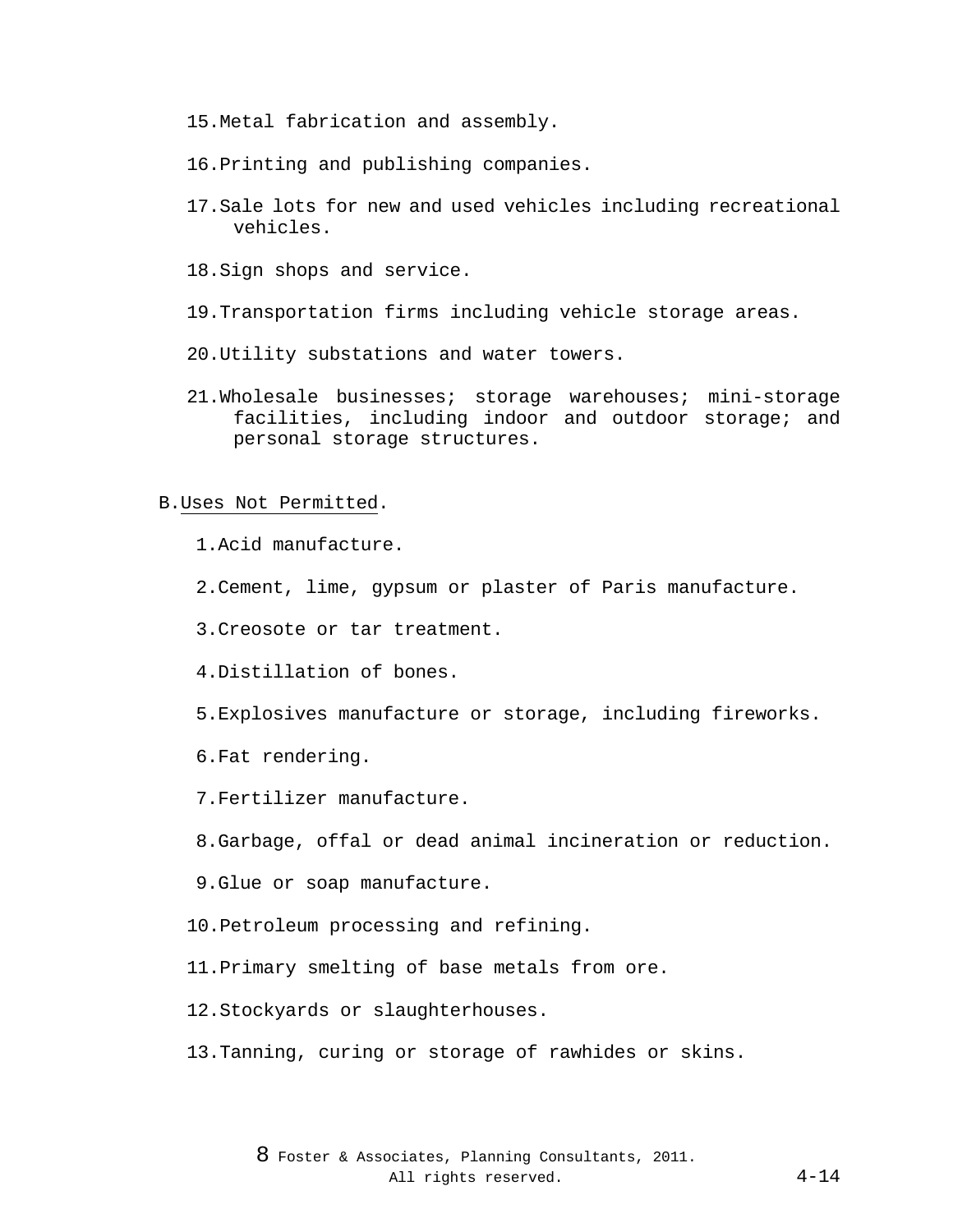15. Metal fabrication and assembly.

16. Printing and publishing companies.

17. Sale lots for new and used vehicles including recreational vehicles.

18. Sign shops and service.

19. Transportation firms including vehicle storage areas.

20. Utility substations and water towers.

21. Wholesale businesses; storage warehouses; mini-storage facilities, including indoor and outdoor storage; and personal storage structures.

B. Uses Not Permitted.

1. Acid manufacture.

2. Cement, lime, gypsum or plaster of Paris manufacture.

3. Creosote or tar treatment.

4. Distillation of bones.

5. Explosives manufacture or storage, including fireworks.

6. Fat rendering.

7. Fertilizer manufacture.

8. Garbage, offal or dead animal incineration or reduction.

9. Glue or soap manufacture.

10. Petroleum processing and refining.

11. Primary smelting of base metals from ore.

12. Stockyards or slaughterhouses.

13. Tanning, curing or storage of rawhides or skins.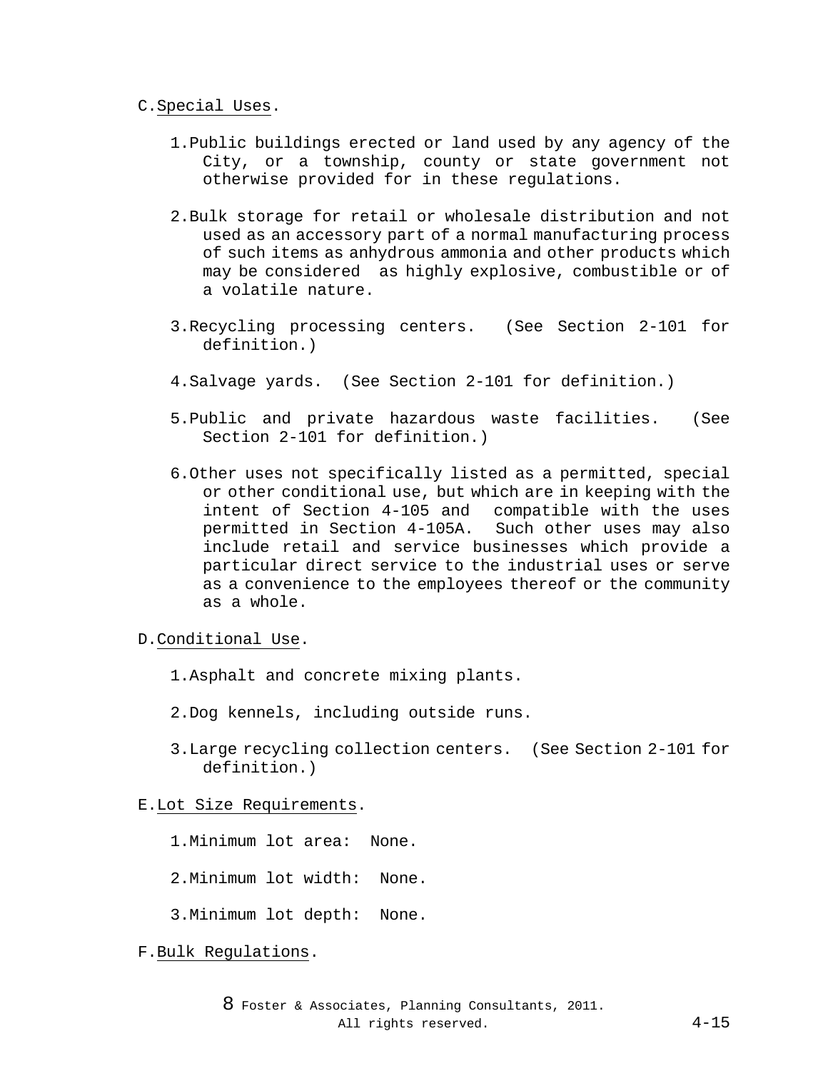C. Special Uses.

1. Public buildings erected or land used by any agency of the City, or a township, county or state government not otherwise provided for in these regulations.

2. Bulk storage for retail or wholesale distribution and not used as an accessory part of a normal manufacturing process of such items as anhydrous ammonia and other products which may be considered as highly explosive, combustible or of a volatile nature.

3. Recycling processing centers. (See Section 2-101 for definition.)

4. Salvage yards. (See Section 2-101 for definition.)

5. Public and private hazardous waste facilities. (See Section 2-101 for definition.)

6. Other uses not specifically listed as a permitted, special or other conditional use, but which are in keeping with the intent of Section 4-105 and compatible with the uses permitted in Section 4-105A. Such other uses may also include retail and service businesses which provide a particular direct service to the industrial uses or serve as a convenience to the employees thereof or the community as a whole.

D. Conditional Use.

1. Asphalt and concrete mixing plants.

2. Dog kennels, including outside runs.

3. Large recycling collection centers. (See Section 2-101 for definition.)

E. Lot Size Requirements.

1. Minimum lot area: None.

2. Minimum lot width: None.

3. Minimum lot depth: None.

F. Bulk Regulations.

8 Foster & Associates, Planning Consultants, 2011. All rights reserved.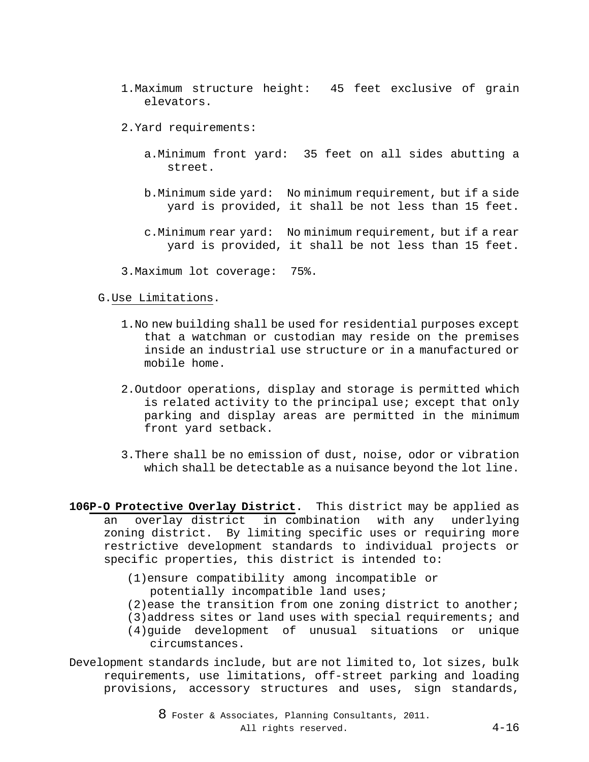1. Maximum structure height: 45 feet exclusive of grain elevators.

2. Yard requirements:

   a. Minimum front yard: 35 feet on all sides abutting a street.

   b. Minimum side yard: No minimum requirement, but if a side yard is provided, it shall be not less than 15 feet.

   c. Minimum rear yard: No minimum requirement, but if a rear yard is provided, it shall be not less than 15 feet.

3. Maximum lot coverage: 75%.

G. Use Limitations.

1. No new building shall be used for residential purposes except that a watchman or custodian may reside on the premises inside an industrial use structure or in a manufactured or mobile home.

2. Outdoor operations, display and storage is permitted which is related activity to the principal use; except that only parking and display areas are permitted in the minimum front yard setback.

3. There shall be no emission of dust, noise, odor or vibration which shall be detectable as a nuisance beyond the lot line.

**106 P-O Protective Overlay District.** This district may be applied as an overlay district in combination with any underlying zoning district. By limiting specific uses or requiring more restrictive development standards to individual projects or specific properties, this district is intended to:

(1) ensure compatibility among incompatible or potentially incompatible land uses;
(2) ease the transition from one zoning district to another;
(3) address sites or land uses with special requirements; and
(4) guide development of unusual situations or unique circumstances.

Development standards include, but are not limited to, lot sizes, bulk requirements, use limitations, off-street parking and loading provisions, accessory structures and uses, sign standards,

© Foster & Associates, Planning Consultants, 2011. All rights reserved.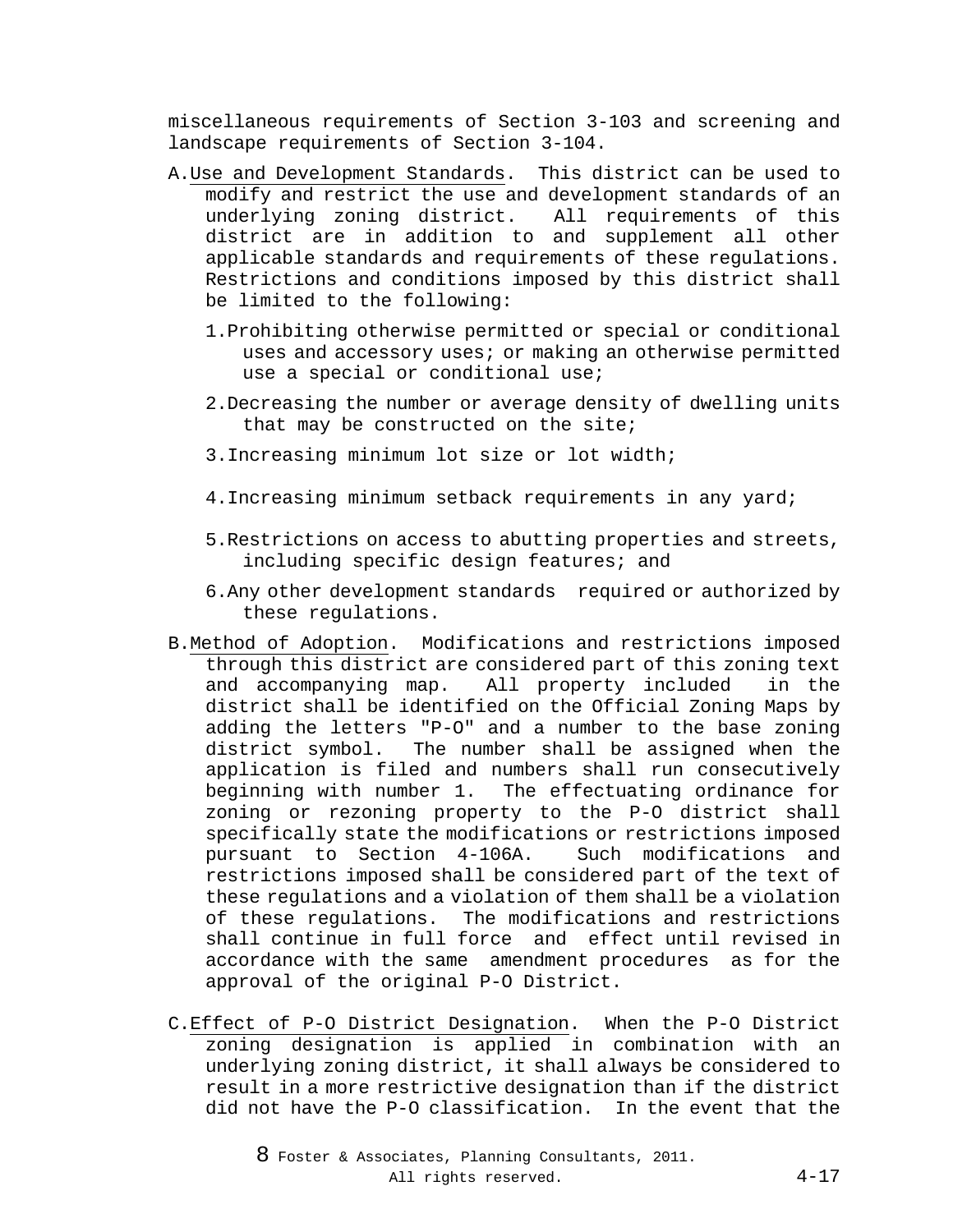miscellaneous requirements of Section 3-103 and screening and landscape requirements of Section 3-104.

A. Use and Development Standards. This district can be used to modify and restrict the use and development standards of an underlying zoning district. All requirements of this district are in addition to and supplement all other applicable standards and requirements of these regulations. Restrictions and conditions imposed by this district shall be limited to the following:

   1. Prohibiting otherwise permitted or special or conditional uses and accessory uses; or making an otherwise permitted use a special or conditional use;

   2. Decreasing the number or average density of dwelling units that may be constructed on the site;

   3. Increasing minimum lot size or lot width;

   4. Increasing minimum setback requirements in any yard;

   5. Restrictions on access to abutting properties and streets, including specific design features; and

   6. Any other development standards required or authorized by these regulations.

B. Method of Adoption. Modifications and restrictions imposed through this district are considered part of this zoning text and accompanying map. All property included in the district shall be identified on the Official Zoning Maps by adding the letters "P-O" and a number to the base zoning district symbol. The number shall be assigned when the application is filed and numbers shall run consecutively beginning with number 1. The effectuating ordinance for zoning or rezoning property to the P-O district shall specifically state the modifications or restrictions imposed pursuant to Section 4-106A. Such modifications and restrictions imposed shall be considered part of the text of these regulations and a violation of them shall be a violation of these regulations. The modifications and restrictions shall continue in full force and effect until revised in accordance with the same amendment procedures as for the approval of the original P-O District.

C. Effect of P-O District Designation. When the P-O District zoning designation is applied in combination with an underlying zoning district, it shall always be considered to result in a more restrictive designation than if the district did not have the P-O classification. In the event that the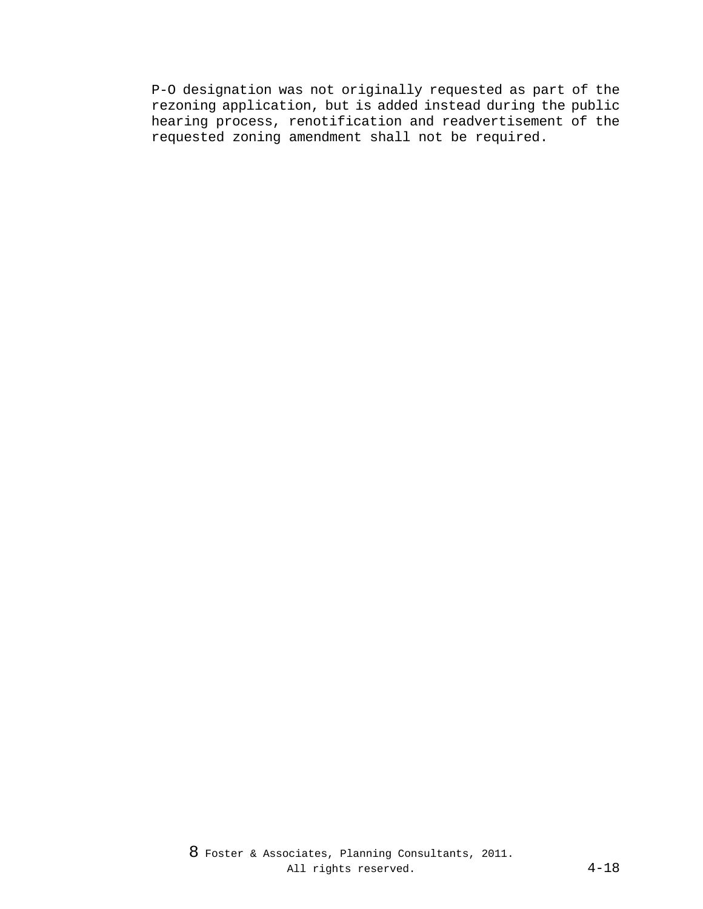P-O designation was not originally requested as part of the rezoning application, but is added instead during the public hearing process, renotification and readvertisement of the requested zoning amendment shall not be required.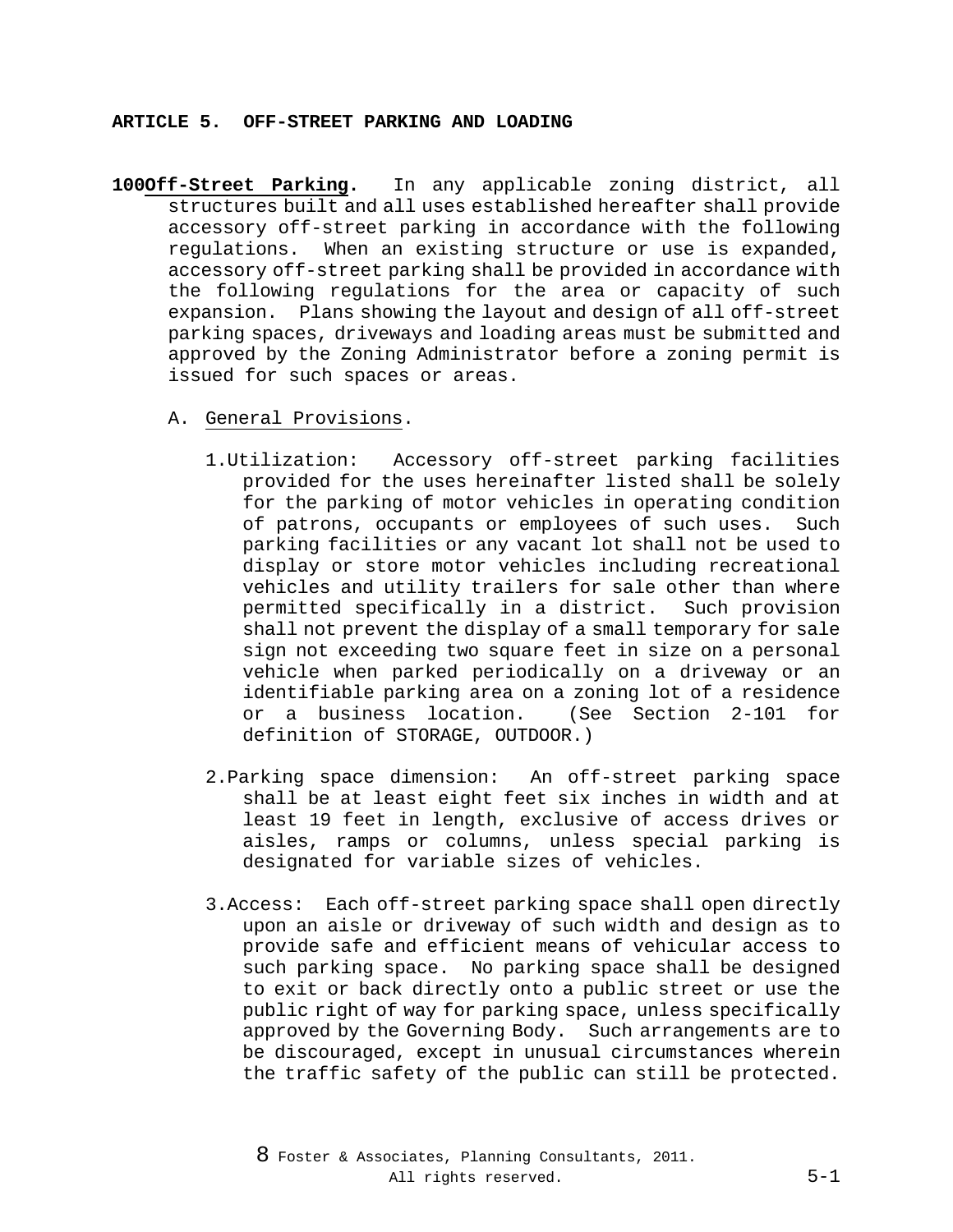## ARTICLE 5. OFF-STREET PARKING AND LOADING

**100Off-Street Parking.** In any applicable zoning district, all structures built and all uses established hereafter shall provide accessory off-street parking in accordance with the following regulations. When an existing structure or use is expanded, accessory off-street parking shall be provided in accordance with the following regulations for the area or capacity of such expansion. Plans showing the layout and design of all off-street parking spaces, driveways and loading areas must be submitted and approved by the Zoning Administrator before a zoning permit is issued for such spaces or areas.

A. General Provisions.

1. Utilization: Accessory off-street parking facilities provided for the uses hereinafter listed shall be solely for the parking of motor vehicles in operating condition of patrons, occupants or employees of such uses. Such parking facilities or any vacant lot shall not be used to display or store motor vehicles including recreational vehicles and utility trailers for sale other than where permitted specifically in a district. Such provision shall not prevent the display of a small temporary for sale sign not exceeding two square feet in size on a personal vehicle when parked periodically on a driveway or an identifiable parking area on a zoning lot of a residence or a business location. (See Section 2-101 for definition of STORAGE, OUTDOOR.)

2. Parking space dimension: An off-street parking space shall be at least eight feet six inches in width and at least 19 feet in length, exclusive of access drives or aisles, ramps or columns, unless special parking is designated for variable sizes of vehicles.

3. Access: Each off-street parking space shall open directly upon an aisle or driveway of such width and design as to provide safe and efficient means of vehicular access to such parking space. No parking space shall be designed to exit or back directly onto a public street or use the public right of way for parking space, unless specifically approved by the Governing Body. Such arrangements are to be discouraged, except in unusual circumstances wherein the traffic safety of the public can still be protected.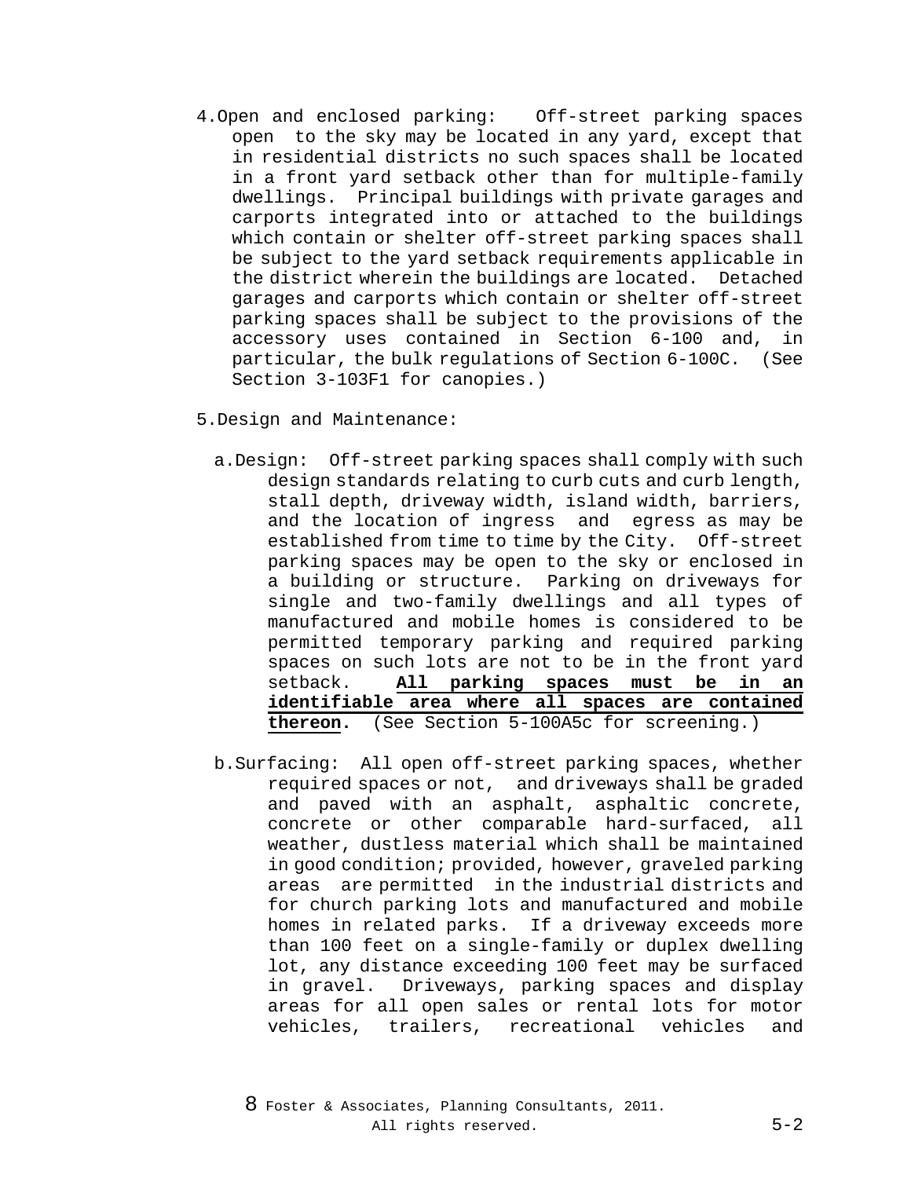4. Open and enclosed parking: Off-street parking spaces open to the sky may be located in any yard, except that in residential districts no such spaces shall be located in a front yard setback other than for multiple-family dwellings. Principal buildings with private garages and carports integrated into or attached to the buildings which contain or shelter off-street parking spaces shall be subject to the yard setback requirements applicable in the district wherein the buildings are located. Detached garages and carports which contain or shelter off-street parking spaces shall be subject to the provisions of the accessory uses contained in Section 6-100 and, in particular, the bulk regulations of Section 6-100C. (See Section 3-103F1 for canopies.)

5. Design and Maintenance:

   a. Design: Off-street parking spaces shall comply with such design standards relating to curb cuts and curb length, stall depth, driveway width, island width, barriers, and the location of ingress and egress as may be established from time to time by the City. Off-street parking spaces may be open to the sky or enclosed in a building or structure. Parking on driveways for single and two-family dwellings and all types of manufactured and mobile homes is considered to be permitted temporary parking and required parking spaces on such lots are not to be in the front yard setback. **All parking spaces must be in an identifiable area where all spaces are contained thereon.** (See Section 5-100A5c for screening.)

   b. Surfacing: All open off-street parking spaces, whether required spaces or not, and driveways shall be graded and paved with an asphalt, asphaltic concrete, concrete or other comparable hard-surfaced, all weather, dustless material which shall be maintained in good condition; provided, however, graveled parking areas are permitted in the industrial districts and for church parking lots and manufactured and mobile homes in related parks. If a driveway exceeds more than 100 feet on a single-family or duplex dwelling lot, any distance exceeding 100 feet may be surfaced in gravel. Driveways, parking spaces and display areas for all open sales or rental lots for motor vehicles, trailers, recreational vehicles and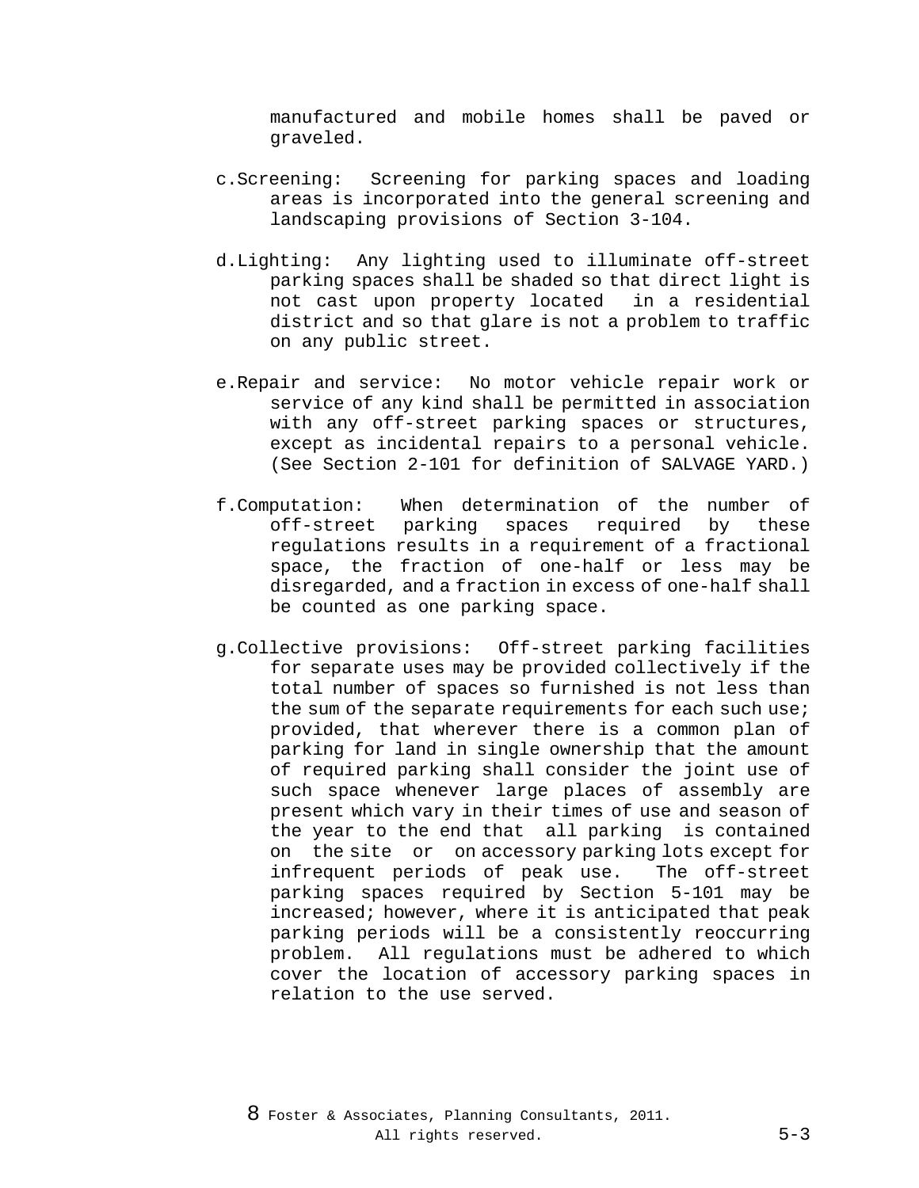manufactured and mobile homes shall be paved or graveled.

c. Screening: Screening for parking spaces and loading areas is incorporated into the general screening and landscaping provisions of Section 3-104.

d. Lighting: Any lighting used to illuminate off-street parking spaces shall be shaded so that direct light is not cast upon property located in a residential district and so that glare is not a problem to traffic on any public street.

e. Repair and service: No motor vehicle repair work or service of any kind shall be permitted in association with any off-street parking spaces or structures, except as incidental repairs to a personal vehicle. (See Section 2-101 for definition of SALVAGE YARD.)

f. Computation: When determination of the number of off-street parking spaces required by these regulations results in a requirement of a fractional space, the fraction of one-half or less may be disregarded, and a fraction in excess of one-half shall be counted as one parking space.

g. Collective provisions: Off-street parking facilities for separate uses may be provided collectively if the total number of spaces so furnished is not less than the sum of the separate requirements for each such use; provided, that wherever there is a common plan of parking for land in single ownership that the amount of required parking shall consider the joint use of such space whenever large places of assembly are present which vary in their times of use and season of the year to the end that all parking is contained on the site or on accessory parking lots except for infrequent periods of peak use. The off-street parking spaces required by Section 5-101 may be increased; however, where it is anticipated that peak parking periods will be a consistently reoccurring problem. All regulations must be adhered to which cover the location of accessory parking spaces in relation to the use served.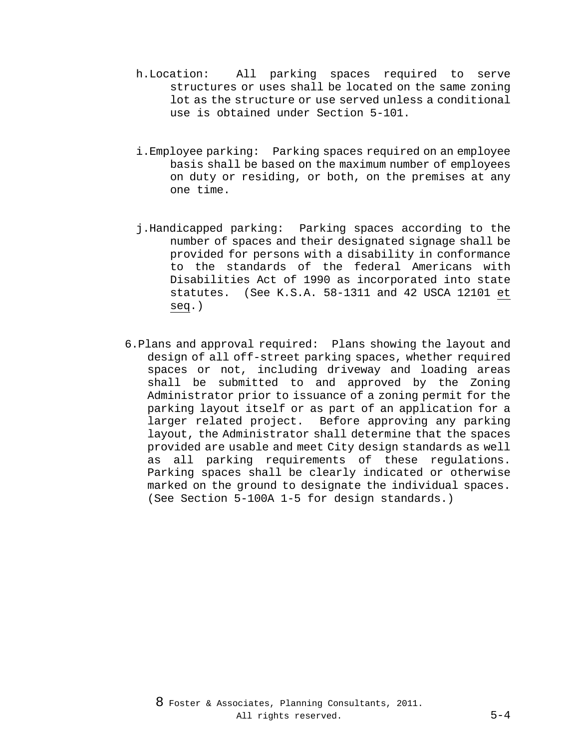h. Location: All parking spaces required to serve structures or uses shall be located on the same zoning lot as the structure or use served unless a conditional use is obtained under Section 5-101.

i. Employee parking: Parking spaces required on an employee basis shall be based on the maximum number of employees on duty or residing, or both, on the premises at any one time.

j. Handicapped parking: Parking spaces according to the number of spaces and their designated signage shall be provided for persons with a disability in conformance to the standards of the federal Americans with Disabilities Act of 1990 as incorporated into state statutes. (See K.S.A. 58-1311 and 42 USCA 12101 et seq.)

6. Plans and approval required: Plans showing the layout and design of all off-street parking spaces, whether required spaces or not, including driveway and loading areas shall be submitted to and approved by the Zoning Administrator prior to issuance of a zoning permit for the parking layout itself or as part of an application for a larger related project. Before approving any parking layout, the Administrator shall determine that the spaces provided are usable and meet City design standards as well as all parking requirements of these regulations. Parking spaces shall be clearly indicated or otherwise marked on the ground to designate the individual spaces. (See Section 5-100A 1-5 for design standards.)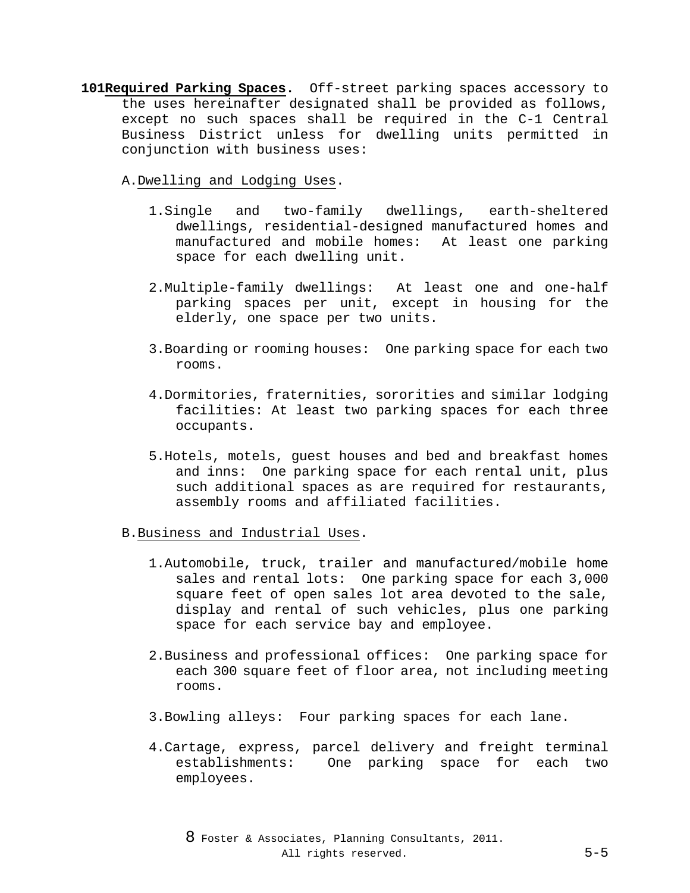101 **Required Parking Spaces**. Off-street parking spaces accessory to the uses hereinafter designated shall be provided as follows, except no such spaces shall be required in the C-1 Central Business District unless for dwelling units permitted in conjunction with business uses:

A. Dwelling and Lodging Uses.

1. Single and two-family dwellings, earth-sheltered dwellings, residential-designed manufactured homes and manufactured and mobile homes: At least one parking space for each dwelling unit.

2. Multiple-family dwellings: At least one and one-half parking spaces per unit, except in housing for the elderly, one space per two units.

3. Boarding or rooming houses: One parking space for each two rooms.

4. Dormitories, fraternities, sororities and similar lodging facilities: At least two parking spaces for each three occupants.

5. Hotels, motels, guest houses and bed and breakfast homes and inns: One parking space for each rental unit, plus such additional spaces as are required for restaurants, assembly rooms and affiliated facilities.

B. Business and Industrial Uses.

1. Automobile, truck, trailer and manufactured/mobile home sales and rental lots: One parking space for each 3,000 square feet of open sales lot area devoted to the sale, display and rental of such vehicles, plus one parking space for each service bay and employee.

2. Business and professional offices: One parking space for each 300 square feet of floor area, not including meeting rooms.

3. Bowling alleys: Four parking spaces for each lane.

4. Cartage, express, parcel delivery and freight terminal establishments: One parking space for each two employees.

8 Foster & Associates, Planning Consultants, 2011. All rights reserved.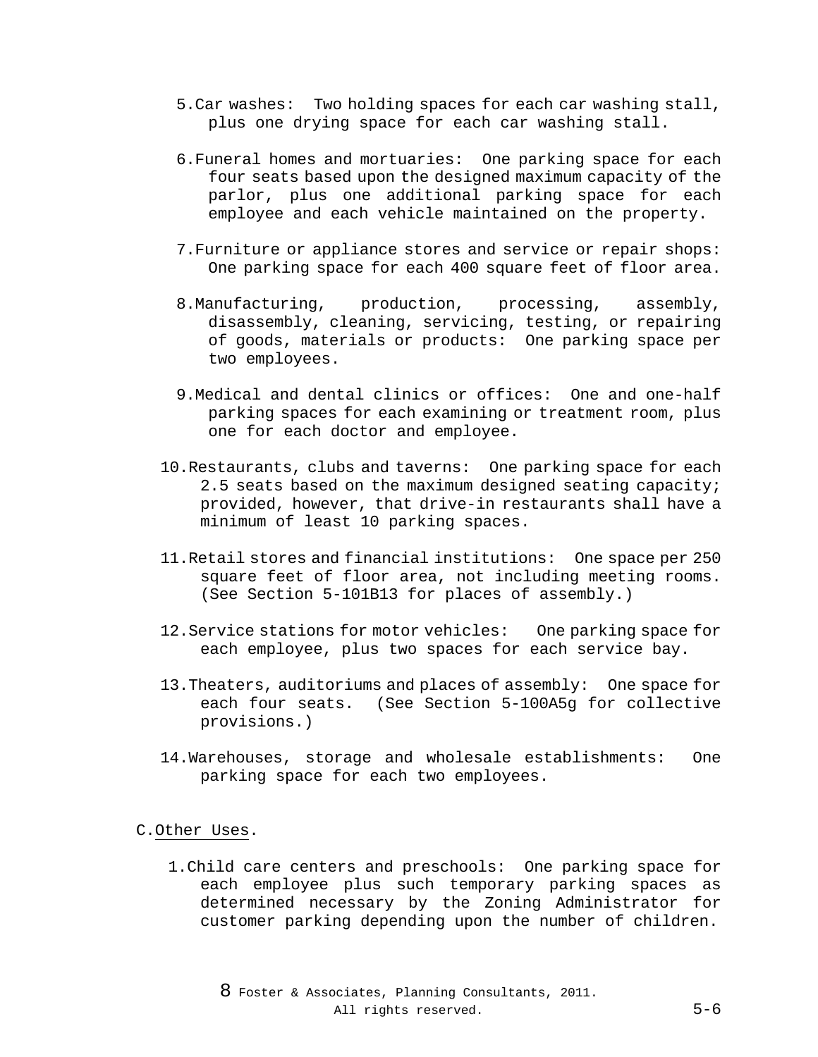5. Car washes: Two holding spaces for each car washing stall, plus one drying space for each car washing stall.

6. Funeral homes and mortuaries: One parking space for each four seats based upon the designed maximum capacity of the parlor, plus one additional parking space for each employee and each vehicle maintained on the property.

7. Furniture or appliance stores and service or repair shops: One parking space for each 400 square feet of floor area.

8. Manufacturing, production, processing, assembly, disassembly, cleaning, servicing, testing, or repairing of goods, materials or products: One parking space per two employees.

9. Medical and dental clinics or offices: One and one-half parking spaces for each examining or treatment room, plus one for each doctor and employee.

10. Restaurants, clubs and taverns: One parking space for each 2.5 seats based on the maximum designed seating capacity; provided, however, that drive-in restaurants shall have a minimum of least 10 parking spaces.

11. Retail stores and financial institutions: One space per 250 square feet of floor area, not including meeting rooms. (See Section 5-101B13 for places of assembly.)

12. Service stations for motor vehicles: One parking space for each employee, plus two spaces for each service bay.

13. Theaters, auditoriums and places of assembly: One space for each four seats. (See Section 5-100A5g for collective provisions.)

14. Warehouses, storage and wholesale establishments: One parking space for each two employees.

C. Other Uses.

1. Child care centers and preschools: One parking space for each employee plus such temporary parking spaces as determined necessary by the Zoning Administrator for customer parking depending upon the number of children.

8 Foster & Associates, Planning Consultants, 2011. All rights reserved.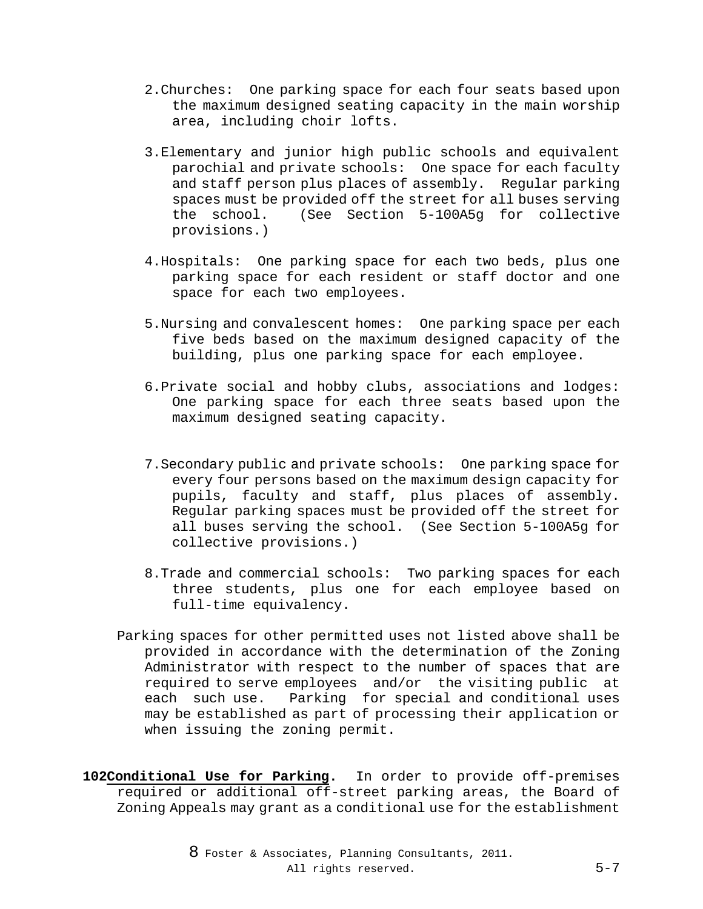2. Churches: One parking space for each four seats based upon the maximum designed seating capacity in the main worship area, including choir lofts.

3. Elementary and junior high public schools and equivalent parochial and private schools: One space for each faculty and staff person plus places of assembly. Regular parking spaces must be provided off the street for all buses serving the school. (See Section 5-100A5g for collective provisions.)

4. Hospitals: One parking space for each two beds, plus one parking space for each resident or staff doctor and one space for each two employees.

5. Nursing and convalescent homes: One parking space per each five beds based on the maximum designed capacity of the building, plus one parking space for each employee.

6. Private social and hobby clubs, associations and lodges: One parking space for each three seats based upon the maximum designed seating capacity.

7. Secondary public and private schools: One parking space for every four persons based on the maximum design capacity for pupils, faculty and staff, plus places of assembly. Regular parking spaces must be provided off the street for all buses serving the school. (See Section 5-100A5g for collective provisions.)

8. Trade and commercial schools: Two parking spaces for each three students, plus one for each employee based on full-time equivalency.

Parking spaces for other permitted uses not listed above shall be provided in accordance with the determination of the Zoning Administrator with respect to the number of spaces that are required to serve employees and/or the visiting public at each such use. Parking for special and conditional uses may be established as part of processing their application or when issuing the zoning permit.

**102 <u>Conditional Use for Parking</u>.** In order to provide off-premises required or additional off-street parking areas, the Board of Zoning Appeals may grant as a conditional use for the establishment

8 Foster & Associates, Planning Consultants, 2011. All rights reserved.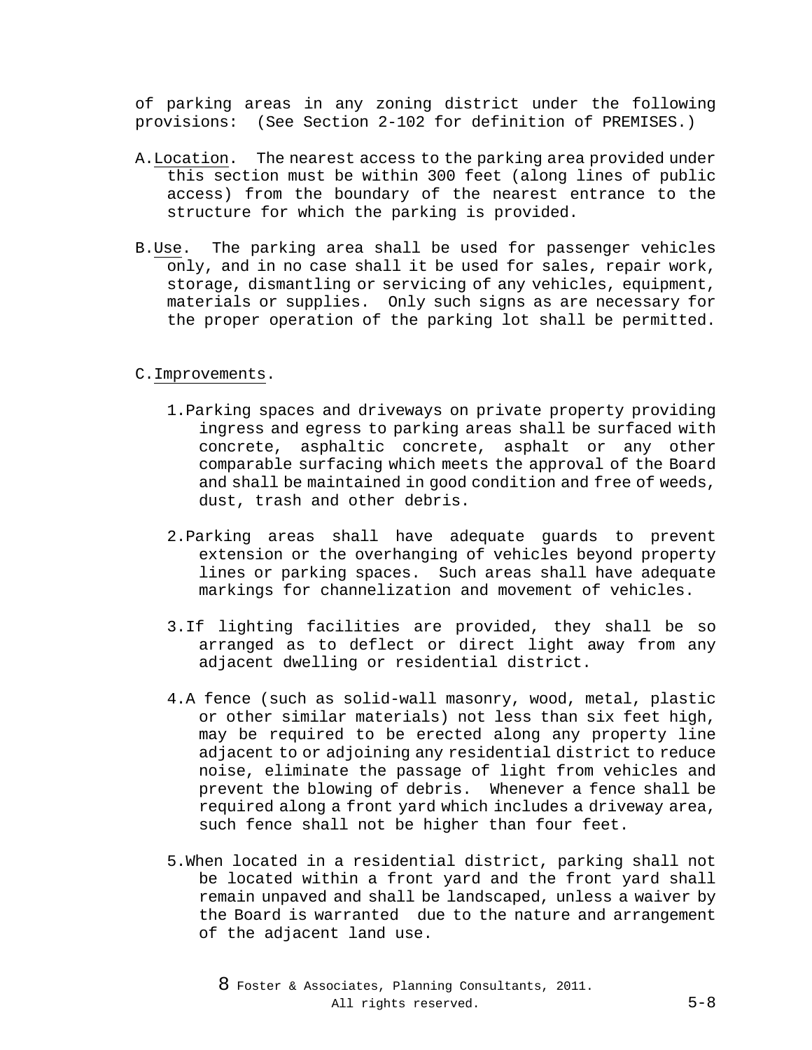of parking areas in any zoning district under the following provisions: (See Section 2-102 for definition of PREMISES.)

A. Location. The nearest access to the parking area provided under this section must be within 300 feet (along lines of public access) from the boundary of the nearest entrance to the structure for which the parking is provided.

B. Use. The parking area shall be used for passenger vehicles only, and in no case shall it be used for sales, repair work, storage, dismantling or servicing of any vehicles, equipment, materials or supplies. Only such signs as are necessary for the proper operation of the parking lot shall be permitted.

C. Improvements.

1. Parking spaces and driveways on private property providing ingress and egress to parking areas shall be surfaced with concrete, asphaltic concrete, asphalt or any other comparable surfacing which meets the approval of the Board and shall be maintained in good condition and free of weeds, dust, trash and other debris.

2. Parking areas shall have adequate guards to prevent extension or the overhanging of vehicles beyond property lines or parking spaces. Such areas shall have adequate markings for channelization and movement of vehicles.

3. If lighting facilities are provided, they shall be so arranged as to deflect or direct light away from any adjacent dwelling or residential district.

4. A fence (such as solid-wall masonry, wood, metal, plastic or other similar materials) not less than six feet high, may be required to be erected along any property line adjacent to or adjoining any residential district to reduce noise, eliminate the passage of light from vehicles and prevent the blowing of debris. Whenever a fence shall be required along a front yard which includes a driveway area, such fence shall not be higher than four feet.

5. When located in a residential district, parking shall not be located within a front yard and the front yard shall remain unpaved and shall be landscaped, unless a waiver by the Board is warranted due to the nature and arrangement of the adjacent land use.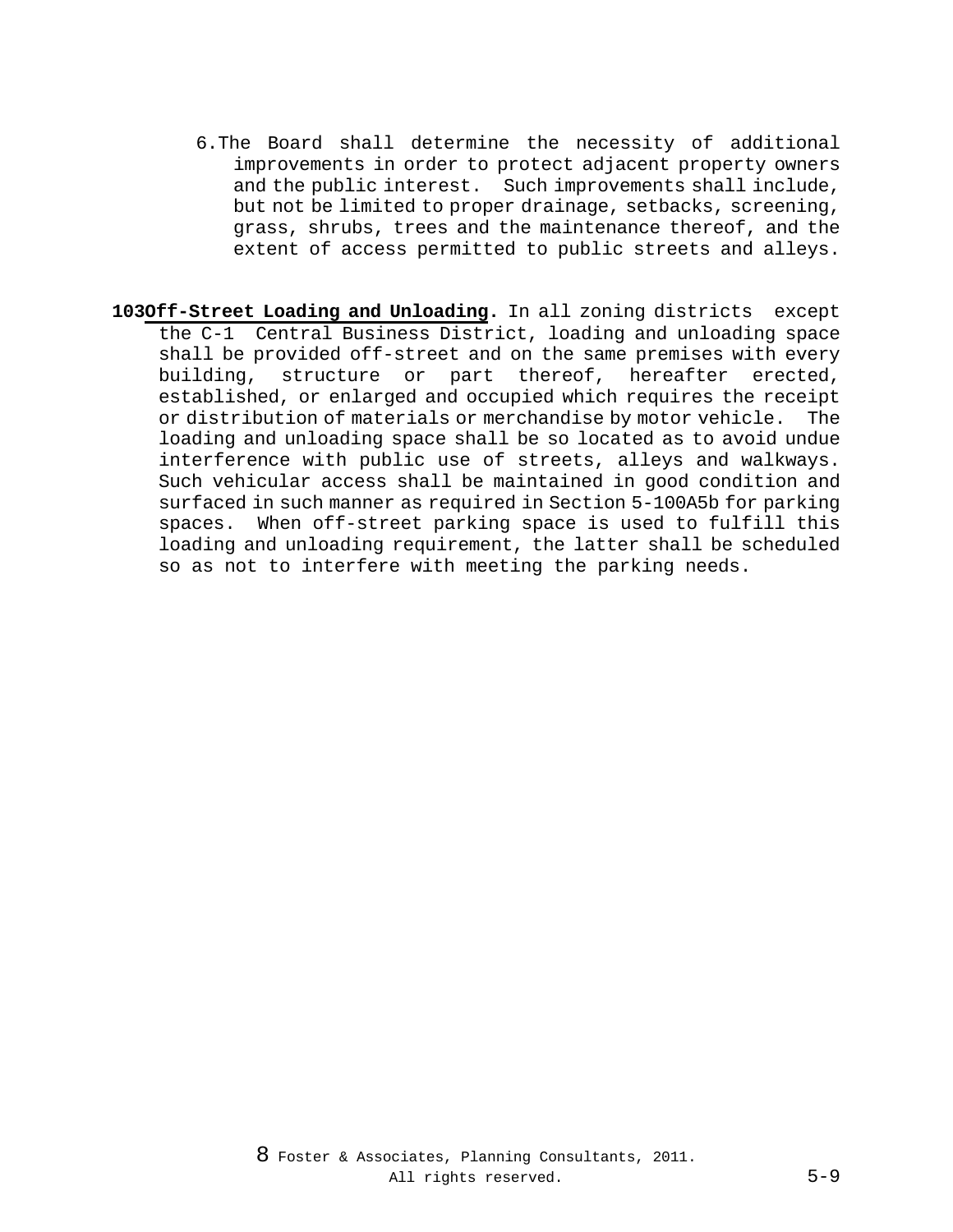6. The Board shall determine the necessity of additional improvements in order to protect adjacent property owners and the public interest. Such improvements shall include, but not be limited to proper drainage, setbacks, screening, grass, shrubs, trees and the maintenance thereof, and the extent of access permitted to public streets and alleys.

**103 Off-Street Loading and Unloading.** In all zoning districts except the C-1 Central Business District, loading and unloading space shall be provided off-street and on the same premises with every building, structure or part thereof, hereafter erected, established, or enlarged and occupied which requires the receipt or distribution of materials or merchandise by motor vehicle. The loading and unloading space shall be so located as to avoid undue interference with public use of streets, alleys and walkways. Such vehicular access shall be maintained in good condition and surfaced in such manner as required in Section 5-100A5b for parking spaces. When off-street parking space is used to fulfill this loading and unloading requirement, the latter shall be scheduled so as not to interfere with meeting the parking needs.

© Foster & Associates, Planning Consultants, 2011. All rights reserved.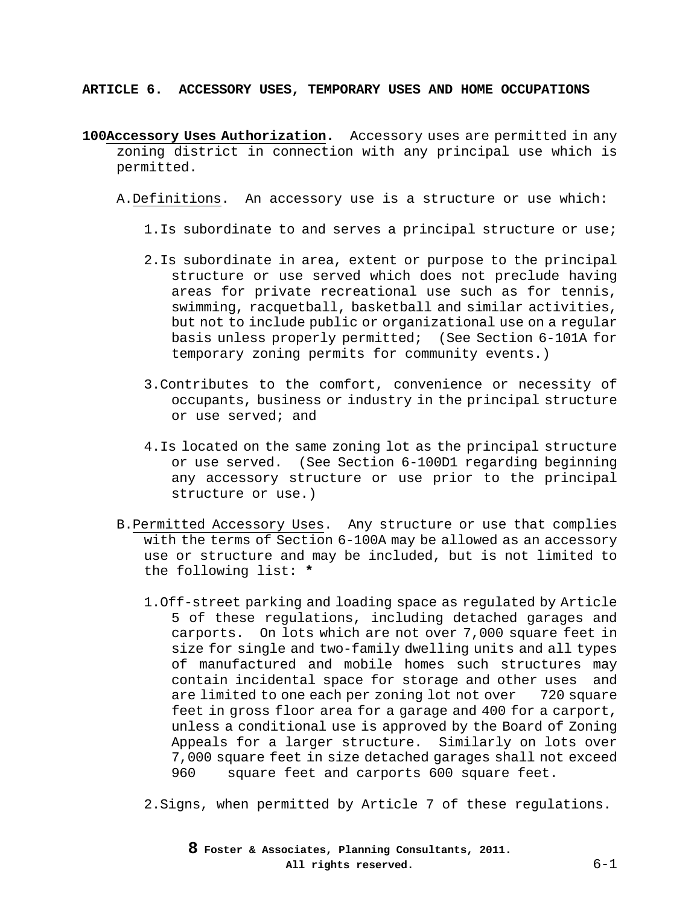# ARTICLE 6. ACCESSORY USES, TEMPORARY USES AND HOME OCCUPATIONS

**100 Accessory Uses Authorization.** Accessory uses are permitted in any zoning district in connection with any principal use which is permitted.

A. Definitions. An accessory use is a structure or use which:

1. Is subordinate to and serves a principal structure or use;

2. Is subordinate in area, extent or purpose to the principal structure or use served which does not preclude having areas for private recreational use such as for tennis, swimming, racquetball, basketball and similar activities, but not to include public or organizational use on a regular basis unless properly permitted; (See Section 6-101A for temporary zoning permits for community events.)

3. Contributes to the comfort, convenience or necessity of occupants, business or industry in the principal structure or use served; and

4. Is located on the same zoning lot as the principal structure or use served. (See Section 6-100D1 regarding beginning any accessory structure or use prior to the principal structure or use.)

B. Permitted Accessory Uses. Any structure or use that complies with the terms of Section 6-100A may be allowed as an accessory use or structure and may be included, but is not limited to the following list: **\***

1. Off-street parking and loading space as regulated by Article 5 of these regulations, including detached garages and carports. On lots which are not over 7,000 square feet in size for single and two-family dwelling units and all types of manufactured and mobile homes such structures may contain incidental space for storage and other uses and are limited to one each per zoning lot not over 720 square feet in gross floor area for a garage and 400 for a carport, unless a conditional use is approved by the Board of Zoning Appeals for a larger structure. Similarly on lots over 7,000 square feet in size detached garages shall not exceed 960 square feet and carports 600 square feet.

2. Signs, when permitted by Article 7 of these regulations.

8 Foster & Associates, Planning Consultants, 2011. All rights reserved.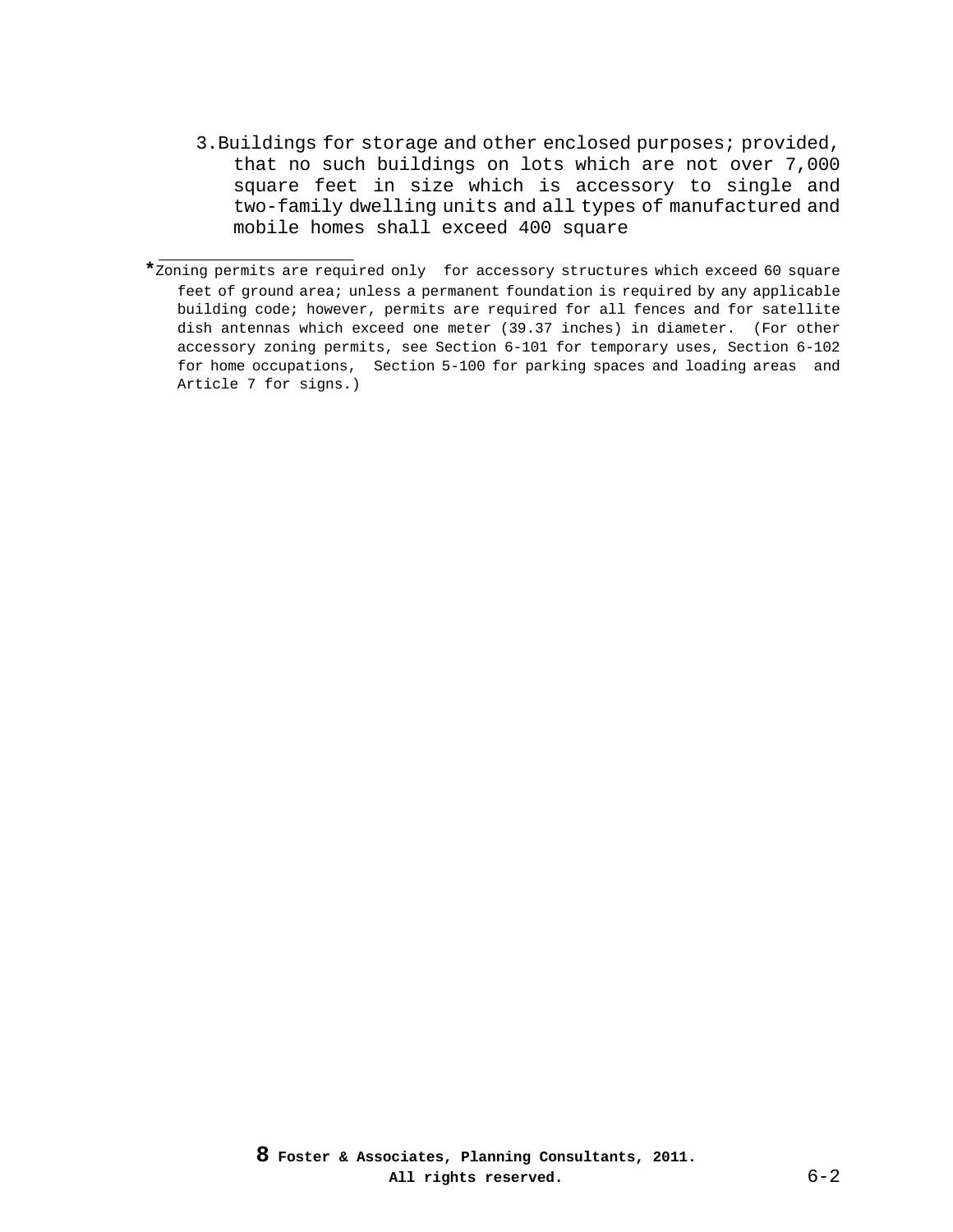3. Buildings for storage and other enclosed purposes; provided, that no such buildings on lots which are not over 7,000 square feet in size which is accessory to single and two-family dwelling units and all types of manufactured and mobile homes shall exceed 400 square

---

*Zoning permits are required only for accessory structures which exceed 60 square feet of ground area; unless a permanent foundation is required by any applicable building code; however, permits are required for all fences and for satellite dish antennas which exceed one meter (39.37 inches) in diameter. (For other accessory zoning permits, see Section 6-101 for temporary uses, Section 6-102 for home occupations, Section 5-100 for parking spaces and loading areas and Article 7 for signs.)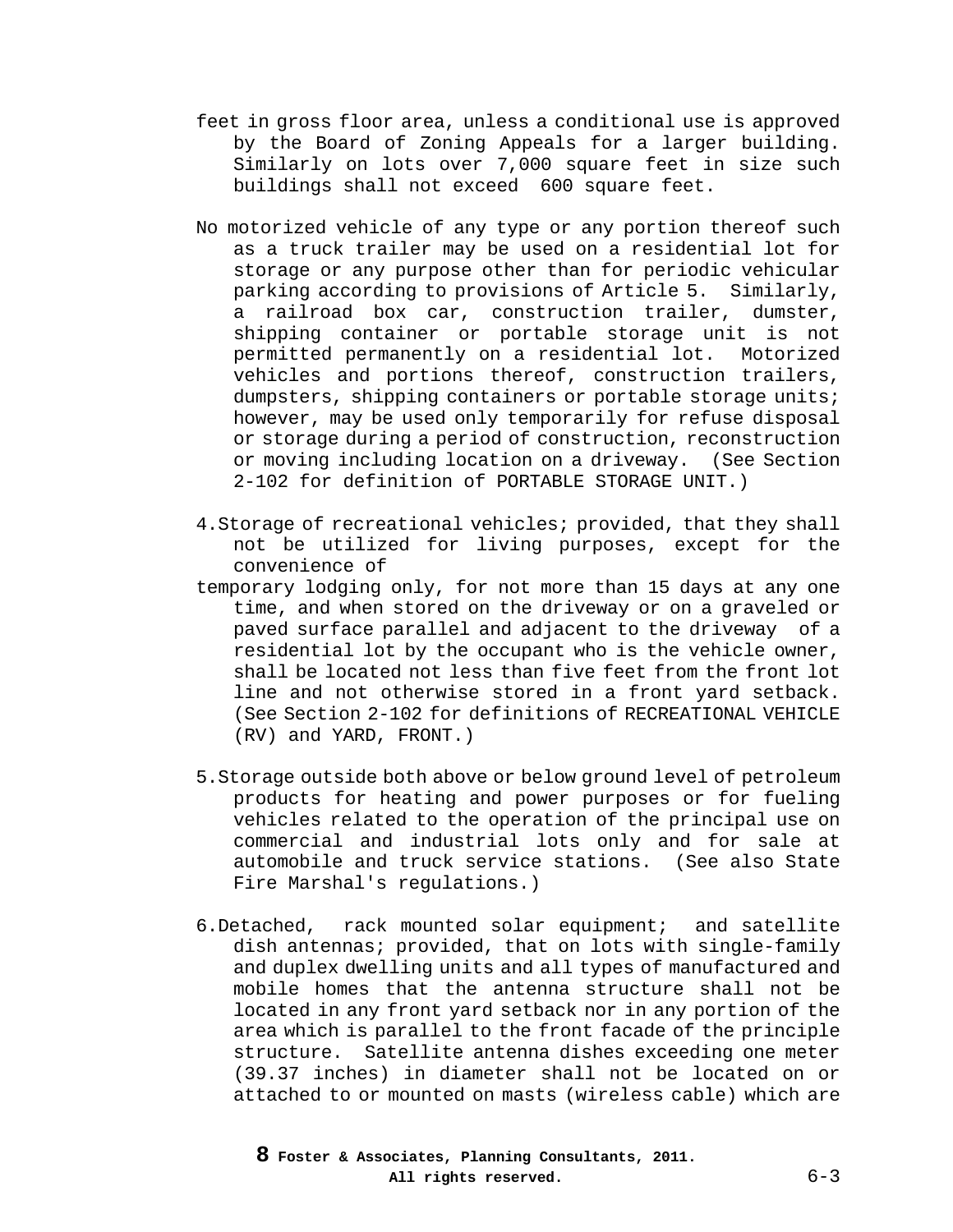feet in gross floor area, unless a conditional use is approved by the Board of Zoning Appeals for a larger building. Similarly on lots over 7,000 square feet in size such buildings shall not exceed 600 square feet.

No motorized vehicle of any type or any portion thereof such as a truck trailer may be used on a residential lot for storage or any purpose other than for periodic vehicular parking according to provisions of Article 5. Similarly, a railroad box car, construction trailer, dumster, shipping container or portable storage unit is not permitted permanently on a residential lot. Motorized vehicles and portions thereof, construction trailers, dumpsters, shipping containers or portable storage units; however, may be used only temporarily for refuse disposal or storage during a period of construction, reconstruction or moving including location on a driveway. (See Section 2-102 for definition of PORTABLE STORAGE UNIT.)

4. Storage of recreational vehicles; provided, that they shall not be utilized for living purposes, except for the convenience of temporary lodging only, for not more than 15 days at any one time, and when stored on the driveway or on a graveled or paved surface parallel and adjacent to the driveway of a residential lot by the occupant who is the vehicle owner, shall be located not less than five feet from the front lot line and not otherwise stored in a front yard setback. (See Section 2-102 for definitions of RECREATIONAL VEHICLE (RV) and YARD, FRONT.)

5. Storage outside both above or below ground level of petroleum products for heating and power purposes or for fueling vehicles related to the operation of the principal use on commercial and industrial lots only and for sale at automobile and truck service stations. (See also State Fire Marshal's regulations.)

6. Detached, rack mounted solar equipment; and satellite dish antennas; provided, that on lots with single-family and duplex dwelling units and all types of manufactured and mobile homes that the antenna structure shall not be located in any front yard setback nor in any portion of the area which is parallel to the front facade of the principle structure. Satellite antenna dishes exceeding one meter (39.37 inches) in diameter shall not be located on or attached to or mounted on masts (wireless cable) which are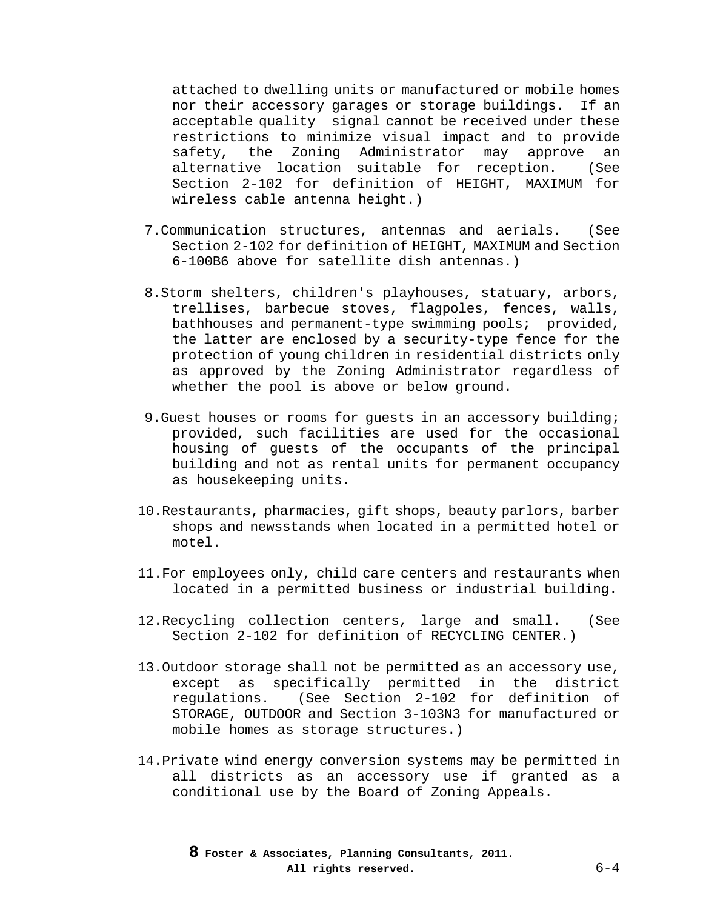attached to dwelling units or manufactured or mobile homes nor their accessory garages or storage buildings. If an acceptable quality signal cannot be received under these restrictions to minimize visual impact and to provide safety, the Zoning Administrator may approve an alternative location suitable for reception. (See Section 2-102 for definition of HEIGHT, MAXIMUM for wireless cable antenna height.)

7. Communication structures, antennas and aerials. (See Section 2-102 for definition of HEIGHT, MAXIMUM and Section 6-100B6 above for satellite dish antennas.)

8. Storm shelters, children's playhouses, statuary, arbors, trellises, barbecue stoves, flagpoles, fences, walls, bathhouses and permanent-type swimming pools; provided, the latter are enclosed by a security-type fence for the protection of young children in residential districts only as approved by the Zoning Administrator regardless of whether the pool is above or below ground.

9. Guest houses or rooms for guests in an accessory building; provided, such facilities are used for the occasional housing of guests of the occupants of the principal building and not as rental units for permanent occupancy as housekeeping units.

10. Restaurants, pharmacies, gift shops, beauty parlors, barber shops and newsstands when located in a permitted hotel or motel.

11. For employees only, child care centers and restaurants when located in a permitted business or industrial building.

12. Recycling collection centers, large and small. (See Section 2-102 for definition of RECYCLING CENTER.)

13. Outdoor storage shall not be permitted as an accessory use, except as specifically permitted in the district regulations. (See Section 2-102 for definition of STORAGE, OUTDOOR and Section 3-103N3 for manufactured or mobile homes as storage structures.)

14. Private wind energy conversion systems may be permitted in all districts as an accessory use if granted as a conditional use by the Board of Zoning Appeals.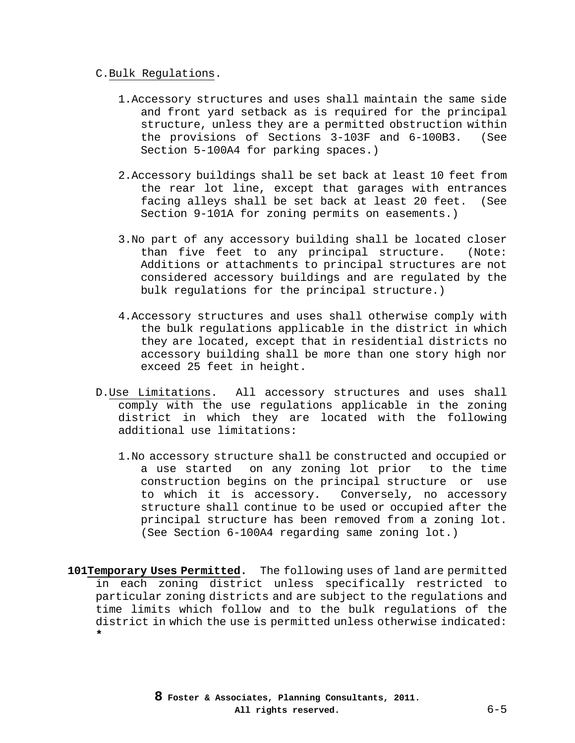C. Bulk Regulations.

1. Accessory structures and uses shall maintain the same side and front yard setback as is required for the principal structure, unless they are a permitted obstruction within the provisions of Sections 3-103F and 6-100B3. (See Section 5-100A4 for parking spaces.)

2. Accessory buildings shall be set back at least 10 feet from the rear lot line, except that garages with entrances facing alleys shall be set back at least 20 feet. (See Section 9-101A for zoning permits on easements.)

3. No part of any accessory building shall be located closer than five feet to any principal structure. (Note: Additions or attachments to principal structures are not considered accessory buildings and are regulated by the bulk regulations for the principal structure.)

4. Accessory structures and uses shall otherwise comply with the bulk regulations applicable in the district in which they are located, except that in residential districts no accessory building shall be more than one story high nor exceed 25 feet in height.

D. Use Limitations. All accessory structures and uses shall comply with the use regulations applicable in the zoning district in which they are located with the following additional use limitations:

1. No accessory structure shall be constructed and occupied or a use started on any zoning lot prior to the time construction begins on the principal structure or use to which it is accessory. Conversely, no accessory structure shall continue to be used or occupied after the principal structure has been removed from a zoning lot. (See Section 6-100A4 regarding same zoning lot.)

**101 Temporary Uses Permitted.** The following uses of land are permitted in each zoning district unless specifically restricted to particular zoning districts and are subject to the regulations and time limits which follow and to the bulk regulations of the district in which the use is permitted unless otherwise indicated: *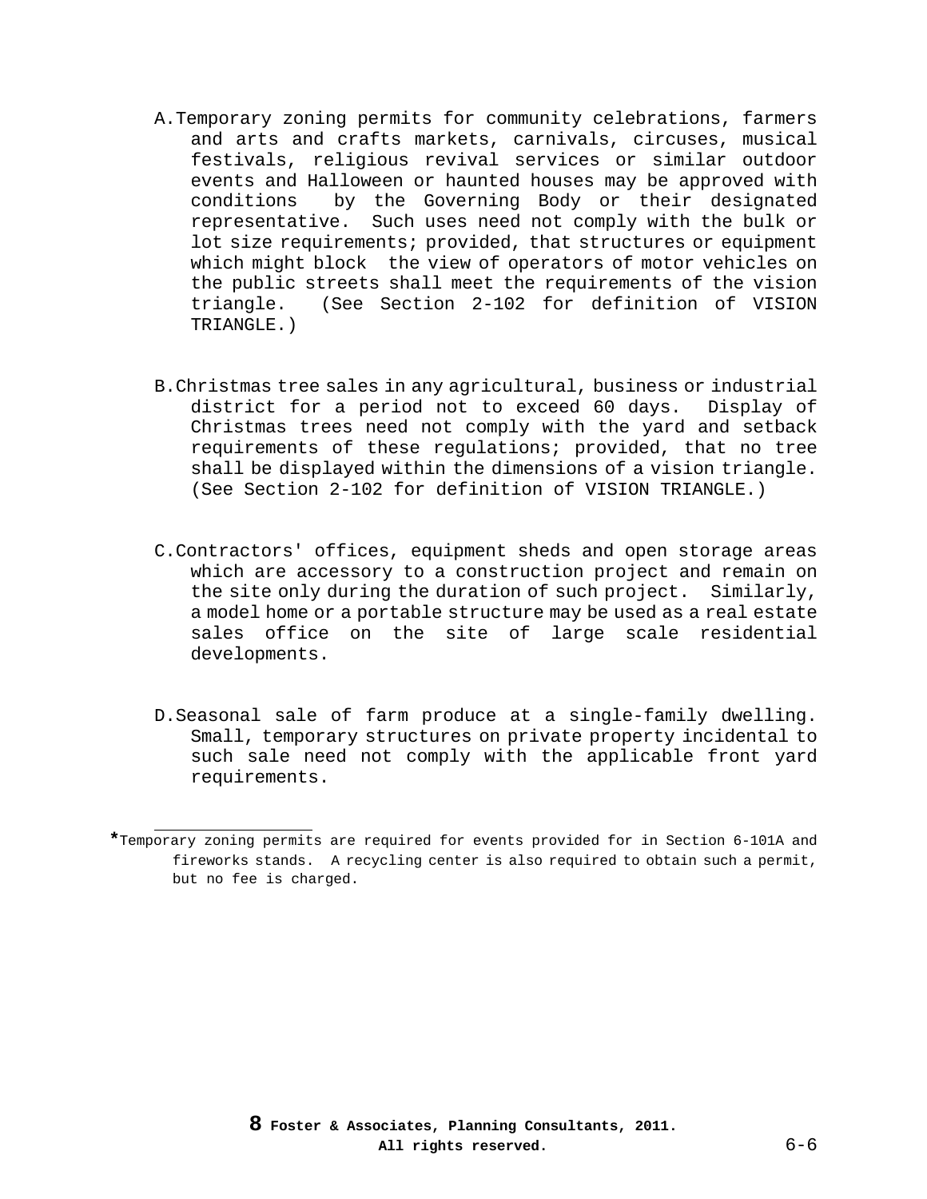A. Temporary zoning permits for community celebrations, farmers and arts and crafts markets, carnivals, circuses, musical festivals, religious revival services or similar outdoor events and Halloween or haunted houses may be approved with conditions by the Governing Body or their designated representative. Such uses need not comply with the bulk or lot size requirements; provided, that structures or equipment which might block the view of operators of motor vehicles on the public streets shall meet the requirements of the vision triangle. (See Section 2-102 for definition of VISION TRIANGLE.)

B. Christmas tree sales in any agricultural, business or industrial district for a period not to exceed 60 days. Display of Christmas trees need not comply with the yard and setback requirements of these regulations; provided, that no tree shall be displayed within the dimensions of a vision triangle. (See Section 2-102 for definition of VISION TRIANGLE.)

C. Contractors' offices, equipment sheds and open storage areas which are accessory to a construction project and remain on the site only during the duration of such project. Similarly, a model home or a portable structure may be used as a real estate sales office on the site of large scale residential developments.

D. Seasonal sale of farm produce at a single-family dwelling. Small, temporary structures on private property incidental to such sale need not comply with the applicable front yard requirements.

---

*Temporary zoning permits are required for events provided for in Section 6-101A and fireworks stands. A recycling center is also required to obtain such a permit, but no fee is charged.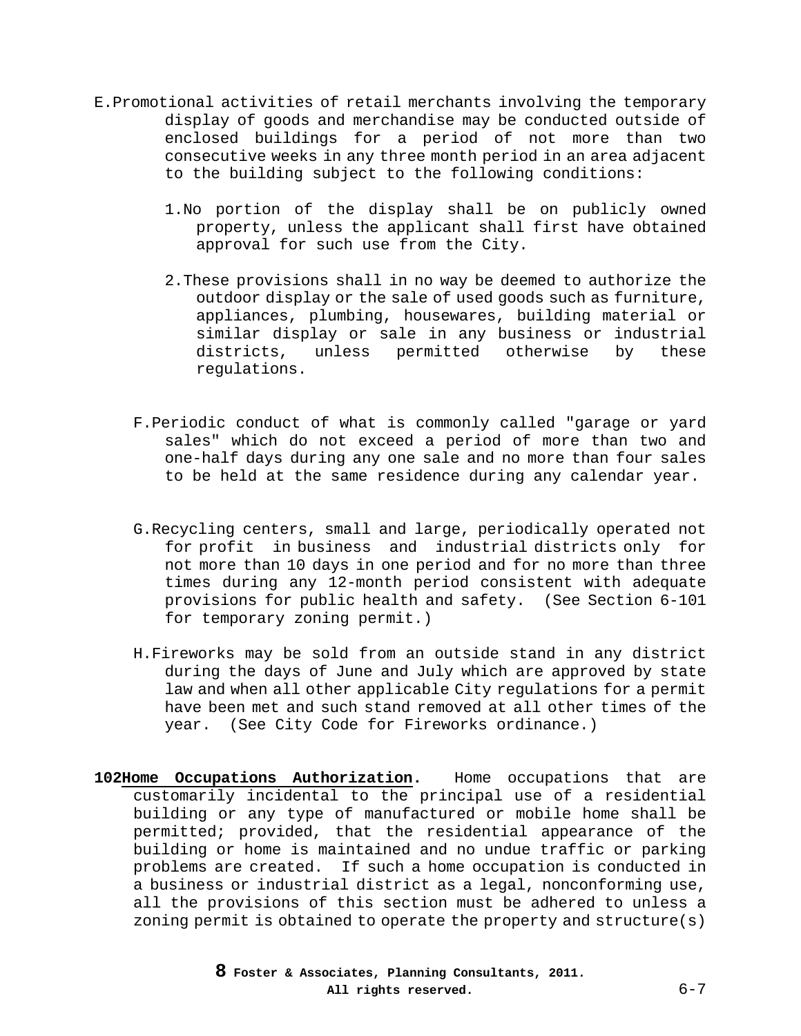E. Promotional activities of retail merchants involving the temporary display of goods and merchandise may be conducted outside of enclosed buildings for a period of not more than two consecutive weeks in any three month period in an area adjacent to the building subject to the following conditions:

1. No portion of the display shall be on publicly owned property, unless the applicant shall first have obtained approval for such use from the City.

2. These provisions shall in no way be deemed to authorize the outdoor display or the sale of used goods such as furniture, appliances, plumbing, housewares, building material or similar display or sale in any business or industrial districts, unless permitted otherwise by these regulations.

F. Periodic conduct of what is commonly called "garage or yard sales" which do not exceed a period of more than two and one-half days during any one sale and no more than four sales to be held at the same residence during any calendar year.

G. Recycling centers, small and large, periodically operated not for profit in business and industrial districts only for not more than 10 days in one period and for no more than three times during any 12-month period consistent with adequate provisions for public health and safety. (See Section 6-101 for temporary zoning permit.)

H. Fireworks may be sold from an outside stand in any district during the days of June and July which are approved by state law and when all other applicable City regulations for a permit have been met and such stand removed at all other times of the year. (See City Code for Fireworks ordinance.)

**102 <u>Home Occupations Authorization</u>.** Home occupations that are customarily incidental to the principal use of a residential building or any type of manufactured or mobile home shall be permitted; provided, that the residential appearance of the building or home is maintained and no undue traffic or parking problems are created. If such a home occupation is conducted in a business or industrial district as a legal, nonconforming use, all the provisions of this section must be adhered to unless a zoning permit is obtained to operate the property and structure(s)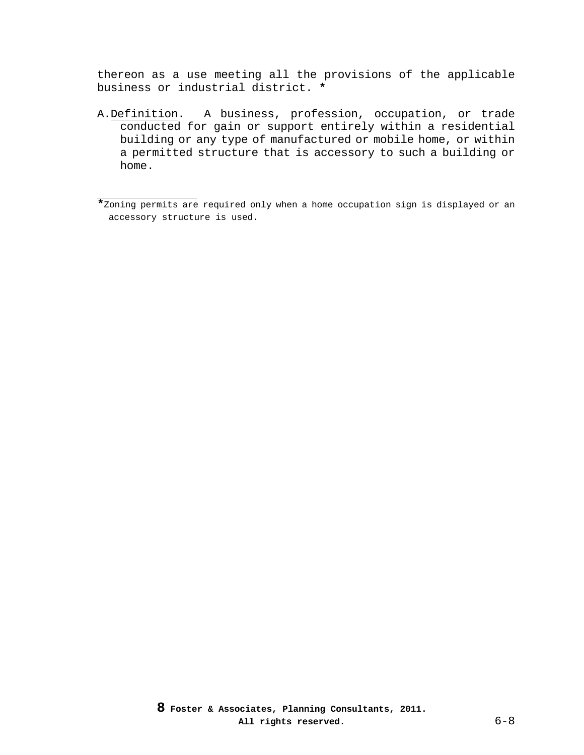thereon as a use meeting all the provisions of the applicable business or industrial district. *

A. Definition. A business, profession, occupation, or trade conducted for gain or support entirely within a residential building or any type of manufactured or mobile home, or within a permitted structure that is accessory to such a building or home.

---

*Zoning permits are required only when a home occupation sign is displayed or an accessory structure is used.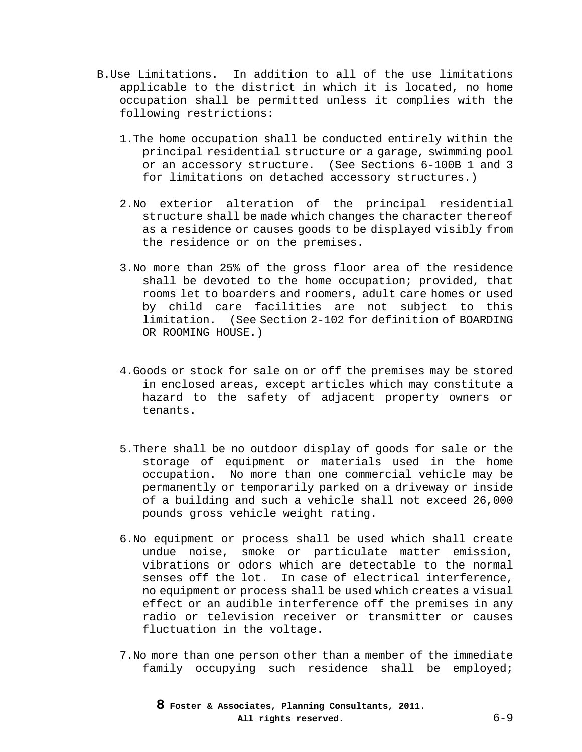B. Use Limitations. In addition to all of the use limitations applicable to the district in which it is located, no home occupation shall be permitted unless it complies with the following restrictions:

1. The home occupation shall be conducted entirely within the principal residential structure or a garage, swimming pool or an accessory structure. (See Sections 6-100B 1 and 3 for limitations on detached accessory structures.)

2. No exterior alteration of the principal residential structure shall be made which changes the character thereof as a residence or causes goods to be displayed visibly from the residence or on the premises.

3. No more than 25% of the gross floor area of the residence shall be devoted to the home occupation; provided, that rooms let to boarders and roomers, adult care homes or used by child care facilities are not subject to this limitation. (See Section 2-102 for definition of BOARDING OR ROOMING HOUSE.)

4. Goods or stock for sale on or off the premises may be stored in enclosed areas, except articles which may constitute a hazard to the safety of adjacent property owners or tenants.

5. There shall be no outdoor display of goods for sale or the storage of equipment or materials used in the home occupation. No more than one commercial vehicle may be permanently or temporarily parked on a driveway or inside of a building and such a vehicle shall not exceed 26,000 pounds gross vehicle weight rating.

6. No equipment or process shall be used which shall create undue noise, smoke or particulate matter emission, vibrations or odors which are detectable to the normal senses off the lot. In case of electrical interference, no equipment or process shall be used which creates a visual effect or an audible interference off the premises in any radio or television receiver or transmitter or causes fluctuation in the voltage.

7. No more than one person other than a member of the immediate family occupying such residence shall be employed;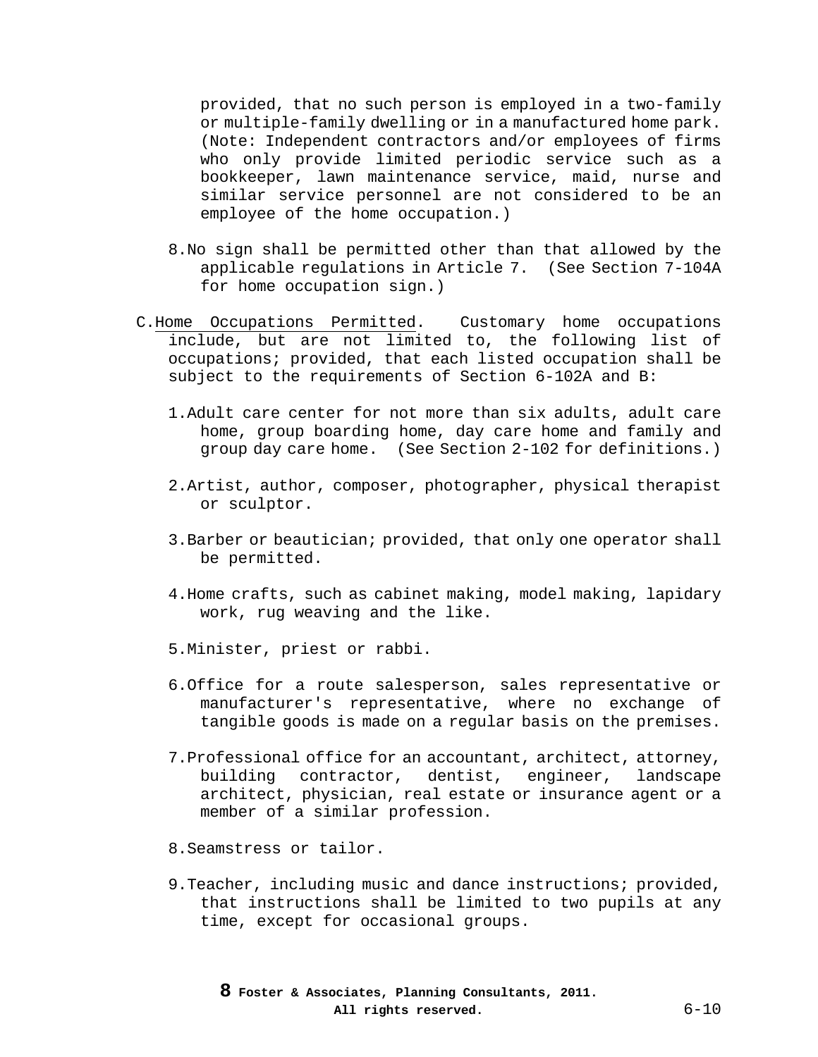provided, that no such person is employed in a two-family or multiple-family dwelling or in a manufactured home park. (Note: Independent contractors and/or employees of firms who only provide limited periodic service such as a bookkeeper, lawn maintenance service, maid, nurse and similar service personnel are not considered to be an employee of the home occupation.)

8. No sign shall be permitted other than that allowed by the applicable regulations in Article 7. (See Section 7-104A for home occupation sign.)

C. Home Occupations Permitted. Customary home occupations include, but are not limited to, the following list of occupations; provided, that each listed occupation shall be subject to the requirements of Section 6-102A and B:

1. Adult care center for not more than six adults, adult care home, group boarding home, day care home and family and group day care home. (See Section 2-102 for definitions.)

2. Artist, author, composer, photographer, physical therapist or sculptor.

3. Barber or beautician; provided, that only one operator shall be permitted.

4. Home crafts, such as cabinet making, model making, lapidary work, rug weaving and the like.

5. Minister, priest or rabbi.

6. Office for a route salesperson, sales representative or manufacturer's representative, where no exchange of tangible goods is made on a regular basis on the premises.

7. Professional office for an accountant, architect, attorney, building contractor, dentist, engineer, landscape architect, physician, real estate or insurance agent or a member of a similar profession.

8. Seamstress or tailor.

9. Teacher, including music and dance instructions; provided, that instructions shall be limited to two pupils at any time, except for occasional groups.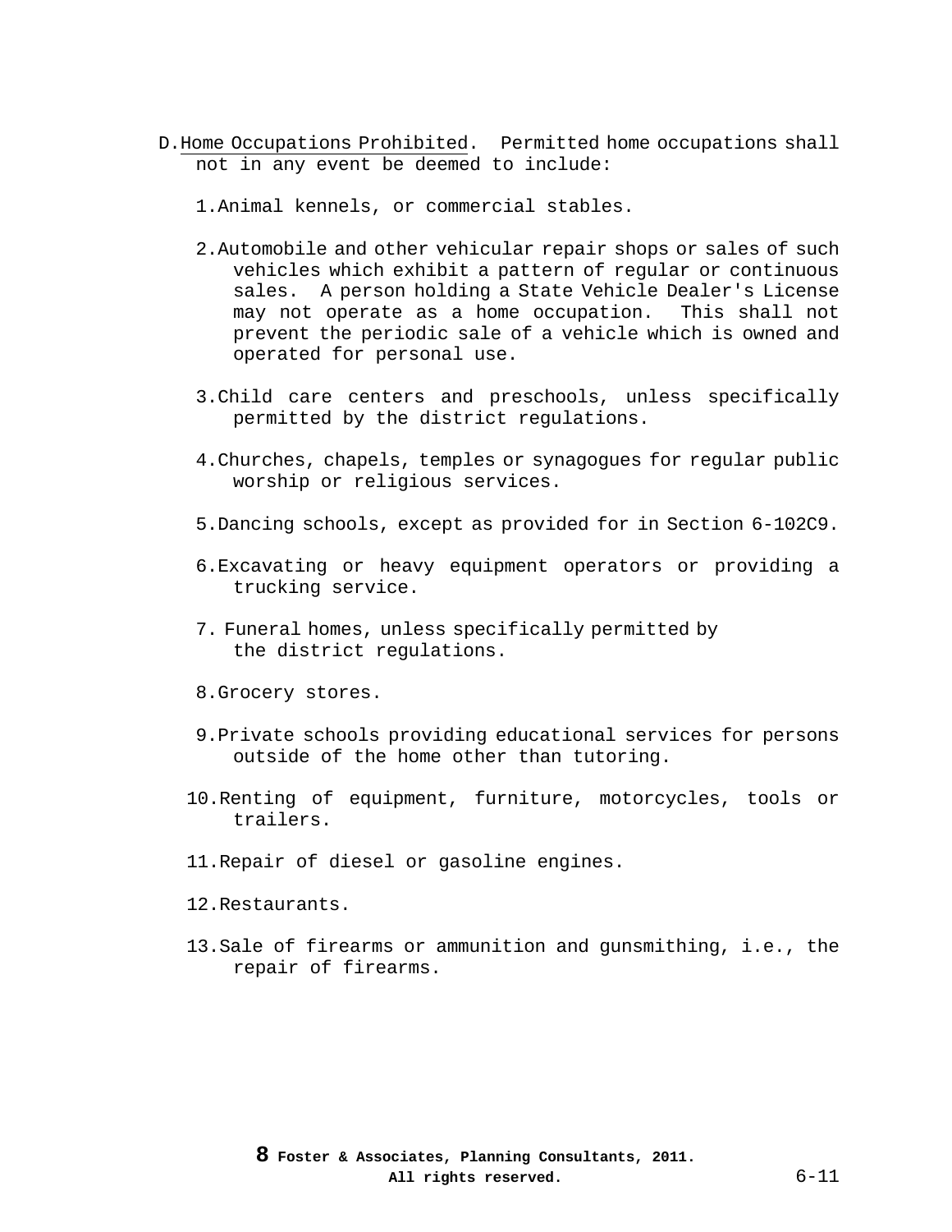D. Home Occupations Prohibited. Permitted home occupations shall not in any event be deemed to include:

1. Animal kennels, or commercial stables.

2. Automobile and other vehicular repair shops or sales of such vehicles which exhibit a pattern of regular or continuous sales. A person holding a State Vehicle Dealer's License may not operate as a home occupation. This shall not prevent the periodic sale of a vehicle which is owned and operated for personal use.

3. Child care centers and preschools, unless specifically permitted by the district regulations.

4. Churches, chapels, temples or synagogues for regular public worship or religious services.

5. Dancing schools, except as provided for in Section 6-102C9.

6. Excavating or heavy equipment operators or providing a trucking service.

7. Funeral homes, unless specifically permitted by the district regulations.

8. Grocery stores.

9. Private schools providing educational services for persons outside of the home other than tutoring.

10. Renting of equipment, furniture, motorcycles, tools or trailers.

11. Repair of diesel or gasoline engines.

12. Restaurants.

13. Sale of firearms or ammunition and gunsmithing, i.e., the repair of firearms.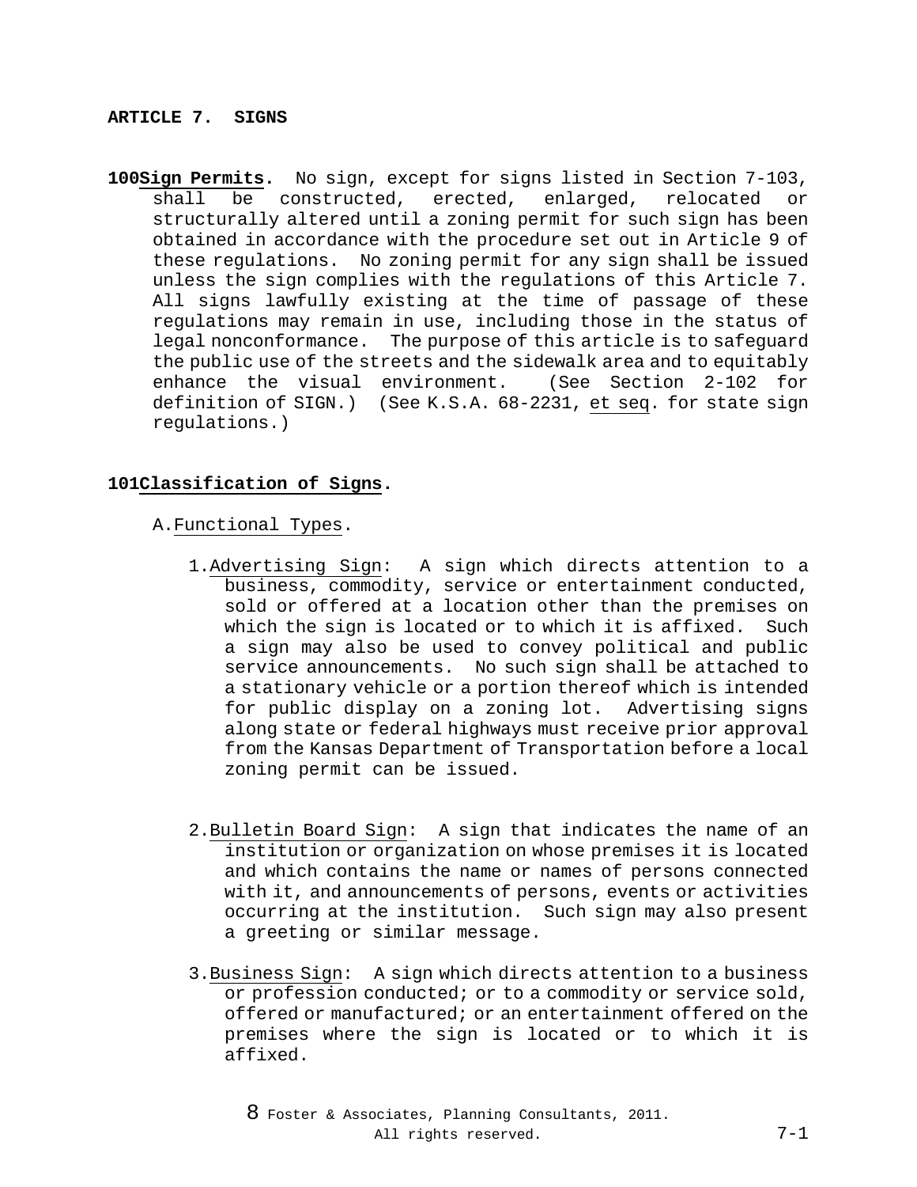## ARTICLE 7. SIGNS

**100Sign Permits.** No sign, except for signs listed in Section 7-103, shall be constructed, erected, enlarged, relocated or structurally altered until a zoning permit for such sign has been obtained in accordance with the procedure set out in Article 9 of these regulations. No zoning permit for any sign shall be issued unless the sign complies with the regulations of this Article 7. All signs lawfully existing at the time of passage of these regulations may remain in use, including those in the status of legal nonconformance. The purpose of this article is to safeguard the public use of the streets and the sidewalk area and to equitably enhance the visual environment. (See Section 2-102 for definition of SIGN.) (See K.S.A. 68-2231, et seq. for state sign regulations.)

**101Classification of Signs.**

A. Functional Types.

1. Advertising Sign: A sign which directs attention to a business, commodity, service or entertainment conducted, sold or offered at a location other than the premises on which the sign is located or to which it is affixed. Such a sign may also be used to convey political and public service announcements. No such sign shall be attached to a stationary vehicle or a portion thereof which is intended for public display on a zoning lot. Advertising signs along state or federal highways must receive prior approval from the Kansas Department of Transportation before a local zoning permit can be issued.

2. Bulletin Board Sign: A sign that indicates the name of an institution or organization on whose premises it is located and which contains the name or names of persons connected with it, and announcements of persons, events or activities occurring at the institution. Such sign may also present a greeting or similar message.

3. Business Sign: A sign which directs attention to a business or profession conducted; or to a commodity or service sold, offered or manufactured; or an entertainment offered on the premises where the sign is located or to which it is affixed.

8 Foster & Associates, Planning Consultants, 2011. All rights reserved.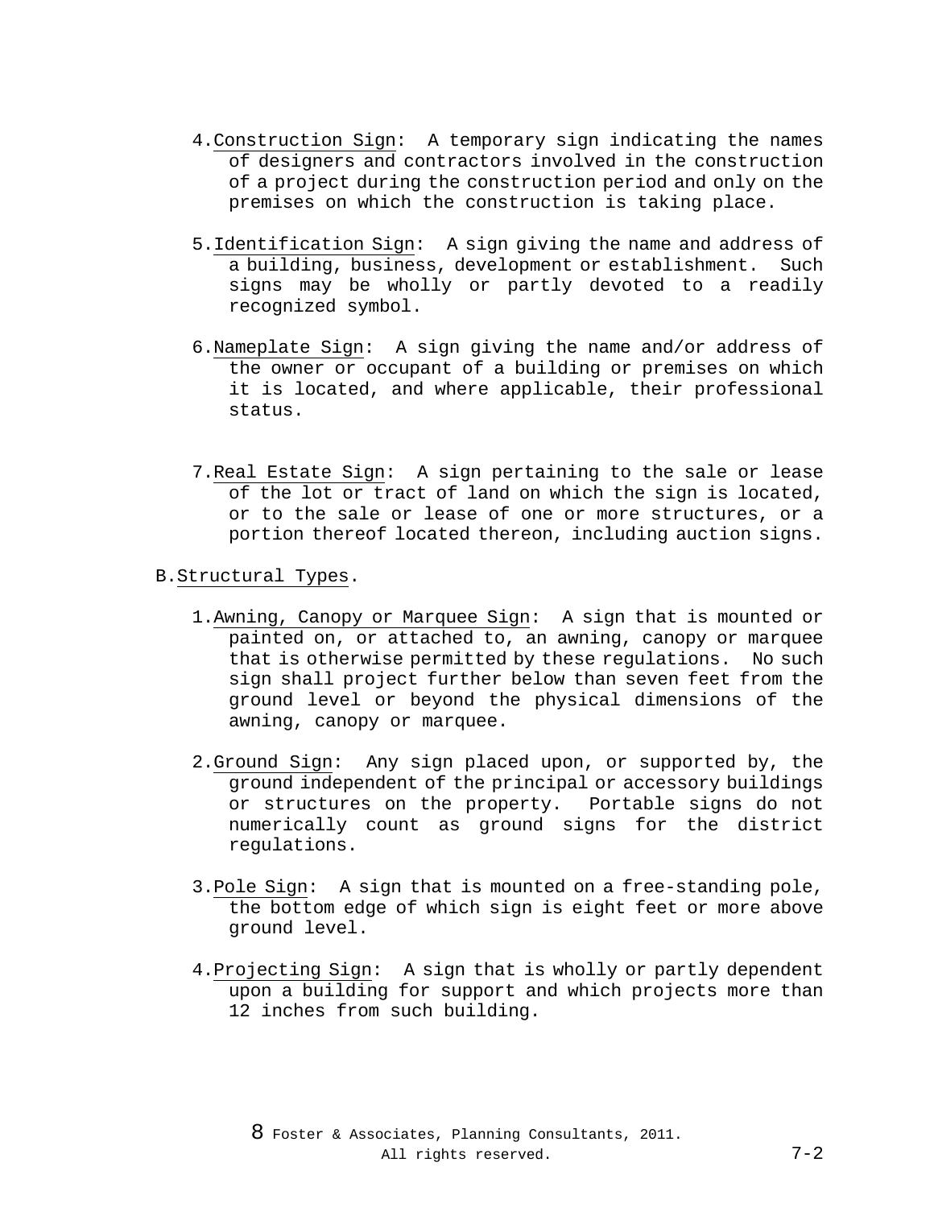4. Construction Sign: A temporary sign indicating the names of designers and contractors involved in the construction of a project during the construction period and only on the premises on which the construction is taking place.

5. Identification Sign: A sign giving the name and address of a building, business, development or establishment. Such signs may be wholly or partly devoted to a readily recognized symbol.

6. Nameplate Sign: A sign giving the name and/or address of the owner or occupant of a building or premises on which it is located, and where applicable, their professional status.

7. Real Estate Sign: A sign pertaining to the sale or lease of the lot or tract of land on which the sign is located, or to the sale or lease of one or more structures, or a portion thereof located thereon, including auction signs.

B. Structural Types.

1. Awning, Canopy or Marquee Sign: A sign that is mounted or painted on, or attached to, an awning, canopy or marquee that is otherwise permitted by these regulations. No such sign shall project further below than seven feet from the ground level or beyond the physical dimensions of the awning, canopy or marquee.

2. Ground Sign: Any sign placed upon, or supported by, the ground independent of the principal or accessory buildings or structures on the property. Portable signs do not numerically count as ground signs for the district regulations.

3. Pole Sign: A sign that is mounted on a free-standing pole, the bottom edge of which sign is eight feet or more above ground level.

4. Projecting Sign: A sign that is wholly or partly dependent upon a building for support and which projects more than 12 inches from such building.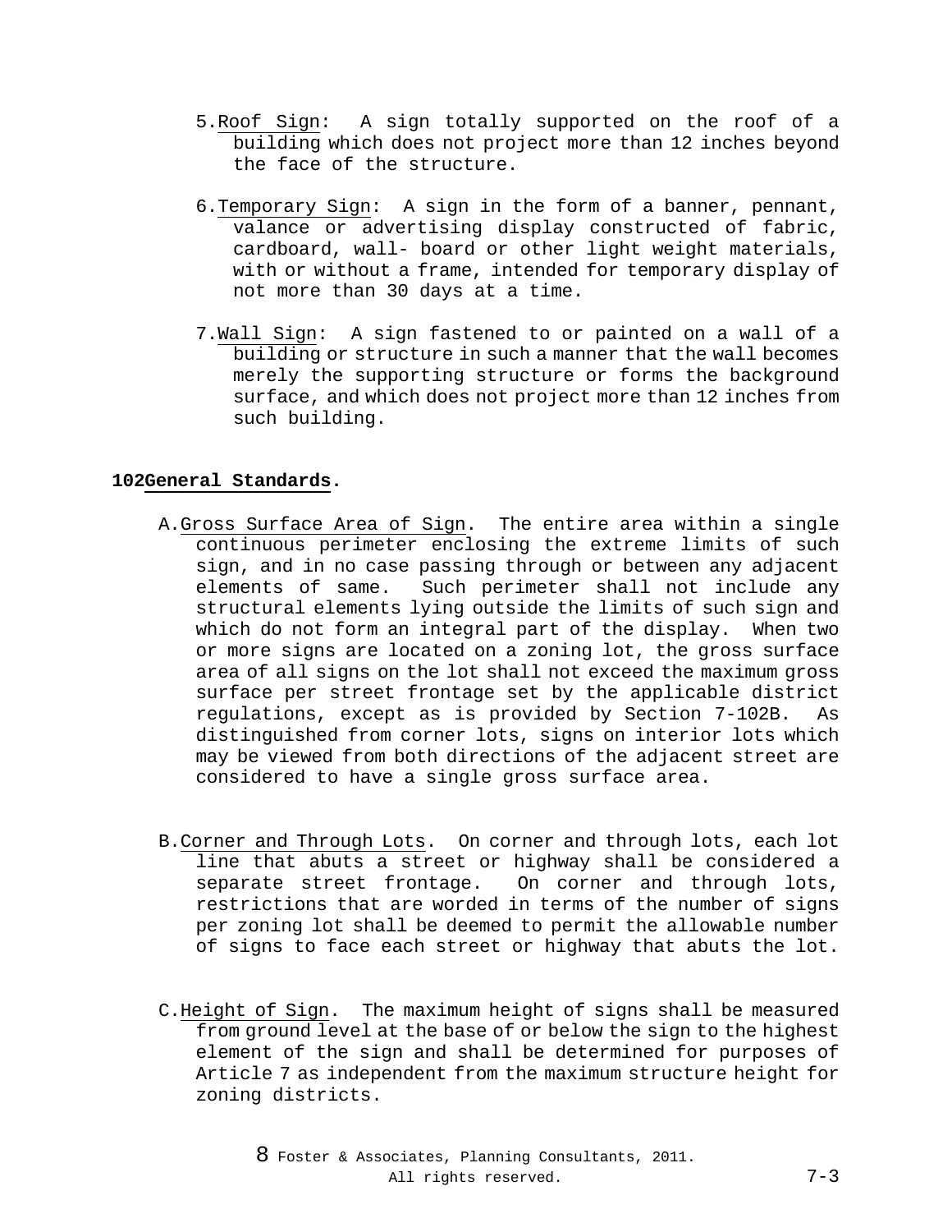5. Roof Sign: A sign totally supported on the roof of a building which does not project more than 12 inches beyond the face of the structure.

6. Temporary Sign: A sign in the form of a banner, pennant, valance or advertising display constructed of fabric, cardboard, wall- board or other light weight materials, with or without a frame, intended for temporary display of not more than 30 days at a time.

7. Wall Sign: A sign fastened to or painted on a wall of a building or structure in such a manner that the wall becomes merely the supporting structure or forms the background surface, and which does not project more than 12 inches from such building.

**102 General Standards.**

A. Gross Surface Area of Sign. The entire area within a single continuous perimeter enclosing the extreme limits of such sign, and in no case passing through or between any adjacent elements of same. Such perimeter shall not include any structural elements lying outside the limits of such sign and which do not form an integral part of the display. When two or more signs are located on a zoning lot, the gross surface area of all signs on the lot shall not exceed the maximum gross surface per street frontage set by the applicable district regulations, except as is provided by Section 7-102B. As distinguished from corner lots, signs on interior lots which may be viewed from both directions of the adjacent street are considered to have a single gross surface area.

B. Corner and Through Lots. On corner and through lots, each lot line that abuts a street or highway shall be considered a separate street frontage. On corner and through lots, restrictions that are worded in terms of the number of signs per zoning lot shall be deemed to permit the allowable number of signs to face each street or highway that abuts the lot.

C. Height of Sign. The maximum height of signs shall be measured from ground level at the base of or below the sign to the highest element of the sign and shall be determined for purposes of Article 7 as independent from the maximum structure height for zoning districts.

8 Foster & Associates, Planning Consultants, 2011. All rights reserved.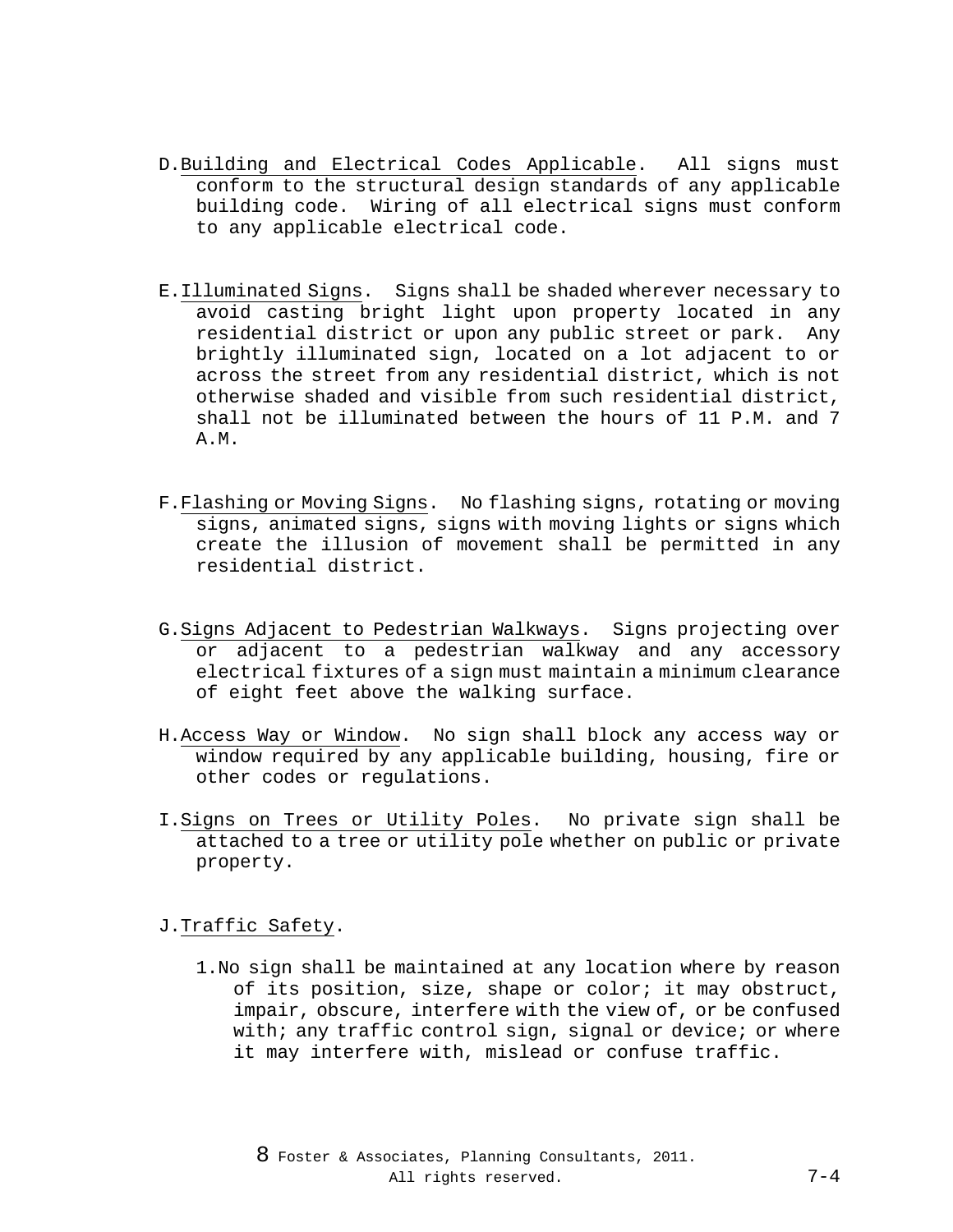D. Building and Electrical Codes Applicable. All signs must conform to the structural design standards of any applicable building code. Wiring of all electrical signs must conform to any applicable electrical code.

E. Illuminated Signs. Signs shall be shaded wherever necessary to avoid casting bright light upon property located in any residential district or upon any public street or park. Any brightly illuminated sign, located on a lot adjacent to or across the street from any residential district, which is not otherwise shaded and visible from such residential district, shall not be illuminated between the hours of 11 P.M. and 7 A.M.

F. Flashing or Moving Signs. No flashing signs, rotating or moving signs, animated signs, signs with moving lights or signs which create the illusion of movement shall be permitted in any residential district.

G. Signs Adjacent to Pedestrian Walkways. Signs projecting over or adjacent to a pedestrian walkway and any accessory electrical fixtures of a sign must maintain a minimum clearance of eight feet above the walking surface.

H. Access Way or Window. No sign shall block any access way or window required by any applicable building, housing, fire or other codes or regulations.

I. Signs on Trees or Utility Poles. No private sign shall be attached to a tree or utility pole whether on public or private property.

J. Traffic Safety.

1. No sign shall be maintained at any location where by reason of its position, size, shape or color; it may obstruct, impair, obscure, interfere with the view of, or be confused with; any traffic control sign, signal or device; or where it may interfere with, mislead or confuse traffic.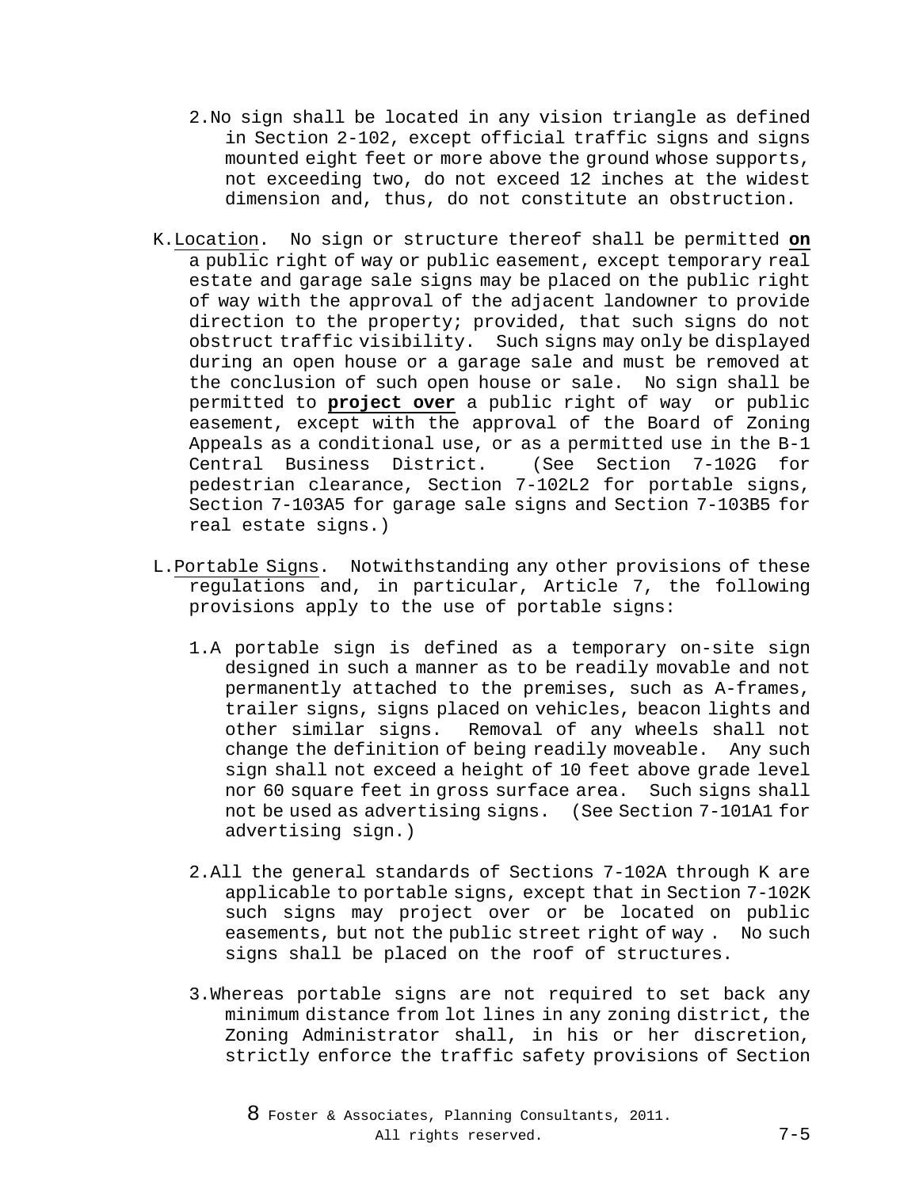2. No sign shall be located in any vision triangle as defined in Section 2-102, except official traffic signs and signs mounted eight feet or more above the ground whose supports, not exceeding two, do not exceed 12 inches at the widest dimension and, thus, do not constitute an obstruction.

K. Location. No sign or structure thereof shall be permitted **on** a public right of way or public easement, except temporary real estate and garage sale signs may be placed on the public right of way with the approval of the adjacent landowner to provide direction to the property; provided, that such signs do not obstruct traffic visibility. Such signs may only be displayed during an open house or a garage sale and must be removed at the conclusion of such open house or sale. No sign shall be permitted to **project over** a public right of way or public easement, except with the approval of the Board of Zoning Appeals as a conditional use, or as a permitted use in the B-1 Central Business District. (See Section 7-102G for pedestrian clearance, Section 7-102L2 for portable signs, Section 7-103A5 for garage sale signs and Section 7-103B5 for real estate signs.)

L. Portable Signs. Notwithstanding any other provisions of these regulations and, in particular, Article 7, the following provisions apply to the use of portable signs:

1. A portable sign is defined as a temporary on-site sign designed in such a manner as to be readily movable and not permanently attached to the premises, such as A-frames, trailer signs, signs placed on vehicles, beacon lights and other similar signs. Removal of any wheels shall not change the definition of being readily moveable. Any such sign shall not exceed a height of 10 feet above grade level nor 60 square feet in gross surface area. Such signs shall not be used as advertising signs. (See Section 7-101A1 for advertising sign.)

2. All the general standards of Sections 7-102A through K are applicable to portable signs, except that in Section 7-102K such signs may project over or be located on public easements, but not the public street right of way . No such signs shall be placed on the roof of structures.

3. Whereas portable signs are not required to set back any minimum distance from lot lines in any zoning district, the Zoning Administrator shall, in his or her discretion, strictly enforce the traffic safety provisions of Section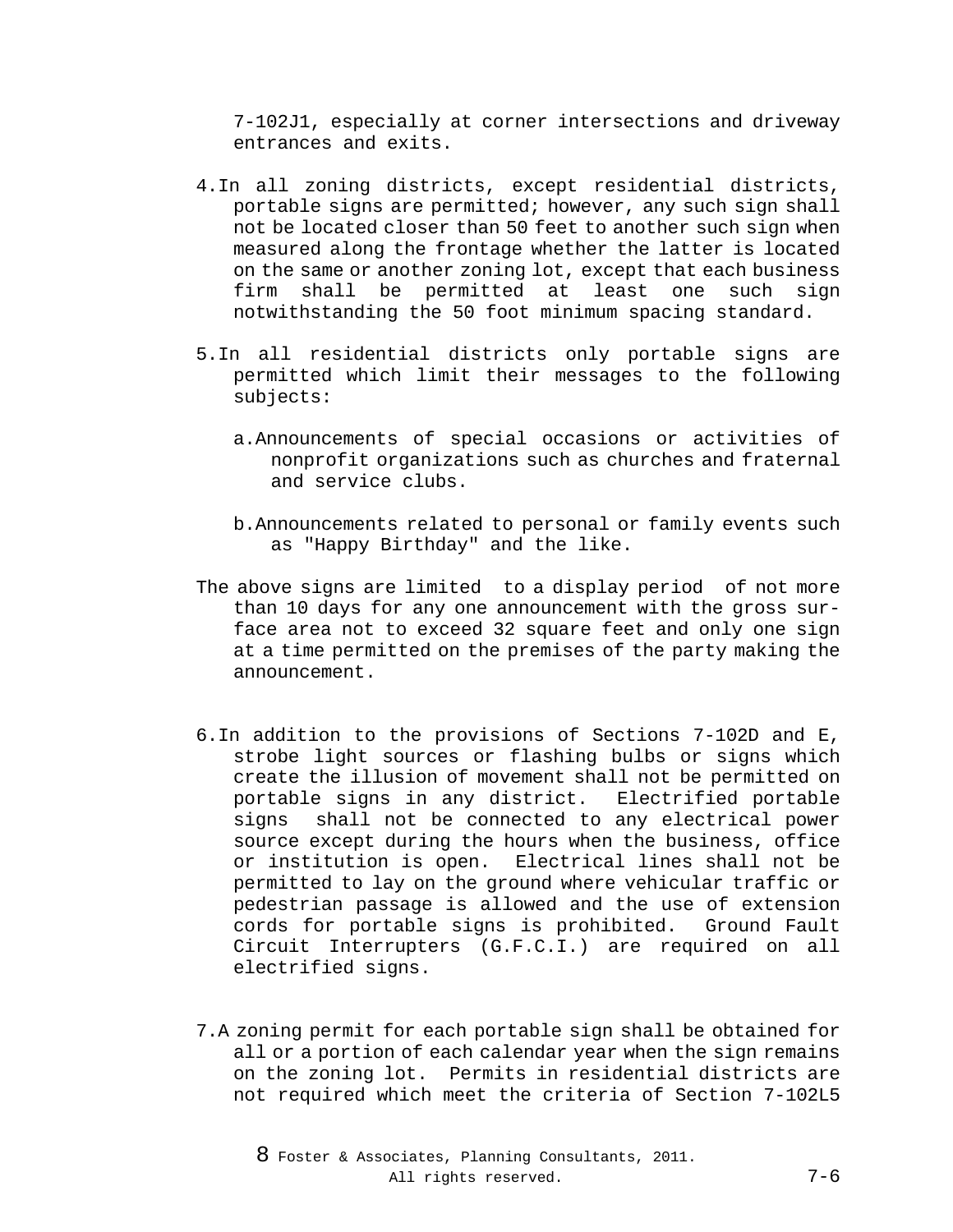7-102J1, especially at corner intersections and driveway entrances and exits.

4. In all zoning districts, except residential districts, portable signs are permitted; however, any such sign shall not be located closer than 50 feet to another such sign when measured along the frontage whether the latter is located on the same or another zoning lot, except that each business firm shall be permitted at least one such sign notwithstanding the 50 foot minimum spacing standard.

5. In all residential districts only portable signs are permitted which limit their messages to the following subjects:

   a. Announcements of special occasions or activities of nonprofit organizations such as churches and fraternal and service clubs.

   b. Announcements related to personal or family events such as "Happy Birthday" and the like.

The above signs are limited to a display period of not more than 10 days for any one announcement with the gross surface area not to exceed 32 square feet and only one sign at a time permitted on the premises of the party making the announcement.

6. In addition to the provisions of Sections 7-102D and E, strobe light sources or flashing bulbs or signs which create the illusion of movement shall not be permitted on portable signs in any district. Electrified portable signs shall not be connected to any electrical power source except during the hours when the business, office or institution is open. Electrical lines shall not be permitted to lay on the ground where vehicular traffic or pedestrian passage is allowed and the use of extension cords for portable signs is prohibited. Ground Fault Circuit Interrupters (G.F.C.I.) are required on all electrified signs.

7. A zoning permit for each portable sign shall be obtained for all or a portion of each calendar year when the sign remains on the zoning lot. Permits in residential districts are not required which meet the criteria of Section 7-102L5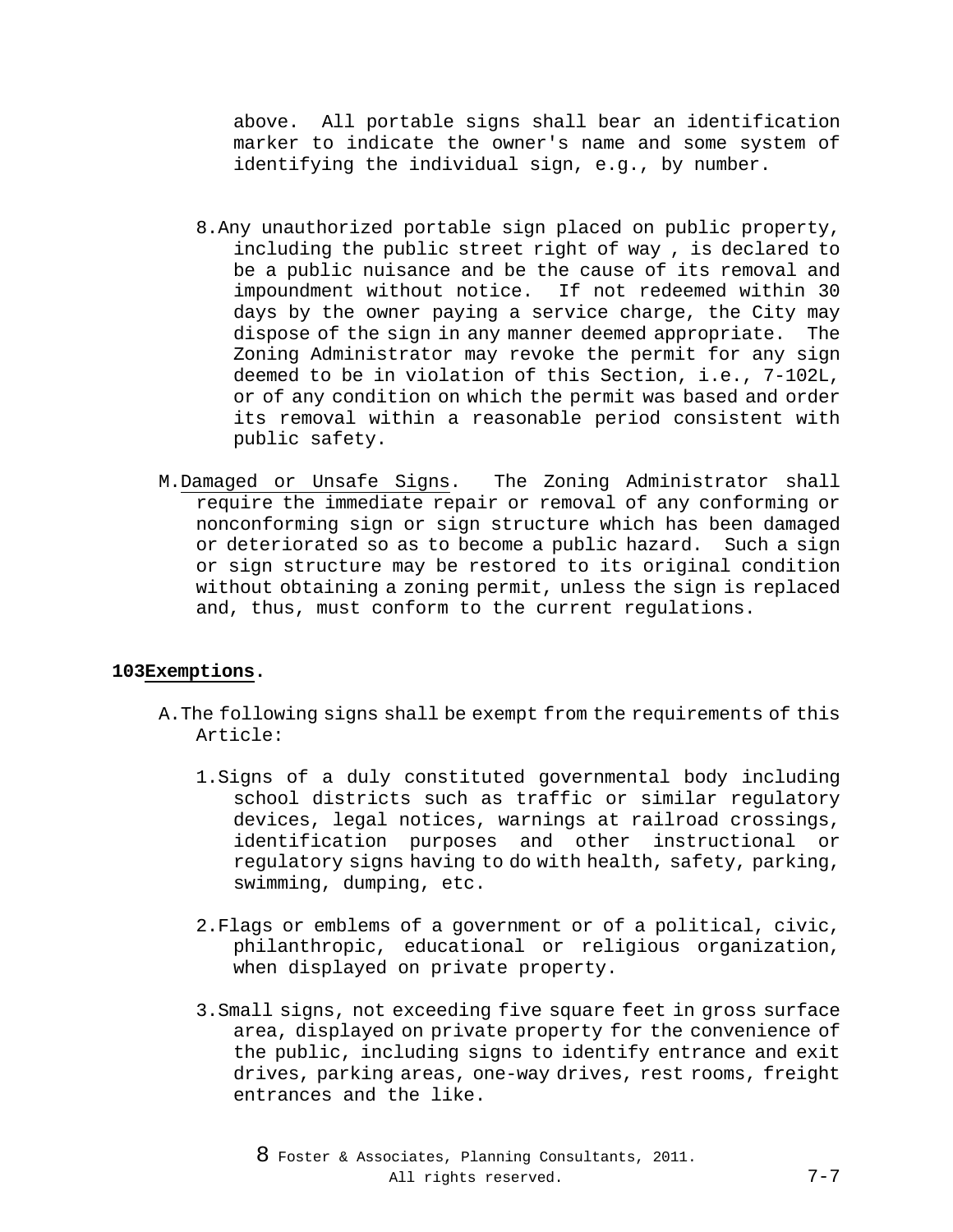above. All portable signs shall bear an identification marker to indicate the owner's name and some system of identifying the individual sign, e.g., by number.

8. Any unauthorized portable sign placed on public property, including the public street right of way , is declared to be a public nuisance and be the cause of its removal and impoundment without notice. If not redeemed within 30 days by the owner paying a service charge, the City may dispose of the sign in any manner deemed appropriate. The Zoning Administrator may revoke the permit for any sign deemed to be in violation of this Section, i.e., 7-102L, or of any condition on which the permit was based and order its removal within a reasonable period consistent with public safety.

M. Damaged or Unsafe Signs. The Zoning Administrator shall require the immediate repair or removal of any conforming or nonconforming sign or sign structure which has been damaged or deteriorated so as to become a public hazard. Such a sign or sign structure may be restored to its original condition without obtaining a zoning permit, unless the sign is replaced and, thus, must conform to the current regulations.

**103 Exemptions.**

A. The following signs shall be exempt from the requirements of this Article:

1. Signs of a duly constituted governmental body including school districts such as traffic or similar regulatory devices, legal notices, warnings at railroad crossings, identification purposes and other instructional or regulatory signs having to do with health, safety, parking, swimming, dumping, etc.

2. Flags or emblems of a government or of a political, civic, philanthropic, educational or religious organization, when displayed on private property.

3. Small signs, not exceeding five square feet in gross surface area, displayed on private property for the convenience of the public, including signs to identify entrance and exit drives, parking areas, one-way drives, rest rooms, freight entrances and the like.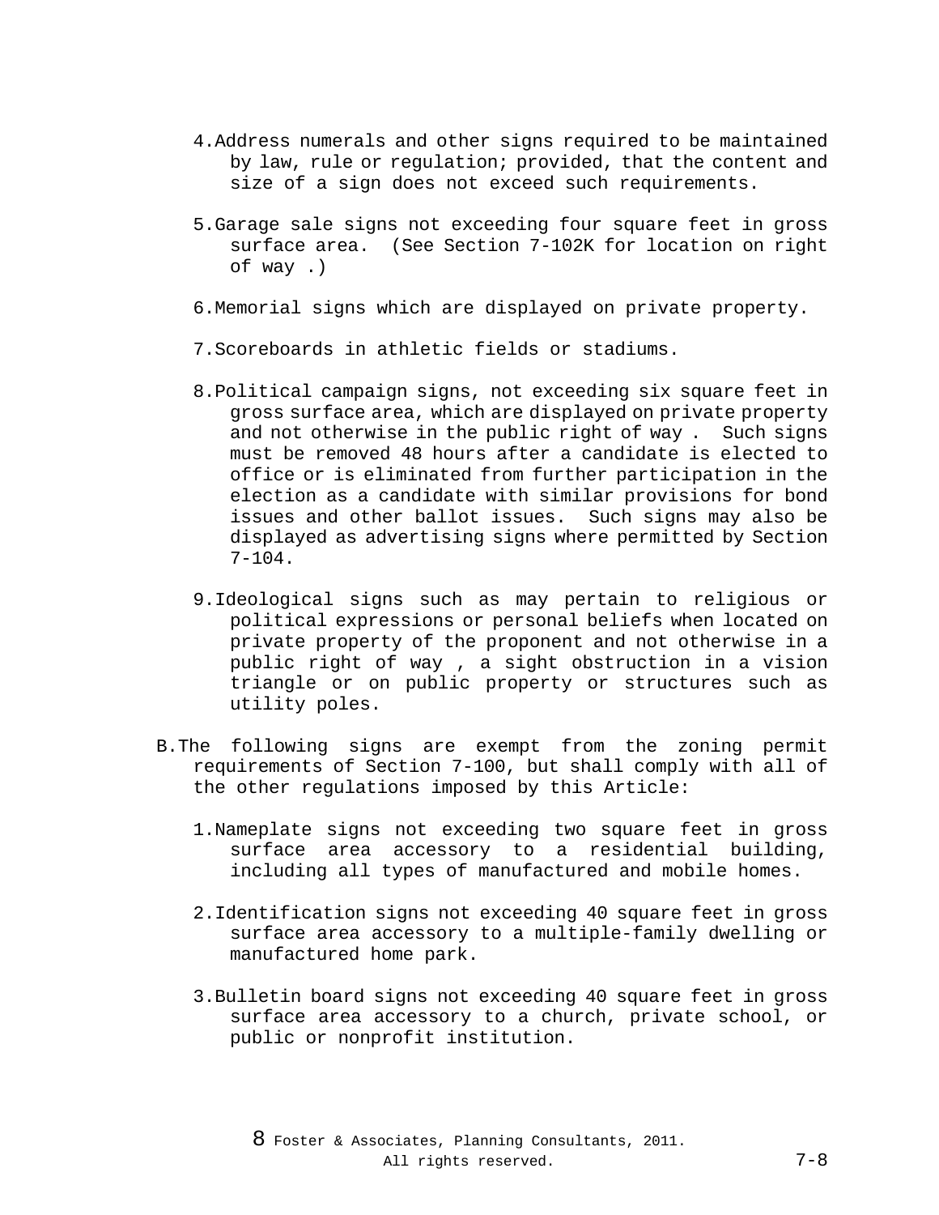4. Address numerals and other signs required to be maintained by law, rule or regulation; provided, that the content and size of a sign does not exceed such requirements.

5. Garage sale signs not exceeding four square feet in gross surface area. (See Section 7-102K for location on right of way .)

6. Memorial signs which are displayed on private property.

7. Scoreboards in athletic fields or stadiums.

8. Political campaign signs, not exceeding six square feet in gross surface area, which are displayed on private property and not otherwise in the public right of way . Such signs must be removed 48 hours after a candidate is elected to office or is eliminated from further participation in the election as a candidate with similar provisions for bond issues and other ballot issues. Such signs may also be displayed as advertising signs where permitted by Section 7-104.

9. Ideological signs such as may pertain to religious or political expressions or personal beliefs when located on private property of the proponent and not otherwise in a public right of way , a sight obstruction in a vision triangle or on public property or structures such as utility poles.

B. The following signs are exempt from the zoning permit requirements of Section 7-100, but shall comply with all of the other regulations imposed by this Article:

1. Nameplate signs not exceeding two square feet in gross surface area accessory to a residential building, including all types of manufactured and mobile homes.

2. Identification signs not exceeding 40 square feet in gross surface area accessory to a multiple-family dwelling or manufactured home park.

3. Bulletin board signs not exceeding 40 square feet in gross surface area accessory to a church, private school, or public or nonprofit institution.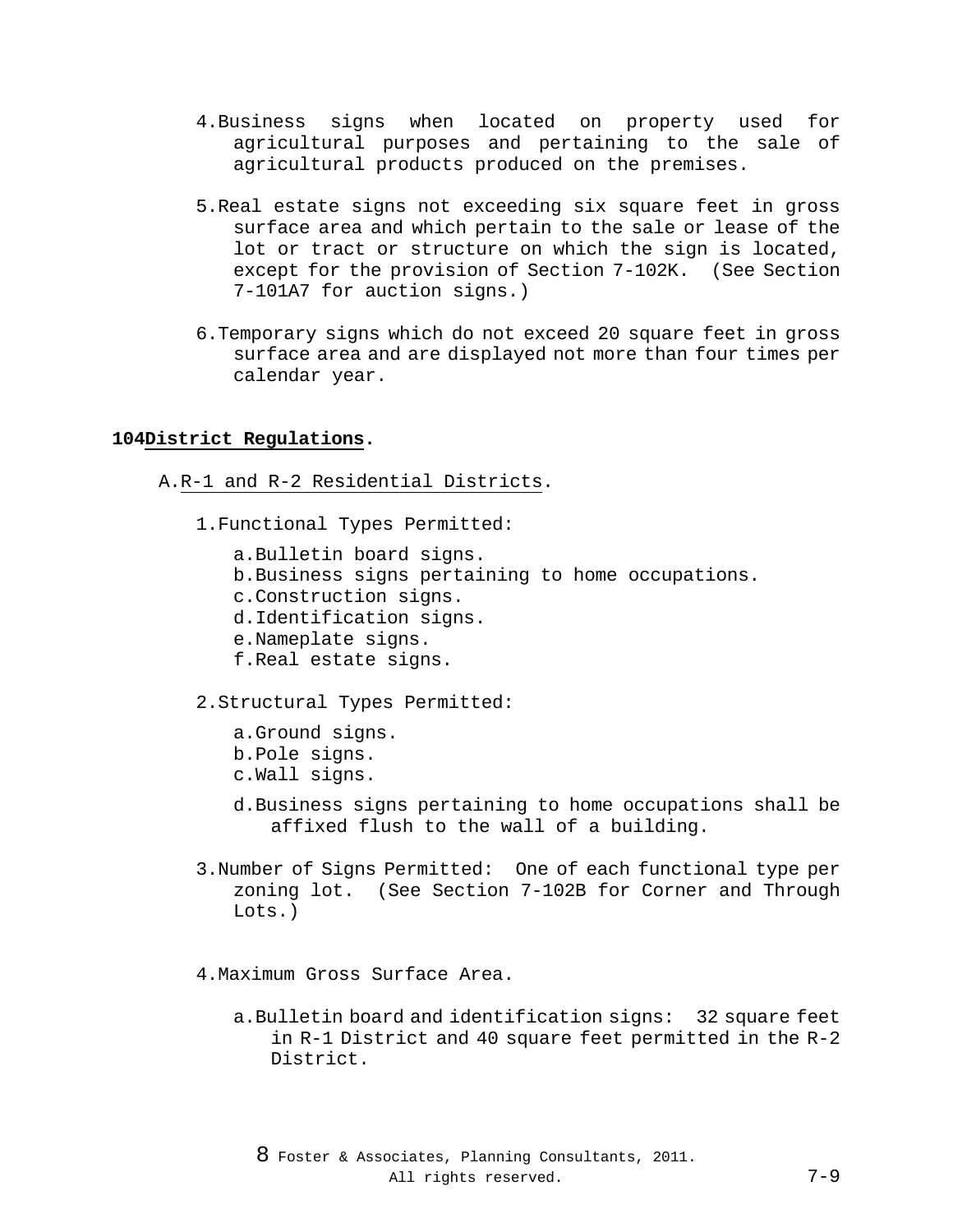4. Business signs when located on property used for agricultural purposes and pertaining to the sale of agricultural products produced on the premises.

5. Real estate signs not exceeding six square feet in gross surface area and which pertain to the sale or lease of the lot or tract or structure on which the sign is located, except for the provision of Section 7-102K. (See Section 7-101A7 for auction signs.)

6. Temporary signs which do not exceed 20 square feet in gross surface area and are displayed not more than four times per calendar year.

**104 <u>District Regulations</u>.**

A. <u>R-1 and R-2 Residential Districts</u>.

1. Functional Types Permitted:

   a. Bulletin board signs.
   b. Business signs pertaining to home occupations.
   c. Construction signs.
   d. Identification signs.
   e. Nameplate signs.
   f. Real estate signs.

2. Structural Types Permitted:

   a. Ground signs.
   b. Pole signs.
   c. Wall signs.

   d. Business signs pertaining to home occupations shall be affixed flush to the wall of a building.

3. Number of Signs Permitted: One of each functional type per zoning lot. (See Section 7-102B for Corner and Through Lots.)

4. Maximum Gross Surface Area.

   a. Bulletin board and identification signs: 32 square feet in R-1 District and 40 square feet permitted in the R-2 District.

8 Foster & Associates, Planning Consultants, 2011. All rights reserved.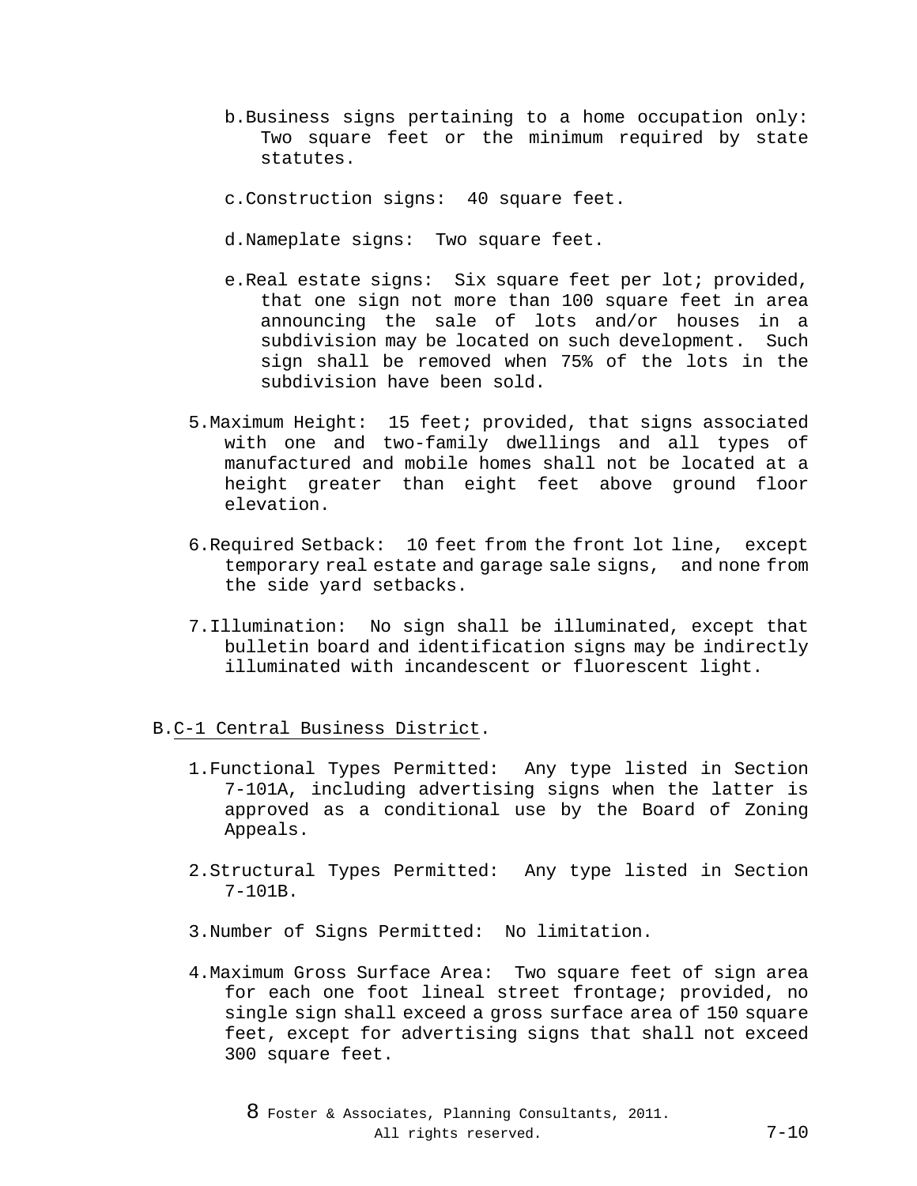b. Business signs pertaining to a home occupation only: Two square feet or the minimum required by state statutes.

c. Construction signs: 40 square feet.

d. Nameplate signs: Two square feet.

e. Real estate signs: Six square feet per lot; provided, that one sign not more than 100 square feet in area announcing the sale of lots and/or houses in a subdivision may be located on such development. Such sign shall be removed when 75% of the lots in the subdivision have been sold.

5. Maximum Height: 15 feet; provided, that signs associated with one and two-family dwellings and all types of manufactured and mobile homes shall not be located at a height greater than eight feet above ground floor elevation.

6. Required Setback: 10 feet from the front lot line, except temporary real estate and garage sale signs, and none from the side yard setbacks.

7. Illumination: No sign shall be illuminated, except that bulletin board and identification signs may be indirectly illuminated with incandescent or fluorescent light.

B. C-1 Central Business District.

1. Functional Types Permitted: Any type listed in Section 7-101A, including advertising signs when the latter is approved as a conditional use by the Board of Zoning Appeals.

2. Structural Types Permitted: Any type listed in Section 7-101B.

3. Number of Signs Permitted: No limitation.

4. Maximum Gross Surface Area: Two square feet of sign area for each one foot lineal street frontage; provided, no single sign shall exceed a gross surface area of 150 square feet, except for advertising signs that shall not exceed 300 square feet.

8 Foster & Associates, Planning Consultants, 2011. All rights reserved.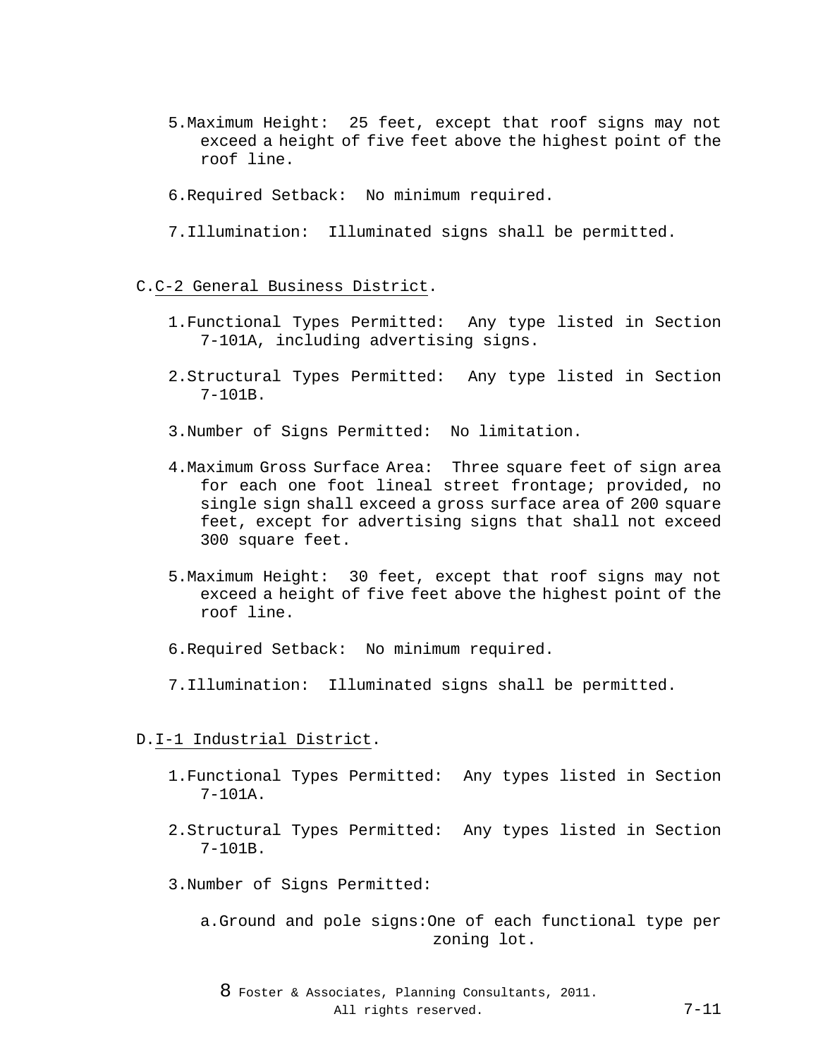5. Maximum Height: 25 feet, except that roof signs may not exceed a height of five feet above the highest point of the roof line.

6. Required Setback: No minimum required.

7. Illumination: Illuminated signs shall be permitted.

C. C-2 General Business District.

1. Functional Types Permitted: Any type listed in Section 7-101A, including advertising signs.

2. Structural Types Permitted: Any type listed in Section 7-101B.

3. Number of Signs Permitted: No limitation.

4. Maximum Gross Surface Area: Three square feet of sign area for each one foot lineal street frontage; provided, no single sign shall exceed a gross surface area of 200 square feet, except for advertising signs that shall not exceed 300 square feet.

5. Maximum Height: 30 feet, except that roof signs may not exceed a height of five feet above the highest point of the roof line.

6. Required Setback: No minimum required.

7. Illumination: Illuminated signs shall be permitted.

D. I-1 Industrial District.

1. Functional Types Permitted: Any types listed in Section 7-101A.

2. Structural Types Permitted: Any types listed in Section 7-101B.

3. Number of Signs Permitted:

   a. Ground and pole signs: One of each functional type per zoning lot.

8 Foster & Associates, Planning Consultants, 2011. All rights reserved.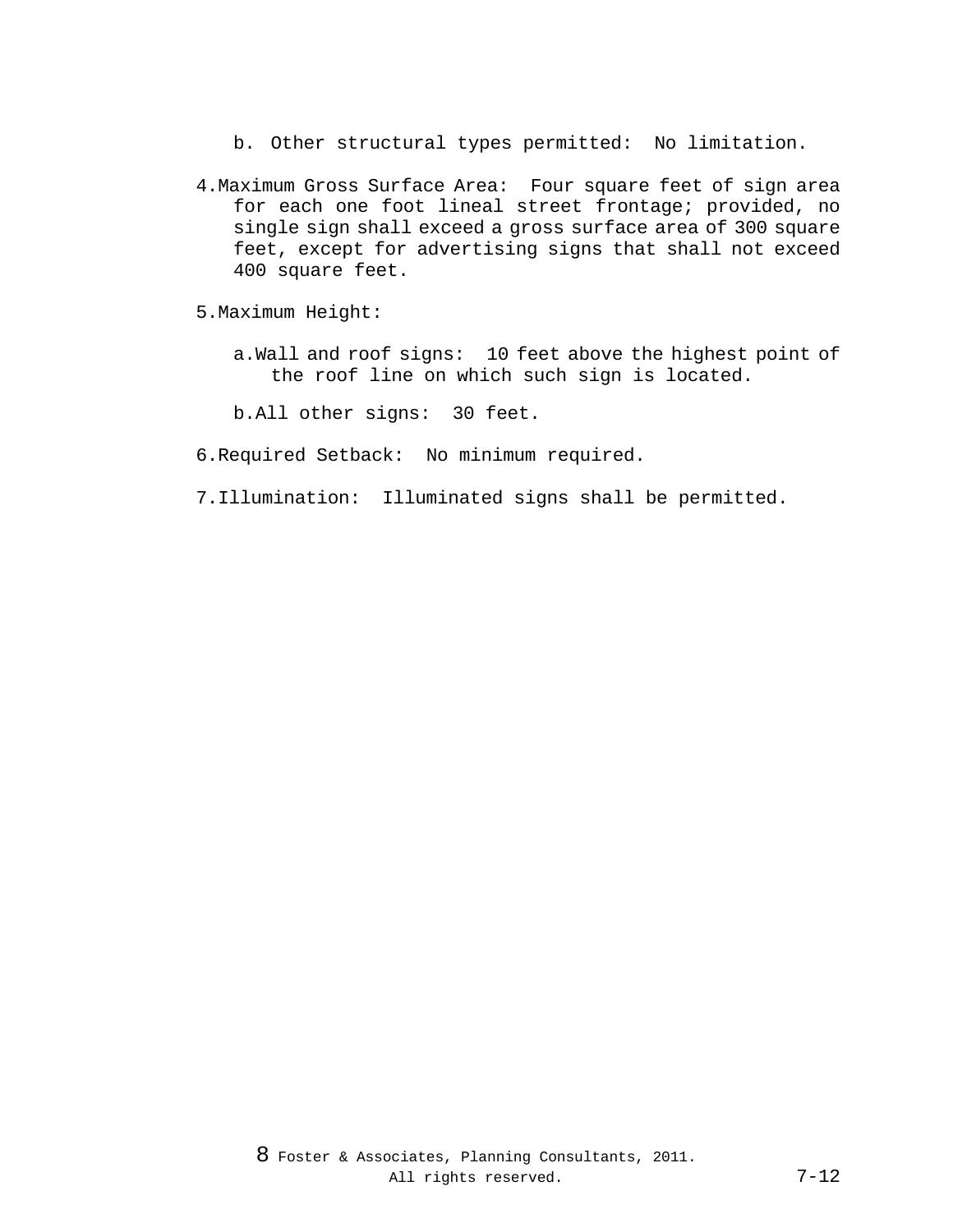b. Other structural types permitted: No limitation.

4. Maximum Gross Surface Area: Four square feet of sign area for each one foot lineal street frontage; provided, no single sign shall exceed a gross surface area of 300 square feet, except for advertising signs that shall not exceed 400 square feet.

5. Maximum Height:

   a. Wall and roof signs: 10 feet above the highest point of the roof line on which such sign is located.

   b. All other signs: 30 feet.

6. Required Setback: No minimum required.

7. Illumination: Illuminated signs shall be permitted.

8 Foster & Associates, Planning Consultants, 2011. All rights reserved.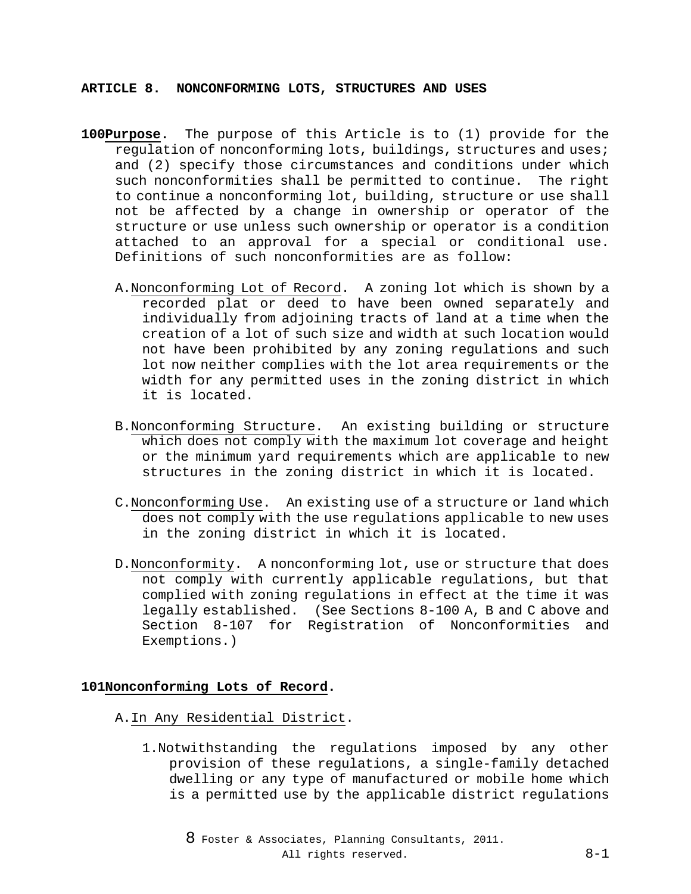# ARTICLE 8. NONCONFORMING LOTS, STRUCTURES AND USES

**100 Purpose.** The purpose of this Article is to (1) provide for the regulation of nonconforming lots, buildings, structures and uses; and (2) specify those circumstances and conditions under which such nonconformities shall be permitted to continue. The right to continue a nonconforming lot, building, structure or use shall not be affected by a change in ownership or operator of the structure or use unless such ownership or operator is a condition attached to an approval for a special or conditional use. Definitions of such nonconformities are as follow:

A. Nonconforming Lot of Record. A zoning lot which is shown by a recorded plat or deed to have been owned separately and individually from adjoining tracts of land at a time when the creation of a lot of such size and width at such location would not have been prohibited by any zoning regulations and such lot now neither complies with the lot area requirements or the width for any permitted uses in the zoning district in which it is located.

B. Nonconforming Structure. An existing building or structure which does not comply with the maximum lot coverage and height or the minimum yard requirements which are applicable to new structures in the zoning district in which it is located.

C. Nonconforming Use. An existing use of a structure or land which does not comply with the use regulations applicable to new uses in the zoning district in which it is located.

D. Nonconformity. A nonconforming lot, use or structure that does not comply with currently applicable regulations, but that complied with zoning regulations in effect at the time it was legally established. (See Sections 8-100 A, B and C above and Section 8-107 for Registration of Nonconformities and Exemptions.)

**101 Nonconforming Lots of Record.**

A. In Any Residential District.

1. Notwithstanding the regulations imposed by any other provision of these regulations, a single-family detached dwelling or any type of manufactured or mobile home which is a permitted use by the applicable district regulations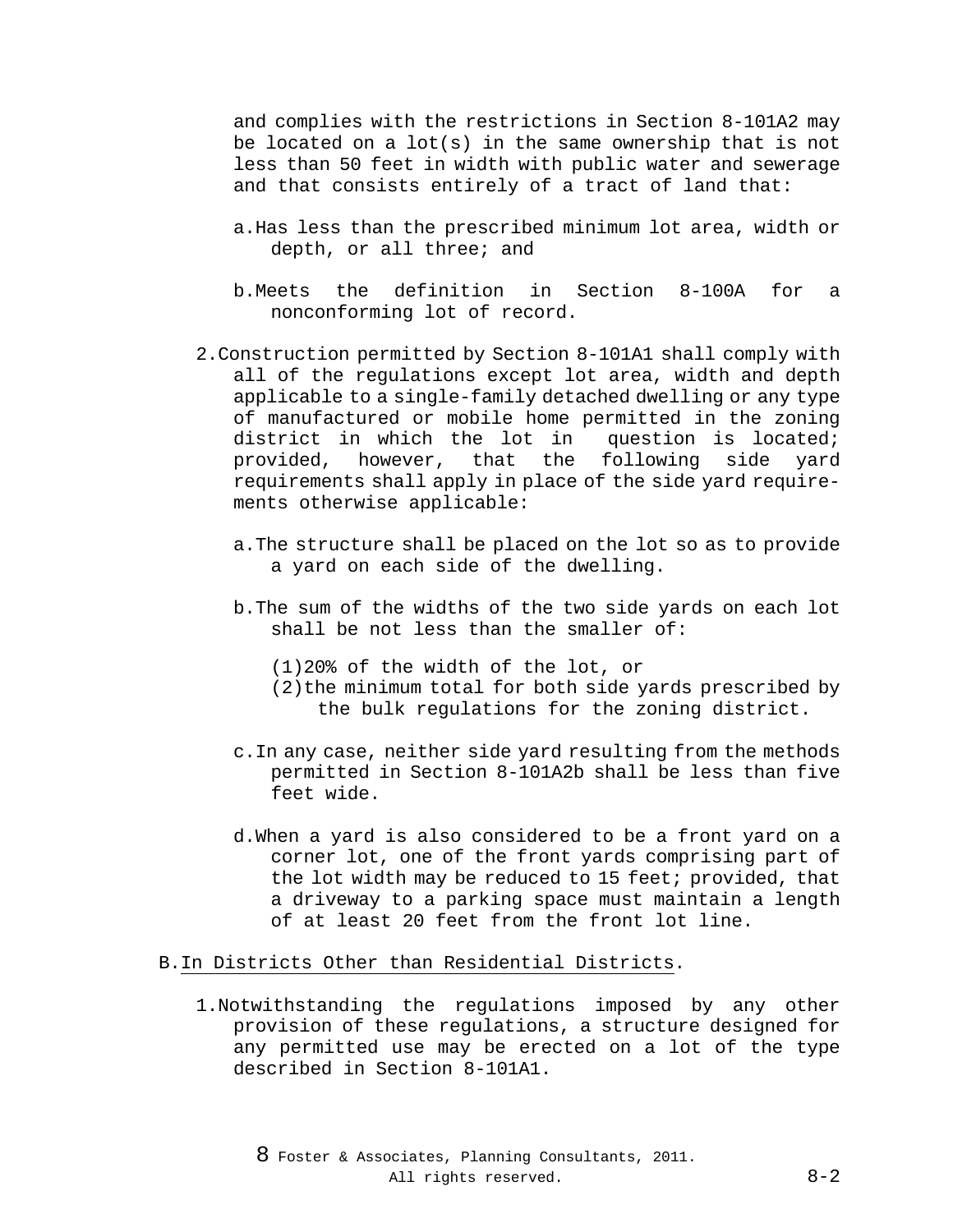and complies with the restrictions in Section 8-101A2 may be located on a lot(s) in the same ownership that is not less than 50 feet in width with public water and sewerage and that consists entirely of a tract of land that:

a. Has less than the prescribed minimum lot area, width or depth, or all three; and

b. Meets the definition in Section 8-100A for a nonconforming lot of record.

2. Construction permitted by Section 8-101A1 shall comply with all of the regulations except lot area, width and depth applicable to a single-family detached dwelling or any type of manufactured or mobile home permitted in the zoning district in which the lot in question is located; provided, however, that the following side yard requirements shall apply in place of the side yard requirements otherwise applicable:

a. The structure shall be placed on the lot so as to provide a yard on each side of the dwelling.

b. The sum of the widths of the two side yards on each lot shall be not less than the smaller of:

(1) 20% of the width of the lot, or
(2) the minimum total for both side yards prescribed by the bulk regulations for the zoning district.

c. In any case, neither side yard resulting from the methods permitted in Section 8-101A2b shall be less than five feet wide.

d. When a yard is also considered to be a front yard on a corner lot, one of the front yards comprising part of the lot width may be reduced to 15 feet; provided, that a driveway to a parking space must maintain a length of at least 20 feet from the front lot line.

B. In Districts Other than Residential Districts.

1. Notwithstanding the regulations imposed by any other provision of these regulations, a structure designed for any permitted use may be erected on a lot of the type described in Section 8-101A1.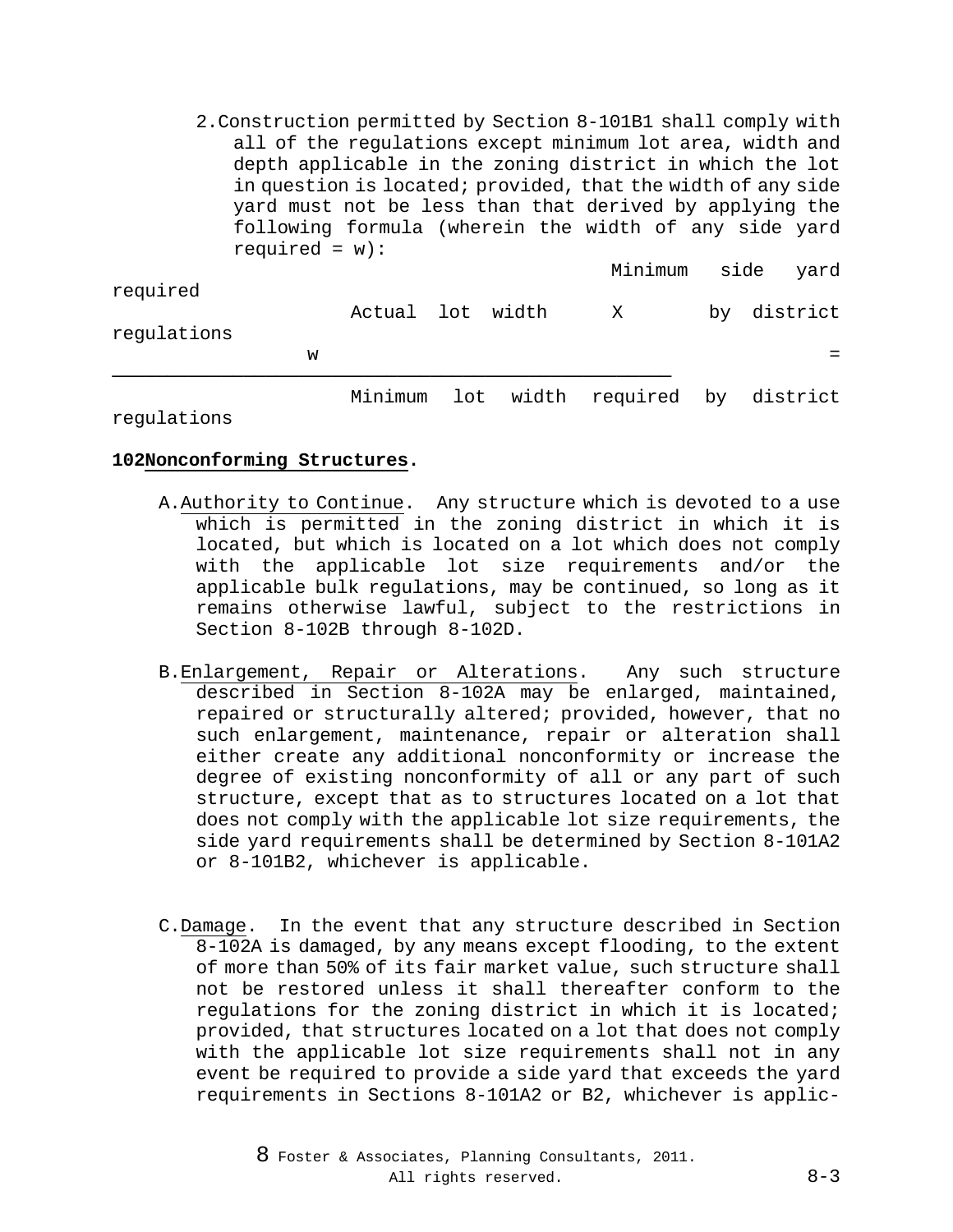2. Construction permitted by Section 8-101B1 shall comply with all of the regulations except minimum lot area, width and depth applicable in the zoning district in which the lot in question is located; provided, that the width of any side yard must not be less than that derived by applying the following formula (wherein the width of any side yard required = w):

$$w = \frac{\text{Actual lot width} \times \text{Minimum side yard required by district regulations}}{\text{Minimum lot width required by district regulations}}$$

**102 Nonconforming Structures.**

A. Authority to Continue. Any structure which is devoted to a use which is permitted in the zoning district in which it is located, but which is located on a lot which does not comply with the applicable lot size requirements and/or the applicable bulk regulations, may be continued, so long as it remains otherwise lawful, subject to the restrictions in Section 8-102B through 8-102D.

B. Enlargement, Repair or Alterations. Any such structure described in Section 8-102A may be enlarged, maintained, repaired or structurally altered; provided, however, that no such enlargement, maintenance, repair or alteration shall either create any additional nonconformity or increase the degree of existing nonconformity of all or any part of such structure, except that as to structures located on a lot that does not comply with the applicable lot size requirements, the side yard requirements shall be determined by Section 8-101A2 or 8-101B2, whichever is applicable.

C. Damage. In the event that any structure described in Section 8-102A is damaged, by any means except flooding, to the extent of more than 50% of its fair market value, such structure shall not be restored unless it shall thereafter conform to the regulations for the zoning district in which it is located; provided, that structures located on a lot that does not comply with the applicable lot size requirements shall not in any event be required to provide a side yard that exceeds the yard requirements in Sections 8-101A2 or B2, whichever is applic-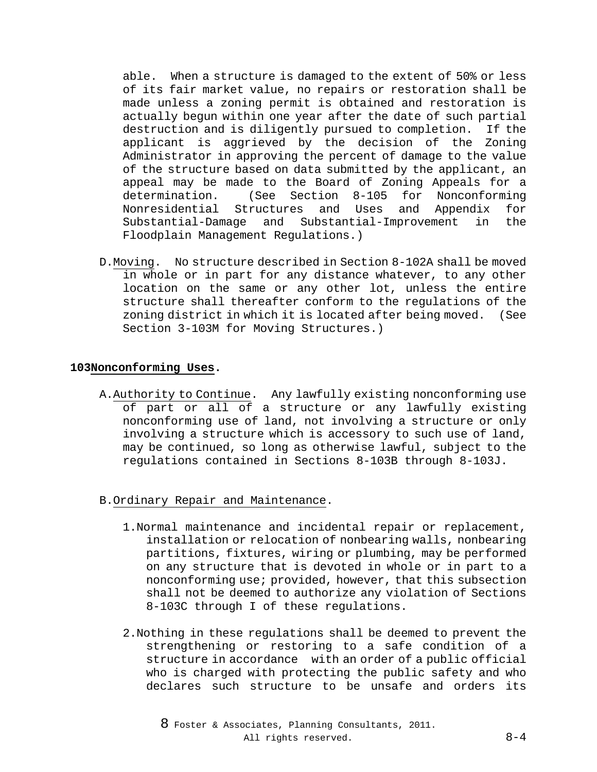able. When a structure is damaged to the extent of 50% or less of its fair market value, no repairs or restoration shall be made unless a zoning permit is obtained and restoration is actually begun within one year after the date of such partial destruction and is diligently pursued to completion. If the applicant is aggrieved by the decision of the Zoning Administrator in approving the percent of damage to the value of the structure based on data submitted by the applicant, an appeal may be made to the Board of Zoning Appeals for a determination. (See Section 8-105 for Nonconforming Nonresidential Structures and Uses and Appendix for Substantial-Damage and Substantial-Improvement in the Floodplain Management Regulations.)

D. Moving. No structure described in Section 8-102A shall be moved in whole or in part for any distance whatever, to any other location on the same or any other lot, unless the entire structure shall thereafter conform to the regulations of the zoning district in which it is located after being moved. (See Section 3-103M for Moving Structures.)

**103 Nonconforming Uses.**

A. Authority to Continue. Any lawfully existing nonconforming use of part or all of a structure or any lawfully existing nonconforming use of land, not involving a structure or only involving a structure which is accessory to such use of land, may be continued, so long as otherwise lawful, subject to the regulations contained in Sections 8-103B through 8-103J.

B. Ordinary Repair and Maintenance.

1. Normal maintenance and incidental repair or replacement, installation or relocation of nonbearing walls, nonbearing partitions, fixtures, wiring or plumbing, may be performed on any structure that is devoted in whole or in part to a nonconforming use; provided, however, that this subsection shall not be deemed to authorize any violation of Sections 8-103C through I of these regulations.

2. Nothing in these regulations shall be deemed to prevent the strengthening or restoring to a safe condition of a structure in accordance with an order of a public official who is charged with protecting the public safety and who declares such structure to be unsafe and orders its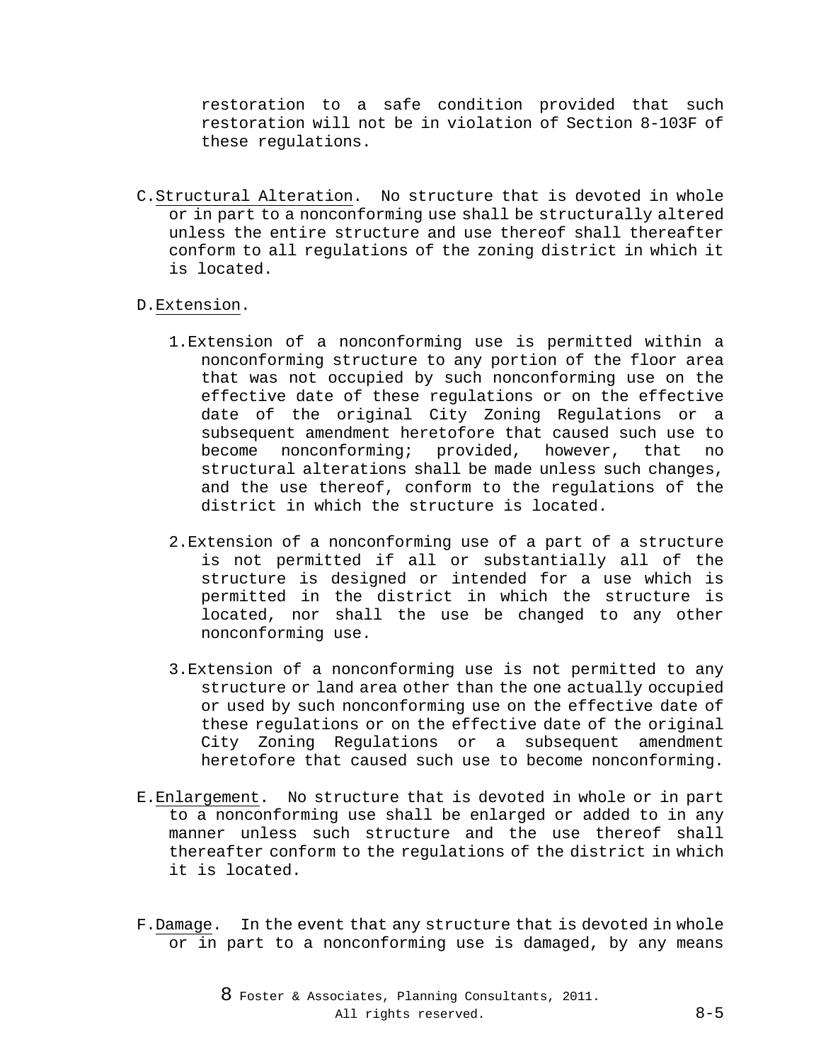restoration to a safe condition provided that such restoration will not be in violation of Section 8-103F of these regulations.

C. Structural Alteration. No structure that is devoted in whole or in part to a nonconforming use shall be structurally altered unless the entire structure and use thereof shall thereafter conform to all regulations of the zoning district in which it is located.

D. Extension.

1. Extension of a nonconforming use is permitted within a nonconforming structure to any portion of the floor area that was not occupied by such nonconforming use on the effective date of these regulations or on the effective date of the original City Zoning Regulations or a subsequent amendment heretofore that caused such use to become nonconforming; provided, however, that no structural alterations shall be made unless such changes, and the use thereof, conform to the regulations of the district in which the structure is located.

2. Extension of a nonconforming use of a part of a structure is not permitted if all or substantially all of the structure is designed or intended for a use which is permitted in the district in which the structure is located, nor shall the use be changed to any other nonconforming use.

3. Extension of a nonconforming use is not permitted to any structure or land area other than the one actually occupied or used by such nonconforming use on the effective date of these regulations or on the effective date of the original City Zoning Regulations or a subsequent amendment heretofore that caused such use to become nonconforming.

E. Enlargement. No structure that is devoted in whole or in part to a nonconforming use shall be enlarged or added to in any manner unless such structure and the use thereof shall thereafter conform to the regulations of the district in which it is located.

F. Damage. In the event that any structure that is devoted in whole or in part to a nonconforming use is damaged, by any means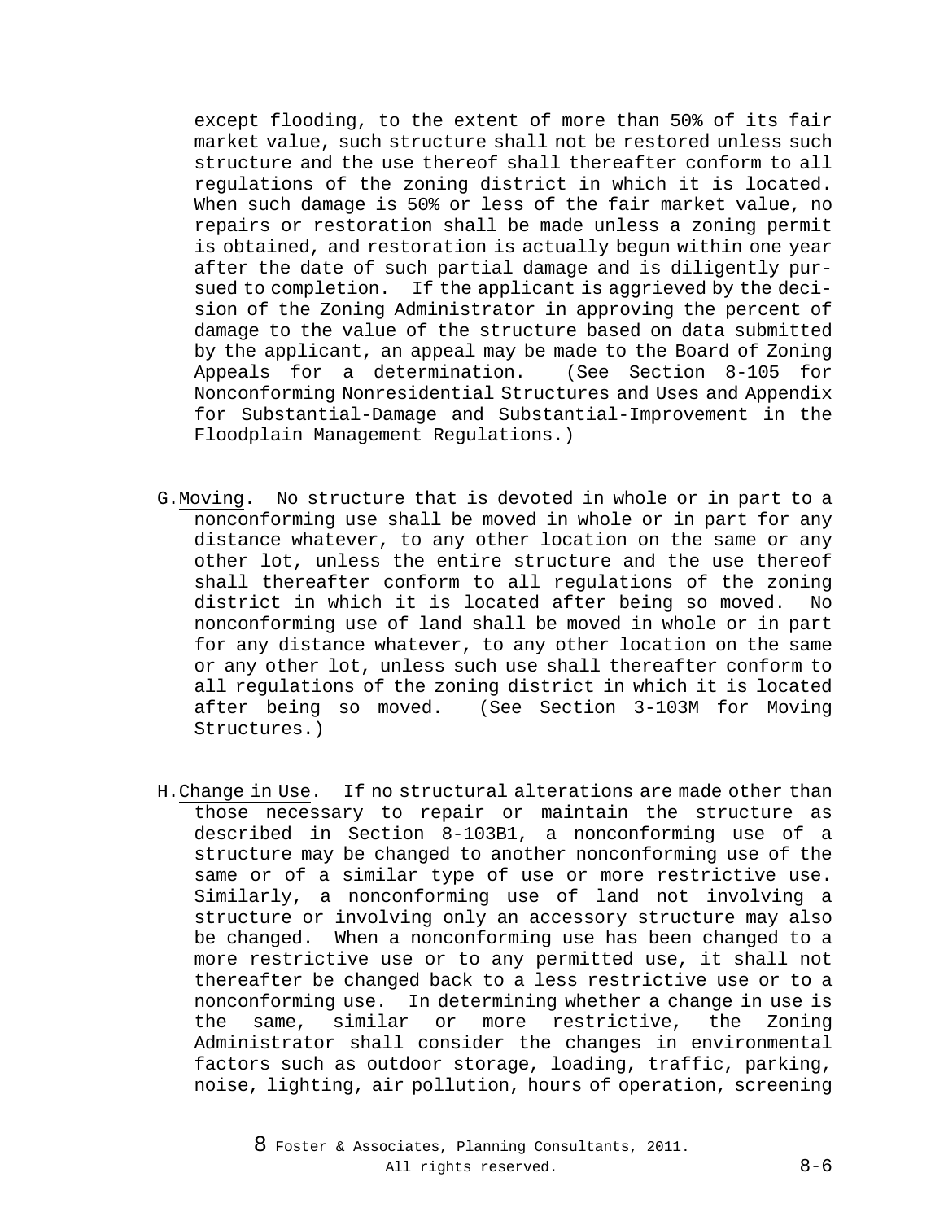except flooding, to the extent of more than 50% of its fair market value, such structure shall not be restored unless such structure and the use thereof shall thereafter conform to all regulations of the zoning district in which it is located. When such damage is 50% or less of the fair market value, no repairs or restoration shall be made unless a zoning permit is obtained, and restoration is actually begun within one year after the date of such partial damage and is diligently pursued to completion. If the applicant is aggrieved by the decision of the Zoning Administrator in approving the percent of damage to the value of the structure based on data submitted by the applicant, an appeal may be made to the Board of Zoning Appeals for a determination. (See Section 8-105 for Nonconforming Nonresidential Structures and Uses and Appendix for Substantial-Damage and Substantial-Improvement in the Floodplain Management Regulations.)

G. Moving. No structure that is devoted in whole or in part to a nonconforming use shall be moved in whole or in part for any distance whatever, to any other location on the same or any other lot, unless the entire structure and the use thereof shall thereafter conform to all regulations of the zoning district in which it is located after being so moved. No nonconforming use of land shall be moved in whole or in part for any distance whatever, to any other location on the same or any other lot, unless such use shall thereafter conform to all regulations of the zoning district in which it is located after being so moved. (See Section 3-103M for Moving Structures.)

H. Change in Use. If no structural alterations are made other than those necessary to repair or maintain the structure as described in Section 8-103B1, a nonconforming use of a structure may be changed to another nonconforming use of the same or of a similar type of use or more restrictive use. Similarly, a nonconforming use of land not involving a structure or involving only an accessory structure may also be changed. When a nonconforming use has been changed to a more restrictive use or to any permitted use, it shall not thereafter be changed back to a less restrictive use or to a nonconforming use. In determining whether a change in use is the same, similar or more restrictive, the Zoning Administrator shall consider the changes in environmental factors such as outdoor storage, loading, traffic, parking, noise, lighting, air pollution, hours of operation, screening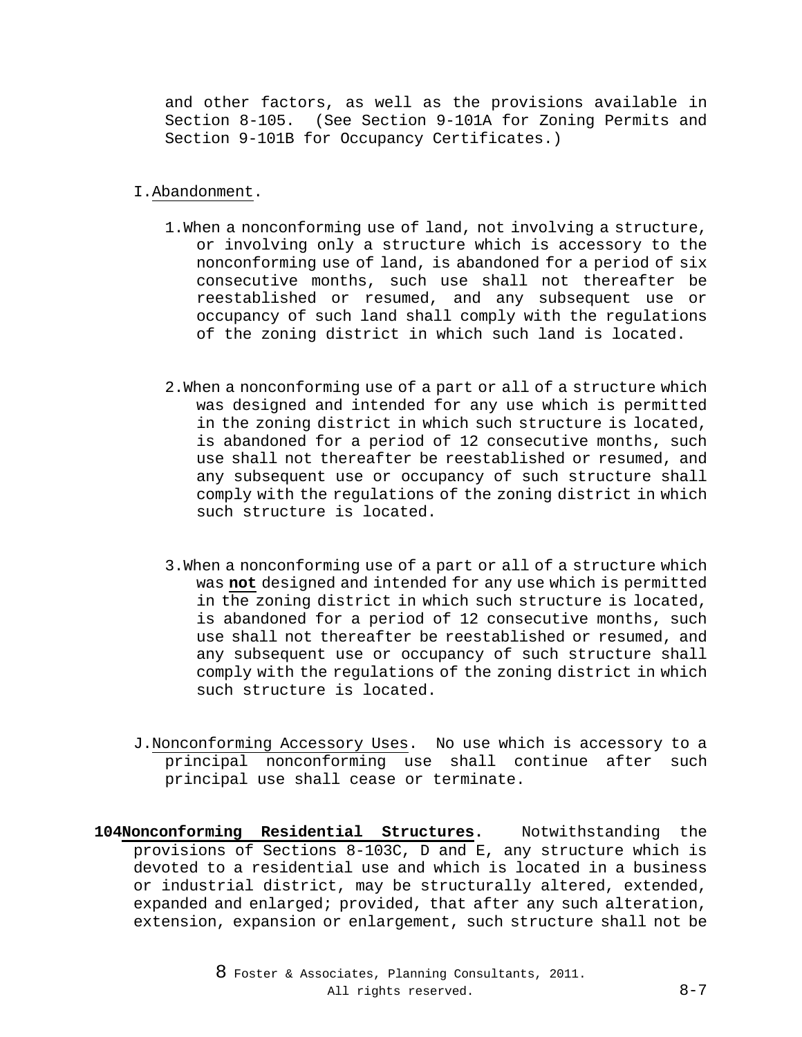and other factors, as well as the provisions available in Section 8-105. (See Section 9-101A for Zoning Permits and Section 9-101B for Occupancy Certificates.)

I. Abandonment.

1. When a nonconforming use of land, not involving a structure, or involving only a structure which is accessory to the nonconforming use of land, is abandoned for a period of six consecutive months, such use shall not thereafter be reestablished or resumed, and any subsequent use or occupancy of such land shall comply with the regulations of the zoning district in which such land is located.

2. When a nonconforming use of a part or all of a structure which was designed and intended for any use which is permitted in the zoning district in which such structure is located, is abandoned for a period of 12 consecutive months, such use shall not thereafter be reestablished or resumed, and any subsequent use or occupancy of such structure shall comply with the regulations of the zoning district in which such structure is located.

3. When a nonconforming use of a part or all of a structure which was **not** designed and intended for any use which is permitted in the zoning district in which such structure is located, is abandoned for a period of 12 consecutive months, such use shall not thereafter be reestablished or resumed, and any subsequent use or occupancy of such structure shall comply with the regulations of the zoning district in which such structure is located.

J. Nonconforming Accessory Uses. No use which is accessory to a principal nonconforming use shall continue after such principal use shall cease or terminate.

**104 Nonconforming Residential Structures.** Notwithstanding the provisions of Sections 8-103C, D and E, any structure which is devoted to a residential use and which is located in a business or industrial district, may be structurally altered, extended, expanded and enlarged; provided, that after any such alteration, extension, expansion or enlargement, such structure shall not be

8 Foster & Associates, Planning Consultants, 2011. All rights reserved.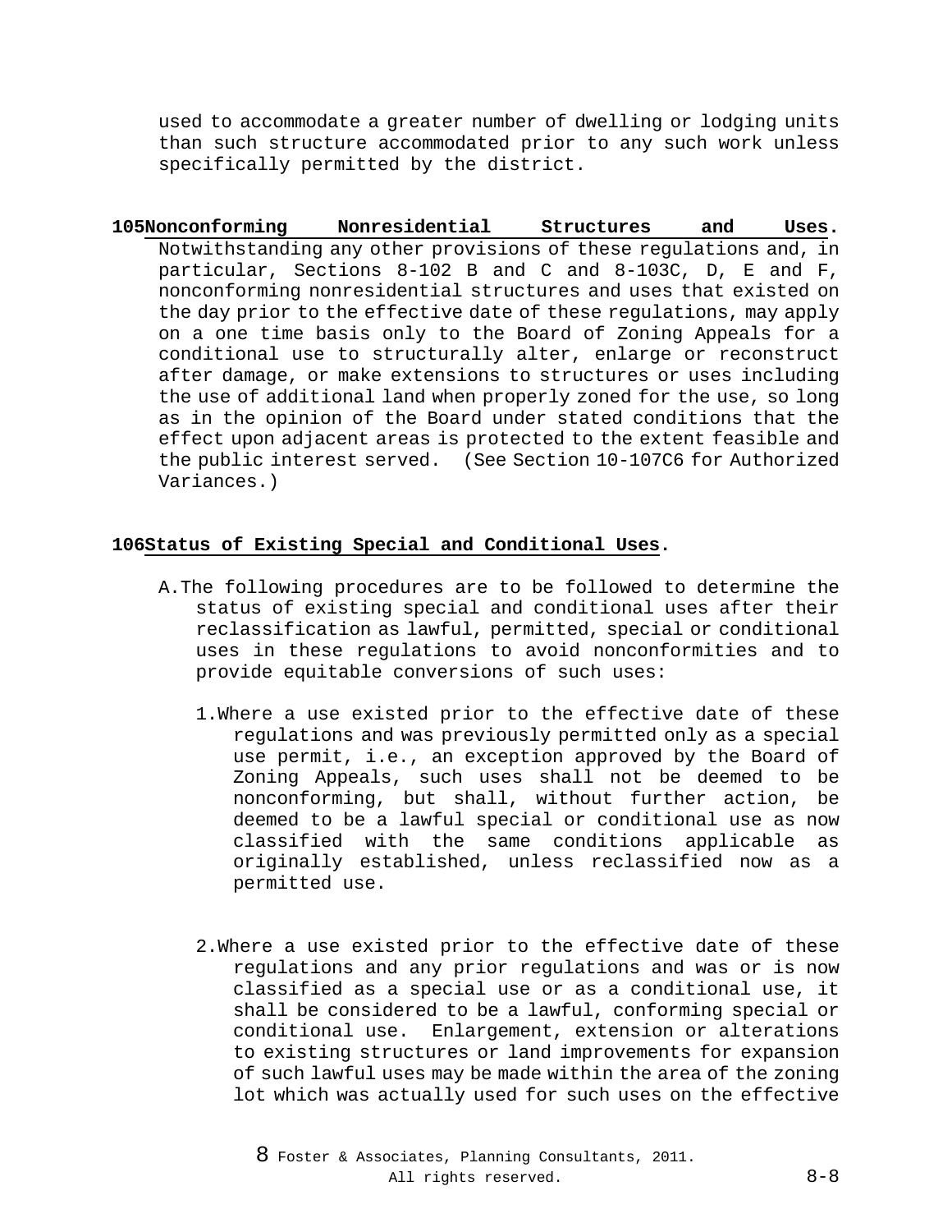used to accommodate a greater number of dwelling or lodging units than such structure accommodated prior to any such work unless specifically permitted by the district.

**105 Nonconforming Nonresidential Structures and Uses.** Notwithstanding any other provisions of these regulations and, in particular, Sections 8-102 B and C and 8-103C, D, E and F, nonconforming nonresidential structures and uses that existed on the day prior to the effective date of these regulations, may apply on a one time basis only to the Board of Zoning Appeals for a conditional use to structurally alter, enlarge or reconstruct after damage, or make extensions to structures or uses including the use of additional land when properly zoned for the use, so long as in the opinion of the Board under stated conditions that the effect upon adjacent areas is protected to the extent feasible and the public interest served. (See Section 10-107C6 for Authorized Variances.)

**106 Status of Existing Special and Conditional Uses.**

A. The following procedures are to be followed to determine the status of existing special and conditional uses after their reclassification as lawful, permitted, special or conditional uses in these regulations to avoid nonconformities and to provide equitable conversions of such uses:

1. Where a use existed prior to the effective date of these regulations and was previously permitted only as a special use permit, i.e., an exception approved by the Board of Zoning Appeals, such uses shall not be deemed to be nonconforming, but shall, without further action, be deemed to be a lawful special or conditional use as now classified with the same conditions applicable as originally established, unless reclassified now as a permitted use.

2. Where a use existed prior to the effective date of these regulations and any prior regulations and was or is now classified as a special use or as a conditional use, it shall be considered to be a lawful, conforming special or conditional use. Enlargement, extension or alterations to existing structures or land improvements for expansion of such lawful uses may be made within the area of the zoning lot which was actually used for such uses on the effective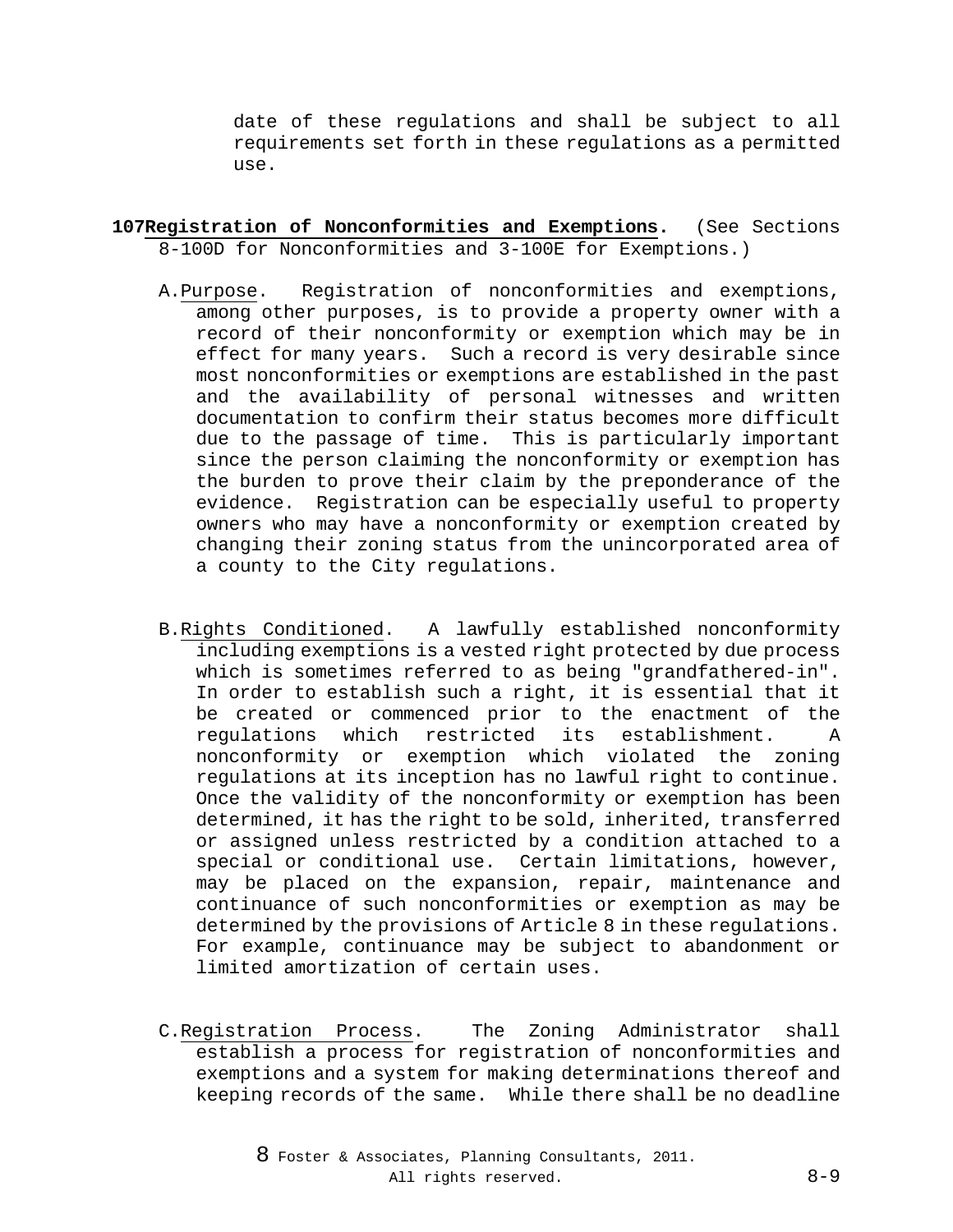date of these regulations and shall be subject to all requirements set forth in these regulations as a permitted use.

**107 Registration of Nonconformities and Exemptions.** (See Sections 8-100D for Nonconformities and 3-100E for Exemptions.)

A. Purpose. Registration of nonconformities and exemptions, among other purposes, is to provide a property owner with a record of their nonconformity or exemption which may be in effect for many years. Such a record is very desirable since most nonconformities or exemptions are established in the past and the availability of personal witnesses and written documentation to confirm their status becomes more difficult due to the passage of time. This is particularly important since the person claiming the nonconformity or exemption has the burden to prove their claim by the preponderance of the evidence. Registration can be especially useful to property owners who may have a nonconformity or exemption created by changing their zoning status from the unincorporated area of a county to the City regulations.

B. Rights Conditioned. A lawfully established nonconformity including exemptions is a vested right protected by due process which is sometimes referred to as being "grandfathered-in". In order to establish such a right, it is essential that it be created or commenced prior to the enactment of the regulations which restricted its establishment. A nonconformity or exemption which violated the zoning regulations at its inception has no lawful right to continue. Once the validity of the nonconformity or exemption has been determined, it has the right to be sold, inherited, transferred or assigned unless restricted by a condition attached to a special or conditional use. Certain limitations, however, may be placed on the expansion, repair, maintenance and continuance of such nonconformities or exemption as may be determined by the provisions of Article 8 in these regulations. For example, continuance may be subject to abandonment or limited amortization of certain uses.

C. Registration Process. The Zoning Administrator shall establish a process for registration of nonconformities and exemptions and a system for making determinations thereof and keeping records of the same. While there shall be no deadline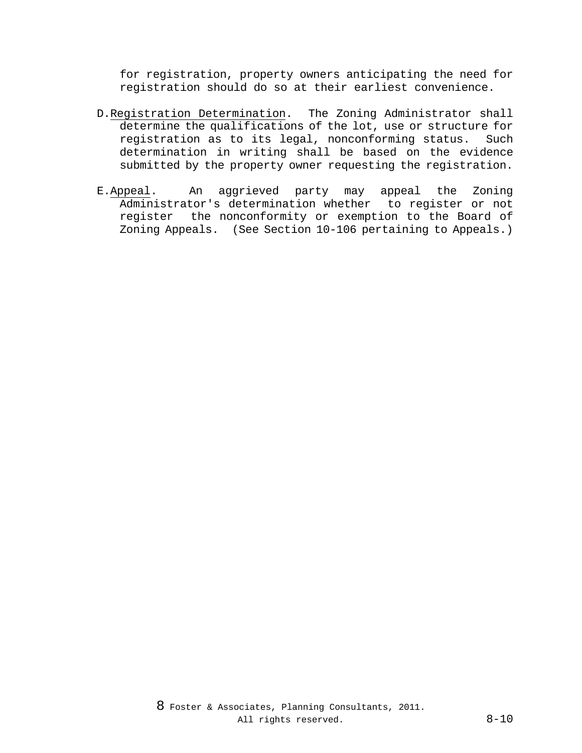for registration, property owners anticipating the need for registration should do so at their earliest convenience.

D. Registration Determination. The Zoning Administrator shall determine the qualifications of the lot, use or structure for registration as to its legal, nonconforming status. Such determination in writing shall be based on the evidence submitted by the property owner requesting the registration.

E. Appeal. An aggrieved party may appeal the Zoning Administrator's determination whether to register or not register the nonconformity or exemption to the Board of Zoning Appeals. (See Section 10-106 pertaining to Appeals.)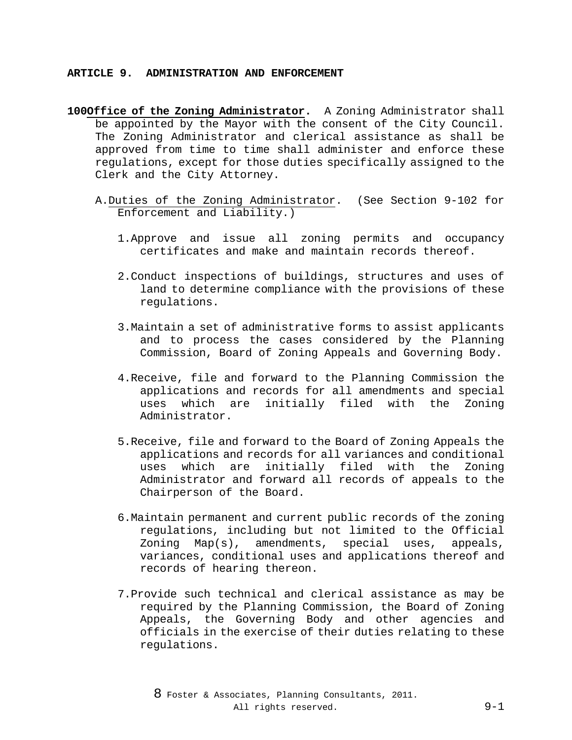# ARTICLE 9. ADMINISTRATION AND ENFORCEMENT

**100** **Office of the Zoning Administrator.** A Zoning Administrator shall be appointed by the Mayor with the consent of the City Council. The Zoning Administrator and clerical assistance as shall be approved from time to time shall administer and enforce these regulations, except for those duties specifically assigned to the Clerk and the City Attorney.

A. Duties of the Zoning Administrator. (See Section 9-102 for Enforcement and Liability.)

1. Approve and issue all zoning permits and occupancy certificates and make and maintain records thereof.

2. Conduct inspections of buildings, structures and uses of land to determine compliance with the provisions of these regulations.

3. Maintain a set of administrative forms to assist applicants and to process the cases considered by the Planning Commission, Board of Zoning Appeals and Governing Body.

4. Receive, file and forward to the Planning Commission the applications and records for all amendments and special uses which are initially filed with the Zoning Administrator.

5. Receive, file and forward to the Board of Zoning Appeals the applications and records for all variances and conditional uses which are initially filed with the Zoning Administrator and forward all records of appeals to the Chairperson of the Board.

6. Maintain permanent and current public records of the zoning regulations, including but not limited to the Official Zoning Map(s), amendments, special uses, appeals, variances, conditional uses and applications thereof and records of hearing thereon.

7. Provide such technical and clerical assistance as may be required by the Planning Commission, the Board of Zoning Appeals, the Governing Body and other agencies and officials in the exercise of their duties relating to these regulations.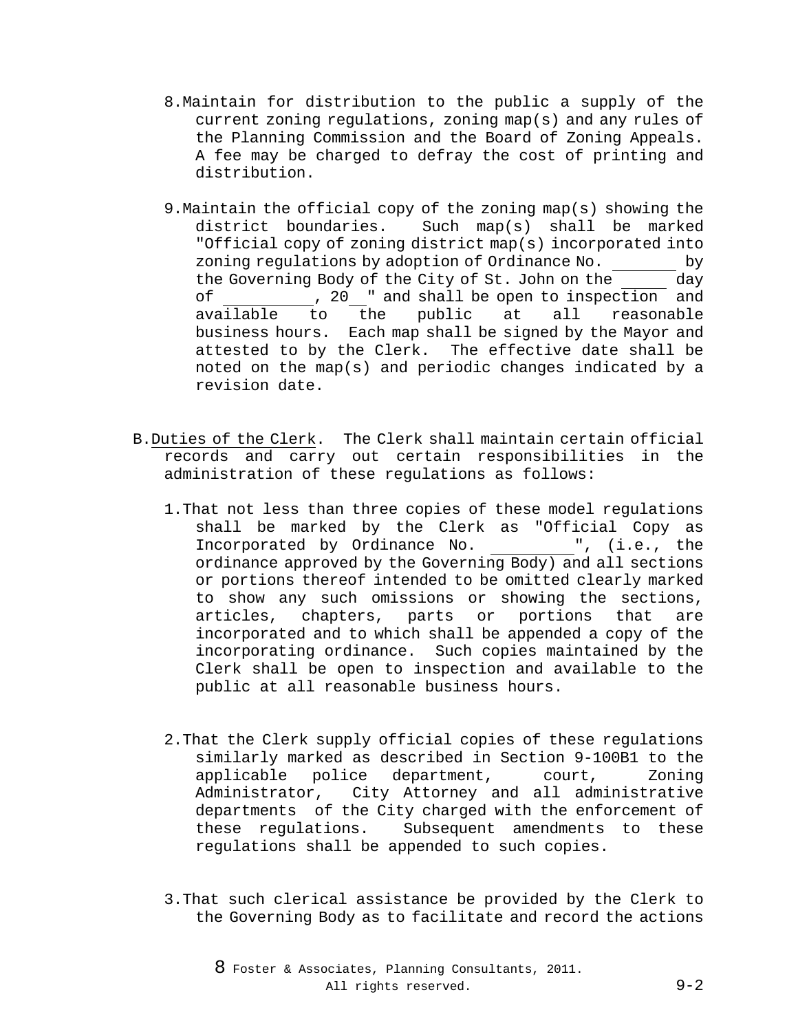8. Maintain for distribution to the public a supply of the current zoning regulations, zoning map(s) and any rules of the Planning Commission and the Board of Zoning Appeals. A fee may be charged to defray the cost of printing and distribution.

9. Maintain the official copy of the zoning map(s) showing the district boundaries. Such map(s) shall be marked "Official copy of zoning district map(s) incorporated into zoning regulations by adoption of Ordinance No. _______ by the Governing Body of the City of St. John on the _____ day of __________, 20__" and shall be open to inspection and available to the public at all reasonable business hours. Each map shall be signed by the Mayor and attested to by the Clerk. The effective date shall be noted on the map(s) and periodic changes indicated by a revision date.

B. Duties of the Clerk. The Clerk shall maintain certain official records and carry out certain responsibilities in the administration of these regulations as follows:

1. That not less than three copies of these model regulations shall be marked by the Clerk as "Official Copy as Incorporated by Ordinance No. _________", (i.e., the ordinance approved by the Governing Body) and all sections or portions thereof intended to be omitted clearly marked to show any such omissions or showing the sections, articles, chapters, parts or portions that are incorporated and to which shall be appended a copy of the incorporating ordinance. Such copies maintained by the Clerk shall be open to inspection and available to the public at all reasonable business hours.

2. That the Clerk supply official copies of these regulations similarly marked as described in Section 9-100B1 to the applicable police department, court, Zoning Administrator, City Attorney and all administrative departments of the City charged with the enforcement of these regulations. Subsequent amendments to these regulations shall be appended to such copies.

3. That such clerical assistance be provided by the Clerk to the Governing Body as to facilitate and record the actions

8 Foster & Associates, Planning Consultants, 2011. All rights reserved.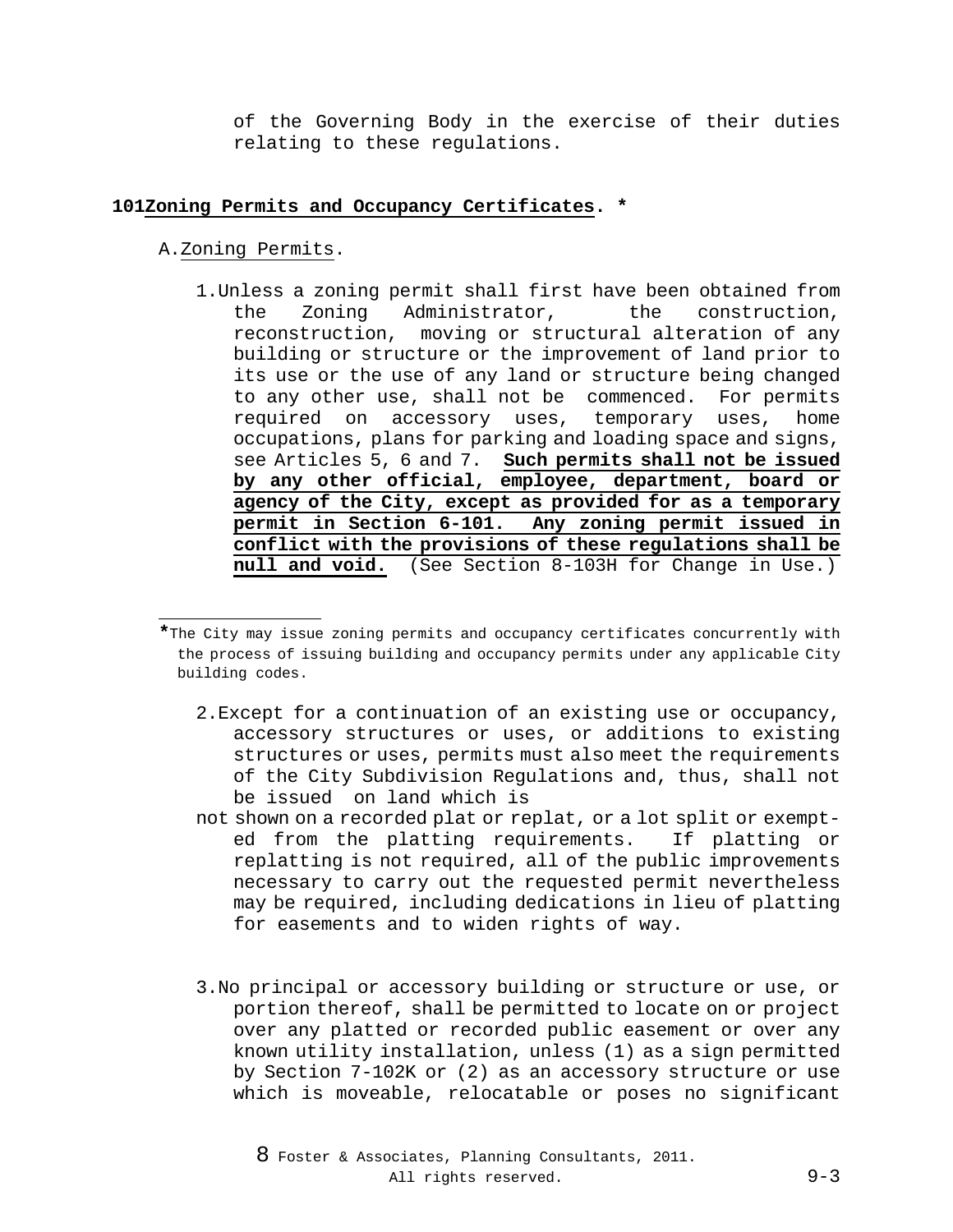of the Governing Body in the exercise of their duties relating to these regulations.

## 101 Zoning Permits and Occupancy Certificates. *

A. Zoning Permits.

1. Unless a zoning permit shall first have been obtained from the Zoning Administrator, the construction, reconstruction, moving or structural alteration of any building or structure or the improvement of land prior to its use or the use of any land or structure being changed to any other use, shall not be commenced. For permits required on accessory uses, temporary uses, home occupations, plans for parking and loading space and signs, see Articles 5, 6 and 7. **Such permits shall not be issued by any other official, employee, department, board or agency of the City, except as provided for as a temporary permit in Section 6-101. Any zoning permit issued in conflict with the provisions of these regulations shall be null and void.** (See Section 8-103H for Change in Use.)

*The City may issue zoning permits and occupancy certificates concurrently with the process of issuing building and occupancy permits under any applicable City building codes.

2. Except for a continuation of an existing use or occupancy, accessory structures or uses, or additions to existing structures or uses, permits must also meet the requirements of the City Subdivision Regulations and, thus, shall not be issued on land which is not shown on a recorded plat or replat, or a lot split or exempted from the platting requirements. If platting or replatting is not required, all of the public improvements necessary to carry out the requested permit nevertheless may be required, including dedications in lieu of platting for easements and to widen rights of way.

3. No principal or accessory building or structure or use, or portion thereof, shall be permitted to locate on or project over any platted or recorded public easement or over any known utility installation, unless (1) as a sign permitted by Section 7-102K or (2) as an accessory structure or use which is moveable, relocatable or poses no significant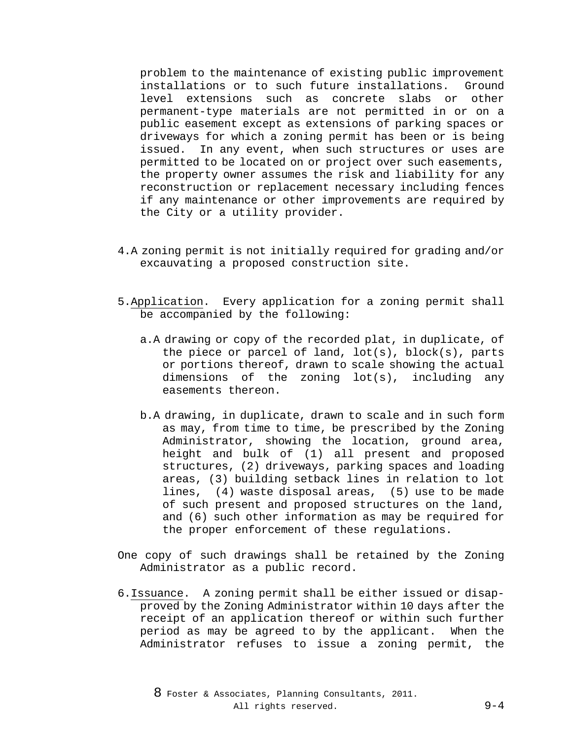problem to the maintenance of existing public improvement installations or to such future installations. Ground level extensions such as concrete slabs or other permanent-type materials are not permitted in or on a public easement except as extensions of parking spaces or driveways for which a zoning permit has been or is being issued. In any event, when such structures or uses are permitted to be located on or project over such easements, the property owner assumes the risk and liability for any reconstruction or replacement necessary including fences if any maintenance or other improvements are required by the City or a utility provider.

4. A zoning permit is not initially required for grading and/or excauvating a proposed construction site.

5. Application. Every application for a zoning permit shall be accompanied by the following:

   a. A drawing or copy of the recorded plat, in duplicate, of the piece or parcel of land, lot(s), block(s), parts or portions thereof, drawn to scale showing the actual dimensions of the zoning lot(s), including any easements thereon.

   b. A drawing, in duplicate, drawn to scale and in such form as may, from time to time, be prescribed by the Zoning Administrator, showing the location, ground area, height and bulk of (1) all present and proposed structures, (2) driveways, parking spaces and loading areas, (3) building setback lines in relation to lot lines, (4) waste disposal areas, (5) use to be made of such present and proposed structures on the land, and (6) such other information as may be required for the proper enforcement of these regulations.

One copy of such drawings shall be retained by the Zoning Administrator as a public record.

6. Issuance. A zoning permit shall be either issued or disapproved by the Zoning Administrator within 10 days after the receipt of an application thereof or within such further period as may be agreed to by the applicant. When the Administrator refuses to issue a zoning permit, the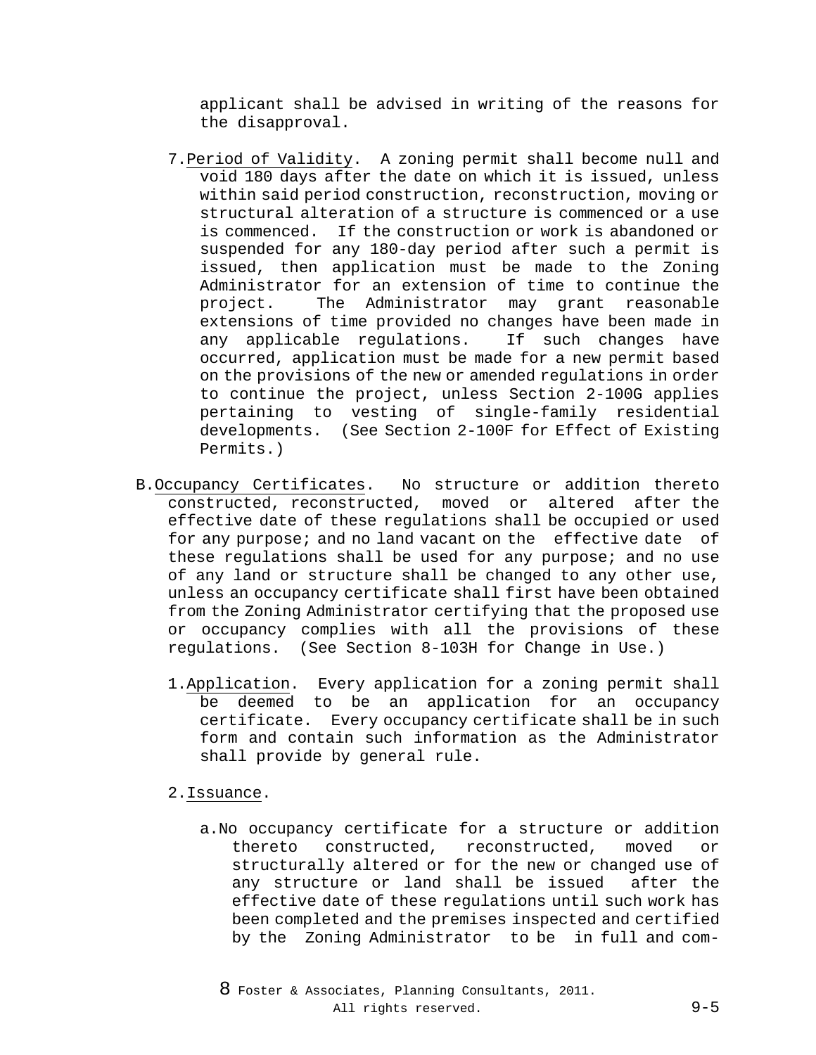applicant shall be advised in writing of the reasons for the disapproval.

7. Period of Validity. A zoning permit shall become null and void 180 days after the date on which it is issued, unless within said period construction, reconstruction, moving or structural alteration of a structure is commenced or a use is commenced. If the construction or work is abandoned or suspended for any 180-day period after such a permit is issued, then application must be made to the Zoning Administrator for an extension of time to continue the project. The Administrator may grant reasonable extensions of time provided no changes have been made in any applicable regulations. If such changes have occurred, application must be made for a new permit based on the provisions of the new or amended regulations in order to continue the project, unless Section 2-100G applies pertaining to vesting of single-family residential developments. (See Section 2-100F for Effect of Existing Permits.)

B. Occupancy Certificates. No structure or addition thereto constructed, reconstructed, moved or altered after the effective date of these regulations shall be occupied or used for any purpose; and no land vacant on the effective date of these regulations shall be used for any purpose; and no use of any land or structure shall be changed to any other use, unless an occupancy certificate shall first have been obtained from the Zoning Administrator certifying that the proposed use or occupancy complies with all the provisions of these regulations. (See Section 8-103H for Change in Use.)

1. Application. Every application for a zoning permit shall be deemed to be an application for an occupancy certificate. Every occupancy certificate shall be in such form and contain such information as the Administrator shall provide by general rule.

2. Issuance.

a. No occupancy certificate for a structure or addition thereto constructed, reconstructed, moved or structurally altered or for the new or changed use of any structure or land shall be issued after the effective date of these regulations until such work has been completed and the premises inspected and certified by the Zoning Administrator to be in full and com-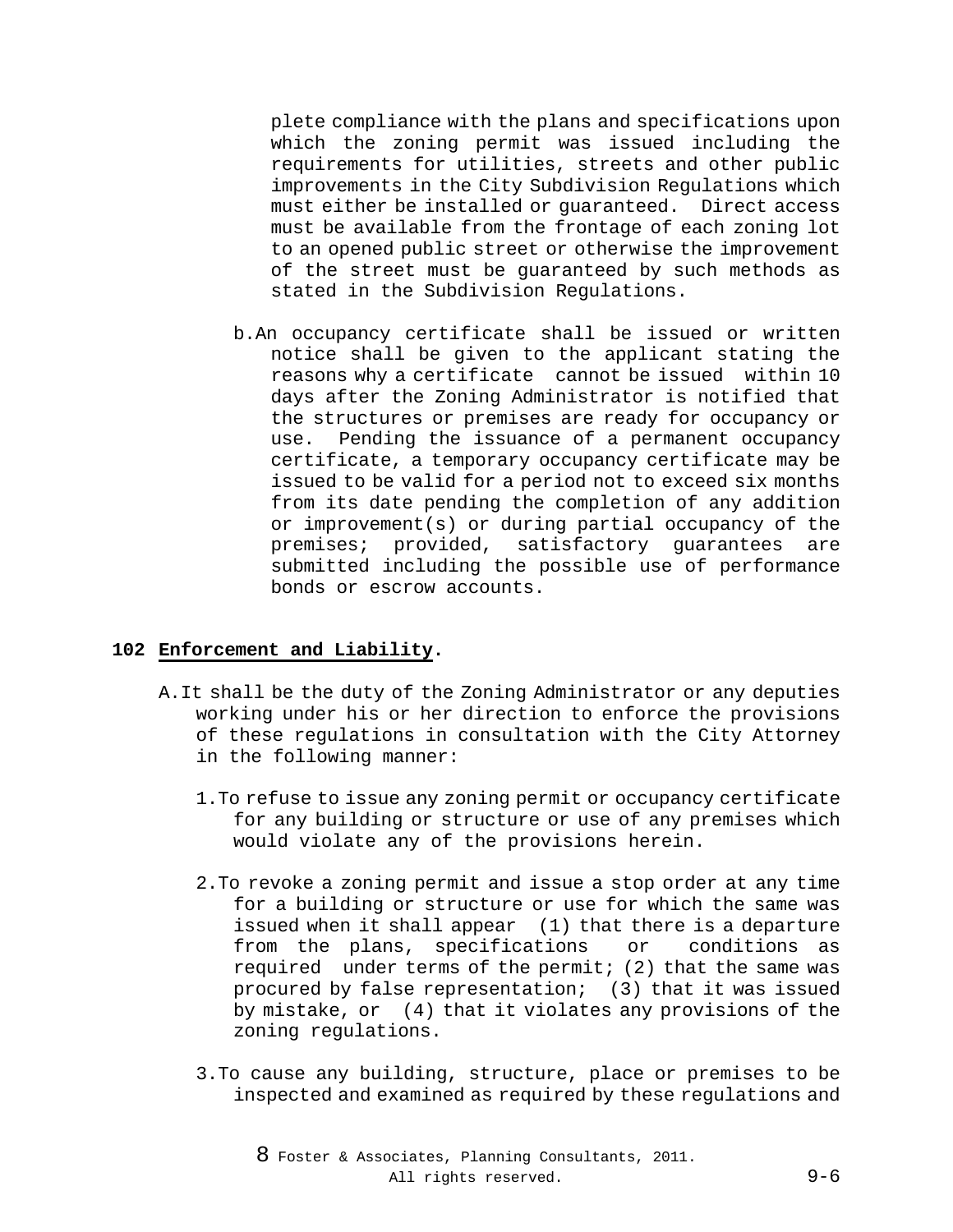plete compliance with the plans and specifications upon which the zoning permit was issued including the requirements for utilities, streets and other public improvements in the City Subdivision Regulations which must either be installed or guaranteed. Direct access must be available from the frontage of each zoning lot to an opened public street or otherwise the improvement of the street must be guaranteed by such methods as stated in the Subdivision Regulations.

b. An occupancy certificate shall be issued or written notice shall be given to the applicant stating the reasons why a certificate cannot be issued within 10 days after the Zoning Administrator is notified that the structures or premises are ready for occupancy or use. Pending the issuance of a permanent occupancy certificate, a temporary occupancy certificate may be issued to be valid for a period not to exceed six months from its date pending the completion of any addition or improvement(s) or during partial occupancy of the premises; provided, satisfactory guarantees are submitted including the possible use of performance bonds or escrow accounts.

## 102 Enforcement and Liability.

A. It shall be the duty of the Zoning Administrator or any deputies working under his or her direction to enforce the provisions of these regulations in consultation with the City Attorney in the following manner:

1. To refuse to issue any zoning permit or occupancy certificate for any building or structure or use of any premises which would violate any of the provisions herein.

2. To revoke a zoning permit and issue a stop order at any time for a building or structure or use for which the same was issued when it shall appear (1) that there is a departure from the plans, specifications or conditions as required under terms of the permit; (2) that the same was procured by false representation; (3) that it was issued by mistake, or (4) that it violates any provisions of the zoning regulations.

3. To cause any building, structure, place or premises to be inspected and examined as required by these regulations and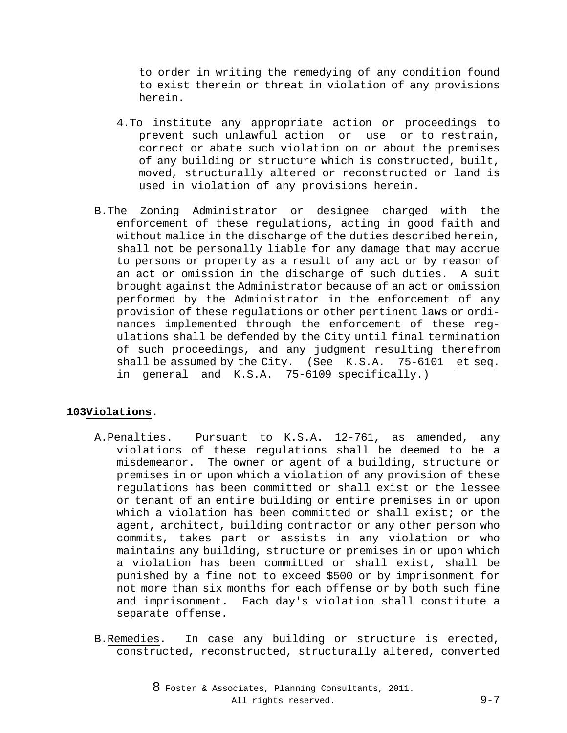to order in writing the remedying of any condition found to exist therein or threat in violation of any provisions herein.

4. To institute any appropriate action or proceedings to prevent such unlawful action or use or to restrain, correct or abate such violation on or about the premises of any building or structure which is constructed, built, moved, structurally altered or reconstructed or land is used in violation of any provisions herein.

B. The Zoning Administrator or designee charged with the enforcement of these regulations, acting in good faith and without malice in the discharge of the duties described herein, shall not be personally liable for any damage that may accrue to persons or property as a result of any act or by reason of an act or omission in the discharge of such duties. A suit brought against the Administrator because of an act or omission performed by the Administrator in the enforcement of any provision of these regulations or other pertinent laws or ordinances implemented through the enforcement of these regulations shall be defended by the City until final termination of such proceedings, and any judgment resulting therefrom shall be assumed by the City. (See K.S.A. 75-6101 et seq. in general and K.S.A. 75-6109 specifically.)

**103 Violations.**

A. Penalties. Pursuant to K.S.A. 12-761, as amended, any violations of these regulations shall be deemed to be a misdemeanor. The owner or agent of a building, structure or premises in or upon which a violation of any provision of these regulations has been committed or shall exist or the lessee or tenant of an entire building or entire premises in or upon which a violation has been committed or shall exist; or the agent, architect, building contractor or any other person who commits, takes part or assists in any violation or who maintains any building, structure or premises in or upon which a violation has been committed or shall exist, shall be punished by a fine not to exceed $500 or by imprisonment for not more than six months for each offense or by both such fine and imprisonment. Each day's violation shall constitute a separate offense.

B. Remedies. In case any building or structure is erected, constructed, reconstructed, structurally altered, converted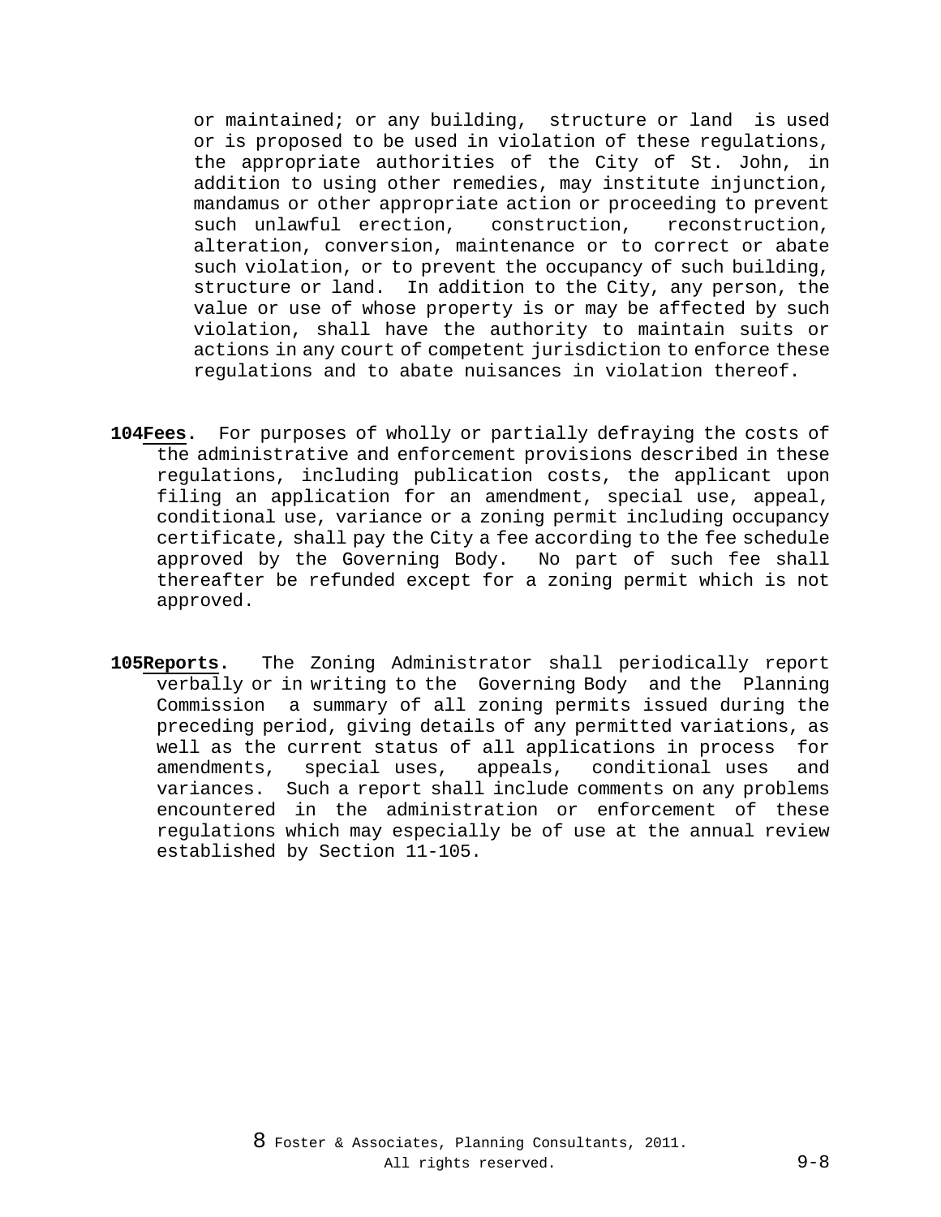or maintained; or any building, structure or land is used or is proposed to be used in violation of these regulations, the appropriate authorities of the City of St. John, in addition to using other remedies, may institute injunction, mandamus or other appropriate action or proceeding to prevent such unlawful erection, construction, reconstruction, alteration, conversion, maintenance or to correct or abate such violation, or to prevent the occupancy of such building, structure or land. In addition to the City, any person, the value or use of whose property is or may be affected by such violation, shall have the authority to maintain suits or actions in any court of competent jurisdiction to enforce these regulations and to abate nuisances in violation thereof.

**104** **Fees.** For purposes of wholly or partially defraying the costs of the administrative and enforcement provisions described in these regulations, including publication costs, the applicant upon filing an application for an amendment, special use, appeal, conditional use, variance or a zoning permit including occupancy certificate, shall pay the City a fee according to the fee schedule approved by the Governing Body. No part of such fee shall thereafter be refunded except for a zoning permit which is not approved.

**105** **Reports.** The Zoning Administrator shall periodically report verbally or in writing to the Governing Body and the Planning Commission a summary of all zoning permits issued during the preceding period, giving details of any permitted variations, as well as the current status of all applications in process for amendments, special uses, appeals, conditional uses and variances. Such a report shall include comments on any problems encountered in the administration or enforcement of these regulations which may especially be of use at the annual review established by Section 11-105.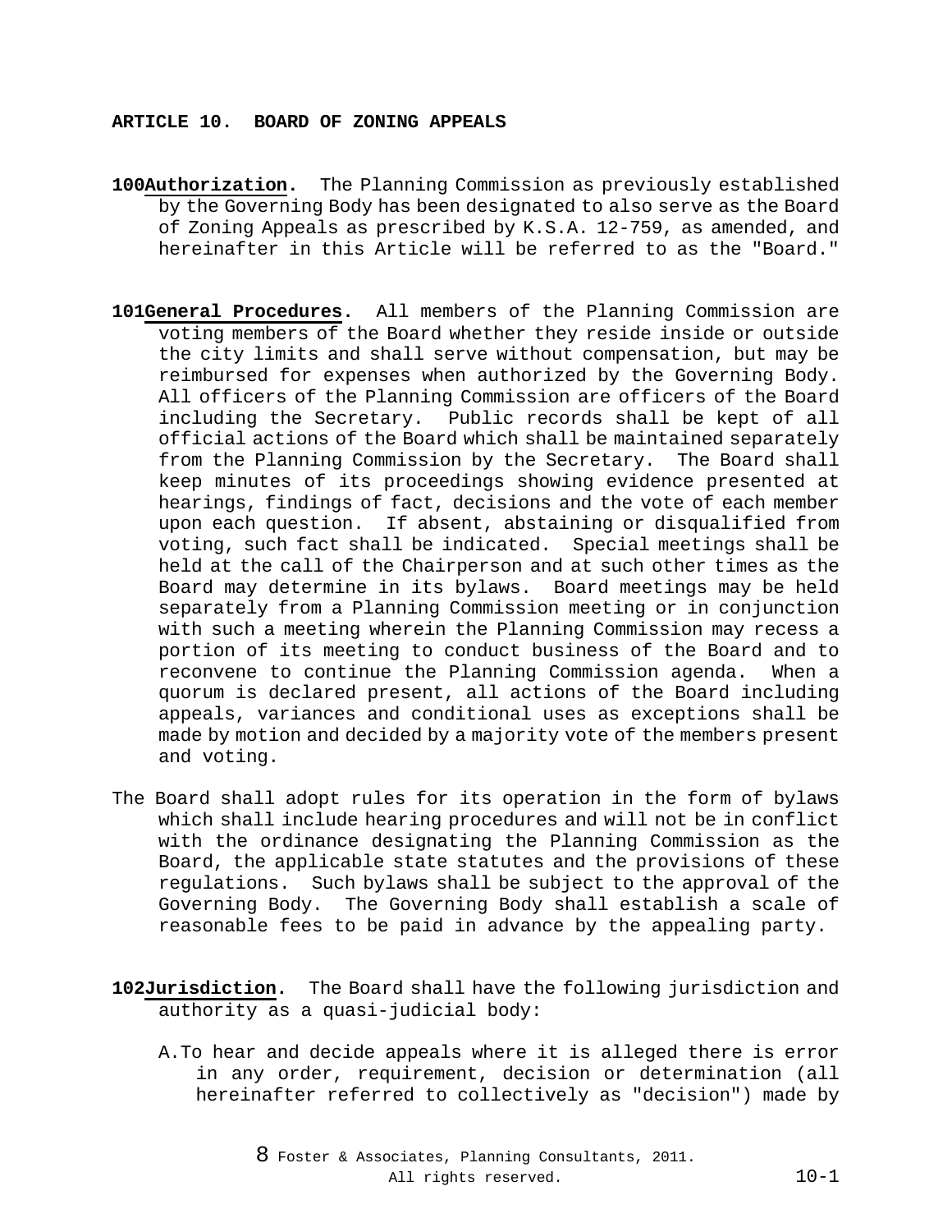## ARTICLE 10. BOARD OF ZONING APPEALS

**100 Authorization.** The Planning Commission as previously established by the Governing Body has been designated to also serve as the Board of Zoning Appeals as prescribed by K.S.A. 12-759, as amended, and hereinafter in this Article will be referred to as the "Board."

**101 General Procedures.** All members of the Planning Commission are voting members of the Board whether they reside inside or outside the city limits and shall serve without compensation, but may be reimbursed for expenses when authorized by the Governing Body. All officers of the Planning Commission are officers of the Board including the Secretary. Public records shall be kept of all official actions of the Board which shall be maintained separately from the Planning Commission by the Secretary. The Board shall keep minutes of its proceedings showing evidence presented at hearings, findings of fact, decisions and the vote of each member upon each question. If absent, abstaining or disqualified from voting, such fact shall be indicated. Special meetings shall be held at the call of the Chairperson and at such other times as the Board may determine in its bylaws. Board meetings may be held separately from a Planning Commission meeting or in conjunction with such a meeting wherein the Planning Commission may recess a portion of its meeting to conduct business of the Board and to reconvene to continue the Planning Commission agenda. When a quorum is declared present, all actions of the Board including appeals, variances and conditional uses as exceptions shall be made by motion and decided by a majority vote of the members present and voting.

The Board shall adopt rules for its operation in the form of bylaws which shall include hearing procedures and will not be in conflict with the ordinance designating the Planning Commission as the Board, the applicable state statutes and the provisions of these regulations. Such bylaws shall be subject to the approval of the Governing Body. The Governing Body shall establish a scale of reasonable fees to be paid in advance by the appealing party.

**102 Jurisdiction.** The Board shall have the following jurisdiction and authority as a quasi-judicial body:

A. To hear and decide appeals where it is alleged there is error in any order, requirement, decision or determination (all hereinafter referred to collectively as "decision") made by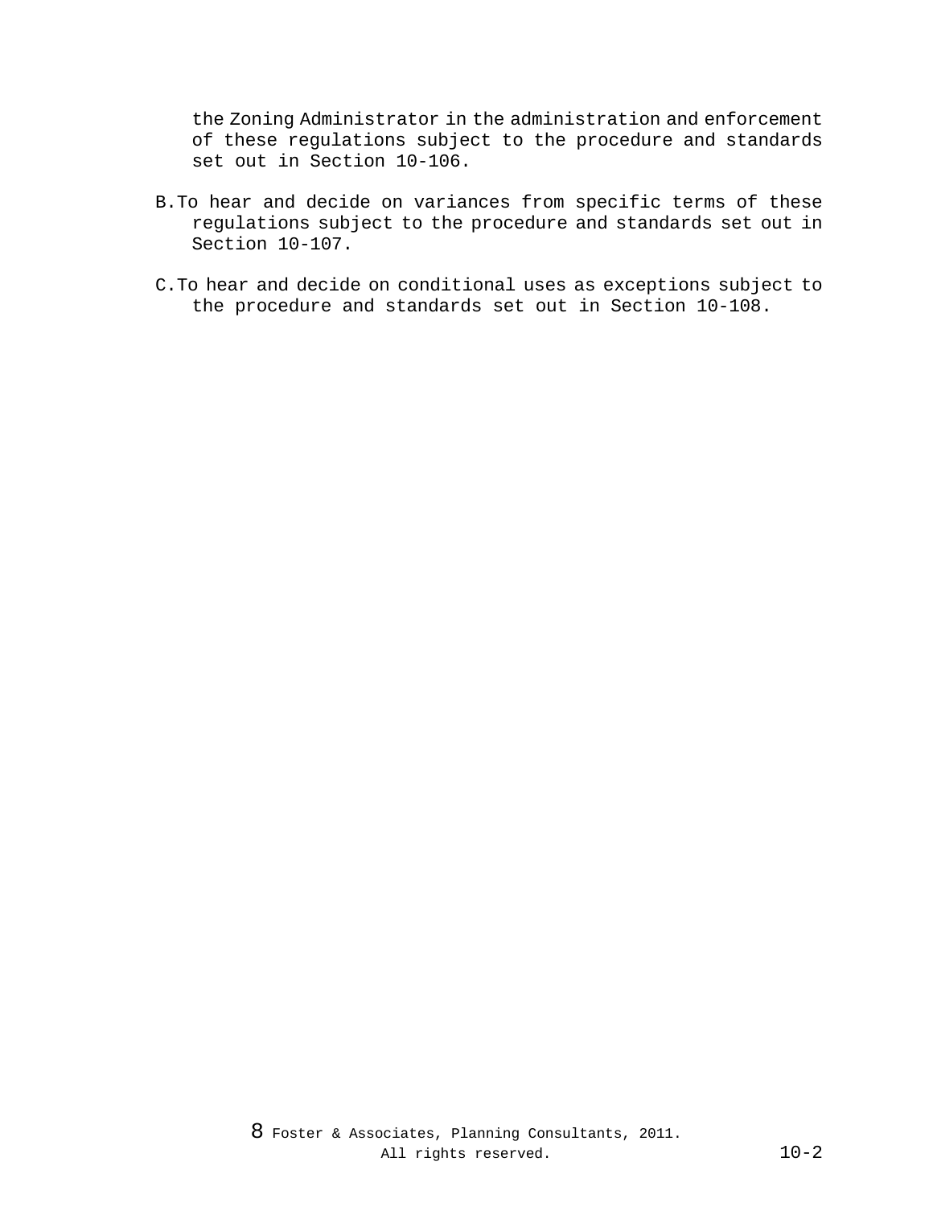the Zoning Administrator in the administration and enforcement of these regulations subject to the procedure and standards set out in Section 10-106.

B. To hear and decide on variances from specific terms of these regulations subject to the procedure and standards set out in Section 10-107.

C. To hear and decide on conditional uses as exceptions subject to the procedure and standards set out in Section 10-108.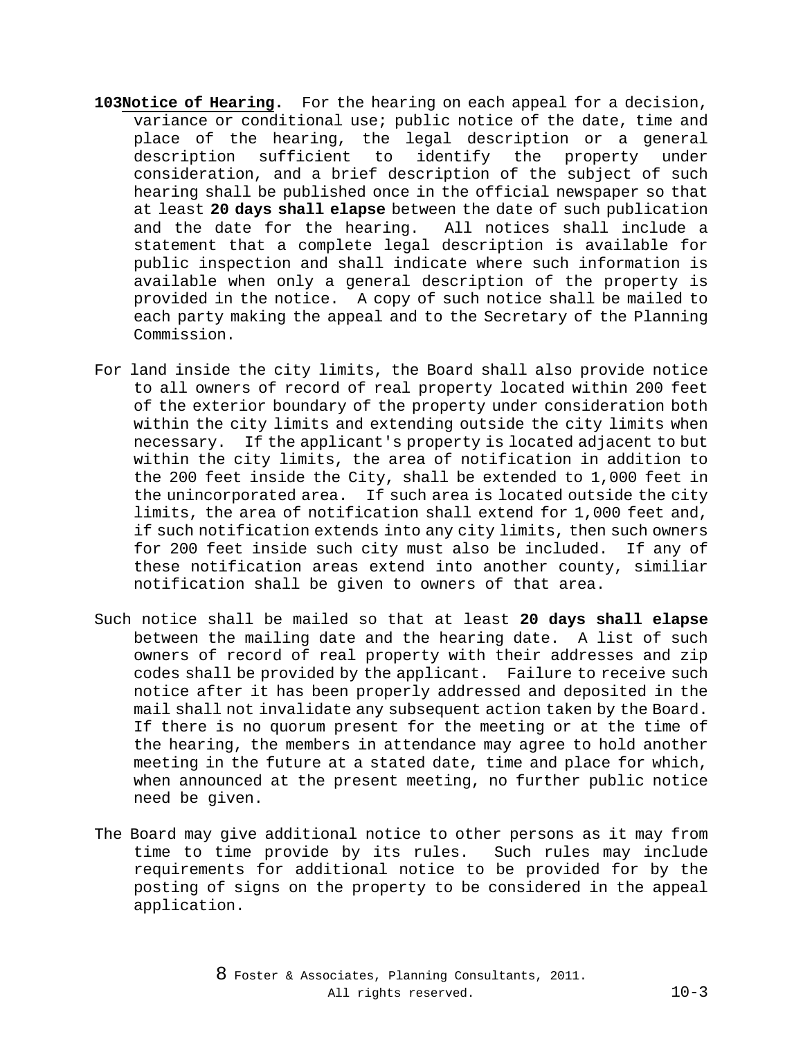**103** __**Notice of Hearing**__. For the hearing on each appeal for a decision, variance or conditional use; public notice of the date, time and place of the hearing, the legal description or a general description sufficient to identify the property under consideration, and a brief description of the subject of such hearing shall be published once in the official newspaper so that at least **20 days shall elapse** between the date of such publication and the date for the hearing. All notices shall include a statement that a complete legal description is available for public inspection and shall indicate where such information is available when only a general description of the property is provided in the notice. A copy of such notice shall be mailed to each party making the appeal and to the Secretary of the Planning Commission.

For land inside the city limits, the Board shall also provide notice to all owners of record of real property located within 200 feet of the exterior boundary of the property under consideration both within the city limits and extending outside the city limits when necessary. If the applicant's property is located adjacent to but within the city limits, the area of notification in addition to the 200 feet inside the City, shall be extended to 1,000 feet in the unincorporated area. If such area is located outside the city limits, the area of notification shall extend for 1,000 feet and, if such notification extends into any city limits, then such owners for 200 feet inside such city must also be included. If any of these notification areas extend into another county, similiar notification shall be given to owners of that area.

Such notice shall be mailed so that at least **20 days shall elapse** between the mailing date and the hearing date. A list of such owners of record of real property with their addresses and zip codes shall be provided by the applicant. Failure to receive such notice after it has been properly addressed and deposited in the mail shall not invalidate any subsequent action taken by the Board. If there is no quorum present for the meeting or at the time of the hearing, the members in attendance may agree to hold another meeting in the future at a stated date, time and place for which, when announced at the present meeting, no further public notice need be given.

The Board may give additional notice to other persons as it may from time to time provide by its rules. Such rules may include requirements for additional notice to be provided for by the posting of signs on the property to be considered in the appeal application.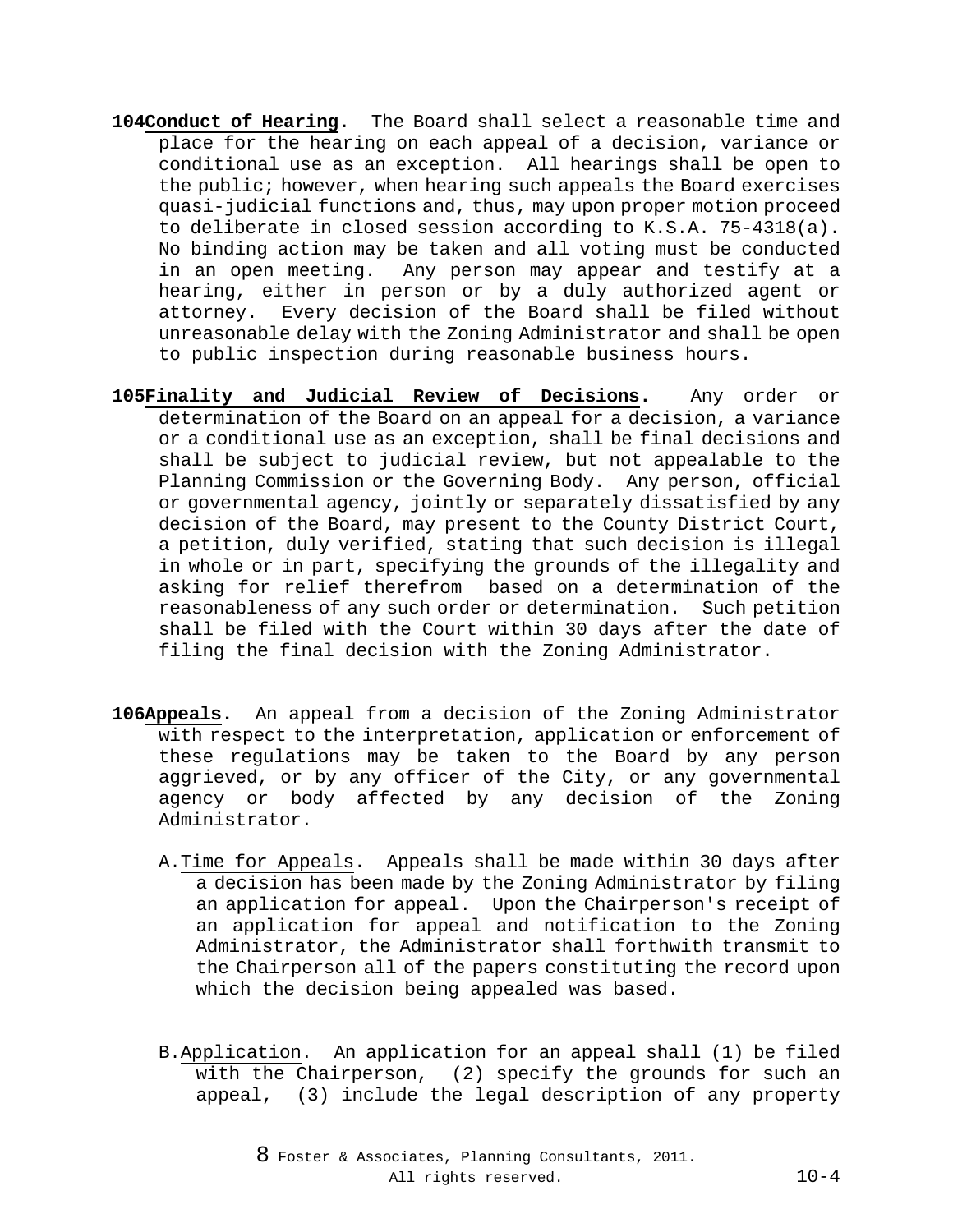**104** **Conduct of Hearing**. The Board shall select a reasonable time and place for the hearing on each appeal of a decision, variance or conditional use as an exception. All hearings shall be open to the public; however, when hearing such appeals the Board exercises quasi-judicial functions and, thus, may upon proper motion proceed to deliberate in closed session according to K.S.A. 75-4318(a). No binding action may be taken and all voting must be conducted in an open meeting. Any person may appear and testify at a hearing, either in person or by a duly authorized agent or attorney. Every decision of the Board shall be filed without unreasonable delay with the Zoning Administrator and shall be open to public inspection during reasonable business hours.

**105** **Finality and Judicial Review of Decisions**. Any order or determination of the Board on an appeal for a decision, a variance or a conditional use as an exception, shall be final decisions and shall be subject to judicial review, but not appealable to the Planning Commission or the Governing Body. Any person, official or governmental agency, jointly or separately dissatisfied by any decision of the Board, may present to the County District Court, a petition, duly verified, stating that such decision is illegal in whole or in part, specifying the grounds of the illegality and asking for relief therefrom based on a determination of the reasonableness of any such order or determination. Such petition shall be filed with the Court within 30 days after the date of filing the final decision with the Zoning Administrator.

**106** **Appeals**. An appeal from a decision of the Zoning Administrator with respect to the interpretation, application or enforcement of these regulations may be taken to the Board by any person aggrieved, or by any officer of the City, or any governmental agency or body affected by any decision of the Zoning Administrator.

A. Time for Appeals. Appeals shall be made within 30 days after a decision has been made by the Zoning Administrator by filing an application for appeal. Upon the Chairperson's receipt of an application for appeal and notification to the Zoning Administrator, the Administrator shall forthwith transmit to the Chairperson all of the papers constituting the record upon which the decision being appealed was based.

B. Application. An application for an appeal shall (1) be filed with the Chairperson, (2) specify the grounds for such an appeal, (3) include the legal description of any property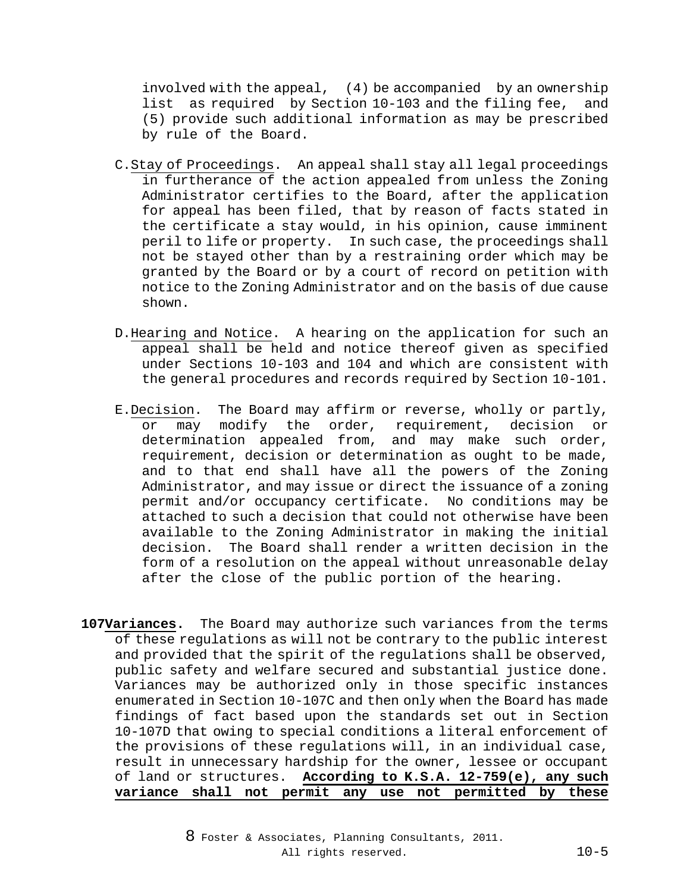involved with the appeal, (4) be accompanied by an ownership list as required by Section 10-103 and the filing fee, and (5) provide such additional information as may be prescribed by rule of the Board.

C. Stay of Proceedings. An appeal shall stay all legal proceedings in furtherance of the action appealed from unless the Zoning Administrator certifies to the Board, after the application for appeal has been filed, that by reason of facts stated in the certificate a stay would, in his opinion, cause imminent peril to life or property. In such case, the proceedings shall not be stayed other than by a restraining order which may be granted by the Board or by a court of record on petition with notice to the Zoning Administrator and on the basis of due cause shown.

D. Hearing and Notice. A hearing on the application for such an appeal shall be held and notice thereof given as specified under Sections 10-103 and 104 and which are consistent with the general procedures and records required by Section 10-101.

E. Decision. The Board may affirm or reverse, wholly or partly, or may modify the order, requirement, decision or determination appealed from, and may make such order, requirement, decision or determination as ought to be made, and to that end shall have all the powers of the Zoning Administrator, and may issue or direct the issuance of a zoning permit and/or occupancy certificate. No conditions may be attached to such a decision that could not otherwise have been available to the Zoning Administrator in making the initial decision. The Board shall render a written decision in the form of a resolution on the appeal without unreasonable delay after the close of the public portion of the hearing.

**107 Variances.** The Board may authorize such variances from the terms of these regulations as will not be contrary to the public interest and provided that the spirit of the regulations shall be observed, public safety and welfare secured and substantial justice done. Variances may be authorized only in those specific instances enumerated in Section 10-107C and then only when the Board has made findings of fact based upon the standards set out in Section 10-107D that owing to special conditions a literal enforcement of the provisions of these regulations will, in an individual case, result in unnecessary hardship for the owner, lessee or occupant of land or structures. **According to K.S.A. 12-759(e), any such variance shall not permit any use not permitted by these**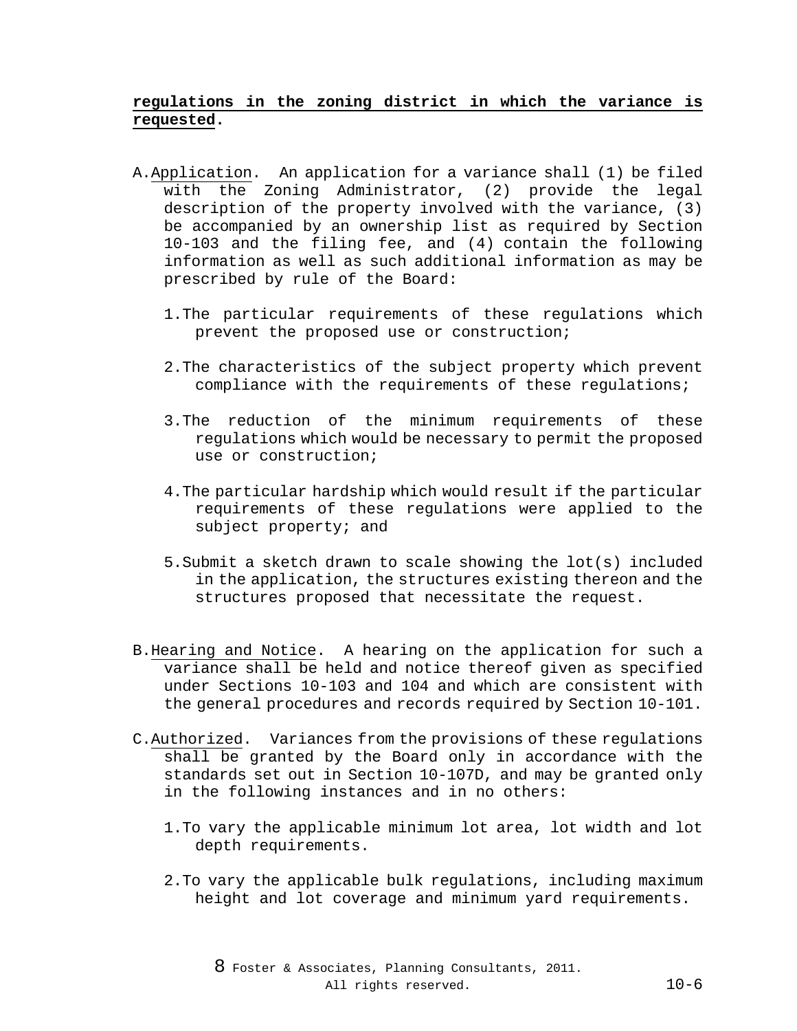**regulations in the zoning district in which the variance is requested.**

A. Application. An application for a variance shall (1) be filed with the Zoning Administrator, (2) provide the legal description of the property involved with the variance, (3) be accompanied by an ownership list as required by Section 10-103 and the filing fee, and (4) contain the following information as well as such additional information as may be prescribed by rule of the Board:

   1. The particular requirements of these regulations which prevent the proposed use or construction;

   2. The characteristics of the subject property which prevent compliance with the requirements of these regulations;

   3. The reduction of the minimum requirements of these regulations which would be necessary to permit the proposed use or construction;

   4. The particular hardship which would result if the particular requirements of these regulations were applied to the subject property; and

   5. Submit a sketch drawn to scale showing the lot(s) included in the application, the structures existing thereon and the structures proposed that necessitate the request.

B. Hearing and Notice. A hearing on the application for such a variance shall be held and notice thereof given as specified under Sections 10-103 and 104 and which are consistent with the general procedures and records required by Section 10-101.

C. Authorized. Variances from the provisions of these regulations shall be granted by the Board only in accordance with the standards set out in Section 10-107D, and may be granted only in the following instances and in no others:

   1. To vary the applicable minimum lot area, lot width and lot depth requirements.

   2. To vary the applicable bulk regulations, including maximum height and lot coverage and minimum yard requirements.

8 Foster & Associates, Planning Consultants, 2011. All rights reserved.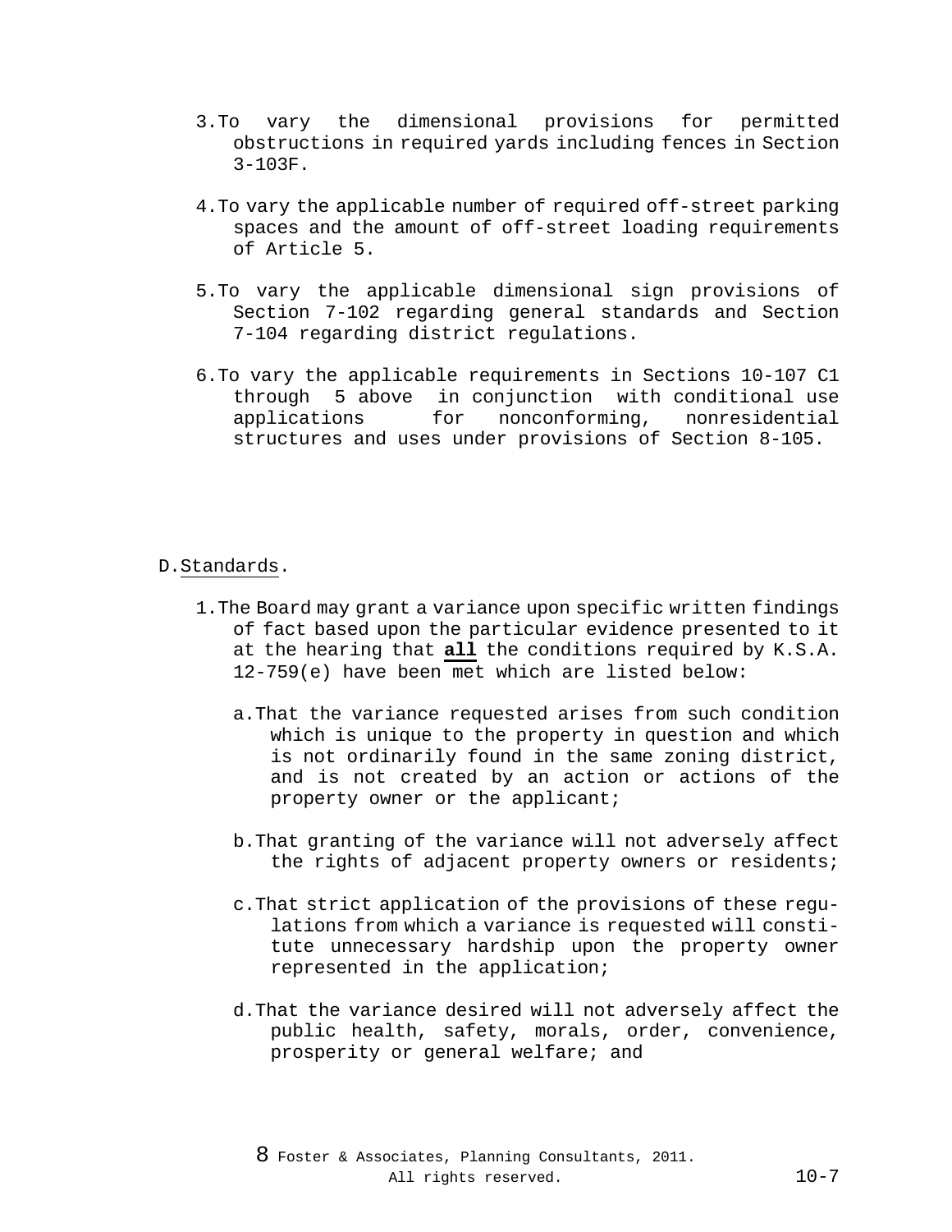3. To vary the dimensional provisions for permitted obstructions in required yards including fences in Section 3-103F.

4. To vary the applicable number of required off-street parking spaces and the amount of off-street loading requirements of Article 5.

5. To vary the applicable dimensional sign provisions of Section 7-102 regarding general standards and Section 7-104 regarding district regulations.

6. To vary the applicable requirements in Sections 10-107 C1 through 5 above in conjunction with conditional use applications for nonconforming, nonresidential structures and uses under provisions of Section 8-105.

D. Standards.

1. The Board may grant a variance upon specific written findings of fact based upon the particular evidence presented to it at the hearing that **all** the conditions required by K.S.A. 12-759(e) have been met which are listed below:

   a. That the variance requested arises from such condition which is unique to the property in question and which is not ordinarily found in the same zoning district, and is not created by an action or actions of the property owner or the applicant;

   b. That granting of the variance will not adversely affect the rights of adjacent property owners or residents;

   c. That strict application of the provisions of these regulations from which a variance is requested will constitute unnecessary hardship upon the property owner represented in the application;

   d. That the variance desired will not adversely affect the public health, safety, morals, order, convenience, prosperity or general welfare; and

8 Foster & Associates, Planning Consultants, 2011. All rights reserved.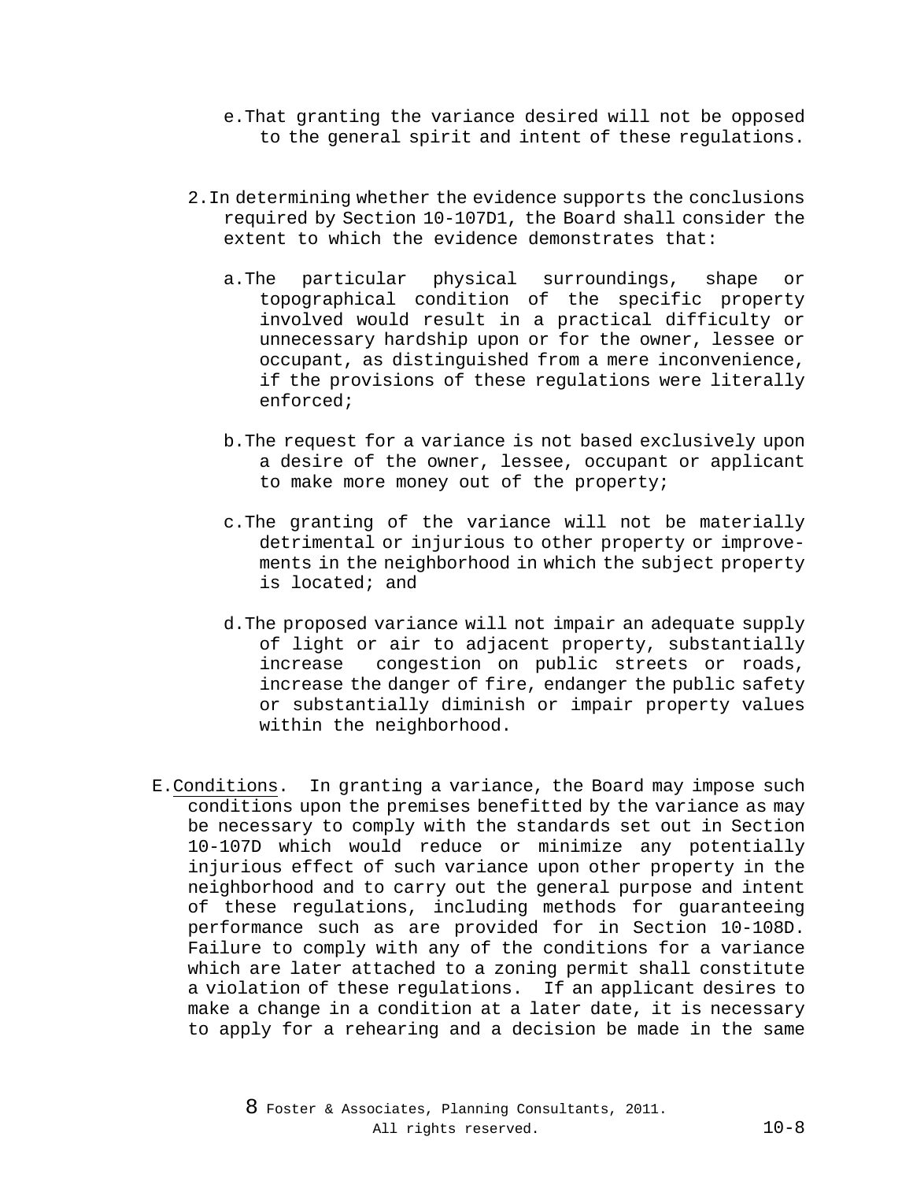e. That granting the variance desired will not be opposed to the general spirit and intent of these regulations.

2. In determining whether the evidence supports the conclusions required by Section 10-107D1, the Board shall consider the extent to which the evidence demonstrates that:

   a. The particular physical surroundings, shape or topographical condition of the specific property involved would result in a practical difficulty or unnecessary hardship upon or for the owner, lessee or occupant, as distinguished from a mere inconvenience, if the provisions of these regulations were literally enforced;

   b. The request for a variance is not based exclusively upon a desire of the owner, lessee, occupant or applicant to make more money out of the property;

   c. The granting of the variance will not be materially detrimental or injurious to other property or improvements in the neighborhood in which the subject property is located; and

   d. The proposed variance will not impair an adequate supply of light or air to adjacent property, substantially increase congestion on public streets or roads, increase the danger of fire, endanger the public safety or substantially diminish or impair property values within the neighborhood.

E. Conditions. In granting a variance, the Board may impose such conditions upon the premises benefitted by the variance as may be necessary to comply with the standards set out in Section 10-107D which would reduce or minimize any potentially injurious effect of such variance upon other property in the neighborhood and to carry out the general purpose and intent of these regulations, including methods for guaranteeing performance such as are provided for in Section 10-108D. Failure to comply with any of the conditions for a variance which are later attached to a zoning permit shall constitute a violation of these regulations. If an applicant desires to make a change in a condition at a later date, it is necessary to apply for a rehearing and a decision be made in the same

© Foster & Associates, Planning Consultants, 2011. All rights reserved.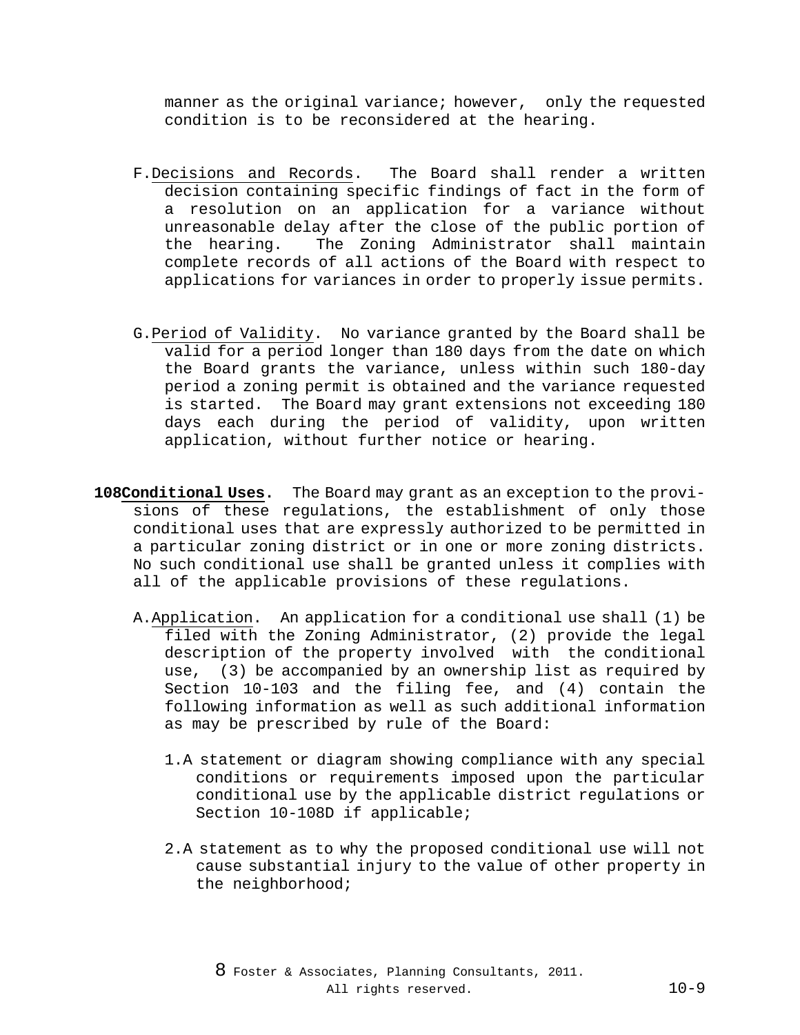manner as the original variance; however, only the requested condition is to be reconsidered at the hearing.

F. Decisions and Records. The Board shall render a written decision containing specific findings of fact in the form of a resolution on an application for a variance without unreasonable delay after the close of the public portion of the hearing. The Zoning Administrator shall maintain complete records of all actions of the Board with respect to applications for variances in order to properly issue permits.

G. Period of Validity. No variance granted by the Board shall be valid for a period longer than 180 days from the date on which the Board grants the variance, unless within such 180-day period a zoning permit is obtained and the variance requested is started. The Board may grant extensions not exceeding 180 days each during the period of validity, upon written application, without further notice or hearing.

**108 Conditional Uses.** The Board may grant as an exception to the provisions of these regulations, the establishment of only those conditional uses that are expressly authorized to be permitted in a particular zoning district or in one or more zoning districts. No such conditional use shall be granted unless it complies with all of the applicable provisions of these regulations.

A. Application. An application for a conditional use shall (1) be filed with the Zoning Administrator, (2) provide the legal description of the property involved with the conditional use, (3) be accompanied by an ownership list as required by Section 10-103 and the filing fee, and (4) contain the following information as well as such additional information as may be prescribed by rule of the Board:

1. A statement or diagram showing compliance with any special conditions or requirements imposed upon the particular conditional use by the applicable district regulations or Section 10-108D if applicable;

2. A statement as to why the proposed conditional use will not cause substantial injury to the value of other property in the neighborhood;

8 Foster & Associates, Planning Consultants, 2011. All rights reserved.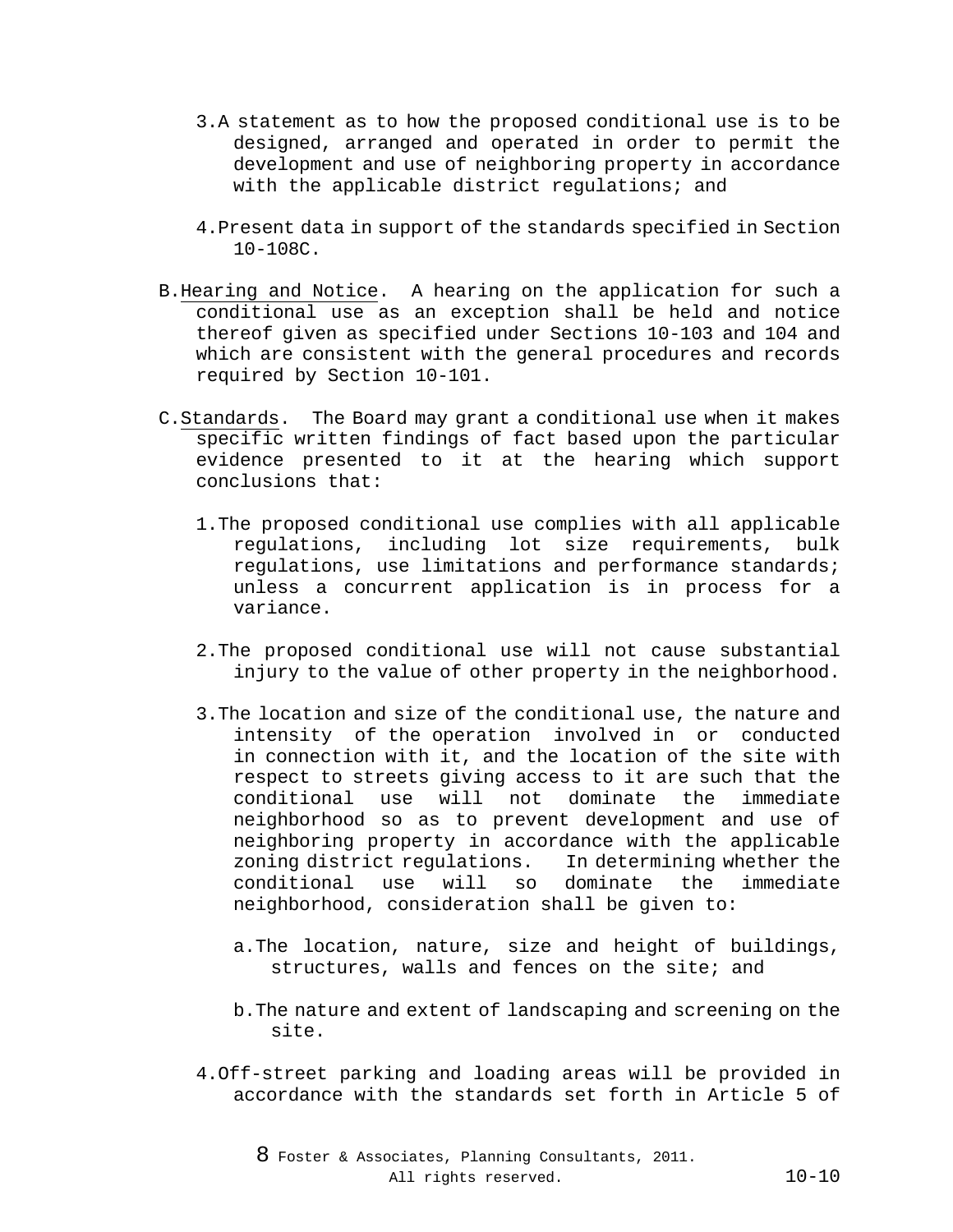3. A statement as to how the proposed conditional use is to be designed, arranged and operated in order to permit the development and use of neighboring property in accordance with the applicable district regulations; and

4. Present data in support of the standards specified in Section 10-108C.

B. Hearing and Notice. A hearing on the application for such a conditional use as an exception shall be held and notice thereof given as specified under Sections 10-103 and 104 and which are consistent with the general procedures and records required by Section 10-101.

C. Standards. The Board may grant a conditional use when it makes specific written findings of fact based upon the particular evidence presented to it at the hearing which support conclusions that:

1. The proposed conditional use complies with all applicable regulations, including lot size requirements, bulk regulations, use limitations and performance standards; unless a concurrent application is in process for a variance.

2. The proposed conditional use will not cause substantial injury to the value of other property in the neighborhood.

3. The location and size of the conditional use, the nature and intensity of the operation involved in or conducted in connection with it, and the location of the site with respect to streets giving access to it are such that the conditional use will not dominate the immediate neighborhood so as to prevent development and use of neighboring property in accordance with the applicable zoning district regulations. In determining whether the conditional use will so dominate the immediate neighborhood, consideration shall be given to:

   a. The location, nature, size and height of buildings, structures, walls and fences on the site; and

   b. The nature and extent of landscaping and screening on the site.

4. Off-street parking and loading areas will be provided in accordance with the standards set forth in Article 5 of

8 Foster & Associates, Planning Consultants, 2011. All rights reserved.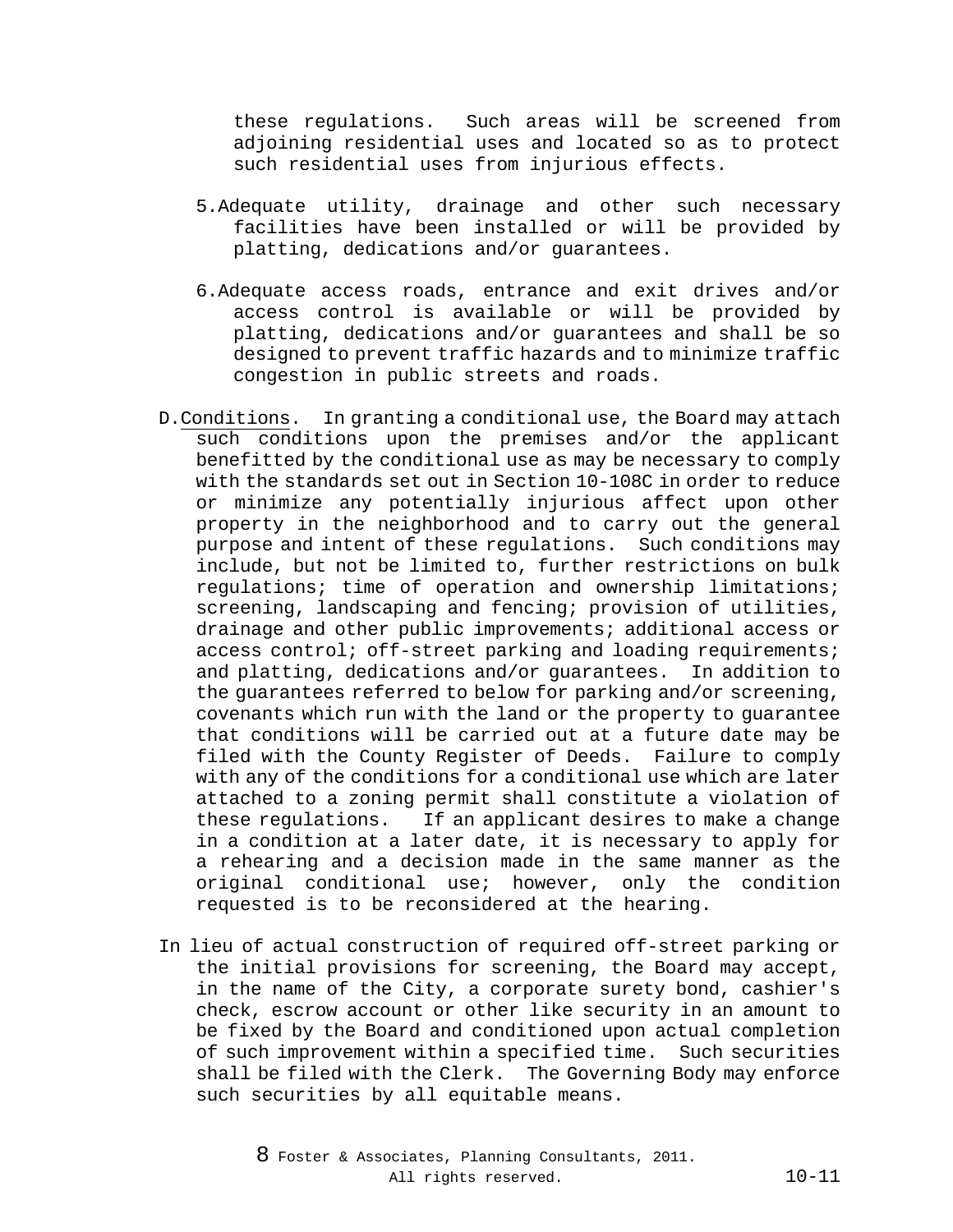these regulations. Such areas will be screened from adjoining residential uses and located so as to protect such residential uses from injurious effects.

5. Adequate utility, drainage and other such necessary facilities have been installed or will be provided by platting, dedications and/or guarantees.

6. Adequate access roads, entrance and exit drives and/or access control is available or will be provided by platting, dedications and/or guarantees and shall be so designed to prevent traffic hazards and to minimize traffic congestion in public streets and roads.

D. Conditions. In granting a conditional use, the Board may attach such conditions upon the premises and/or the applicant benefitted by the conditional use as may be necessary to comply with the standards set out in Section 10-108C in order to reduce or minimize any potentially injurious affect upon other property in the neighborhood and to carry out the general purpose and intent of these regulations. Such conditions may include, but not be limited to, further restrictions on bulk regulations; time of operation and ownership limitations; screening, landscaping and fencing; provision of utilities, drainage and other public improvements; additional access or access control; off-street parking and loading requirements; and platting, dedications and/or guarantees. In addition to the guarantees referred to below for parking and/or screening, covenants which run with the land or the property to guarantee that conditions will be carried out at a future date may be filed with the County Register of Deeds. Failure to comply with any of the conditions for a conditional use which are later attached to a zoning permit shall constitute a violation of these regulations. If an applicant desires to make a change in a condition at a later date, it is necessary to apply for a rehearing and a decision made in the same manner as the original conditional use; however, only the condition requested is to be reconsidered at the hearing.

In lieu of actual construction of required off-street parking or the initial provisions for screening, the Board may accept, in the name of the City, a corporate surety bond, cashier's check, escrow account or other like security in an amount to be fixed by the Board and conditioned upon actual completion of such improvement within a specified time. Such securities shall be filed with the Clerk. The Governing Body may enforce such securities by all equitable means.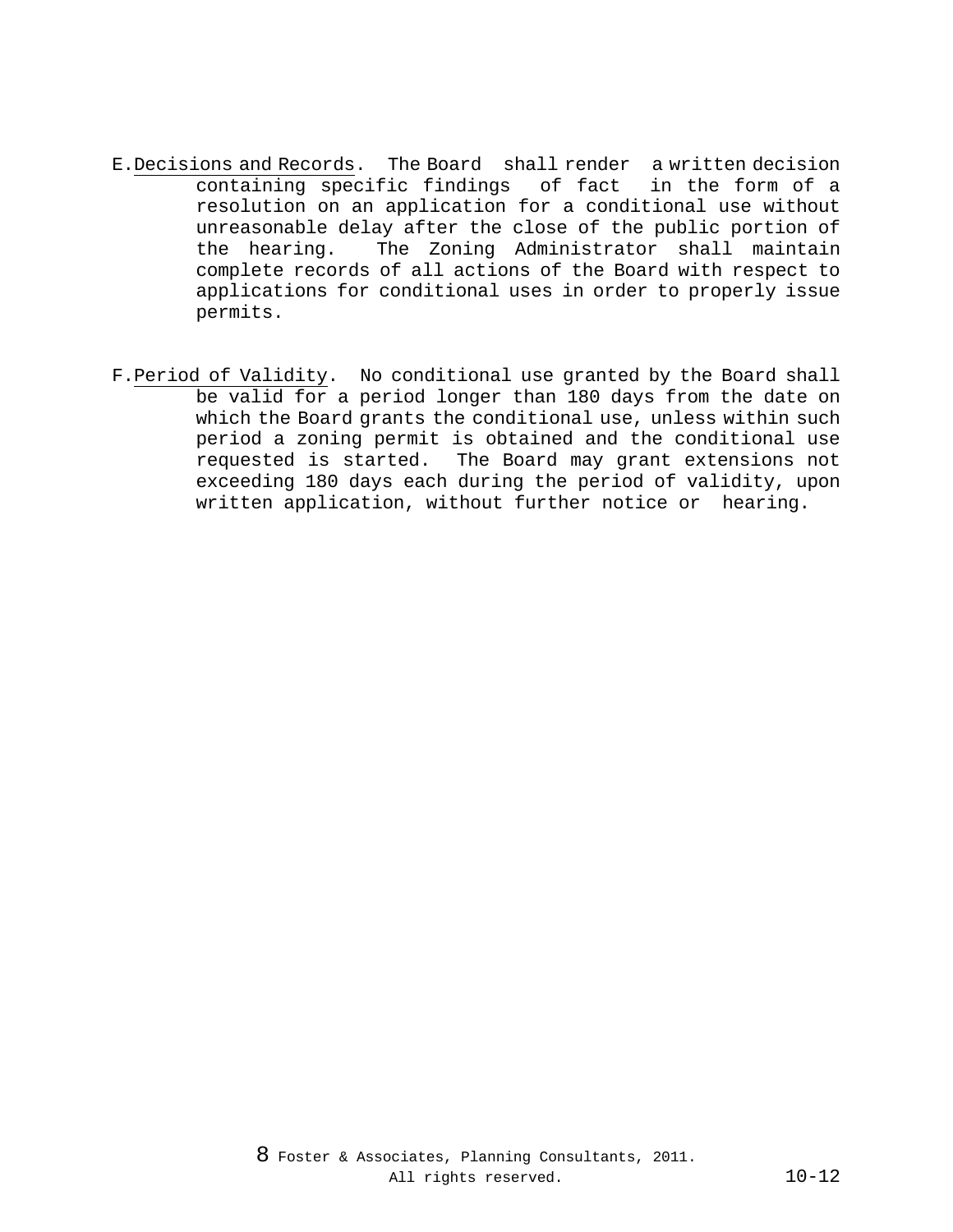E. Decisions and Records. The Board shall render a written decision containing specific findings of fact in the form of a resolution on an application for a conditional use without unreasonable delay after the close of the public portion of the hearing. The Zoning Administrator shall maintain complete records of all actions of the Board with respect to applications for conditional uses in order to properly issue permits.

F. Period of Validity. No conditional use granted by the Board shall be valid for a period longer than 180 days from the date on which the Board grants the conditional use, unless within such period a zoning permit is obtained and the conditional use requested is started. The Board may grant extensions not exceeding 180 days each during the period of validity, upon written application, without further notice or hearing.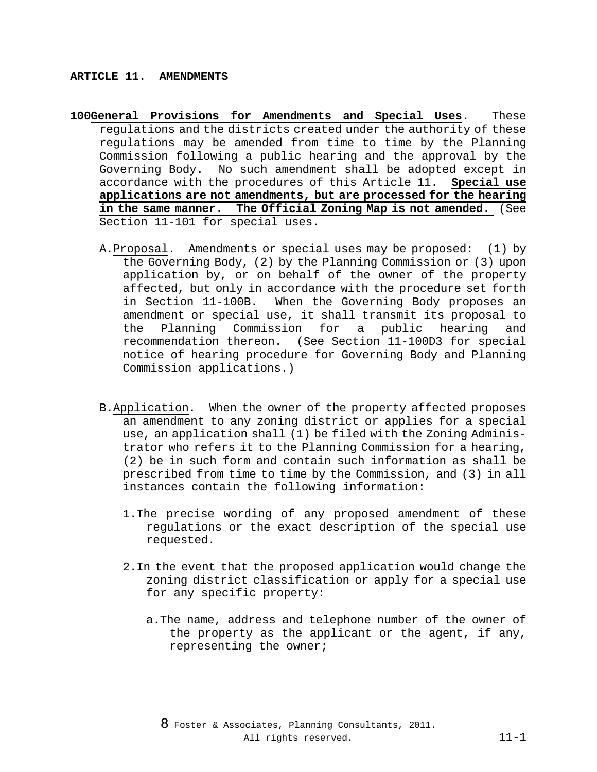**ARTICLE 11. AMENDMENTS**

**100General Provisions for Amendments and Special Uses.** These regulations and the districts created under the authority of these regulations may be amended from time to time by the Planning Commission following a public hearing and the approval by the Governing Body. No such amendment shall be adopted except in accordance with the procedures of this Article 11. **Special use applications are not amendments, but are processed for the hearing in the same manner. The Official Zoning Map is not amended.** (See Section 11-101 for special uses.

A. Proposal. Amendments or special uses may be proposed: (1) by the Governing Body, (2) by the Planning Commission or (3) upon application by, or on behalf of the owner of the property affected, but only in accordance with the procedure set forth in Section 11-100B. When the Governing Body proposes an amendment or special use, it shall transmit its proposal to the Planning Commission for a public hearing and recommendation thereon. (See Section 11-100D3 for special notice of hearing procedure for Governing Body and Planning Commission applications.)

B. Application. When the owner of the property affected proposes an amendment to any zoning district or applies for a special use, an application shall (1) be filed with the Zoning Administrator who refers it to the Planning Commission for a hearing, (2) be in such form and contain such information as shall be prescribed from time to time by the Commission, and (3) in all instances contain the following information:

1. The precise wording of any proposed amendment of these regulations or the exact description of the special use requested.

2. In the event that the proposed application would change the zoning district classification or apply for a special use for any specific property:

   a. The name, address and telephone number of the owner of the property as the applicant or the agent, if any, representing the owner;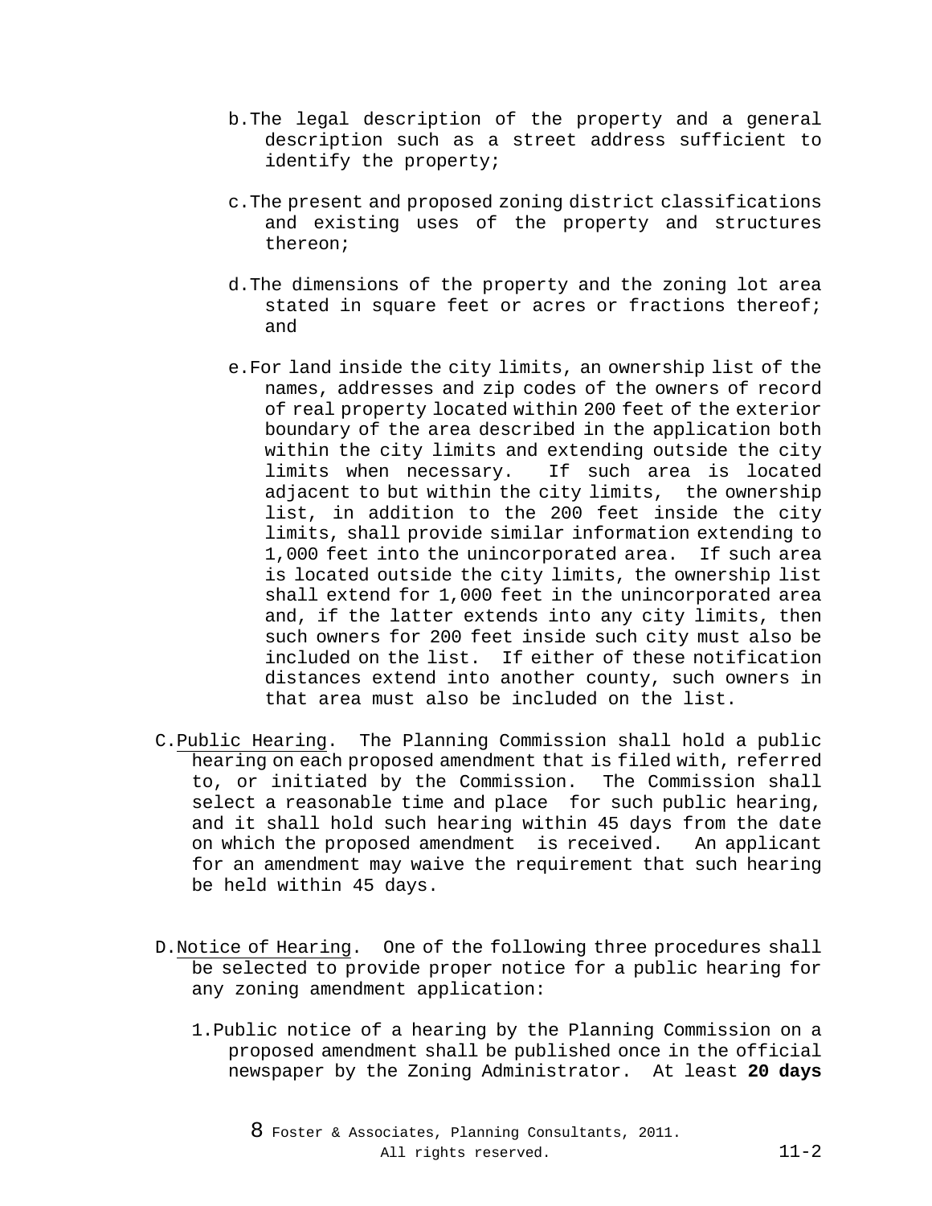b. The legal description of the property and a general description such as a street address sufficient to identify the property;

c. The present and proposed zoning district classifications and existing uses of the property and structures thereon;

d. The dimensions of the property and the zoning lot area stated in square feet or acres or fractions thereof; and

e. For land inside the city limits, an ownership list of the names, addresses and zip codes of the owners of record of real property located within 200 feet of the exterior boundary of the area described in the application both within the city limits and extending outside the city limits when necessary. If such area is located adjacent to but within the city limits, the ownership list, in addition to the 200 feet inside the city limits, shall provide similar information extending to 1,000 feet into the unincorporated area. If such area is located outside the city limits, the ownership list shall extend for 1,000 feet in the unincorporated area and, if the latter extends into any city limits, then such owners for 200 feet inside such city must also be included on the list. If either of these notification distances extend into another county, such owners in that area must also be included on the list.

C. Public Hearing. The Planning Commission shall hold a public hearing on each proposed amendment that is filed with, referred to, or initiated by the Commission. The Commission shall select a reasonable time and place for such public hearing, and it shall hold such hearing within 45 days from the date on which the proposed amendment is received. An applicant for an amendment may waive the requirement that such hearing be held within 45 days.

D. Notice of Hearing. One of the following three procedures shall be selected to provide proper notice for a public hearing for any zoning amendment application:

1. Public notice of a hearing by the Planning Commission on a proposed amendment shall be published once in the official newspaper by the Zoning Administrator. At least **20 days**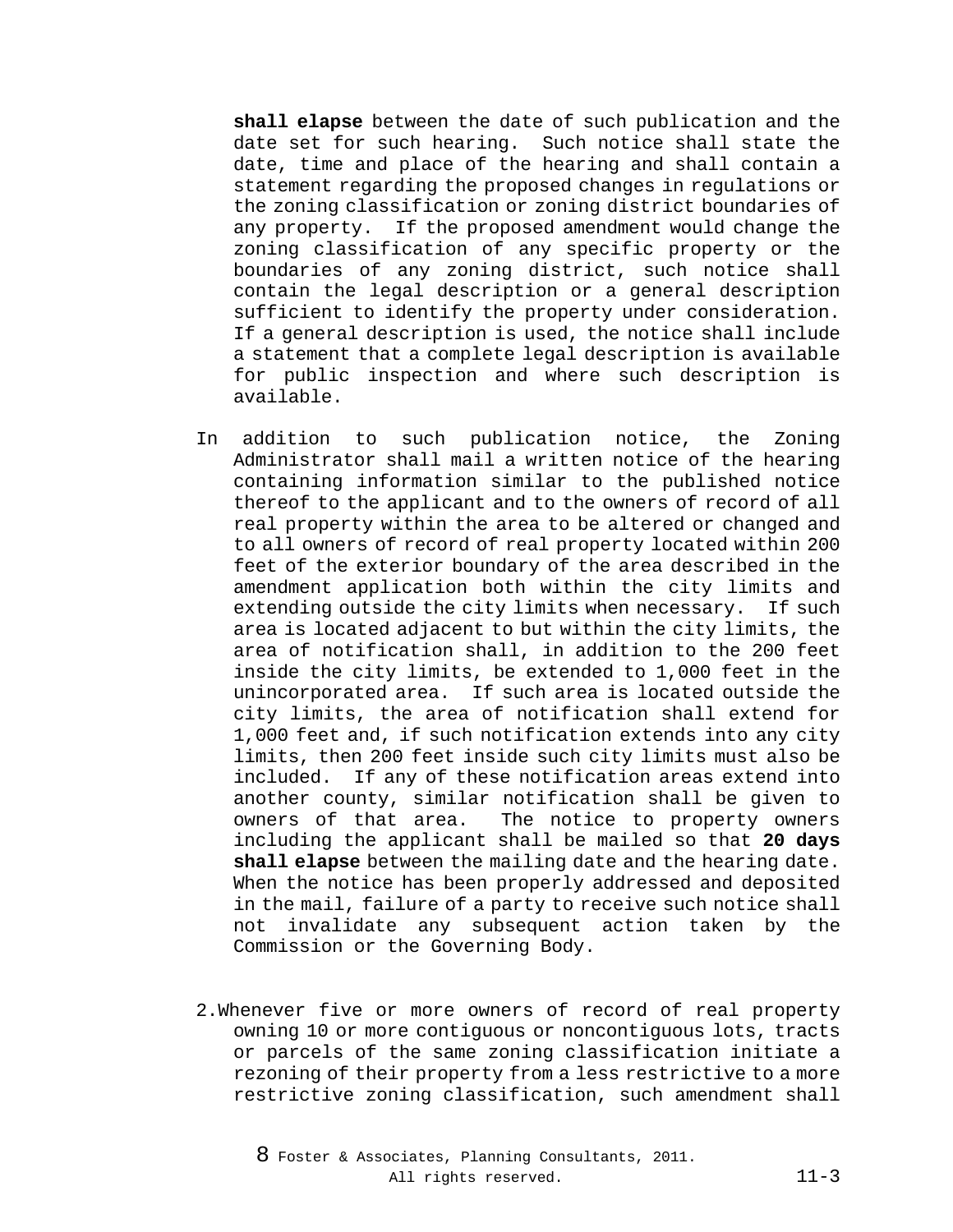**shall elapse** between the date of such publication and the date set for such hearing. Such notice shall state the date, time and place of the hearing and shall contain a statement regarding the proposed changes in regulations or the zoning classification or zoning district boundaries of any property. If the proposed amendment would change the zoning classification of any specific property or the boundaries of any zoning district, such notice shall contain the legal description or a general description sufficient to identify the property under consideration. If a general description is used, the notice shall include a statement that a complete legal description is available for public inspection and where such description is available.

In addition to such publication notice, the Zoning Administrator shall mail a written notice of the hearing containing information similar to the published notice thereof to the applicant and to the owners of record of all real property within the area to be altered or changed and to all owners of record of real property located within 200 feet of the exterior boundary of the area described in the amendment application both within the city limits and extending outside the city limits when necessary. If such area is located adjacent to but within the city limits, the area of notification shall, in addition to the 200 feet inside the city limits, be extended to 1,000 feet in the unincorporated area. If such area is located outside the city limits, the area of notification shall extend for 1,000 feet and, if such notification extends into any city limits, then 200 feet inside such city limits must also be included. If any of these notification areas extend into another county, similar notification shall be given to owners of that area. The notice to property owners including the applicant shall be mailed so that **20 days shall elapse** between the mailing date and the hearing date. When the notice has been properly addressed and deposited in the mail, failure of a party to receive such notice shall not invalidate any subsequent action taken by the Commission or the Governing Body.

2. Whenever five or more owners of record of real property owning 10 or more contiguous or noncontiguous lots, tracts or parcels of the same zoning classification initiate a rezoning of their property from a less restrictive to a more restrictive zoning classification, such amendment shall

8 Foster & Associates, Planning Consultants, 2011. All rights reserved.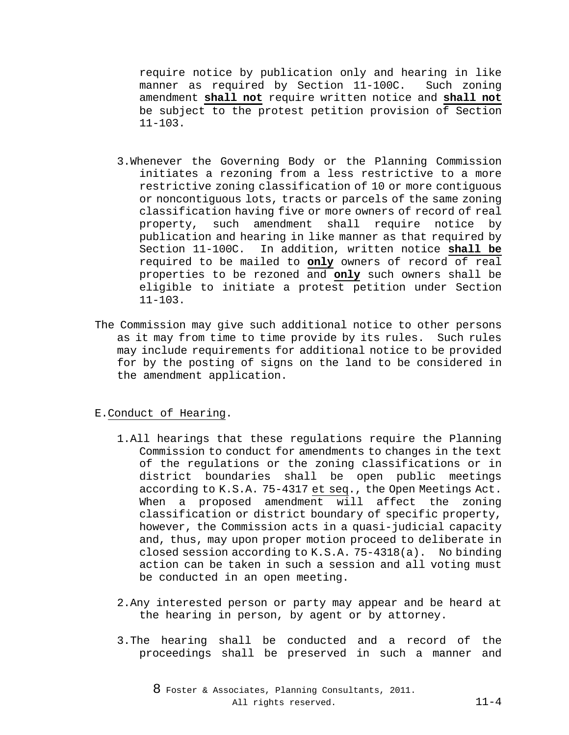require notice by publication only and hearing in like manner as required by Section 11-100C. Such zoning amendment **shall not** require written notice and **shall not** be subject to the protest petition provision of Section 11-103.

3. Whenever the Governing Body or the Planning Commission initiates a rezoning from a less restrictive to a more restrictive zoning classification of 10 or more contiguous or noncontiguous lots, tracts or parcels of the same zoning classification having five or more owners of record of real property, such amendment shall require notice by publication and hearing in like manner as that required by Section 11-100C. In addition, written notice **shall be** required to be mailed to **only** owners of record of real properties to be rezoned and **only** such owners shall be eligible to initiate a protest petition under Section 11-103.

The Commission may give such additional notice to other persons as it may from time to time provide by its rules. Such rules may include requirements for additional notice to be provided for by the posting of signs on the land to be considered in the amendment application.

E. Conduct of Hearing.

1. All hearings that these regulations require the Planning Commission to conduct for amendments to changes in the text of the regulations or the zoning classifications or in district boundaries shall be open public meetings according to K.S.A. 75-4317 et seq., the Open Meetings Act. When a proposed amendment will affect the zoning classification or district boundary of specific property, however, the Commission acts in a quasi-judicial capacity and, thus, may upon proper motion proceed to deliberate in closed session according to K.S.A. 75-4318(a). No binding action can be taken in such a session and all voting must be conducted in an open meeting.

2. Any interested person or party may appear and be heard at the hearing in person, by agent or by attorney.

3. The hearing shall be conducted and a record of the proceedings shall be preserved in such a manner and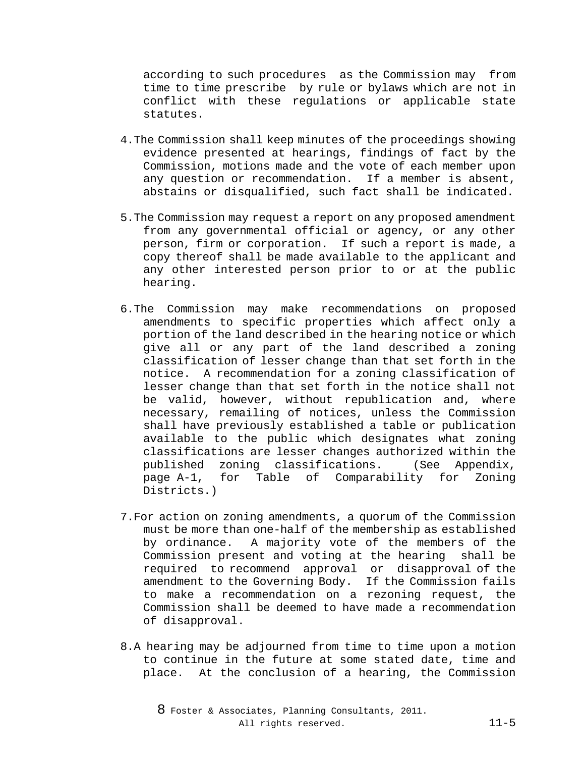according to such procedures as the Commission may from time to time prescribe by rule or bylaws which are not in conflict with these regulations or applicable state statutes.

4. The Commission shall keep minutes of the proceedings showing evidence presented at hearings, findings of fact by the Commission, motions made and the vote of each member upon any question or recommendation. If a member is absent, abstains or disqualified, such fact shall be indicated.

5. The Commission may request a report on any proposed amendment from any governmental official or agency, or any other person, firm or corporation. If such a report is made, a copy thereof shall be made available to the applicant and any other interested person prior to or at the public hearing.

6. The Commission may make recommendations on proposed amendments to specific properties which affect only a portion of the land described in the hearing notice or which give all or any part of the land described a zoning classification of lesser change than that set forth in the notice. A recommendation for a zoning classification of lesser change than that set forth in the notice shall not be valid, however, without republication and, where necessary, remailing of notices, unless the Commission shall have previously established a table or publication available to the public which designates what zoning classifications are lesser changes authorized within the published zoning classifications. (See Appendix, page A-1, for Table of Comparability for Zoning Districts.)

7. For action on zoning amendments, a quorum of the Commission must be more than one-half of the membership as established by ordinance. A majority vote of the members of the Commission present and voting at the hearing shall be required to recommend approval or disapproval of the amendment to the Governing Body. If the Commission fails to make a recommendation on a rezoning request, the Commission shall be deemed to have made a recommendation of disapproval.

8. A hearing may be adjourned from time to time upon a motion to continue in the future at some stated date, time and place. At the conclusion of a hearing, the Commission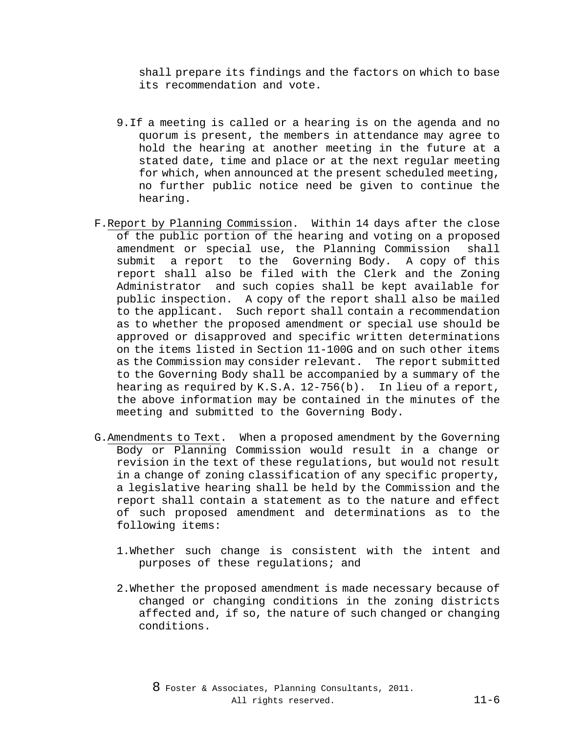shall prepare its findings and the factors on which to base its recommendation and vote.

9. If a meeting is called or a hearing is on the agenda and no quorum is present, the members in attendance may agree to hold the hearing at another meeting in the future at a stated date, time and place or at the next regular meeting for which, when announced at the present scheduled meeting, no further public notice need be given to continue the hearing.

F. Report by Planning Commission. Within 14 days after the close of the public portion of the hearing and voting on a proposed amendment or special use, the Planning Commission shall submit a report to the Governing Body. A copy of this report shall also be filed with the Clerk and the Zoning Administrator and such copies shall be kept available for public inspection. A copy of the report shall also be mailed to the applicant. Such report shall contain a recommendation as to whether the proposed amendment or special use should be approved or disapproved and specific written determinations on the items listed in Section 11-100G and on such other items as the Commission may consider relevant. The report submitted to the Governing Body shall be accompanied by a summary of the hearing as required by K.S.A. 12-756(b). In lieu of a report, the above information may be contained in the minutes of the meeting and submitted to the Governing Body.

G. Amendments to Text. When a proposed amendment by the Governing Body or Planning Commission would result in a change or revision in the text of these regulations, but would not result in a change of zoning classification of any specific property, a legislative hearing shall be held by the Commission and the report shall contain a statement as to the nature and effect of such proposed amendment and determinations as to the following items:

1. Whether such change is consistent with the intent and purposes of these regulations; and

2. Whether the proposed amendment is made necessary because of changed or changing conditions in the zoning districts affected and, if so, the nature of such changed or changing conditions.

8 Foster & Associates, Planning Consultants, 2011. All rights reserved.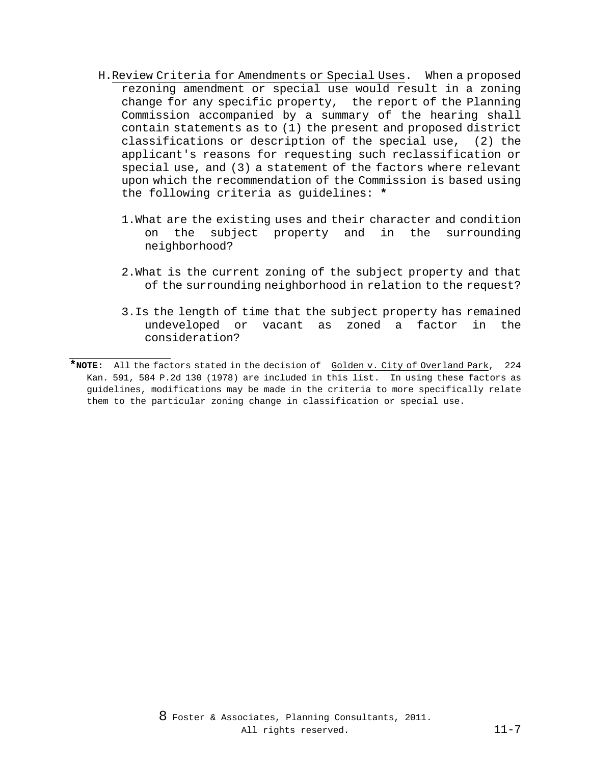H. Review Criteria for Amendments or Special Uses. When a proposed rezoning amendment or special use would result in a zoning change for any specific property, the report of the Planning Commission accompanied by a summary of the hearing shall contain statements as to (1) the present and proposed district classifications or description of the special use, (2) the applicant's reasons for requesting such reclassification or special use, and (3) a statement of the factors where relevant upon which the recommendation of the Commission is based using the following criteria as guidelines: *

1. What are the existing uses and their character and condition on the subject property and in the surrounding neighborhood?

2. What is the current zoning of the subject property and that of the surrounding neighborhood in relation to the request?

3. Is the length of time that the subject property has remained undeveloped or vacant as zoned a factor in the consideration?

---

***NOTE:** All the factors stated in the decision of Golden v. City of Overland Park, 224 Kan. 591, 584 P.2d 130 (1978) are included in this list. In using these factors as guidelines, modifications may be made in the criteria to more specifically relate them to the particular zoning change in classification or special use.

8 Foster & Associates, Planning Consultants, 2011. All rights reserved.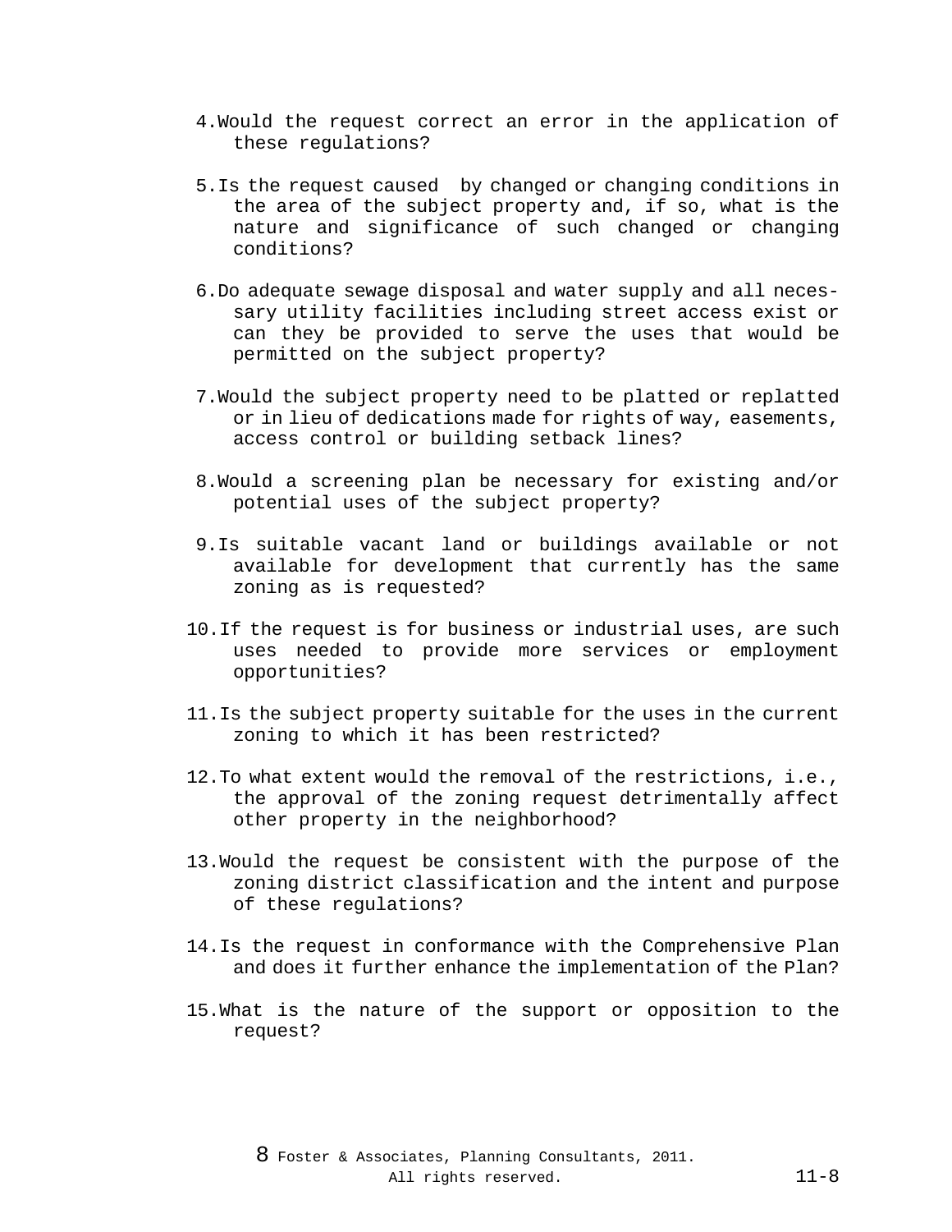4. Would the request correct an error in the application of these regulations?

5. Is the request caused by changed or changing conditions in the area of the subject property and, if so, what is the nature and significance of such changed or changing conditions?

6. Do adequate sewage disposal and water supply and all necessary utility facilities including street access exist or can they be provided to serve the uses that would be permitted on the subject property?

7. Would the subject property need to be platted or replatted or in lieu of dedications made for rights of way, easements, access control or building setback lines?

8. Would a screening plan be necessary for existing and/or potential uses of the subject property?

9. Is suitable vacant land or buildings available or not available for development that currently has the same zoning as is requested?

10. If the request is for business or industrial uses, are such uses needed to provide more services or employment opportunities?

11. Is the subject property suitable for the uses in the current zoning to which it has been restricted?

12. To what extent would the removal of the restrictions, i.e., the approval of the zoning request detrimentally affect other property in the neighborhood?

13. Would the request be consistent with the purpose of the zoning district classification and the intent and purpose of these regulations?

14. Is the request in conformance with the Comprehensive Plan and does it further enhance the implementation of the Plan?

15. What is the nature of the support or opposition to the request?

8 Foster & Associates, Planning Consultants, 2011. All rights reserved.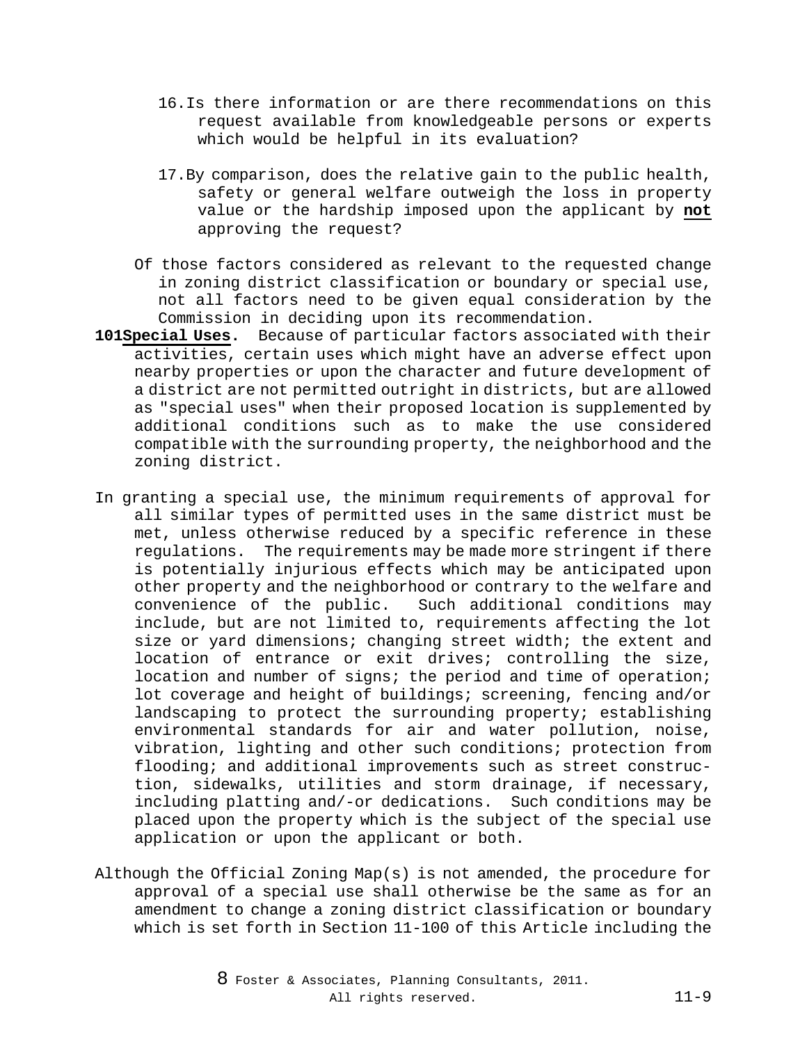16. Is there information or are there recommendations on this request available from knowledgeable persons or experts which would be helpful in its evaluation?

17. By comparison, does the relative gain to the public health, safety or general welfare outweigh the loss in property value or the hardship imposed upon the applicant by **not** approving the request?

Of those factors considered as relevant to the requested change in zoning district classification or boundary or special use, not all factors need to be given equal consideration by the Commission in deciding upon its recommendation.

**101 Special Uses.** Because of particular factors associated with their activities, certain uses which might have an adverse effect upon nearby properties or upon the character and future development of a district are not permitted outright in districts, but are allowed as "special uses" when their proposed location is supplemented by additional conditions such as to make the use considered compatible with the surrounding property, the neighborhood and the zoning district.

In granting a special use, the minimum requirements of approval for all similar types of permitted uses in the same district must be met, unless otherwise reduced by a specific reference in these regulations. The requirements may be made more stringent if there is potentially injurious effects which may be anticipated upon other property and the neighborhood or contrary to the welfare and convenience of the public. Such additional conditions may include, but are not limited to, requirements affecting the lot size or yard dimensions; changing street width; the extent and location of entrance or exit drives; controlling the size, location and number of signs; the period and time of operation; lot coverage and height of buildings; screening, fencing and/or landscaping to protect the surrounding property; establishing environmental standards for air and water pollution, noise, vibration, lighting and other such conditions; protection from flooding; and additional improvements such as street construction, sidewalks, utilities and storm drainage, if necessary, including platting and/-or dedications. Such conditions may be placed upon the property which is the subject of the special use application or upon the applicant or both.

Although the Official Zoning Map(s) is not amended, the procedure for approval of a special use shall otherwise be the same as for an amendment to change a zoning district classification or boundary which is set forth in Section 11-100 of this Article including the

8 Foster & Associates, Planning Consultants, 2011. All rights reserved.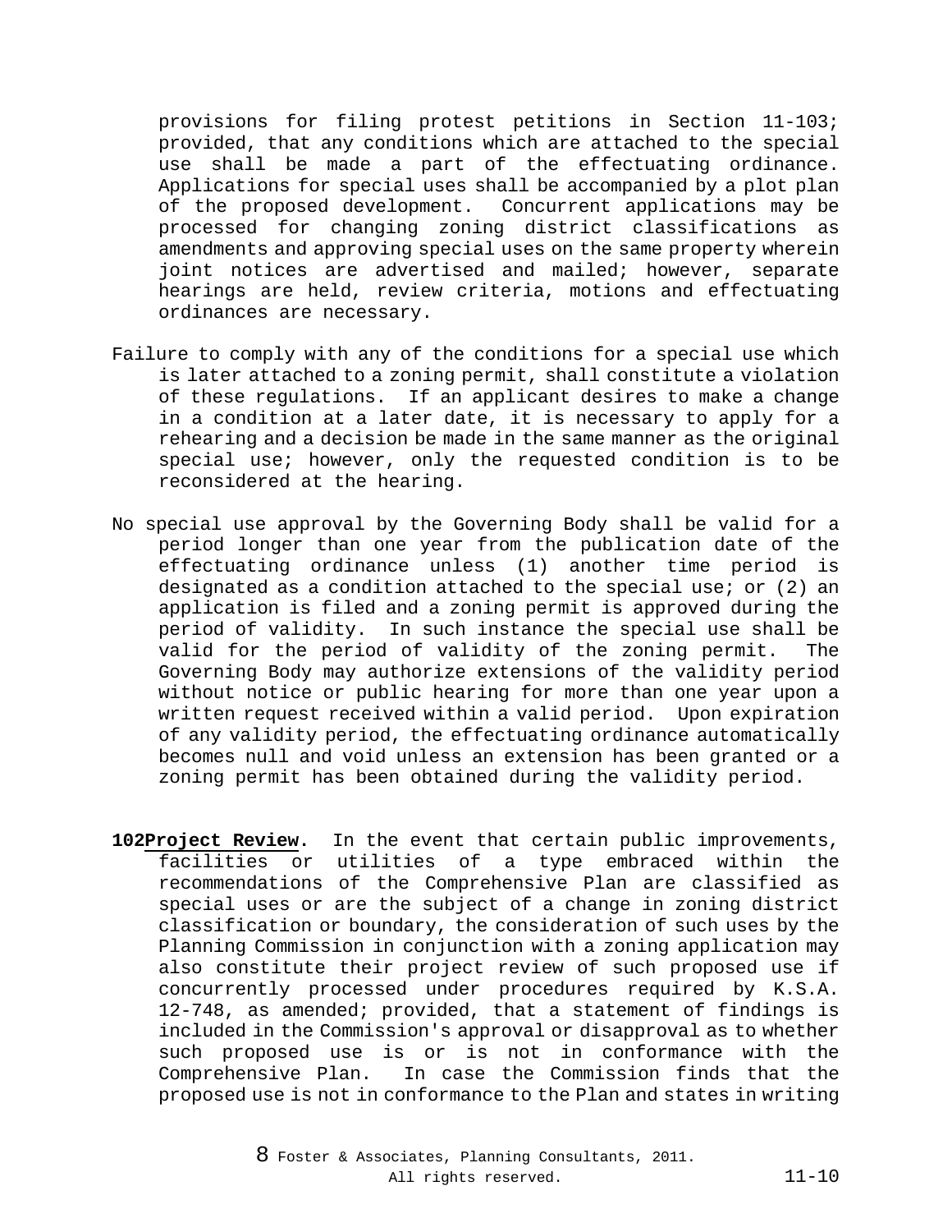provisions for filing protest petitions in Section 11-103; provided, that any conditions which are attached to the special use shall be made a part of the effectuating ordinance. Applications for special uses shall be accompanied by a plot plan of the proposed development. Concurrent applications may be processed for changing zoning district classifications as amendments and approving special uses on the same property wherein joint notices are advertised and mailed; however, separate hearings are held, review criteria, motions and effectuating ordinances are necessary.

Failure to comply with any of the conditions for a special use which is later attached to a zoning permit, shall constitute a violation of these regulations. If an applicant desires to make a change in a condition at a later date, it is necessary to apply for a rehearing and a decision be made in the same manner as the original special use; however, only the requested condition is to be reconsidered at the hearing.

No special use approval by the Governing Body shall be valid for a period longer than one year from the publication date of the effectuating ordinance unless (1) another time period is designated as a condition attached to the special use; or (2) an application is filed and a zoning permit is approved during the period of validity. In such instance the special use shall be valid for the period of validity of the zoning permit. The Governing Body may authorize extensions of the validity period without notice or public hearing for more than one year upon a written request received within a valid period. Upon expiration of any validity period, the effectuating ordinance automatically becomes null and void unless an extension has been granted or a zoning permit has been obtained during the validity period.

**102Project Review.** In the event that certain public improvements, facilities or utilities of a type embraced within the recommendations of the Comprehensive Plan are classified as special uses or are the subject of a change in zoning district classification or boundary, the consideration of such uses by the Planning Commission in conjunction with a zoning application may also constitute their project review of such proposed use if concurrently processed under procedures required by K.S.A. 12-748, as amended; provided, that a statement of findings is included in the Commission's approval or disapproval as to whether such proposed use is or is not in conformance with the Comprehensive Plan. In case the Commission finds that the proposed use is not in conformance to the Plan and states in writing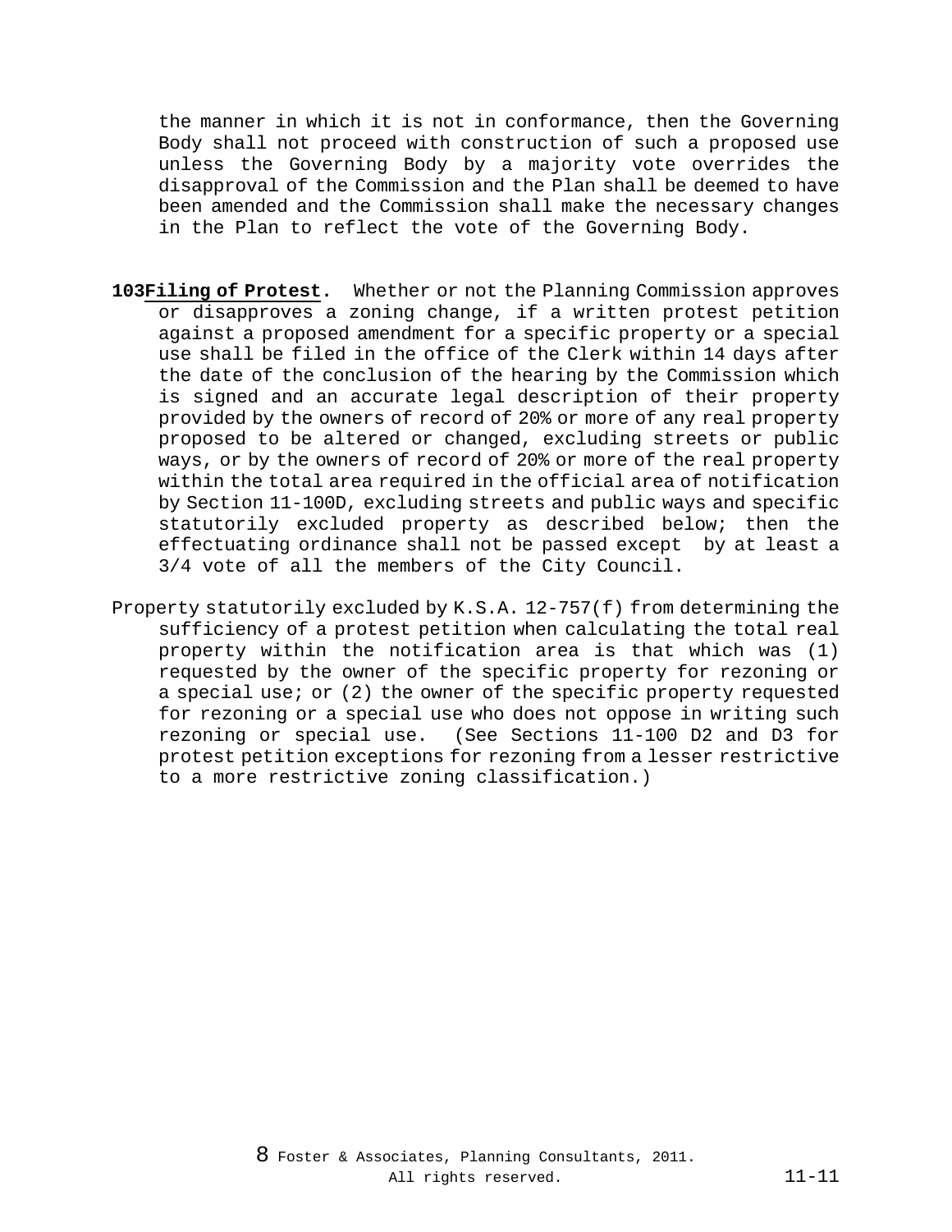the manner in which it is not in conformance, then the Governing Body shall not proceed with construction of such a proposed use unless the Governing Body by a majority vote overrides the disapproval of the Commission and the Plan shall be deemed to have been amended and the Commission shall make the necessary changes in the Plan to reflect the vote of the Governing Body.

**103 Filing of Protest.** Whether or not the Planning Commission approves or disapproves a zoning change, if a written protest petition against a proposed amendment for a specific property or a special use shall be filed in the office of the Clerk within 14 days after the date of the conclusion of the hearing by the Commission which is signed and an accurate legal description of their property provided by the owners of record of 20% or more of any real property proposed to be altered or changed, excluding streets or public ways, or by the owners of record of 20% or more of the real property within the total area required in the official area of notification by Section 11-100D, excluding streets and public ways and specific statutorily excluded property as described below; then the effectuating ordinance shall not be passed except by at least a 3/4 vote of all the members of the City Council.

Property statutorily excluded by K.S.A. 12-757(f) from determining the sufficiency of a protest petition when calculating the total real property within the notification area is that which was (1) requested by the owner of the specific property for rezoning or a special use; or (2) the owner of the specific property requested for rezoning or a special use who does not oppose in writing such rezoning or special use. (See Sections 11-100 D2 and D3 for protest petition exceptions for rezoning from a lesser restrictive to a more restrictive zoning classification.)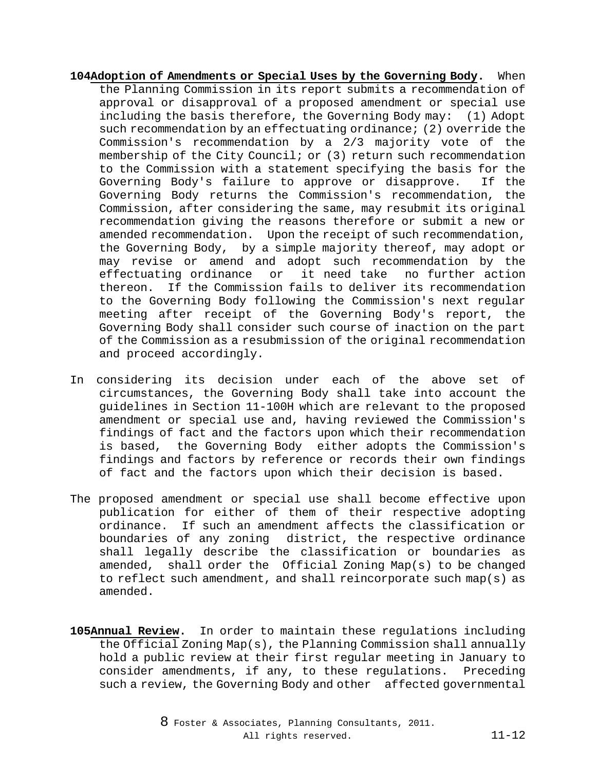**104 Adoption of Amendments or Special Uses by the Governing Body.** When the Planning Commission in its report submits a recommendation of approval or disapproval of a proposed amendment or special use including the basis therefore, the Governing Body may: (1) Adopt such recommendation by an effectuating ordinance; (2) override the Commission's recommendation by a 2/3 majority vote of the membership of the City Council; or (3) return such recommendation to the Commission with a statement specifying the basis for the Governing Body's failure to approve or disapprove. If the Governing Body returns the Commission's recommendation, the Commission, after considering the same, may resubmit its original recommendation giving the reasons therefore or submit a new or amended recommendation. Upon the receipt of such recommendation, the Governing Body, by a simple majority thereof, may adopt or may revise or amend and adopt such recommendation by the effectuating ordinance or it need take no further action thereon. If the Commission fails to deliver its recommendation to the Governing Body following the Commission's next regular meeting after receipt of the Governing Body's report, the Governing Body shall consider such course of inaction on the part of the Commission as a resubmission of the original recommendation and proceed accordingly.

In considering its decision under each of the above set of circumstances, the Governing Body shall take into account the guidelines in Section 11-100H which are relevant to the proposed amendment or special use and, having reviewed the Commission's findings of fact and the factors upon which their recommendation is based, the Governing Body either adopts the Commission's findings and factors by reference or records their own findings of fact and the factors upon which their decision is based.

The proposed amendment or special use shall become effective upon publication for either of them of their respective adopting ordinance. If such an amendment affects the classification or boundaries of any zoning district, the respective ordinance shall legally describe the classification or boundaries as amended, shall order the Official Zoning Map(s) to be changed to reflect such amendment, and shall reincorporate such map(s) as amended.

**105 Annual Review.** In order to maintain these regulations including the Official Zoning Map(s), the Planning Commission shall annually hold a public review at their first regular meeting in January to consider amendments, if any, to these regulations. Preceding such a review, the Governing Body and other affected governmental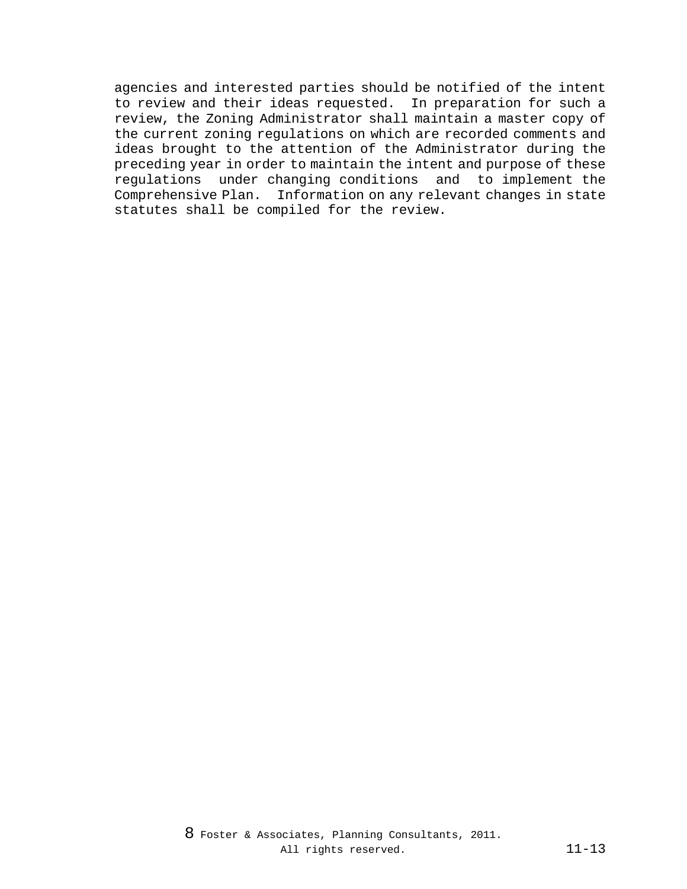agencies and interested parties should be notified of the intent to review and their ideas requested. In preparation for such a review, the Zoning Administrator shall maintain a master copy of the current zoning regulations on which are recorded comments and ideas brought to the attention of the Administrator during the preceding year in order to maintain the intent and purpose of these regulations under changing conditions and to implement the Comprehensive Plan. Information on any relevant changes in state statutes shall be compiled for the review.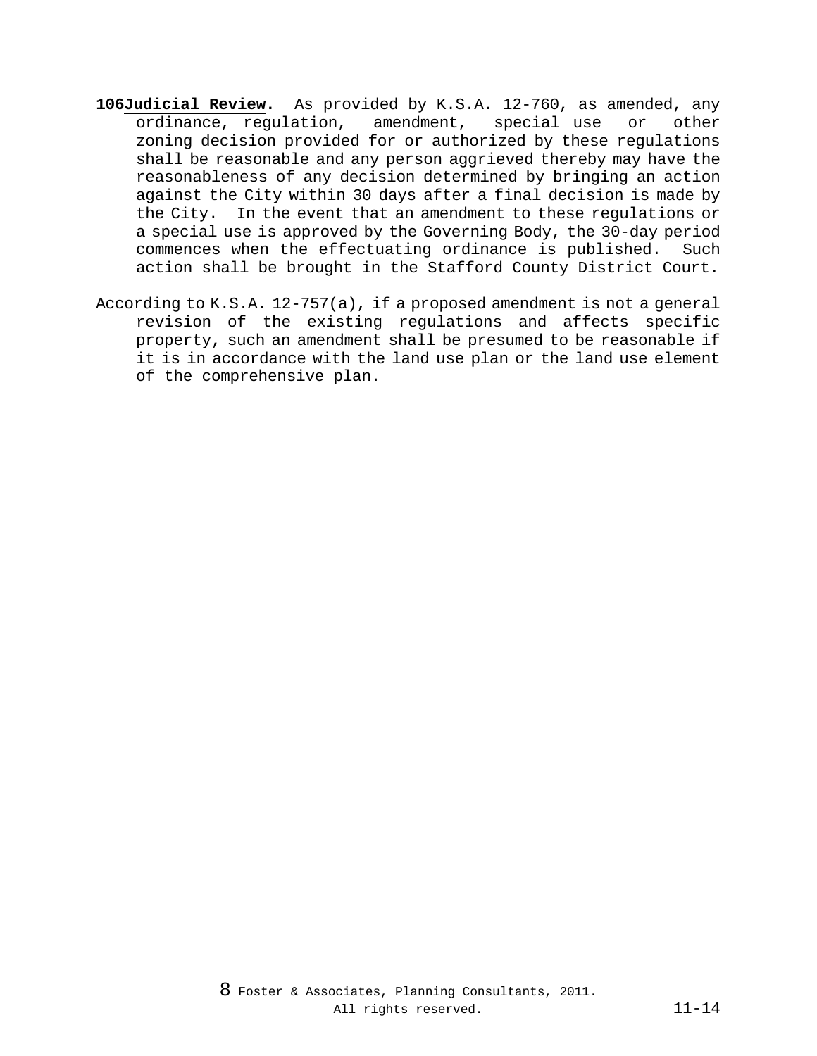**106 Judicial Review.** As provided by K.S.A. 12-760, as amended, any ordinance, regulation, amendment, special use or other zoning decision provided for or authorized by these regulations shall be reasonable and any person aggrieved thereby may have the reasonableness of any decision determined by bringing an action against the City within 30 days after a final decision is made by the City. In the event that an amendment to these regulations or a special use is approved by the Governing Body, the 30-day period commences when the effectuating ordinance is published. Such action shall be brought in the Stafford County District Court.

According to K.S.A. 12-757(a), if a proposed amendment is not a general revision of the existing regulations and affects specific property, such an amendment shall be presumed to be reasonable if it is in accordance with the land use plan or the land use element of the comprehensive plan.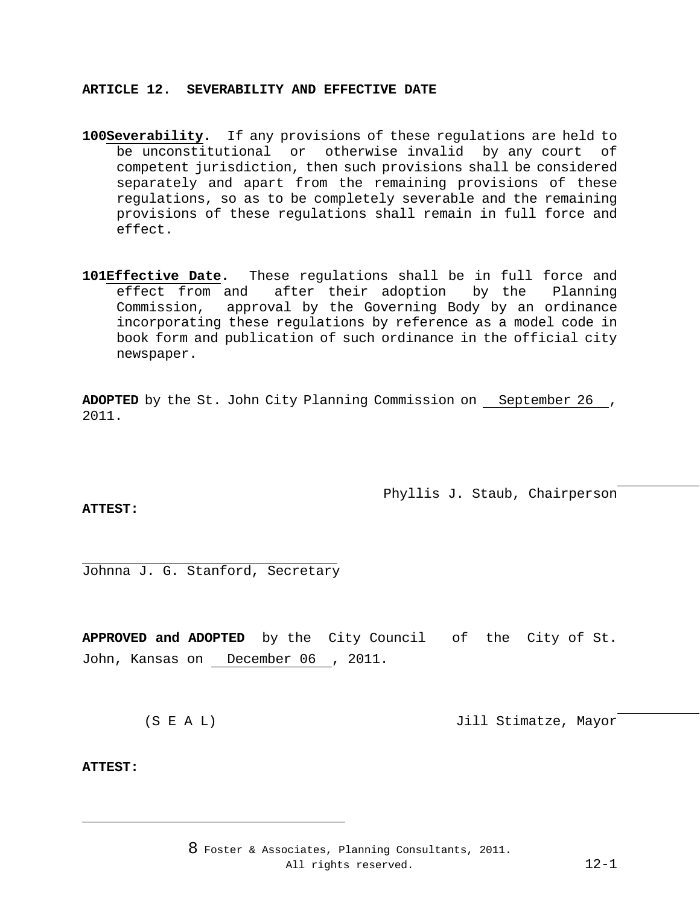**ARTICLE 12. SEVERABILITY AND EFFECTIVE DATE**

**100** **Severability.** If any provisions of these regulations are held to be unconstitutional or otherwise invalid by any court of competent jurisdiction, then such provisions shall be considered separately and apart from the remaining provisions of these regulations, so as to be completely severable and the remaining provisions of these regulations shall remain in full force and effect.

**101** **Effective Date.** These regulations shall be in full force and effect from and after their adoption by the Planning Commission, approval by the Governing Body by an ordinance incorporating these regulations by reference as a model code in book form and publication of such ordinance in the official city newspaper.

**ADOPTED** by the St. John City Planning Commission on September 26 , 2011.

Phyllis J. Staub, Chairperson

**ATTEST:**

Johnna J. G. Stanford, Secretary

**APPROVED and ADOPTED** by the City Council of the City of St. John, Kansas on December 06 , 2011.

(S E A L) Jill Stimatze, Mayor

**ATTEST:**

8 Foster & Associates, Planning Consultants, 2011. All rights reserved.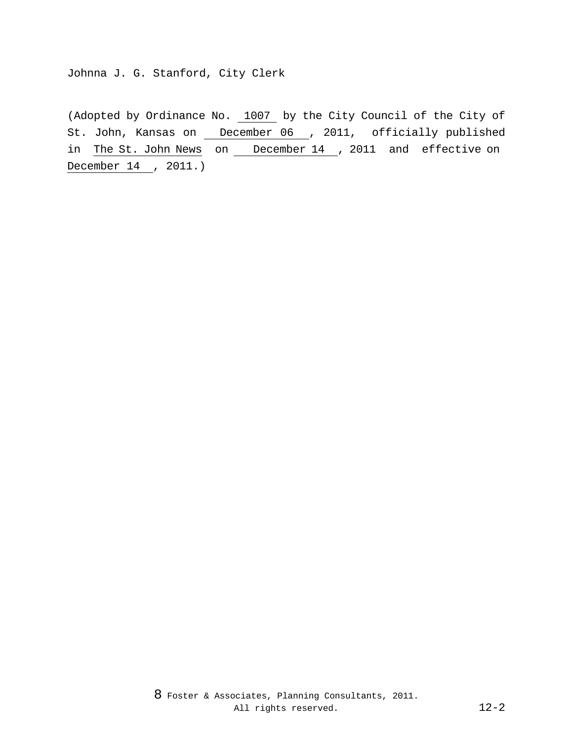Johnna J. G. Stanford, City Clerk

(Adopted by Ordinance No. 1007 by the City Council of the City of St. John, Kansas on December 06, 2011, officially published in The St. John News on December 14, 2011 and effective on December 14, 2011.)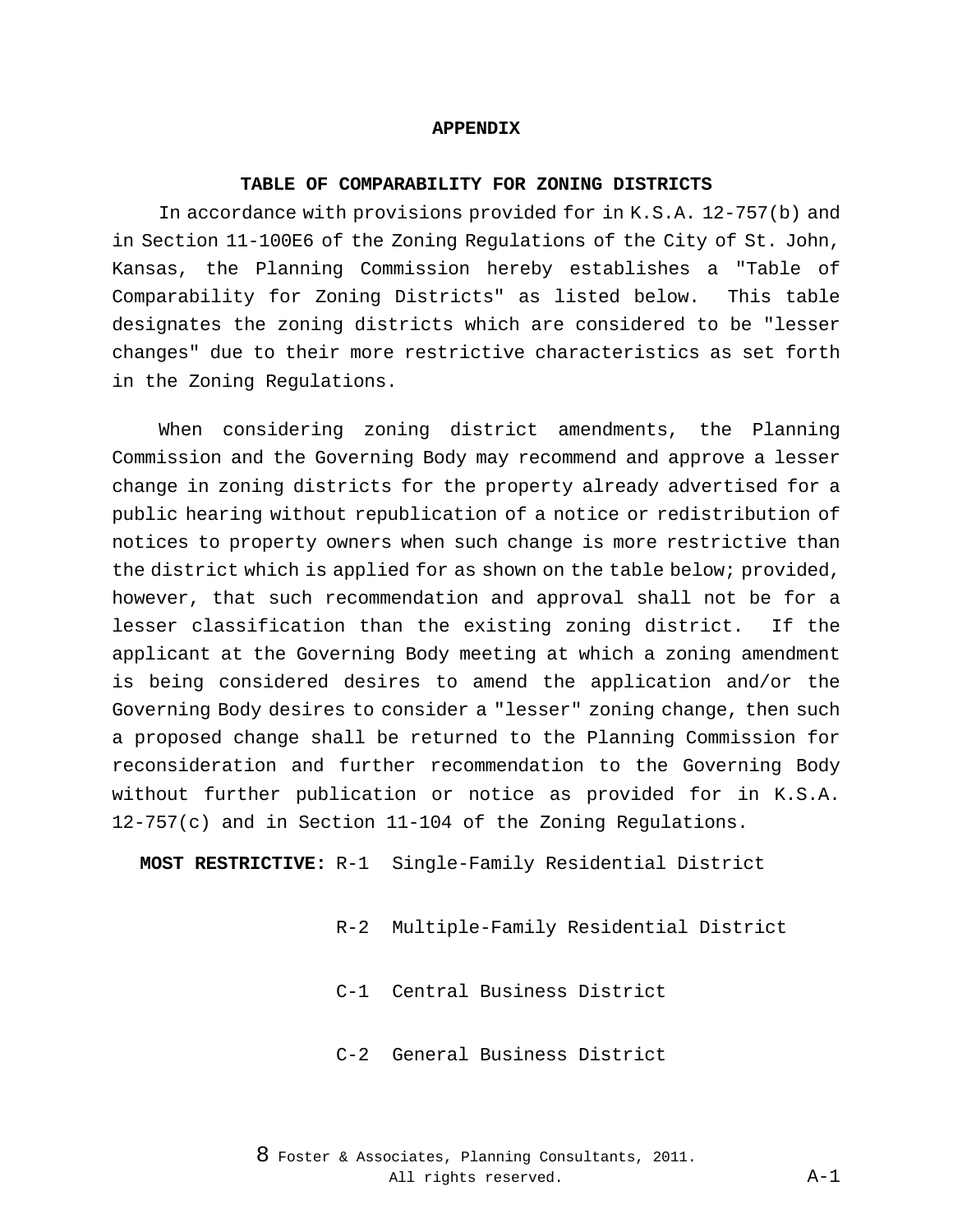# APPENDIX

## TABLE OF COMPARABILITY FOR ZONING DISTRICTS

In accordance with provisions provided for in K.S.A. 12-757(b) and in Section 11-100E6 of the Zoning Regulations of the City of St. John, Kansas, the Planning Commission hereby establishes a "Table of Comparability for Zoning Districts" as listed below. This table designates the zoning districts which are considered to be "lesser changes" due to their more restrictive characteristics as set forth in the Zoning Regulations.

When considering zoning district amendments, the Planning Commission and the Governing Body may recommend and approve a lesser change in zoning districts for the property already advertised for a public hearing without republication of a notice or redistribution of notices to property owners when such change is more restrictive than the district which is applied for as shown on the table below; provided, however, that such recommendation and approval shall not be for a lesser classification than the existing zoning district. If the applicant at the Governing Body meeting at which a zoning amendment is being considered desires to amend the application and/or the Governing Body desires to consider a "lesser" zoning change, then such a proposed change shall be returned to the Planning Commission for reconsideration and further recommendation to the Governing Body without further publication or notice as provided for in K.S.A. 12-757(c) and in Section 11-104 of the Zoning Regulations.

**MOST RESTRICTIVE:** R-1 Single-Family Residential District

R-2 Multiple-Family Residential District

C-1 Central Business District

C-2 General Business District

8 Foster & Associates, Planning Consultants, 2011. All rights reserved.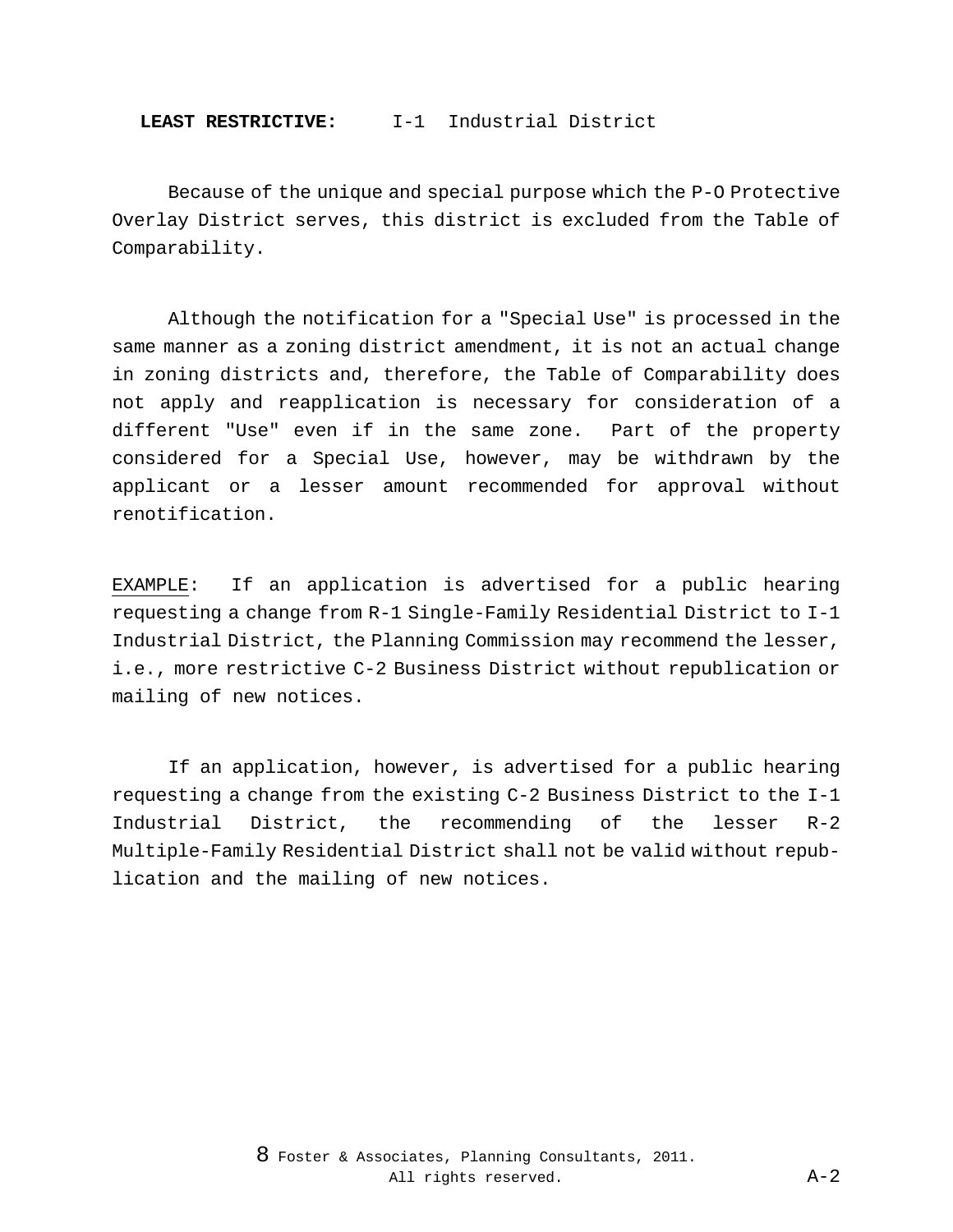**LEAST RESTRICTIVE:** I-1 Industrial District

Because of the unique and special purpose which the P-O Protective Overlay District serves, this district is excluded from the Table of Comparability.

Although the notification for a "Special Use" is processed in the same manner as a zoning district amendment, it is not an actual change in zoning districts and, therefore, the Table of Comparability does not apply and reapplication is necessary for consideration of a different "Use" even if in the same zone. Part of the property considered for a Special Use, however, may be withdrawn by the applicant or a lesser amount recommended for approval without renotification.

EXAMPLE: If an application is advertised for a public hearing requesting a change from R-1 Single-Family Residential District to I-1 Industrial District, the Planning Commission may recommend the lesser, i.e., more restrictive C-2 Business District without republication or mailing of new notices.

If an application, however, is advertised for a public hearing requesting a change from the existing C-2 Business District to the I-1 Industrial District, the recommending of the lesser R-2 Multiple-Family Residential District shall not be valid without republication and the mailing of new notices.

© Foster & Associates, Planning Consultants, 2011. All rights reserved.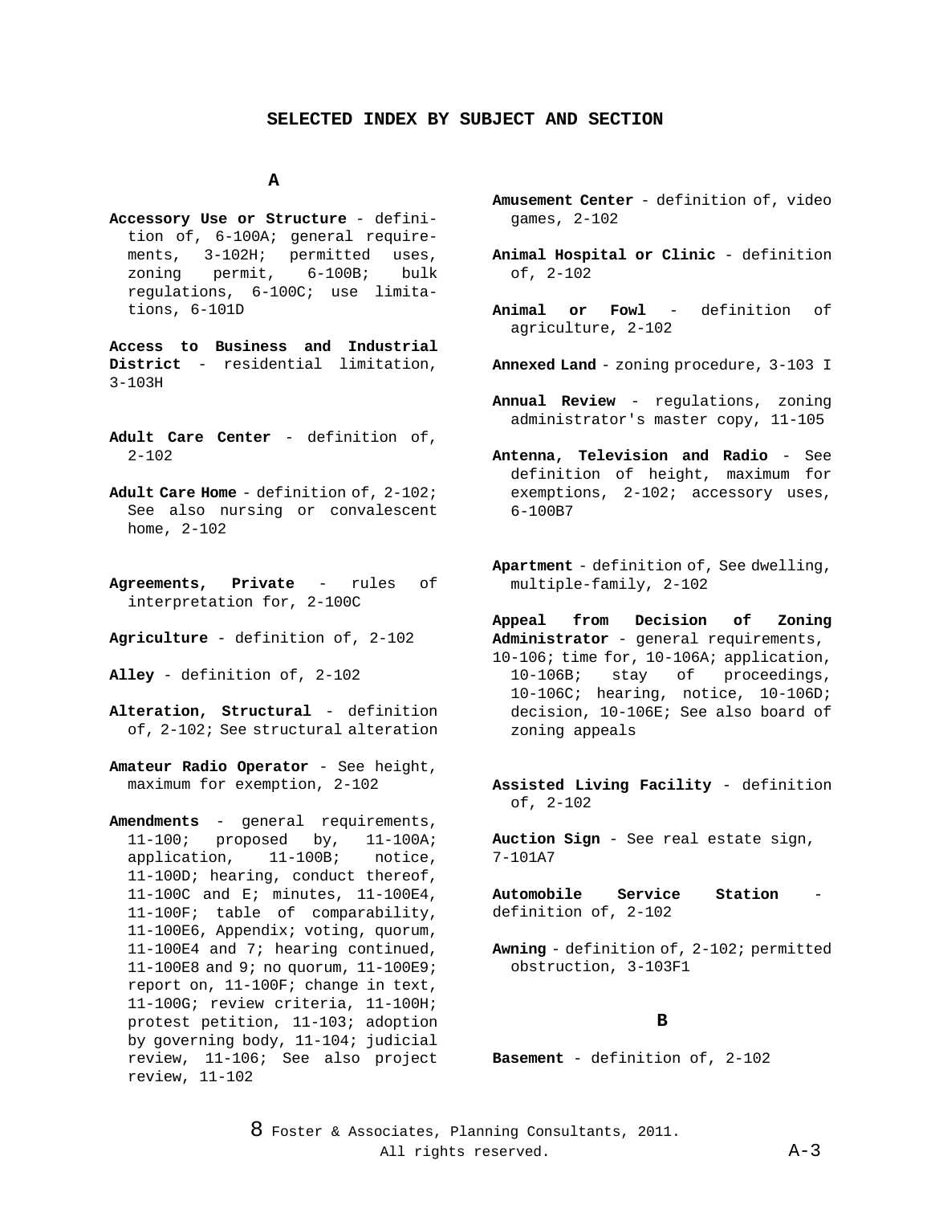# SELECTED INDEX BY SUBJECT AND SECTION

## A

**Accessory Use or Structure** - definition of, 6-100A; general requirements, 3-102H; permitted uses, zoning permit, 6-100B; bulk regulations, 6-100C; use limitations, 6-101D

**Access to Business and Industrial District** - residential limitation, 3-103H

**Adult Care Center** - definition of, 2-102

**Adult Care Home** - definition of, 2-102; See also nursing or convalescent home, 2-102

**Agreements, Private** - rules of interpretation for, 2-100C

**Agriculture** - definition of, 2-102

**Alley** - definition of, 2-102

**Alteration, Structural** - definition of, 2-102; See structural alteration

**Amateur Radio Operator** - See height, maximum for exemption, 2-102

**Amendments** - general requirements, 11-100; proposed by, 11-100A; application, 11-100B; notice, 11-100D; hearing, conduct thereof, 11-100C and E; minutes, 11-100E4, 11-100F; table of comparability, 11-100E6, Appendix; voting, quorum, 11-100E4 and 7; hearing continued, 11-100E8 and 9; no quorum, 11-100E9; report on, 11-100F; change in text, 11-100G; review criteria, 11-100H; protest petition, 11-103; adoption by governing body, 11-104; judicial review, 11-106; See also project review, 11-102

**Amusement Center** - definition of, video games, 2-102

**Animal Hospital or Clinic** - definition of, 2-102

**Animal or Fowl** - definition of agriculture, 2-102

**Annexed Land** - zoning procedure, 3-103 I

**Annual Review** - regulations, zoning administrator's master copy, 11-105

**Antenna, Television and Radio** - See definition of height, maximum for exemptions, 2-102; accessory uses, 6-100B7

**Apartment** - definition of, See dwelling, multiple-family, 2-102

**Appeal from Decision of Zoning Administrator** - general requirements, 10-106; time for, 10-106A; application, 10-106B; stay of proceedings, 10-106C; hearing, notice, 10-106D; decision, 10-106E; See also board of zoning appeals

**Assisted Living Facility** - definition of, 2-102

**Auction Sign** - See real estate sign, 7-101A7

**Automobile Service Station** - definition of, 2-102

**Awning** - definition of, 2-102; permitted obstruction, 3-103F1

## B

**Basement** - definition of, 2-102

8 Foster & Associates, Planning Consultants, 2011. All rights reserved.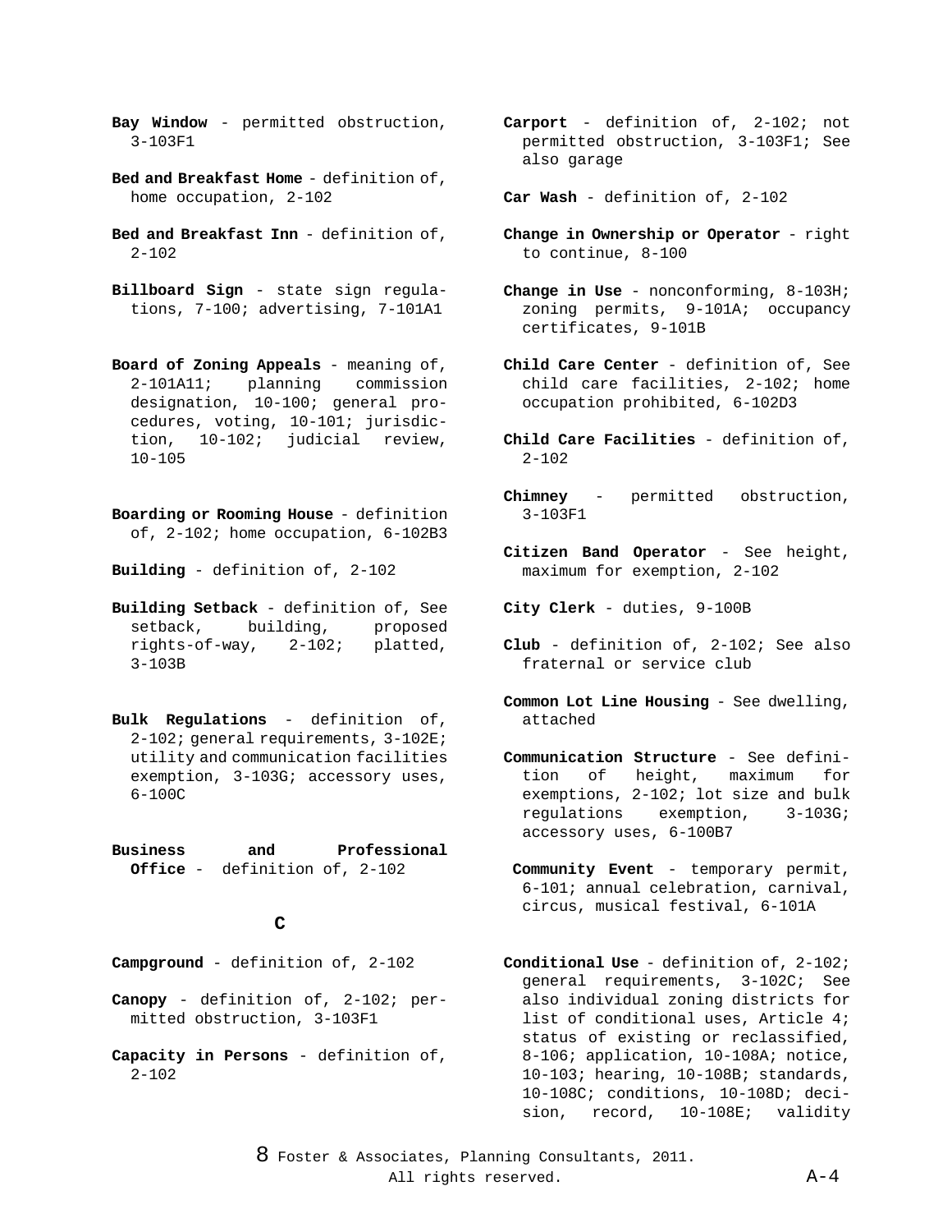**Bay Window** - permitted obstruction, 3-103F1

**Bed and Breakfast Home** - definition of, home occupation, 2-102

**Bed and Breakfast Inn** - definition of, 2-102

**Billboard Sign** - state sign regulations, 7-100; advertising, 7-101A1

**Board of Zoning Appeals** - meaning of, 2-101A11; planning commission designation, 10-100; general procedures, voting, 10-101; jurisdiction, 10-102; judicial review, 10-105

**Boarding or Rooming House** - definition of, 2-102; home occupation, 6-102B3

**Building** - definition of, 2-102

**Building Setback** - definition of, See setback, building, proposed rights-of-way, 2-102; platted, 3-103B

**Bulk Regulations** - definition of, 2-102; general requirements, 3-102E; utility and communication facilities exemption, 3-103G; accessory uses, 6-100C

**Business and Professional Office** - definition of, 2-102

## C

**Campground** - definition of, 2-102

**Canopy** - definition of, 2-102; permitted obstruction, 3-103F1

**Capacity in Persons** - definition of, 2-102

**Carport** - definition of, 2-102; not permitted obstruction, 3-103F1; See also garage

**Car Wash** - definition of, 2-102

**Change in Ownership or Operator** - right to continue, 8-100

**Change in Use** - nonconforming, 8-103H; zoning permits, 9-101A; occupancy certificates, 9-101B

**Child Care Center** - definition of, See child care facilities, 2-102; home occupation prohibited, 6-102D3

**Child Care Facilities** - definition of, 2-102

**Chimney** - permitted obstruction, 3-103F1

**Citizen Band Operator** - See height, maximum for exemption, 2-102

**City Clerk** - duties, 9-100B

**Club** - definition of, 2-102; See also fraternal or service club

**Common Lot Line Housing** - See dwelling, attached

**Communication Structure** - See definition of height, maximum for exemptions, 2-102; lot size and bulk regulations exemption, 3-103G; accessory uses, 6-100B7

**Community Event** - temporary permit, 6-101; annual celebration, carnival, circus, musical festival, 6-101A

**Conditional Use** - definition of, 2-102; general requirements, 3-102C; See also individual zoning districts for list of conditional uses, Article 4; status of existing or reclassified, 8-106; application, 10-108A; notice, 10-103; hearing, 10-108B; standards, 10-108C; conditions, 10-108D; decision, record, 10-108E; validity

8 Foster & Associates, Planning Consultants, 2011. All rights reserved.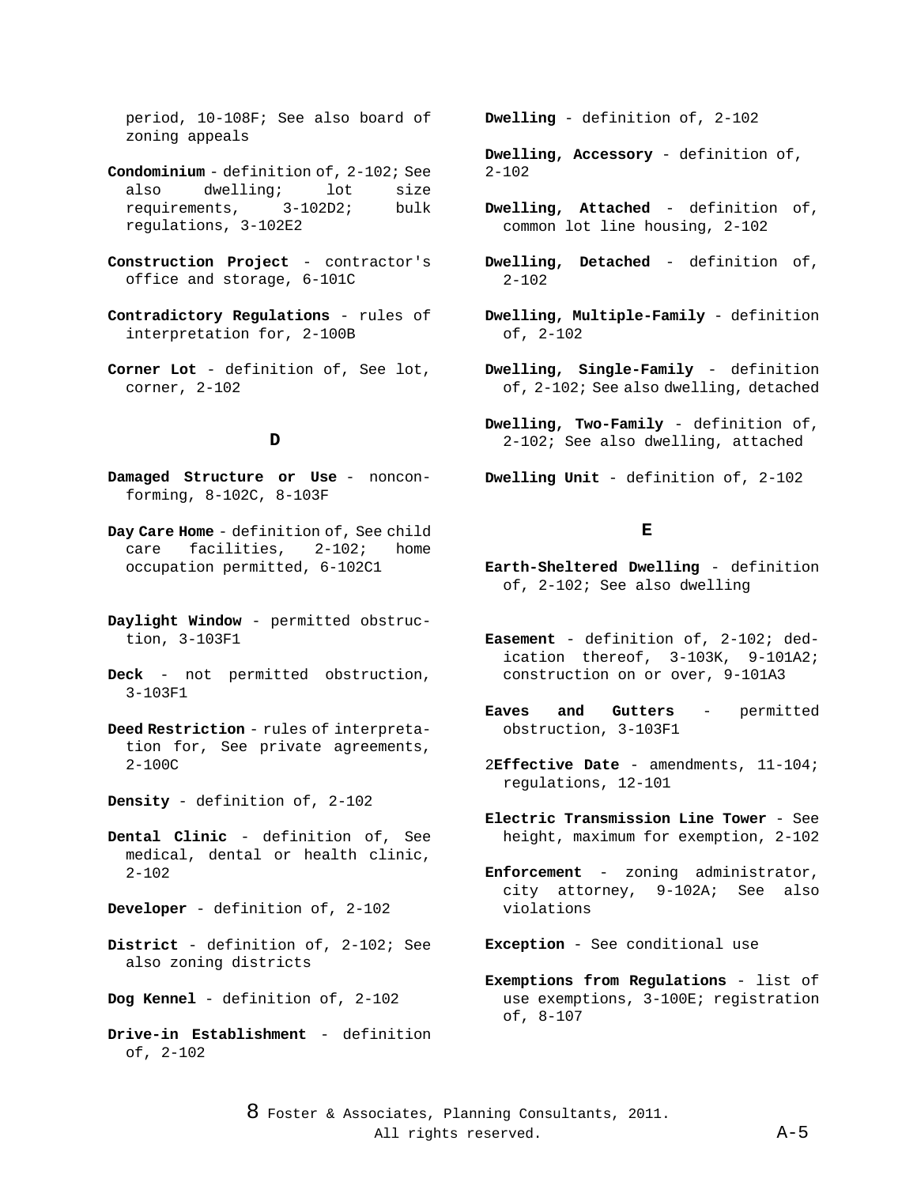period, 10-108F; See also board of zoning appeals

**Condominium** - definition of, 2-102; See also dwelling; lot size requirements, 3-102D2; bulk regulations, 3-102E2

**Construction Project** - contractor's office and storage, 6-101C

**Contradictory Regulations** - rules of interpretation for, 2-100B

**Corner Lot** - definition of, See lot, corner, 2-102

## D

**Damaged Structure or Use** - nonconforming, 8-102C, 8-103F

**Day Care Home** - definition of, See child care facilities, 2-102; home occupation permitted, 6-102C1

**Daylight Window** - permitted obstruction, 3-103F1

**Deck** - not permitted obstruction, 3-103F1

**Deed Restriction** - rules of interpretation for, See private agreements, 2-100C

**Density** - definition of, 2-102

**Dental Clinic** - definition of, See medical, dental or health clinic, 2-102

**Developer** - definition of, 2-102

**District** - definition of, 2-102; See also zoning districts

**Dog Kennel** - definition of, 2-102

**Drive-in Establishment** - definition of, 2-102

**Dwelling** - definition of, 2-102

**Dwelling, Accessory** - definition of, 2-102

**Dwelling, Attached** - definition of, common lot line housing, 2-102

**Dwelling, Detached** - definition of, 2-102

**Dwelling, Multiple-Family** - definition of, 2-102

**Dwelling, Single-Family** - definition of, 2-102; See also dwelling, detached

**Dwelling, Two-Family** - definition of, 2-102; See also dwelling, attached

**Dwelling Unit** - definition of, 2-102

## E

**Earth-Sheltered Dwelling** - definition of, 2-102; See also dwelling

**Easement** - definition of, 2-102; dedication thereof, 3-103K, 9-101A2; construction on or over, 9-101A3

**Eaves and Gutters** - permitted obstruction, 3-103F1

2**Effective Date** - amendments, 11-104; regulations, 12-101

**Electric Transmission Line Tower** - See height, maximum for exemption, 2-102

**Enforcement** - zoning administrator, city attorney, 9-102A; See also violations

**Exception** - See conditional use

**Exemptions from Regulations** - list of use exemptions, 3-100E; registration of, 8-107

8 Foster & Associates, Planning Consultants, 2011. All rights reserved.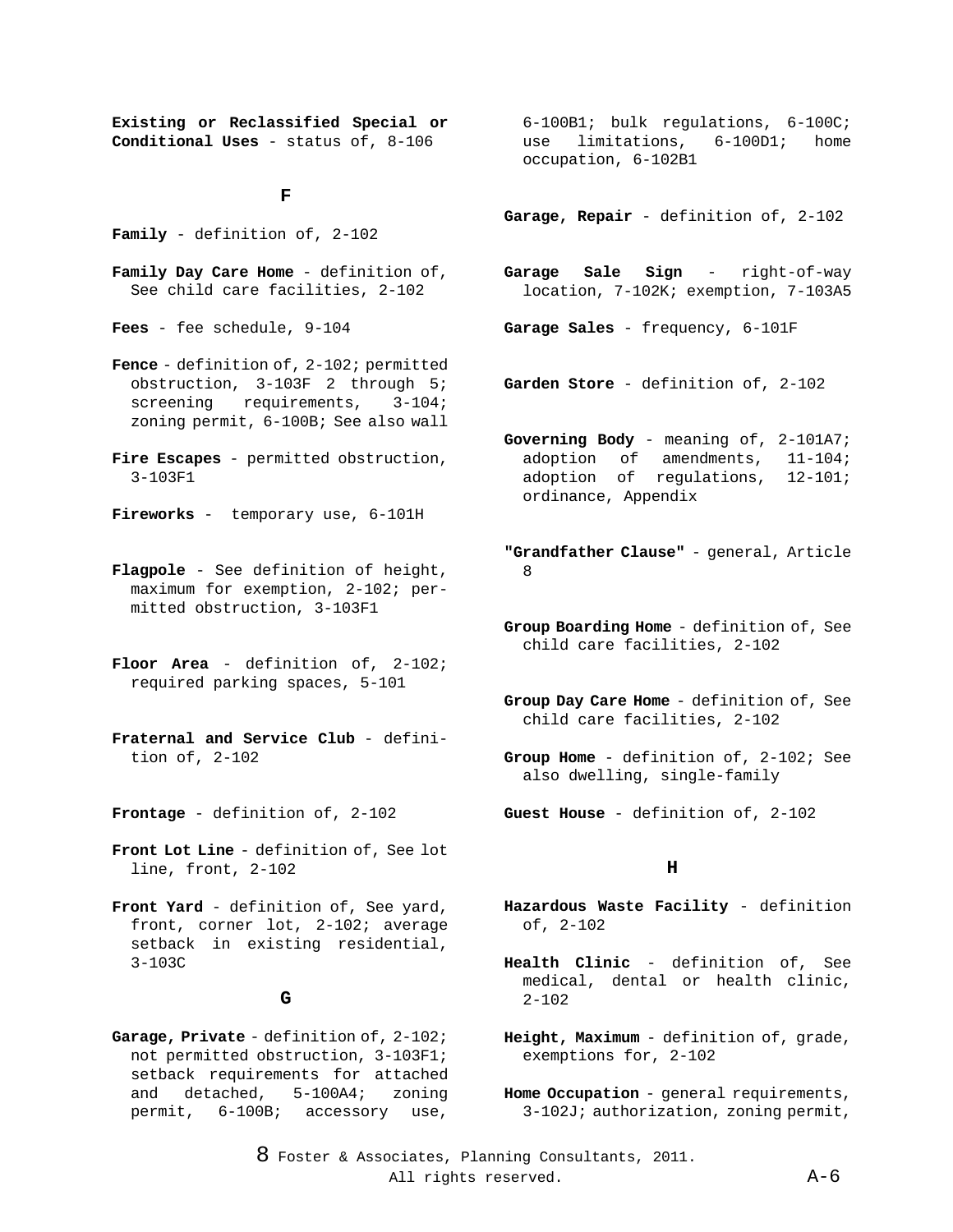**Existing or Reclassified Special or Conditional Uses** - status of, 8-106

## F

**Family** - definition of, 2-102

**Family Day Care Home** - definition of, See child care facilities, 2-102

**Fees** - fee schedule, 9-104

**Fence** - definition of, 2-102; permitted obstruction, 3-103F 2 through 5; screening requirements, 3-104; zoning permit, 6-100B; See also wall

**Fire Escapes** - permitted obstruction, 3-103F1

**Fireworks** - temporary use, 6-101H

**Flagpole** - See definition of height, maximum for exemption, 2-102; permitted obstruction, 3-103F1

**Floor Area** - definition of, 2-102; required parking spaces, 5-101

**Fraternal and Service Club** - definition of, 2-102

**Frontage** - definition of, 2-102

**Front Lot Line** - definition of, See lot line, front, 2-102

**Front Yard** - definition of, See yard, front, corner lot, 2-102; average setback in existing residential, 3-103C

## G

**Garage, Private** - definition of, 2-102; not permitted obstruction, 3-103F1; setback requirements for attached and detached, 5-100A4; zoning permit, 6-100B; accessory use, 6-100B1; bulk regulations, 6-100C; use limitations, 6-100D1; home occupation, 6-102B1

**Garage, Repair** - definition of, 2-102

**Garage Sale Sign** - right-of-way location, 7-102K; exemption, 7-103A5

**Garage Sales** - frequency, 6-101F

**Garden Store** - definition of, 2-102

**Governing Body** - meaning of, 2-101A7; adoption of amendments, 11-104; adoption of regulations, 12-101; ordinance, Appendix

**"Grandfather Clause"** - general, Article 8

**Group Boarding Home** - definition of, See child care facilities, 2-102

**Group Day Care Home** - definition of, See child care facilities, 2-102

**Group Home** - definition of, 2-102; See also dwelling, single-family

**Guest House** - definition of, 2-102

## H

**Hazardous Waste Facility** - definition of, 2-102

**Health Clinic** - definition of, See medical, dental or health clinic, 2-102

**Height, Maximum** - definition of, grade, exemptions for, 2-102

**Home Occupation** - general requirements, 3-102J; authorization, zoning permit,

8 Foster & Associates, Planning Consultants, 2011. All rights reserved.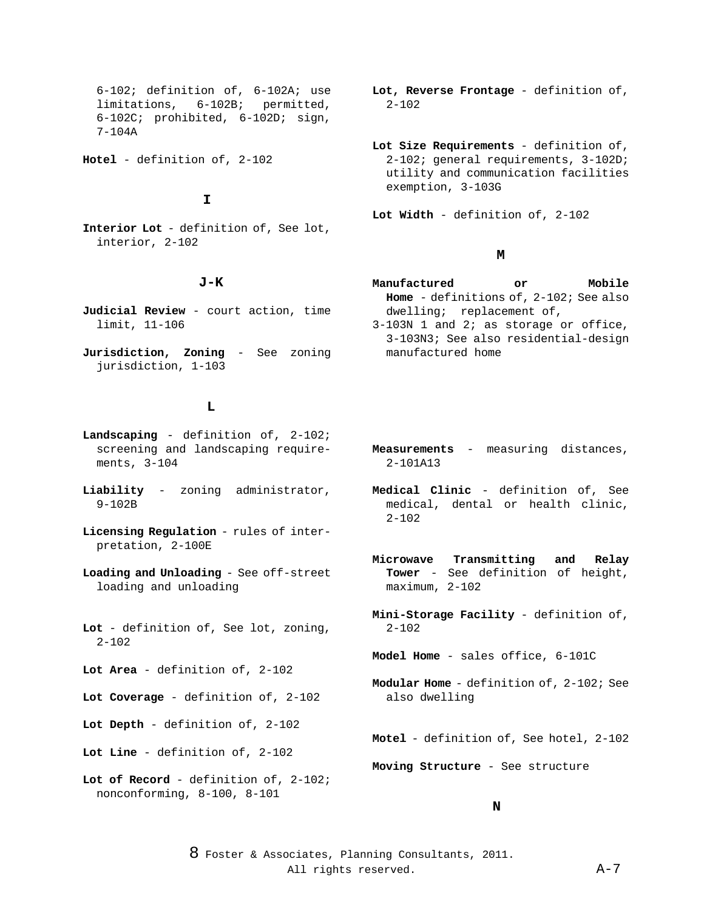6-102; definition of, 6-102A; use limitations, 6-102B; permitted, 6-102C; prohibited, 6-102D; sign, 7-104A

**Hotel** - definition of, 2-102

## I

**Interior Lot** - definition of, See lot, interior, 2-102

## J-K

**Judicial Review** - court action, time limit, 11-106

**Jurisdiction, Zoning** - See zoning jurisdiction, 1-103

## L

**Landscaping** - definition of, 2-102; screening and landscaping requirements, 3-104

**Liability** - zoning administrator, 9-102B

**Licensing Regulation** - rules of interpretation, 2-100E

**Loading and Unloading** - See off-street loading and unloading

**Lot** - definition of, See lot, zoning, 2-102

**Lot Area** - definition of, 2-102

**Lot Coverage** - definition of, 2-102

**Lot Depth** - definition of, 2-102

**Lot Line** - definition of, 2-102

**Lot of Record** - definition of, 2-102; nonconforming, 8-100, 8-101

**Lot, Reverse Frontage** - definition of, 2-102

**Lot Size Requirements** - definition of, 2-102; general requirements, 3-102D; utility and communication facilities exemption, 3-103G

**Lot Width** - definition of, 2-102

## M

**Manufactured or Mobile Home** - definitions of, 2-102; See also dwelling; replacement of, 3-103N 1 and 2; as storage or office, 3-103N3; See also residential-design manufactured home

**Measurements** - measuring distances, 2-101A13

**Medical Clinic** - definition of, See medical, dental or health clinic, 2-102

**Microwave Transmitting and Relay Tower** - See definition of height, maximum, 2-102

**Mini-Storage Facility** - definition of, 2-102

**Model Home** - sales office, 6-101C

**Modular Home** - definition of, 2-102; See also dwelling

**Motel** - definition of, See hotel, 2-102

**Moving Structure** - See structure

## N

8 Foster & Associates, Planning Consultants, 2011. All rights reserved.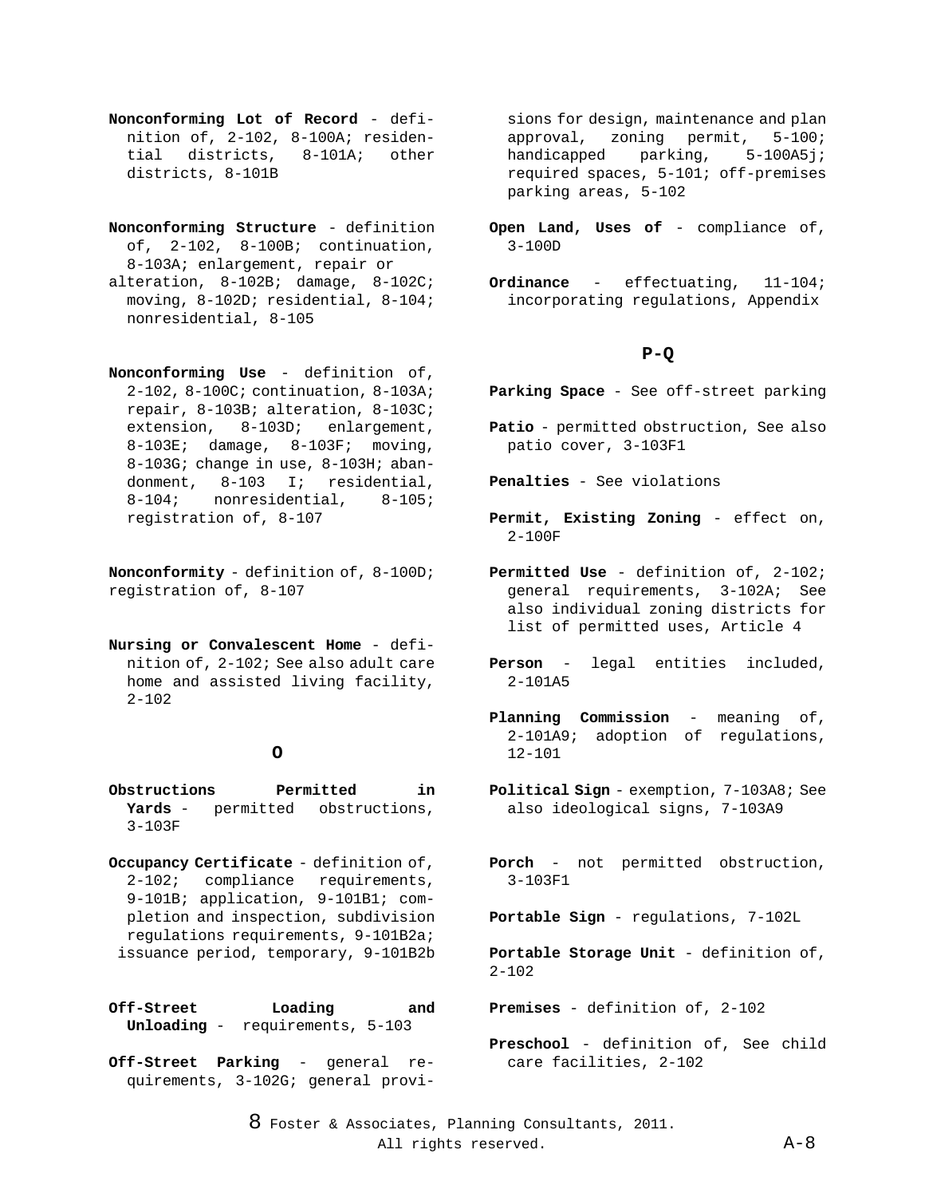**Nonconforming Lot of Record** - definition of, 2-102, 8-100A; residential districts, 8-101A; other districts, 8-101B

**Nonconforming Structure** - definition of, 2-102, 8-100B; continuation, 8-103A; enlargement, repair or alteration, 8-102B; damage, 8-102C; moving, 8-102D; residential, 8-104; nonresidential, 8-105

**Nonconforming Use** - definition of, 2-102, 8-100C; continuation, 8-103A; repair, 8-103B; alteration, 8-103C; extension, 8-103D; enlargement, 8-103E; damage, 8-103F; moving, 8-103G; change in use, 8-103H; abandonment, 8-103 I; residential, 8-104; nonresidential, 8-105; registration of, 8-107

**Nonconformity** - definition of, 8-100D; registration of, 8-107

**Nursing or Convalescent Home** - definition of, 2-102; See also adult care home and assisted living facility, 2-102

## O

**Obstructions Permitted in Yards** - permitted obstructions, 3-103F

**Occupancy Certificate** - definition of, 2-102; compliance requirements, 9-101B; application, 9-101B1; completion and inspection, subdivision regulations requirements, 9-101B2a; issuance period, temporary, 9-101B2b

**Off-Street Loading and Unloading** - requirements, 5-103

**Off-Street Parking** - general requirements, 3-102G; general provisions for design, maintenance and plan approval, zoning permit, 5-100; handicapped parking, 5-100A5j; required spaces, 5-101; off-premises parking areas, 5-102

**Open Land, Uses of** - compliance of, 3-100D

**Ordinance** - effectuating, 11-104; incorporating regulations, Appendix

## P-Q

**Parking Space** - See off-street parking

**Patio** - permitted obstruction, See also patio cover, 3-103F1

**Penalties** - See violations

**Permit, Existing Zoning** - effect on, 2-100F

**Permitted Use** - definition of, 2-102; general requirements, 3-102A; See also individual zoning districts for list of permitted uses, Article 4

**Person** - legal entities included, 2-101A5

**Planning Commission** - meaning of, 2-101A9; adoption of regulations, 12-101

**Political Sign** - exemption, 7-103A8; See also ideological signs, 7-103A9

**Porch** - not permitted obstruction, 3-103F1

**Portable Sign** - regulations, 7-102L

**Portable Storage Unit** - definition of, 2-102

**Premises** - definition of, 2-102

**Preschool** - definition of, See child care facilities, 2-102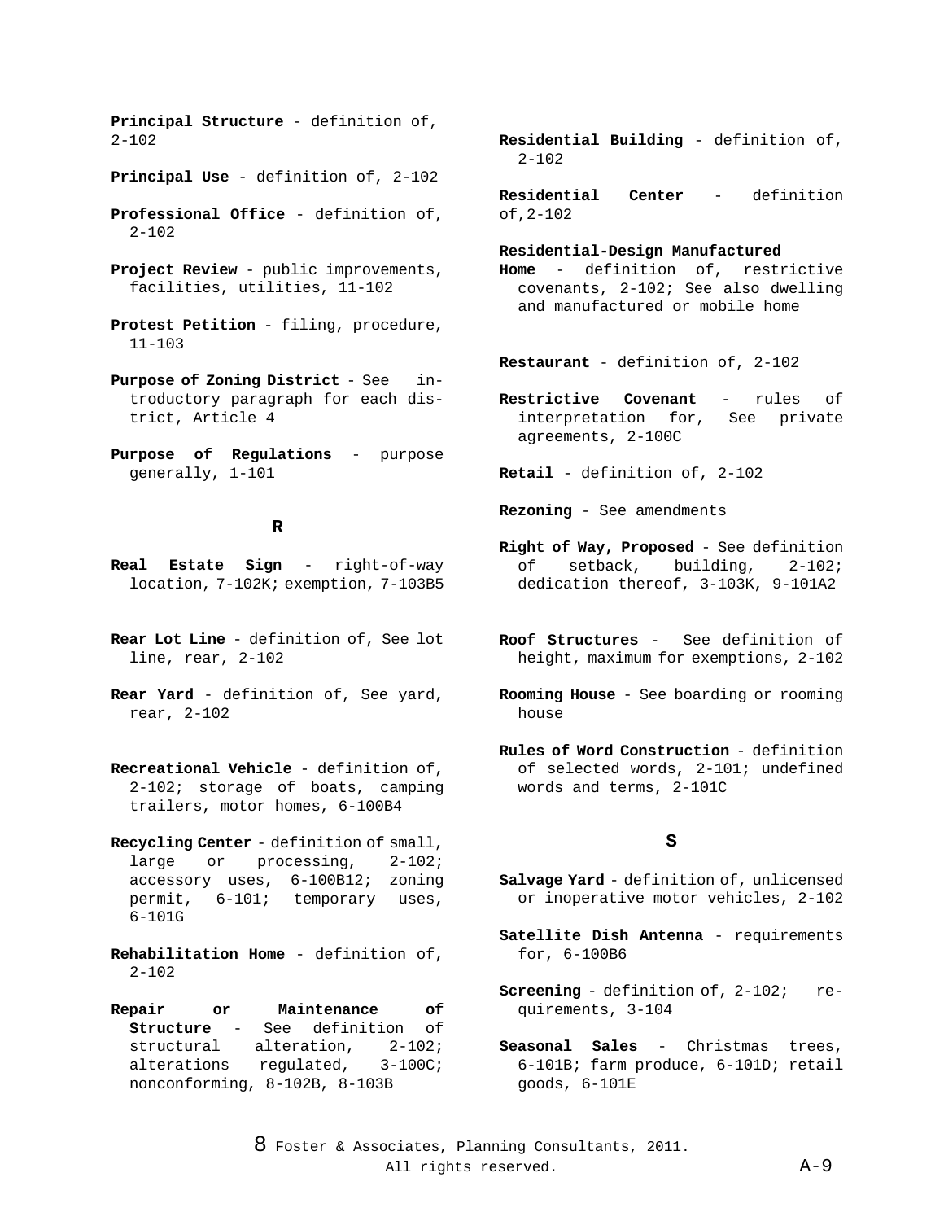**Principal Structure** - definition of, 2-102

**Principal Use** - definition of, 2-102

**Professional Office** - definition of, 2-102

**Project Review** - public improvements, facilities, utilities, 11-102

**Protest Petition** - filing, procedure, 11-103

**Purpose of Zoning District** - See introductory paragraph for each district, Article 4

**Purpose of Regulations** - purpose generally, 1-101

## R

**Real Estate Sign** - right-of-way location, 7-102K; exemption, 7-103B5

**Rear Lot Line** - definition of, See lot line, rear, 2-102

**Rear Yard** - definition of, See yard, rear, 2-102

**Recreational Vehicle** - definition of, 2-102; storage of boats, camping trailers, motor homes, 6-100B4

**Recycling Center** - definition of small, large or processing, 2-102; accessory uses, 6-100B12; zoning permit, 6-101; temporary uses, 6-101G

**Rehabilitation Home** - definition of, 2-102

**Repair or Maintenance of Structure** - See definition of structural alteration, 2-102; alterations regulated, 3-100C; nonconforming, 8-102B, 8-103B

**Residential Building** - definition of, 2-102

**Residential Center** - definition of, 2-102

**Residential-Design Manufactured Home** - definition of, restrictive covenants, 2-102; See also dwelling and manufactured or mobile home

**Restaurant** - definition of, 2-102

**Restrictive Covenant** - rules of interpretation for, See private agreements, 2-100C

**Retail** - definition of, 2-102

**Rezoning** - See amendments

**Right of Way, Proposed** - See definition of setback, building, 2-102; dedication thereof, 3-103K, 9-101A2

**Roof Structures** - See definition of height, maximum for exemptions, 2-102

**Rooming House** - See boarding or rooming house

**Rules of Word Construction** - definition of selected words, 2-101; undefined words and terms, 2-101C

## S

**Salvage Yard** - definition of, unlicensed or inoperative motor vehicles, 2-102

**Satellite Dish Antenna** - requirements for, 6-100B6

**Screening** - definition of, 2-102; requirements, 3-104

**Seasonal Sales** - Christmas trees, 6-101B; farm produce, 6-101D; retail goods, 6-101E

8 Foster & Associates, Planning Consultants, 2011. All rights reserved.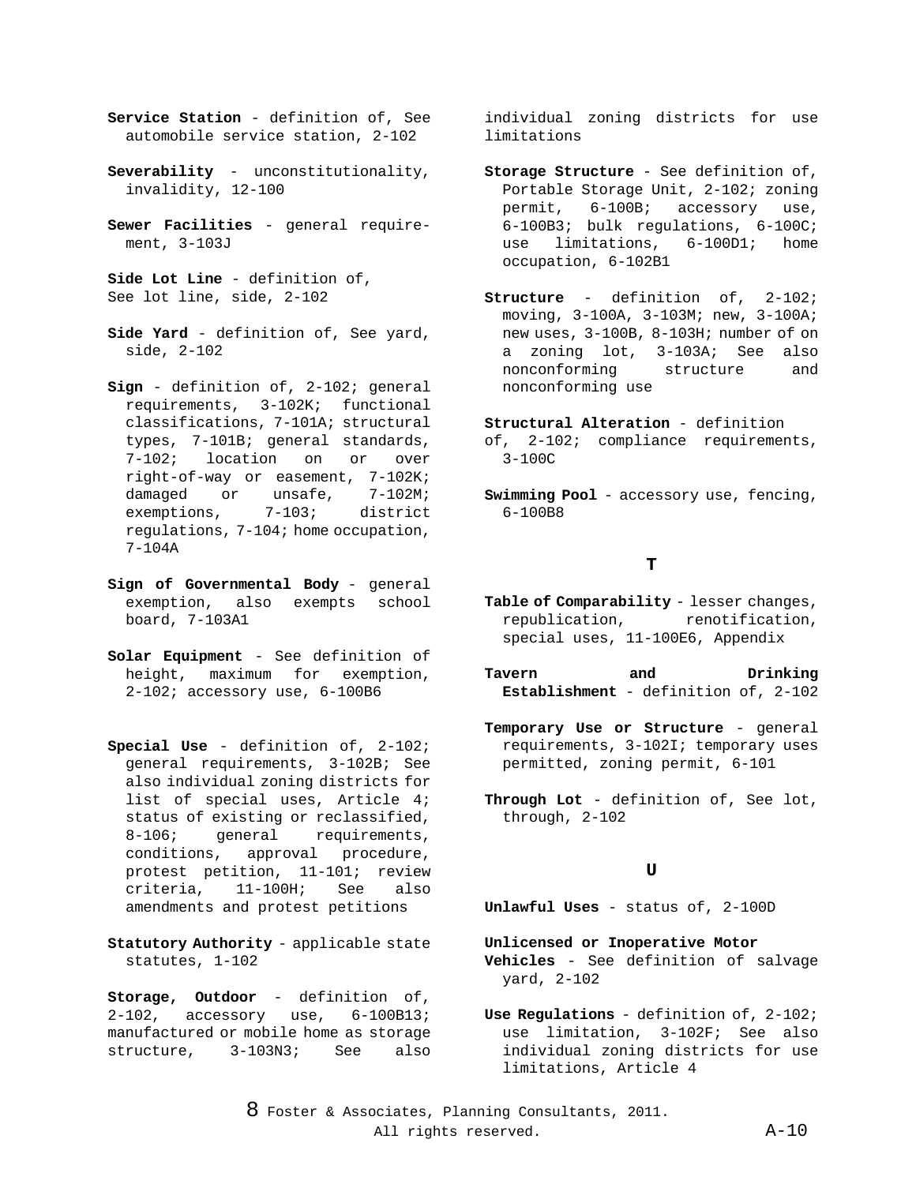**Service Station** - definition of, See automobile service station, 2-102

**Severability** - unconstitutionality, invalidity, 12-100

**Sewer Facilities** - general requirement, 3-103J

**Side Lot Line** - definition of, See lot line, side, 2-102

**Side Yard** - definition of, See yard, side, 2-102

**Sign** - definition of, 2-102; general requirements, 3-102K; functional classifications, 7-101A; structural types, 7-101B; general standards, 7-102; location on or over right-of-way or easement, 7-102K; damaged or unsafe, 7-102M; exemptions, 7-103; district regulations, 7-104; home occupation, 7-104A

**Sign of Governmental Body** - general exemption, also exempts school board, 7-103A1

**Solar Equipment** - See definition of height, maximum for exemption, 2-102; accessory use, 6-100B6

**Special Use** - definition of, 2-102; general requirements, 3-102B; See also individual zoning districts for list of special uses, Article 4; status of existing or reclassified, 8-106; general requirements, conditions, approval procedure, protest petition, 11-101; review criteria, 11-100H; See also amendments and protest petitions

**Statutory Authority** - applicable state statutes, 1-102

**Storage, Outdoor** - definition of, 2-102, accessory use, 6-100B13; manufactured or mobile home as storage structure, 3-103N3; See also individual zoning districts for use limitations

**Storage Structure** - See definition of, Portable Storage Unit, 2-102; zoning permit, 6-100B; accessory use, 6-100B3; bulk regulations, 6-100C; use limitations, 6-100D1; home occupation, 6-102B1

**Structure** - definition of, 2-102; moving, 3-100A, 3-103M; new, 3-100A; new uses, 3-100B, 8-103H; number of on a zoning lot, 3-103A; See also nonconforming structure and nonconforming use

**Structural Alteration** - definition of, 2-102; compliance requirements, 3-100C

**Swimming Pool** - accessory use, fencing, 6-100B8

## T

**Table of Comparability** - lesser changes, republication, renotification, special uses, 11-100E6, Appendix

**Tavern and Drinking Establishment** - definition of, 2-102

**Temporary Use or Structure** - general requirements, 3-102I; temporary uses permitted, zoning permit, 6-101

**Through Lot** - definition of, See lot, through, 2-102

## U

**Unlawful Uses** - status of, 2-100D

**Unlicensed or Inoperative Motor Vehicles** - See definition of salvage yard, 2-102

**Use Regulations** - definition of, 2-102; use limitation, 3-102F; See also individual zoning districts for use limitations, Article 4

8 Foster & Associates, Planning Consultants, 2011. All rights reserved.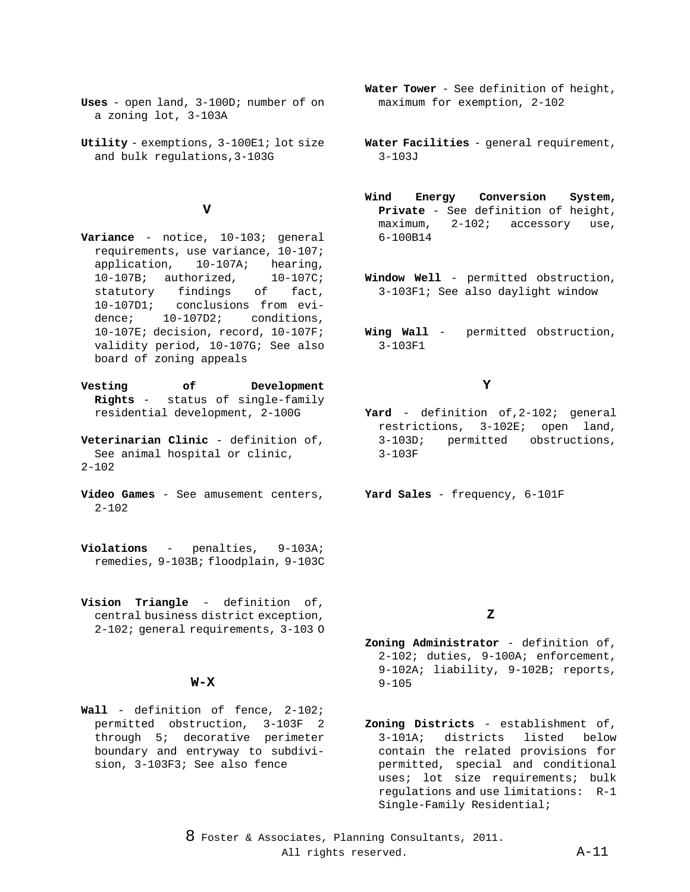**Uses** - open land, 3-100D; number of on a zoning lot, 3-103A

**Utility** - exemptions, 3-100E1; lot size and bulk regulations,3-103G

## V

**Variance** - notice, 10-103; general requirements, use variance, 10-107; application, 10-107A; hearing, 10-107B; authorized, 10-107C; statutory findings of fact, 10-107D1; conclusions from evidence; 10-107D2; conditions, 10-107E; decision, record, 10-107F; validity period, 10-107G; See also board of zoning appeals

**Vesting of Development Rights** - status of single-family residential development, 2-100G

**Veterinarian Clinic** - definition of, See animal hospital or clinic, 2-102

**Video Games** - See amusement centers, 2-102

**Violations** - penalties, 9-103A; remedies, 9-103B; floodplain, 9-103C

**Vision Triangle** - definition of, central business district exception, 2-102; general requirements, 3-103 O

## W-X

**Wall** - definition of fence, 2-102; permitted obstruction, 3-103F 2 through 5; decorative perimeter boundary and entryway to subdivision, 3-103F3; See also fence

**Water Tower** - See definition of height, maximum for exemption, 2-102

**Water Facilities** - general requirement, 3-103J

**Wind Energy Conversion System, Private** - See definition of height, maximum, 2-102; accessory use, 6-100B14

**Window Well** - permitted obstruction, 3-103F1; See also daylight window

**Wing Wall** - permitted obstruction, 3-103F1

## Y

**Yard** - definition of,2-102; general restrictions, 3-102E; open land, 3-103D; permitted obstructions, 3-103F

**Yard Sales** - frequency, 6-101F

## Z

**Zoning Administrator** - definition of, 2-102; duties, 9-100A; enforcement, 9-102A; liability, 9-102B; reports, 9-105

**Zoning Districts** - establishment of, 3-101A; districts listed below contain the related provisions for permitted, special and conditional uses; lot size requirements; bulk regulations and use limitations: R-1 Single-Family Residential;

8 Foster & Associates, Planning Consultants, 2011. All rights reserved.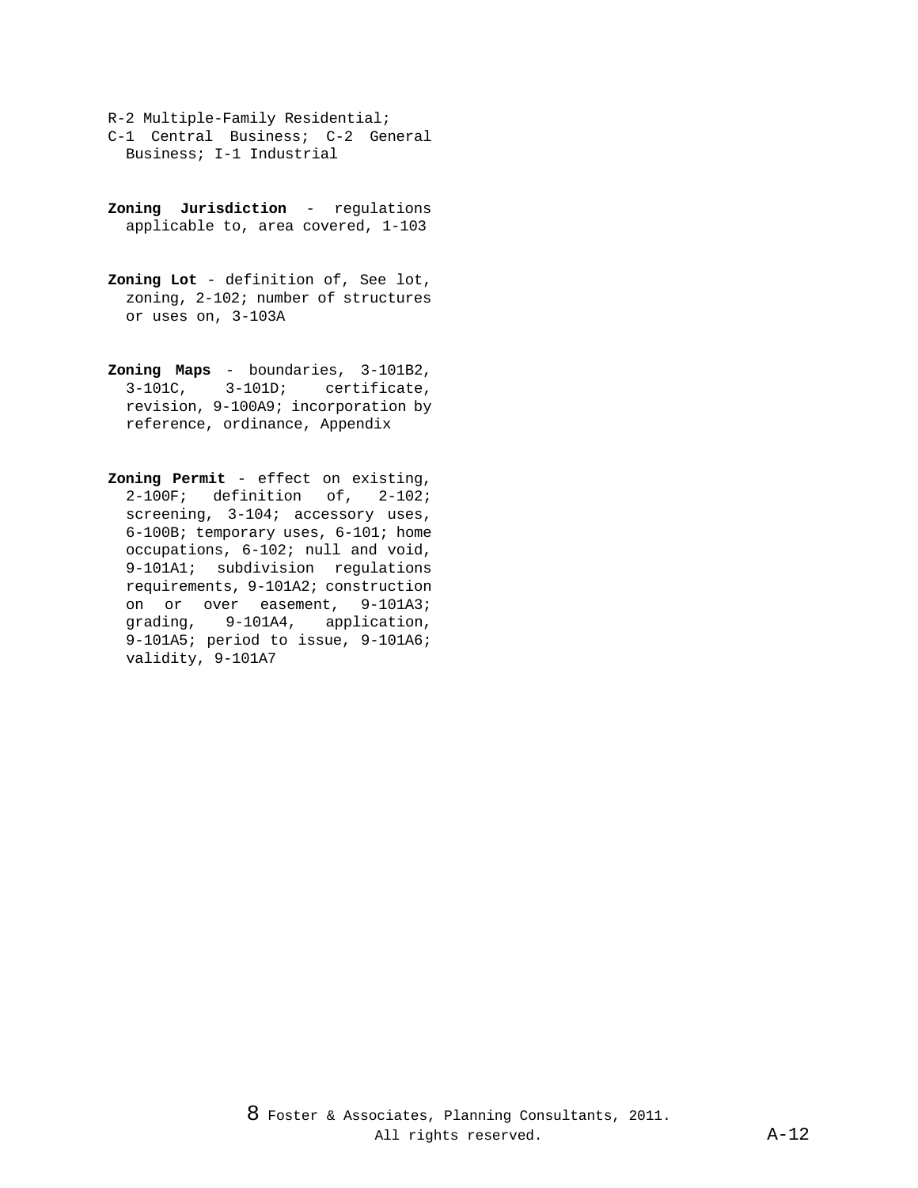R-2 Multiple-Family Residential; C-1 Central Business; C-2 General Business; I-1 Industrial

**Zoning Jurisdiction** - regulations applicable to, area covered, 1-103

**Zoning Lot** - definition of, See lot, zoning, 2-102; number of structures or uses on, 3-103A

**Zoning Maps** - boundaries, 3-101B2, 3-101C, 3-101D; certificate, revision, 9-100A9; incorporation by reference, ordinance, Appendix

**Zoning Permit** - effect on existing, 2-100F; definition of, 2-102; screening, 3-104; accessory uses, 6-100B; temporary uses, 6-101; home occupations, 6-102; null and void, 9-101A1; subdivision regulations requirements, 9-101A2; construction on or over easement, 9-101A3; grading, 9-101A4, application, 9-101A5; period to issue, 9-101A6; validity, 9-101A7

8 Foster & Associates, Planning Consultants, 2011. All rights reserved.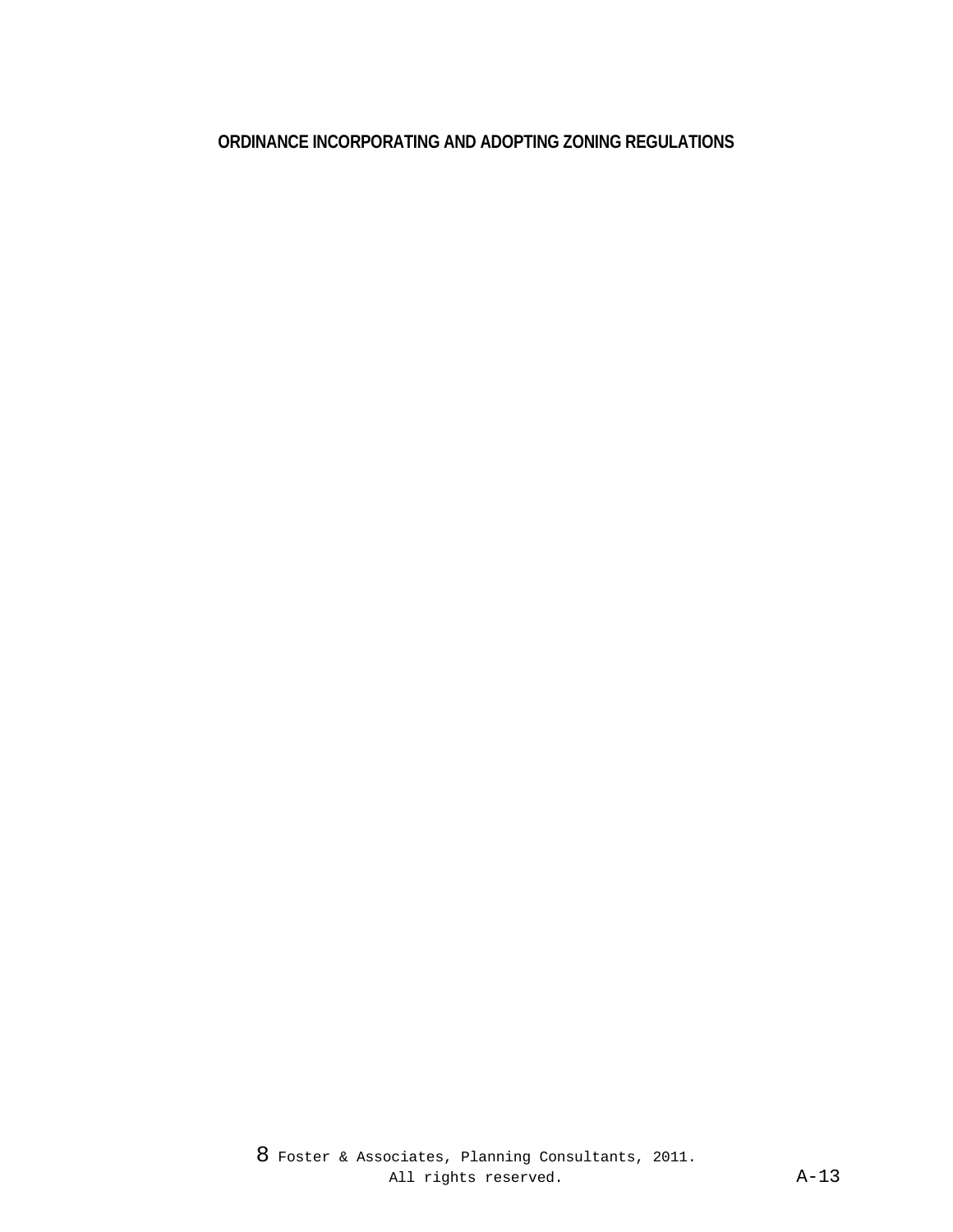**ORDINANCE INCORPORATING AND ADOPTING ZONING REGULATIONS**